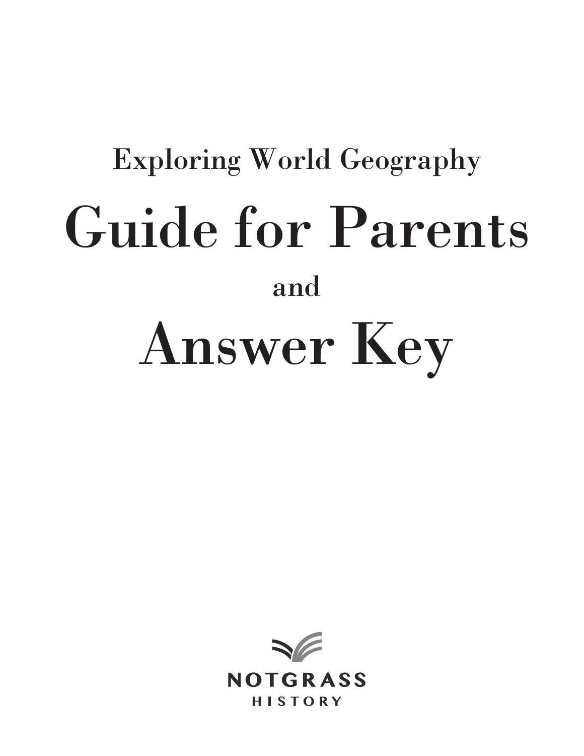## Exploring World Geography

# Guide for Parents

**and**

# Answer Key

NOTGRASS
HISTORY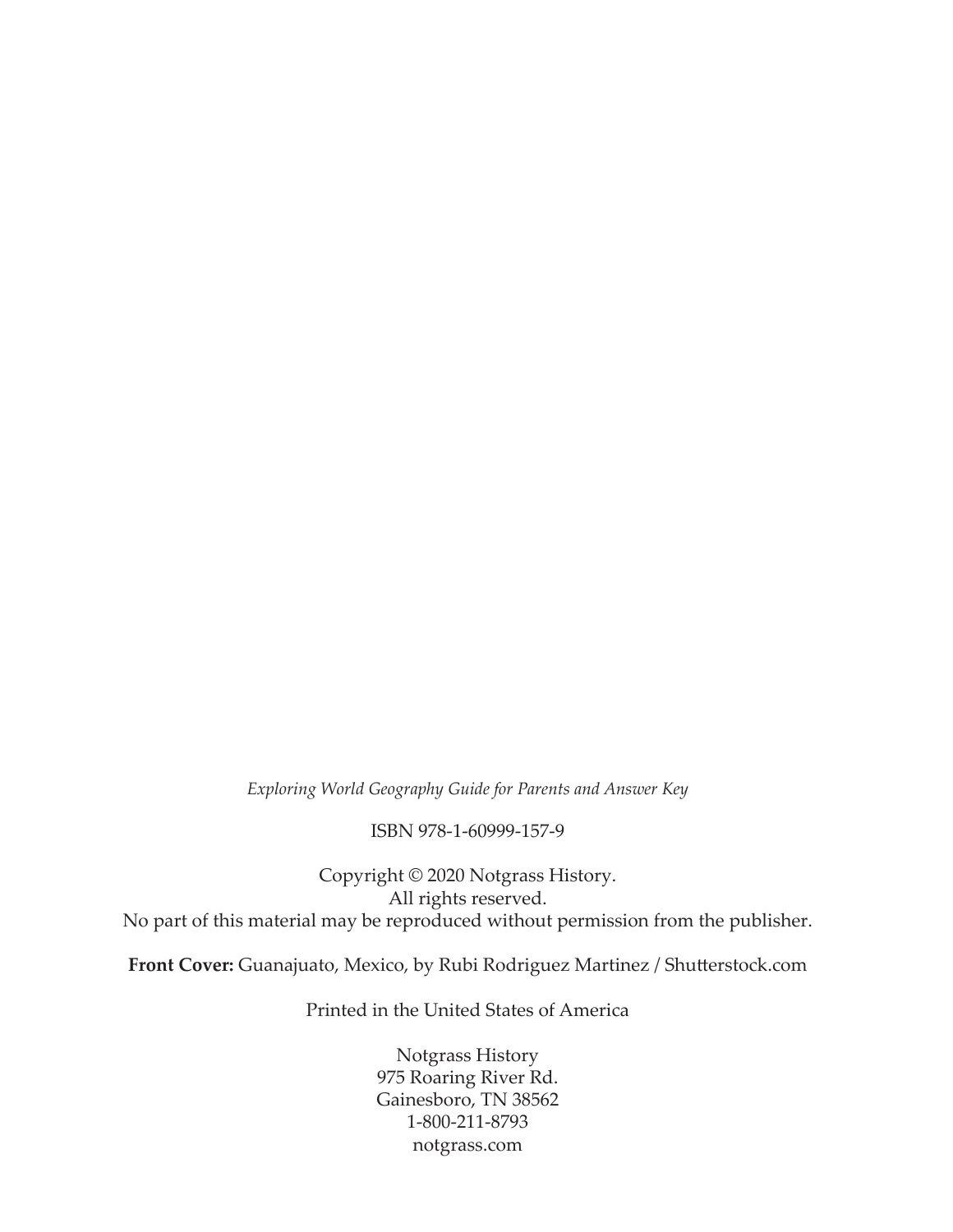*Exploring World Geography Guide for Parents and Answer Key*

ISBN 978-1-60999-157-9

Copyright © 2020 Notgrass History.
All rights reserved.
No part of this material may be reproduced without permission from the publisher.

**Front Cover:** Guanajuato, Mexico, by Rubi Rodriguez Martinez / Shutterstock.com

Printed in the United States of America

Notgrass History
975 Roaring River Rd.
Gainesboro, TN 38562
1-800-211-8793
notgrass.com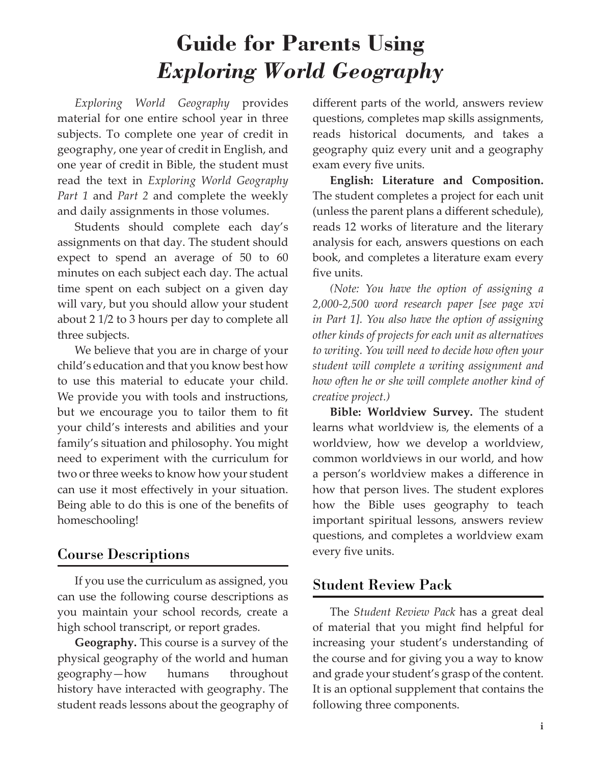# Guide for Parents Using *Exploring World Geography*

*Exploring World Geography* provides material for one entire school year in three subjects. To complete one year of credit in geography, one year of credit in English, and one year of credit in Bible, the student must read the text in *Exploring World Geography Part 1* and *Part 2* and complete the weekly and daily assignments in those volumes.

Students should complete each day's assignments on that day. The student should expect to spend an average of 50 to 60 minutes on each subject each day. The actual time spent on each subject on a given day will vary, but you should allow your student about 2 1/2 to 3 hours per day to complete all three subjects.

We believe that you are in charge of your child's education and that you know best how to use this material to educate your child. We provide you with tools and instructions, but we encourage you to tailor them to fit your child's interests and abilities and your family's situation and philosophy. You might need to experiment with the curriculum for two or three weeks to know how your student can use it most effectively in your situation. Being able to do this is one of the benefits of homeschooling!

## Course Descriptions

If you use the curriculum as assigned, you can use the following course descriptions as you maintain your school records, create a high school transcript, or report grades.

**Geography.** This course is a survey of the physical geography of the world and human geography—how humans throughout history have interacted with geography. The student reads lessons about the geography of different parts of the world, answers review questions, completes map skills assignments, reads historical documents, and takes a geography quiz every unit and a geography exam every five units.

**English: Literature and Composition.** The student completes a project for each unit (unless the parent plans a different schedule), reads 12 works of literature and the literary analysis for each, answers questions on each book, and completes a literature exam every five units.

*(Note: You have the option of assigning a 2,000-2,500 word research paper [see page xvi in Part 1]. You also have the option of assigning other kinds of projects for each unit as alternatives to writing. You will need to decide how often your student will complete a writing assignment and how often he or she will complete another kind of creative project.)*

**Bible: Worldview Survey.** The student learns what worldview is, the elements of a worldview, how we develop a worldview, common worldviews in our world, and how a person's worldview makes a difference in how that person lives. The student explores how the Bible uses geography to teach important spiritual lessons, answers review questions, and completes a worldview exam every five units.

## Student Review Pack

The *Student Review Pack* has a great deal of material that you might find helpful for increasing your student's understanding of the course and for giving you a way to know and grade your student's grasp of the content. It is an optional supplement that contains the following three components.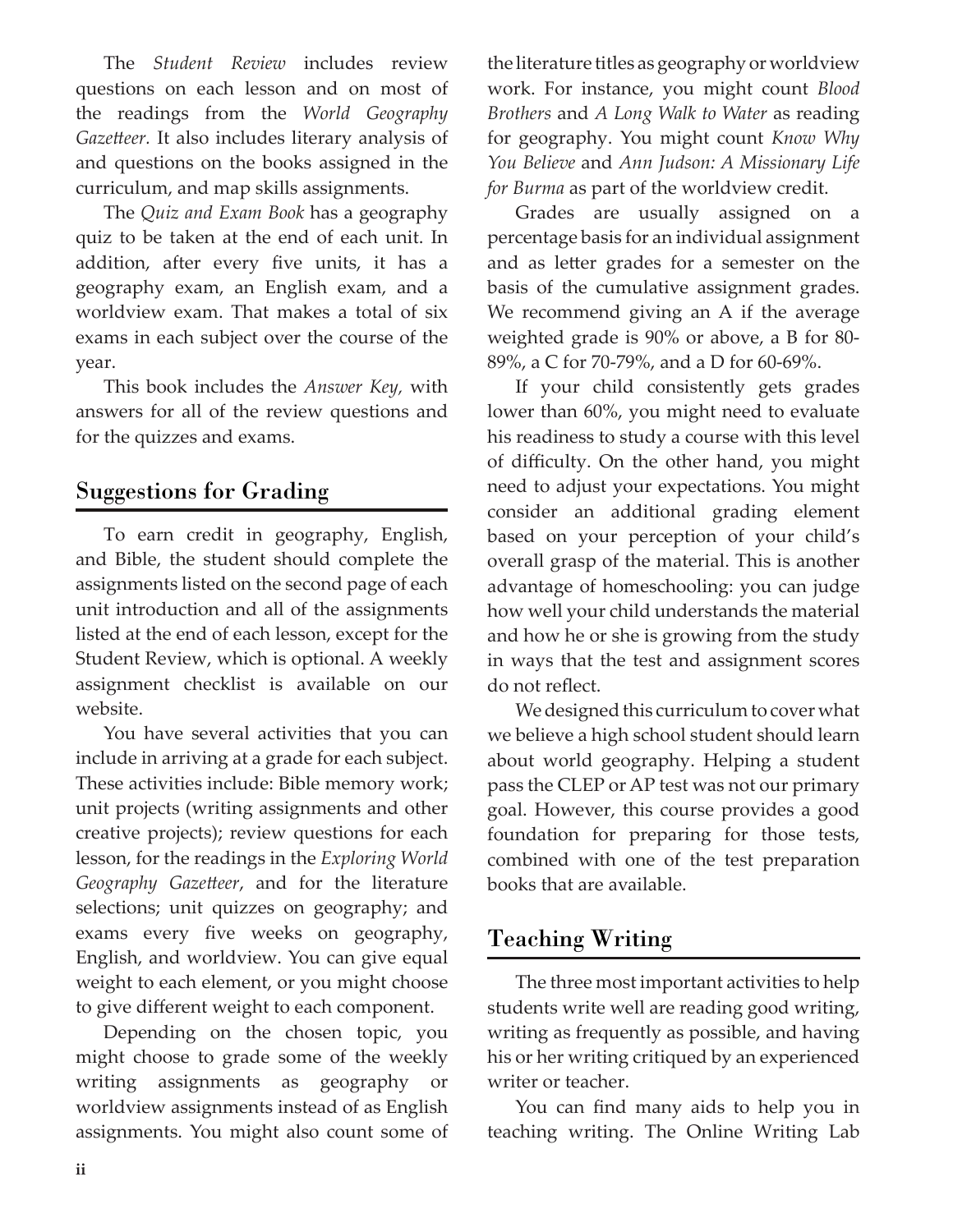The *Student Review* includes review questions on each lesson and on most of the readings from the *World Geography Gazetteer*. It also includes literary analysis of and questions on the books assigned in the curriculum, and map skills assignments.

The *Quiz and Exam Book* has a geography quiz to be taken at the end of each unit. In addition, after every five units, it has a geography exam, an English exam, and a worldview exam. That makes a total of six exams in each subject over the course of the year.

This book includes the *Answer Key*, with answers for all of the review questions and for the quizzes and exams.

## Suggestions for Grading

To earn credit in geography, English, and Bible, the student should complete the assignments listed on the second page of each unit introduction and all of the assignments listed at the end of each lesson, except for the Student Review, which is optional. A weekly assignment checklist is available on our website.

You have several activities that you can include in arriving at a grade for each subject. These activities include: Bible memory work; unit projects (writing assignments and other creative projects); review questions for each lesson, for the readings in the *Exploring World Geography Gazetteer*, and for the literature selections; unit quizzes on geography; and exams every five weeks on geography, English, and worldview. You can give equal weight to each element, or you might choose to give different weight to each component.

Depending on the chosen topic, you might choose to grade some of the weekly writing assignments as geography or worldview assignments instead of as English assignments. You might also count some of the literature titles as geography or worldview work. For instance, you might count *Blood Brothers* and *A Long Walk to Water* as reading for geography. You might count *Know Why You Believe* and *Ann Judson: A Missionary Life for Burma* as part of the worldview credit.

Grades are usually assigned on a percentage basis for an individual assignment and as letter grades for a semester on the basis of the cumulative assignment grades. We recommend giving an A if the average weighted grade is 90% or above, a B for 80-89%, a C for 70-79%, and a D for 60-69%.

If your child consistently gets grades lower than 60%, you might need to evaluate his readiness to study a course with this level of difficulty. On the other hand, you might need to adjust your expectations. You might consider an additional grading element based on your perception of your child's overall grasp of the material. This is another advantage of homeschooling: you can judge how well your child understands the material and how he or she is growing from the study in ways that the test and assignment scores do not reflect.

We designed this curriculum to cover what we believe a high school student should learn about world geography. Helping a student pass the CLEP or AP test was not our primary goal. However, this course provides a good foundation for preparing for those tests, combined with one of the test preparation books that are available.

## Teaching Writing

The three most important activities to help students write well are reading good writing, writing as frequently as possible, and having his or her writing critiqued by an experienced writer or teacher.

You can find many aids to help you in teaching writing. The Online Writing Lab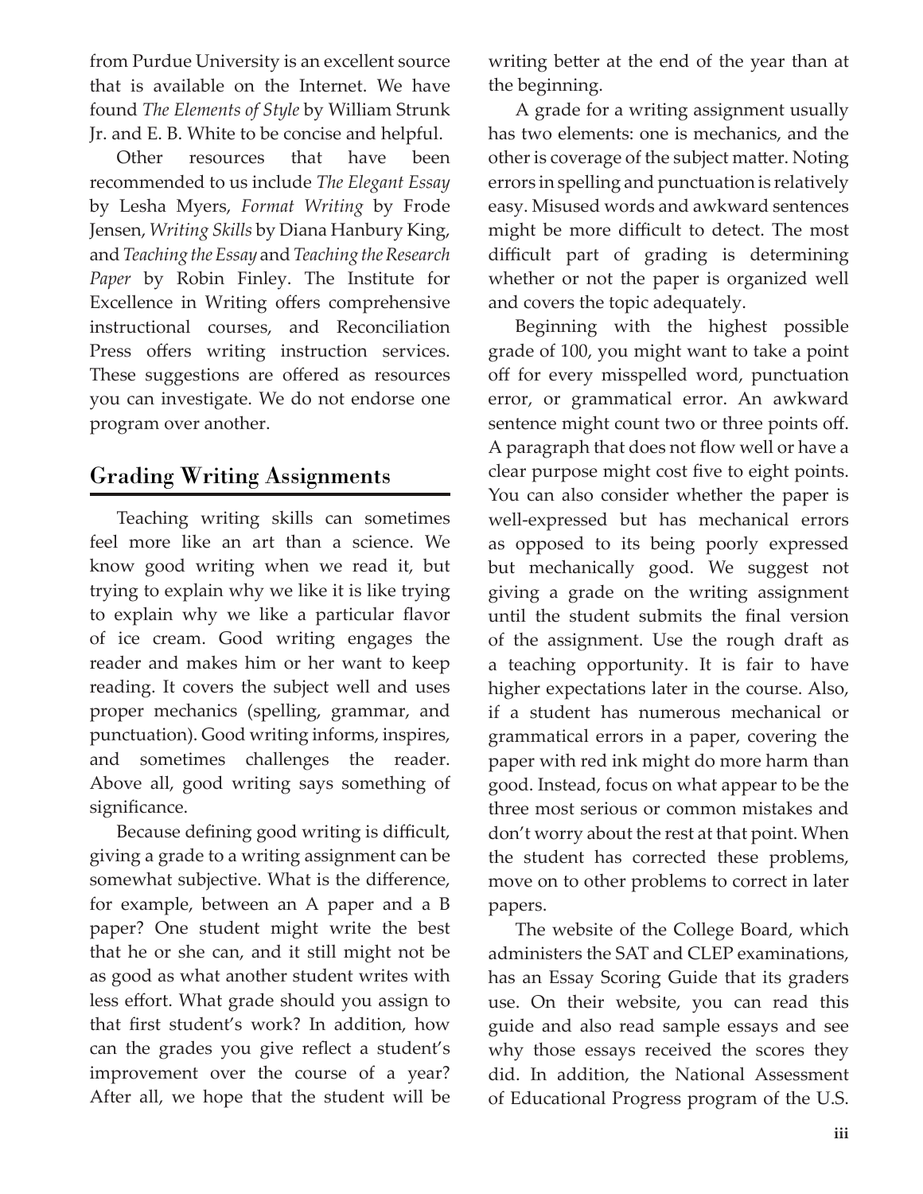from Purdue University is an excellent source that is available on the Internet. We have found *The Elements of Style* by William Strunk Jr. and E. B. White to be concise and helpful.

Other resources that have been recommended to us include *The Elegant Essay* by Lesha Myers, *Format Writing* by Frode Jensen, *Writing Skills* by Diana Hanbury King, and *Teaching the Essay* and *Teaching the Research Paper* by Robin Finley. The Institute for Excellence in Writing offers comprehensive instructional courses, and Reconciliation Press offers writing instruction services. These suggestions are offered as resources you can investigate. We do not endorse one program over another.

## Grading Writing Assignments

Teaching writing skills can sometimes feel more like an art than a science. We know good writing when we read it, but trying to explain why we like it is like trying to explain why we like a particular flavor of ice cream. Good writing engages the reader and makes him or her want to keep reading. It covers the subject well and uses proper mechanics (spelling, grammar, and punctuation). Good writing informs, inspires, and sometimes challenges the reader. Above all, good writing says something of significance.

Because defining good writing is difficult, giving a grade to a writing assignment can be somewhat subjective. What is the difference, for example, between an A paper and a B paper? One student might write the best that he or she can, and it still might not be as good as what another student writes with less effort. What grade should you assign to that first student's work? In addition, how can the grades you give reflect a student's improvement over the course of a year? After all, we hope that the student will be writing better at the end of the year than at the beginning.

A grade for a writing assignment usually has two elements: one is mechanics, and the other is coverage of the subject matter. Noting errors in spelling and punctuation is relatively easy. Misused words and awkward sentences might be more difficult to detect. The most difficult part of grading is determining whether or not the paper is organized well and covers the topic adequately.

Beginning with the highest possible grade of 100, you might want to take a point off for every misspelled word, punctuation error, or grammatical error. An awkward sentence might count two or three points off. A paragraph that does not flow well or have a clear purpose might cost five to eight points. You can also consider whether the paper is well-expressed but has mechanical errors as opposed to its being poorly expressed but mechanically good. We suggest not giving a grade on the writing assignment until the student submits the final version of the assignment. Use the rough draft as a teaching opportunity. It is fair to have higher expectations later in the course. Also, if a student has numerous mechanical or grammatical errors in a paper, covering the paper with red ink might do more harm than good. Instead, focus on what appear to be the three most serious or common mistakes and don't worry about the rest at that point. When the student has corrected these problems, move on to other problems to correct in later papers.

The website of the College Board, which administers the SAT and CLEP examinations, has an Essay Scoring Guide that its graders use. On their website, you can read this guide and also read sample essays and see why those essays received the scores they did. In addition, the National Assessment of Educational Progress program of the U.S.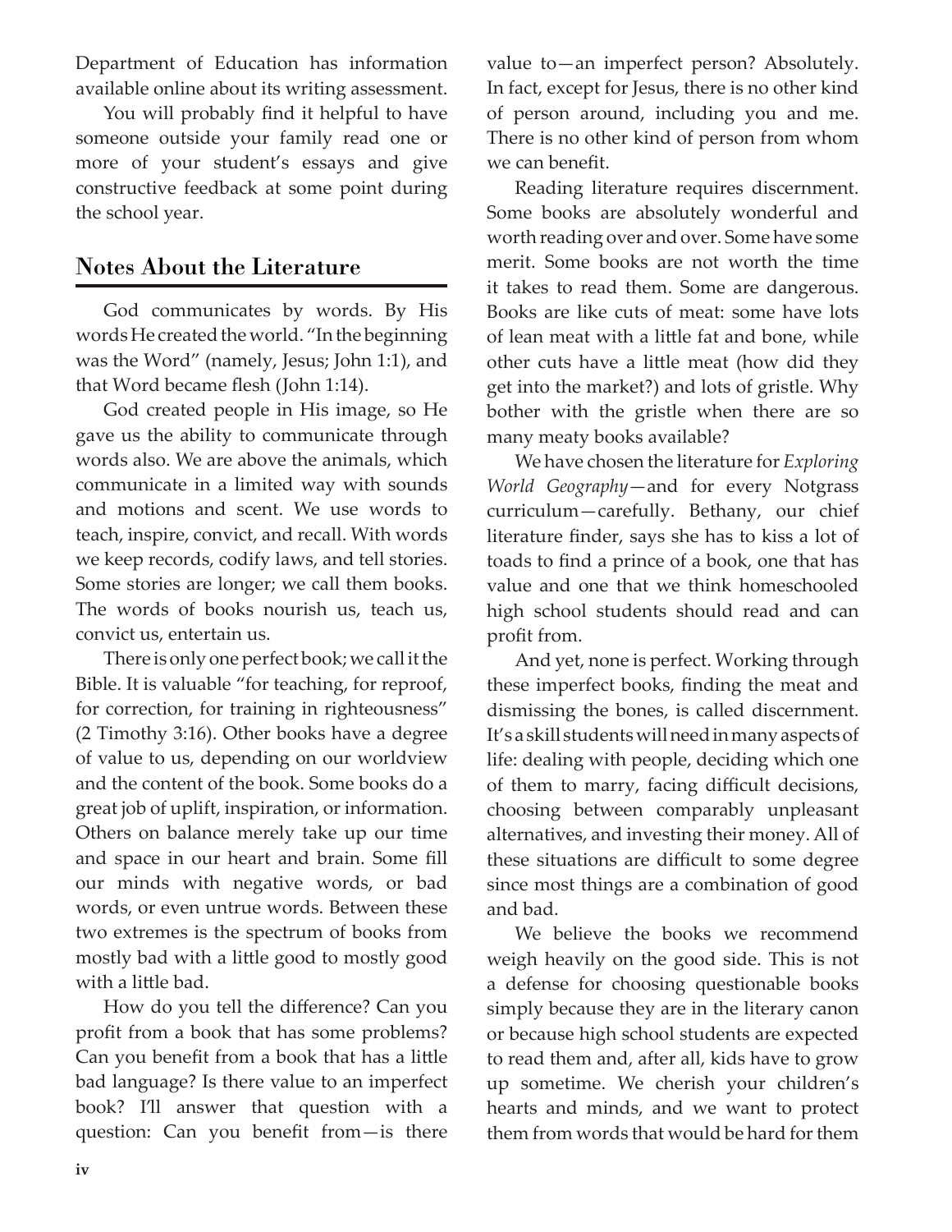Department of Education has information available online about its writing assessment.

You will probably find it helpful to have someone outside your family read one or more of your student's essays and give constructive feedback at some point during the school year.

## Notes About the Literature

God communicates by words. By His words He created the world. "In the beginning was the Word" (namely, Jesus; John 1:1), and that Word became flesh (John 1:14).

God created people in His image, so He gave us the ability to communicate through words also. We are above the animals, which communicate in a limited way with sounds and motions and scent. We use words to teach, inspire, convict, and recall. With words we keep records, codify laws, and tell stories. Some stories are longer; we call them books. The words of books nourish us, teach us, convict us, entertain us.

There is only one perfect book; we call it the Bible. It is valuable "for teaching, for reproof, for correction, for training in righteousness" (2 Timothy 3:16). Other books have a degree of value to us, depending on our worldview and the content of the book. Some books do a great job of uplift, inspiration, or information. Others on balance merely take up our time and space in our heart and brain. Some fill our minds with negative words, or bad words, or even untrue words. Between these two extremes is the spectrum of books from mostly bad with a little good to mostly good with a little bad.

How do you tell the difference? Can you profit from a book that has some problems? Can you benefit from a book that has a little bad language? Is there value to an imperfect book? I'll answer that question with a question: Can you benefit from—is there value to—an imperfect person? Absolutely. In fact, except for Jesus, there is no other kind of person around, including you and me. There is no other kind of person from whom we can benefit.

Reading literature requires discernment. Some books are absolutely wonderful and worth reading over and over. Some have some merit. Some books are not worth the time it takes to read them. Some are dangerous. Books are like cuts of meat: some have lots of lean meat with a little fat and bone, while other cuts have a little meat (how did they get into the market?) and lots of gristle. Why bother with the gristle when there are so many meaty books available?

We have chosen the literature for *Exploring World Geography*—and for every Notgrass curriculum—carefully. Bethany, our chief literature finder, says she has to kiss a lot of toads to find a prince of a book, one that has value and one that we think homeschooled high school students should read and can profit from.

And yet, none is perfect. Working through these imperfect books, finding the meat and dismissing the bones, is called discernment. It's a skill students will need in many aspects of life: dealing with people, deciding which one of them to marry, facing difficult decisions, choosing between comparably unpleasant alternatives, and investing their money. All of these situations are difficult to some degree since most things are a combination of good and bad.

We believe the books we recommend weigh heavily on the good side. This is not a defense for choosing questionable books simply because they are in the literary canon or because high school students are expected to read them and, after all, kids have to grow up sometime. We cherish your children's hearts and minds, and we want to protect them from words that would be hard for them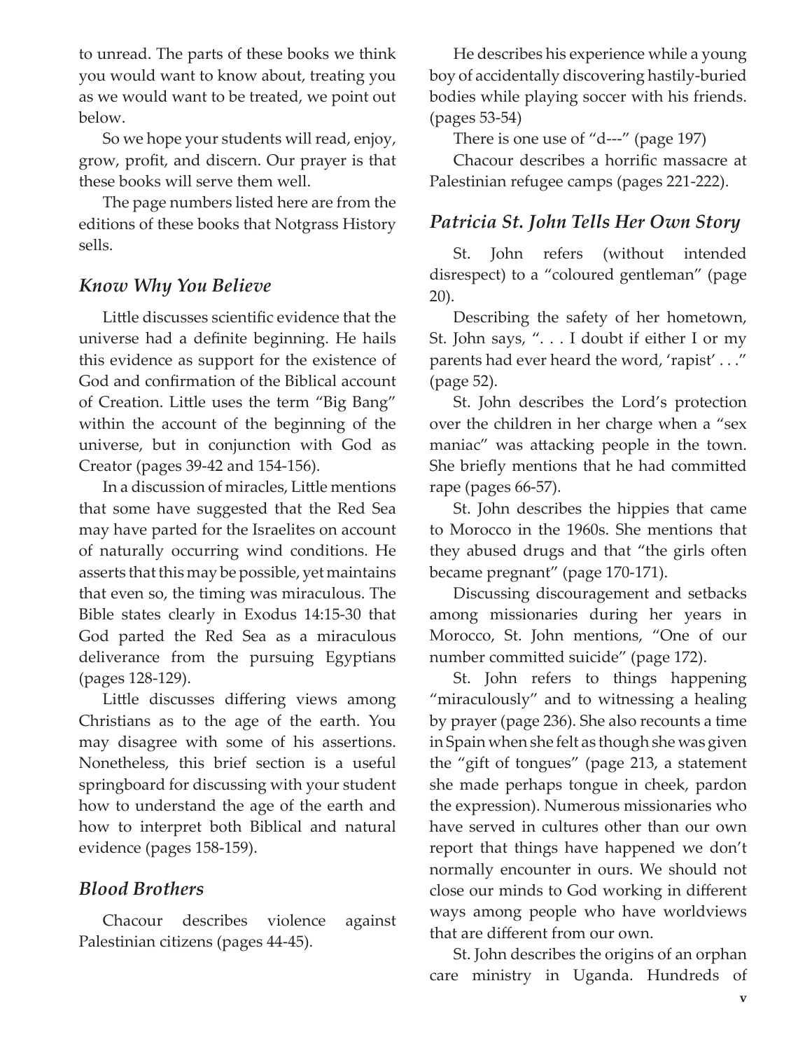to unread. The parts of these books we think you would want to know about, treating you as we would want to be treated, we point out below.

So we hope your students will read, enjoy, grow, profit, and discern. Our prayer is that these books will serve them well.

The page numbers listed here are from the editions of these books that Notgrass History sells.

## *Know Why You Believe*

Little discusses scientific evidence that the universe had a definite beginning. He hails this evidence as support for the existence of God and confirmation of the Biblical account of Creation. Little uses the term "Big Bang" within the account of the beginning of the universe, but in conjunction with God as Creator (pages 39-42 and 154-156).

In a discussion of miracles, Little mentions that some have suggested that the Red Sea may have parted for the Israelites on account of naturally occurring wind conditions. He asserts that this may be possible, yet maintains that even so, the timing was miraculous. The Bible states clearly in Exodus 14:15-30 that God parted the Red Sea as a miraculous deliverance from the pursuing Egyptians (pages 128-129).

Little discusses differing views among Christians as to the age of the earth. You may disagree with some of his assertions. Nonetheless, this brief section is a useful springboard for discussing with your student how to understand the age of the earth and how to interpret both Biblical and natural evidence (pages 158-159).

## *Blood Brothers*

Chacour describes violence against Palestinian citizens (pages 44-45).

He describes his experience while a young boy of accidentally discovering hastily-buried bodies while playing soccer with his friends. (pages 53-54)

There is one use of "d---" (page 197)

Chacour describes a horrific massacre at Palestinian refugee camps (pages 221-222).

## *Patricia St. John Tells Her Own Story*

St. John refers (without intended disrespect) to a "coloured gentleman" (page 20).

Describing the safety of her hometown, St. John says, ". . . I doubt if either I or my parents had ever heard the word, 'rapist' . . ." (page 52).

St. John describes the Lord's protection over the children in her charge when a "sex maniac" was attacking people in the town. She briefly mentions that he had committed rape (pages 66-57).

St. John describes the hippies that came to Morocco in the 1960s. She mentions that they abused drugs and that "the girls often became pregnant" (page 170-171).

Discussing discouragement and setbacks among missionaries during her years in Morocco, St. John mentions, "One of our number committed suicide" (page 172).

St. John refers to things happening "miraculously" and to witnessing a healing by prayer (page 236). She also recounts a time in Spain when she felt as though she was given the "gift of tongues" (page 213, a statement she made perhaps tongue in cheek, pardon the expression). Numerous missionaries who have served in cultures other than our own report that things have happened we don't normally encounter in ours. We should not close our minds to God working in different ways among people who have worldviews that are different from our own.

St. John describes the origins of an orphan care ministry in Uganda. Hundreds of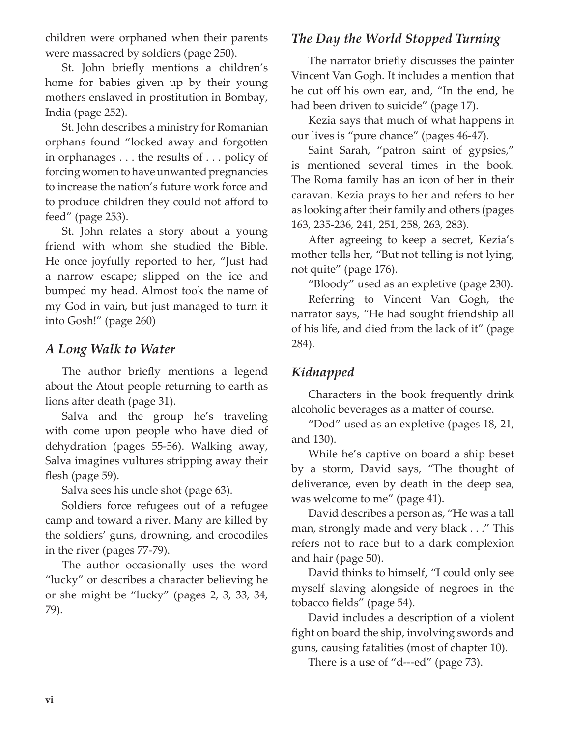children were orphaned when their parents were massacred by soldiers (page 250).

St. John briefly mentions a children's home for babies given up by their young mothers enslaved in prostitution in Bombay, India (page 252).

St. John describes a ministry for Romanian orphans found "locked away and forgotten in orphanages . . . the results of . . . policy of forcing women to have unwanted pregnancies to increase the nation's future work force and to produce children they could not afford to feed" (page 253).

St. John relates a story about a young friend with whom she studied the Bible. He once joyfully reported to her, "Just had a narrow escape; slipped on the ice and bumped my head. Almost took the name of my God in vain, but just managed to turn it into Gosh!" (page 260)

## *A Long Walk to Water*

The author briefly mentions a legend about the Atout people returning to earth as lions after death (page 31).

Salva and the group he's traveling with come upon people who have died of dehydration (pages 55-56). Walking away, Salva imagines vultures stripping away their flesh (page 59).

Salva sees his uncle shot (page 63).

Soldiers force refugees out of a refugee camp and toward a river. Many are killed by the soldiers' guns, drowning, and crocodiles in the river (pages 77-79).

The author occasionally uses the word "lucky" or describes a character believing he or she might be "lucky" (pages 2, 3, 33, 34, 79).

## *The Day the World Stopped Turning*

The narrator briefly discusses the painter Vincent Van Gogh. It includes a mention that he cut off his own ear, and, "In the end, he had been driven to suicide" (page 17).

Kezia says that much of what happens in our lives is "pure chance" (pages 46-47).

Saint Sarah, "patron saint of gypsies," is mentioned several times in the book. The Roma family has an icon of her in their caravan. Kezia prays to her and refers to her as looking after their family and others (pages 163, 235-236, 241, 251, 258, 263, 283).

After agreeing to keep a secret, Kezia's mother tells her, "But not telling is not lying, not quite" (page 176).

"Bloody" used as an expletive (page 230).

Referring to Vincent Van Gogh, the narrator says, "He had sought friendship all of his life, and died from the lack of it" (page 284).

## *Kidnapped*

Characters in the book frequently drink alcoholic beverages as a matter of course.

"Dod" used as an expletive (pages 18, 21, and 130).

While he's captive on board a ship beset by a storm, David says, "The thought of deliverance, even by death in the deep sea, was welcome to me" (page 41).

David describes a person as, "He was a tall man, strongly made and very black . . ." This refers not to race but to a dark complexion and hair (page 50).

David thinks to himself, "I could only see myself slaving alongside of negroes in the tobacco fields" (page 54).

David includes a description of a violent fight on board the ship, involving swords and guns, causing fatalities (most of chapter 10).

There is a use of "d---ed" (page 73).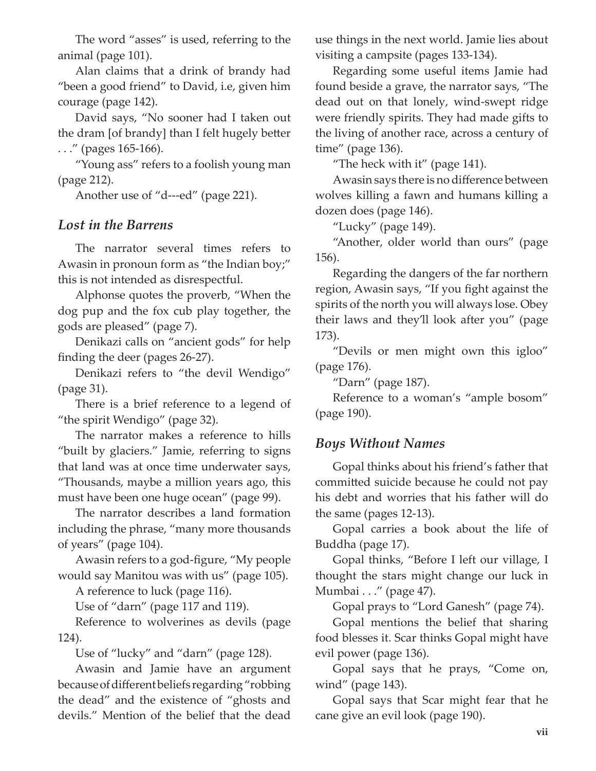The word "asses" is used, referring to the animal (page 101).

Alan claims that a drink of brandy had "been a good friend" to David, i.e, given him courage (page 142).

David says, "No sooner had I taken out the dram [of brandy] than I felt hugely better . . ." (pages 165-166).

"Young ass" refers to a foolish young man (page 212).

Another use of "d---ed" (page 221).

### *Lost in the Barrens*

The narrator several times refers to Awasin in pronoun form as "the Indian boy;" this is not intended as disrespectful.

Alphonse quotes the proverb, "When the dog pup and the fox cub play together, the gods are pleased" (page 7).

Denikazi calls on "ancient gods" for help finding the deer (pages 26-27).

Denikazi refers to "the devil Wendigo" (page 31).

There is a brief reference to a legend of "the spirit Wendigo" (page 32).

The narrator makes a reference to hills "built by glaciers." Jamie, referring to signs that land was at once time underwater says, "Thousands, maybe a million years ago, this must have been one huge ocean" (page 99).

The narrator describes a land formation including the phrase, "many more thousands of years" (page 104).

Awasin refers to a god-figure, "My people would say Manitou was with us" (page 105).

A reference to luck (page 116).

Use of "darn" (page 117 and 119).

Reference to wolverines as devils (page 124).

Use of "lucky" and "darn" (page 128).

Awasin and Jamie have an argument because of different beliefs regarding "robbing the dead" and the existence of "ghosts and devils." Mention of the belief that the dead use things in the next world. Jamie lies about visiting a campsite (pages 133-134).

Regarding some useful items Jamie had found beside a grave, the narrator says, "The dead out on that lonely, wind-swept ridge were friendly spirits. They had made gifts to the living of another race, across a century of time" (page 136).

"The heck with it" (page 141).

Awasin says there is no difference between wolves killing a fawn and humans killing a dozen does (page 146).

"Lucky" (page 149).

"Another, older world than ours" (page 156).

Regarding the dangers of the far northern region, Awasin says, "If you fight against the spirits of the north you will always lose. Obey their laws and they'll look after you" (page 173).

"Devils or men might own this igloo" (page 176).

"Darn" (page 187).

Reference to a woman's "ample bosom" (page 190).

### *Boys Without Names*

Gopal thinks about his friend's father that committed suicide because he could not pay his debt and worries that his father will do the same (pages 12-13).

Gopal carries a book about the life of Buddha (page 17).

Gopal thinks, "Before I left our village, I thought the stars might change our luck in Mumbai . . ." (page 47).

Gopal prays to "Lord Ganesh" (page 74).

Gopal mentions the belief that sharing food blesses it. Scar thinks Gopal might have evil power (page 136).

Gopal says that he prays, "Come on, wind" (page 143).

Gopal says that Scar might fear that he cane give an evil look (page 190).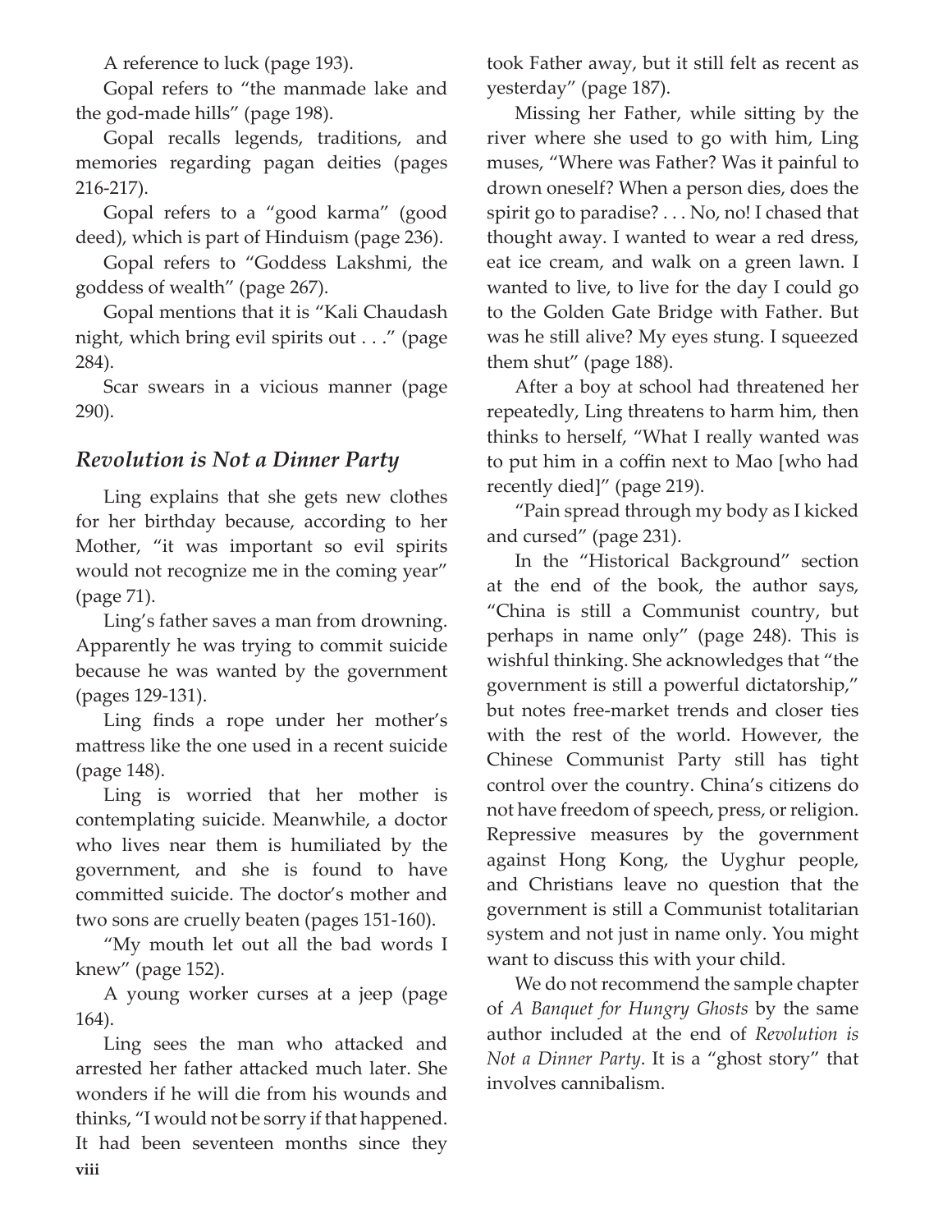A reference to luck (page 193).

Gopal refers to "the manmade lake and the god-made hills" (page 198).

Gopal recalls legends, traditions, and memories regarding pagan deities (pages 216-217).

Gopal refers to a "good karma" (good deed), which is part of Hinduism (page 236).

Gopal refers to "Goddess Lakshmi, the goddess of wealth" (page 267).

Gopal mentions that it is "Kali Chaudash night, which bring evil spirits out . . ." (page 284).

Scar swears in a vicious manner (page 290).

## *Revolution is Not a Dinner Party*

Ling explains that she gets new clothes for her birthday because, according to her Mother, "it was important so evil spirits would not recognize me in the coming year" (page 71).

Ling's father saves a man from drowning. Apparently he was trying to commit suicide because he was wanted by the government (pages 129-131).

Ling finds a rope under her mother's mattress like the one used in a recent suicide (page 148).

Ling is worried that her mother is contemplating suicide. Meanwhile, a doctor who lives near them is humiliated by the government, and she is found to have committed suicide. The doctor's mother and two sons are cruelly beaten (pages 151-160).

"My mouth let out all the bad words I knew" (page 152).

A young worker curses at a jeep (page 164).

Ling sees the man who attacked and arrested her father attacked much later. She wonders if he will die from his wounds and thinks, "I would not be sorry if that happened. It had been seventeen months since they took Father away, but it still felt as recent as yesterday" (page 187).

Missing her Father, while sitting by the river where she used to go with him, Ling muses, "Where was Father? Was it painful to drown oneself? When a person dies, does the spirit go to paradise? . . . No, no! I chased that thought away. I wanted to wear a red dress, eat ice cream, and walk on a green lawn. I wanted to live, to live for the day I could go to the Golden Gate Bridge with Father. But was he still alive? My eyes stung. I squeezed them shut" (page 188).

After a boy at school had threatened her repeatedly, Ling threatens to harm him, then thinks to herself, "What I really wanted was to put him in a coffin next to Mao [who had recently died]" (page 219).

"Pain spread through my body as I kicked and cursed" (page 231).

In the "Historical Background" section at the end of the book, the author says, "China is still a Communist country, but perhaps in name only" (page 248). This is wishful thinking. She acknowledges that "the government is still a powerful dictatorship," but notes free-market trends and closer ties with the rest of the world. However, the Chinese Communist Party still has tight control over the country. China's citizens do not have freedom of speech, press, or religion. Repressive measures by the government against Hong Kong, the Uyghur people, and Christians leave no question that the government is still a Communist totalitarian system and not just in name only. You might want to discuss this with your child.

We do not recommend the sample chapter of *A Banquet for Hungry Ghosts* by the same author included at the end of *Revolution is Not a Dinner Party*. It is a "ghost story" that involves cannibalism.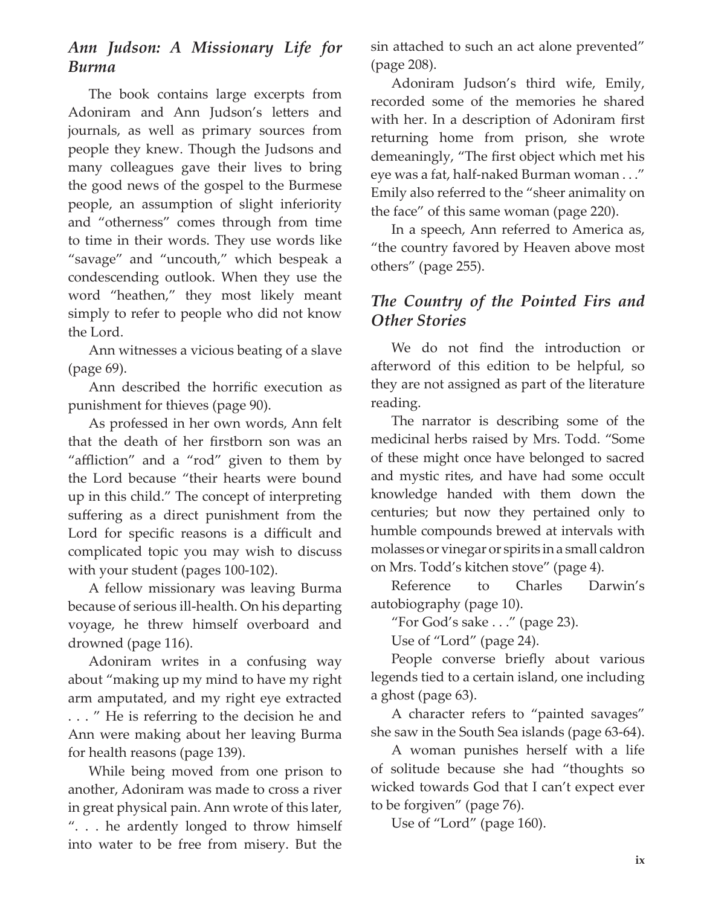## *Ann Judson: A Missionary Life for Burma*

The book contains large excerpts from Adoniram and Ann Judson's letters and journals, as well as primary sources from people they knew. Though the Judsons and many colleagues gave their lives to bring the good news of the gospel to the Burmese people, an assumption of slight inferiority and "otherness" comes through from time to time in their words. They use words like "savage" and "uncouth," which bespeak a condescending outlook. When they use the word "heathen," they most likely meant simply to refer to people who did not know the Lord.

Ann witnesses a vicious beating of a slave (page 69).

Ann described the horrific execution as punishment for thieves (page 90).

As professed in her own words, Ann felt that the death of her firstborn son was an "affliction" and a "rod" given to them by the Lord because "their hearts were bound up in this child." The concept of interpreting suffering as a direct punishment from the Lord for specific reasons is a difficult and complicated topic you may wish to discuss with your student (pages 100-102).

A fellow missionary was leaving Burma because of serious ill-health. On his departing voyage, he threw himself overboard and drowned (page 116).

Adoniram writes in a confusing way about "making up my mind to have my right arm amputated, and my right eye extracted . . . " He is referring to the decision he and Ann were making about her leaving Burma for health reasons (page 139).

While being moved from one prison to another, Adoniram was made to cross a river in great physical pain. Ann wrote of this later, ". . . he ardently longed to throw himself into water to be free from misery. But the sin attached to such an act alone prevented" (page 208).

Adoniram Judson's third wife, Emily, recorded some of the memories he shared with her. In a description of Adoniram first returning home from prison, she wrote demeaningly, "The first object which met his eye was a fat, half-naked Burman woman . . ." Emily also referred to the "sheer animality on the face" of this same woman (page 220).

In a speech, Ann referred to America as, "the country favored by Heaven above most others" (page 255).

## *The Country of the Pointed Firs and Other Stories*

We do not find the introduction or afterword of this edition to be helpful, so they are not assigned as part of the literature reading.

The narrator is describing some of the medicinal herbs raised by Mrs. Todd. "Some of these might once have belonged to sacred and mystic rites, and have had some occult knowledge handed with them down the centuries; but now they pertained only to humble compounds brewed at intervals with molasses or vinegar or spirits in a small caldron on Mrs. Todd's kitchen stove" (page 4).

Reference to Charles Darwin's autobiography (page 10).

"For God's sake . . ." (page 23).

Use of "Lord" (page 24).

People converse briefly about various legends tied to a certain island, one including a ghost (page 63).

A character refers to "painted savages" she saw in the South Sea islands (page 63-64).

A woman punishes herself with a life of solitude because she had "thoughts so wicked towards God that I can't expect ever to be forgiven" (page 76).

Use of "Lord" (page 160).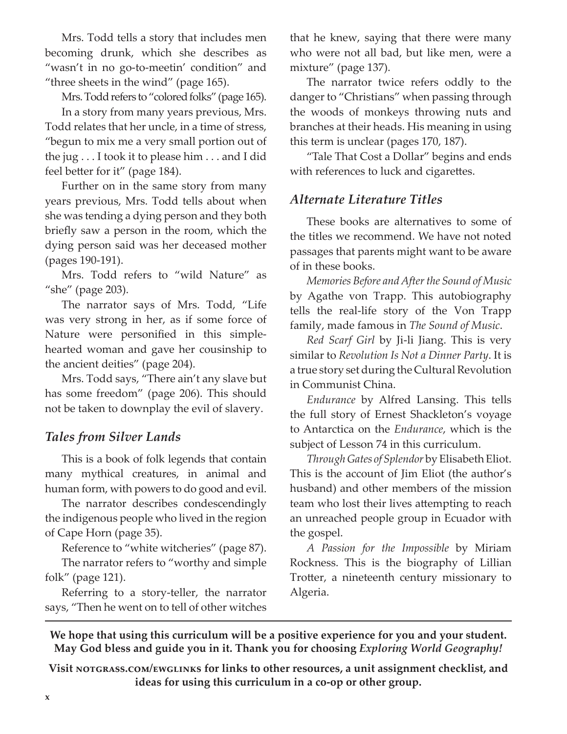Mrs. Todd tells a story that includes men becoming drunk, which she describes as "wasn't in no go-to-meetin' condition" and "three sheets in the wind" (page 165).

Mrs. Todd refers to "colored folks" (page 165).

In a story from many years previous, Mrs. Todd relates that her uncle, in a time of stress, "begun to mix me a very small portion out of the jug . . . I took it to please him . . . and I did feel better for it" (page 184).

Further on in the same story from many years previous, Mrs. Todd tells about when she was tending a dying person and they both briefly saw a person in the room, which the dying person said was her deceased mother (pages 190-191).

Mrs. Todd refers to "wild Nature" as "she" (page 203).

The narrator says of Mrs. Todd, "Life was very strong in her, as if some force of Nature were personified in this simple-hearted woman and gave her cousinship to the ancient deities" (page 204).

Mrs. Todd says, "There ain't any slave but has some freedom" (page 206). This should not be taken to downplay the evil of slavery.

## *Tales from Silver Lands*

This is a book of folk legends that contain many mythical creatures, in animal and human form, with powers to do good and evil.

The narrator describes condescendingly the indigenous people who lived in the region of Cape Horn (page 35).

Reference to "white witcheries" (page 87).

The narrator refers to "worthy and simple folk" (page 121).

Referring to a story-teller, the narrator says, "Then he went on to tell of other witches that he knew, saying that there were many who were not all bad, but like men, were a mixture" (page 137).

The narrator twice refers oddly to the danger to "Christians" when passing through the woods of monkeys throwing nuts and branches at their heads. His meaning in using this term is unclear (pages 170, 187).

"Tale That Cost a Dollar" begins and ends with references to luck and cigarettes.

## *Alternate Literature Titles*

These books are alternatives to some of the titles we recommend. We have not noted passages that parents might want to be aware of in these books.

*Memories Before and After the Sound of Music* by Agathe von Trapp. This autobiography tells the real-life story of the Von Trapp family, made famous in *The Sound of Music*.

*Red Scarf Girl* by Ji-li Jiang. This is very similar to *Revolution Is Not a Dinner Party*. It is a true story set during the Cultural Revolution in Communist China.

*Endurance* by Alfred Lansing. This tells the full story of Ernest Shackleton's voyage to Antarctica on the *Endurance*, which is the subject of Lesson 74 in this curriculum.

*Through Gates of Splendor* by Elisabeth Eliot. This is the account of Jim Eliot (the author's husband) and other members of the mission team who lost their lives attempting to reach an unreached people group in Ecuador with the gospel.

*A Passion for the Impossible* by Miriam Rockness. This is the biography of Lillian Trotter, a nineteenth century missionary to Algeria.

---

**We hope that using this curriculum will be a positive experience for you and your student. May God bless and guide you in it. Thank you for choosing *Exploring World Geography!***

**Visit notgrass.com/ewglinks for links to other resources, a unit assignment checklist, and ideas for using this curriculum in a co-op or other group.**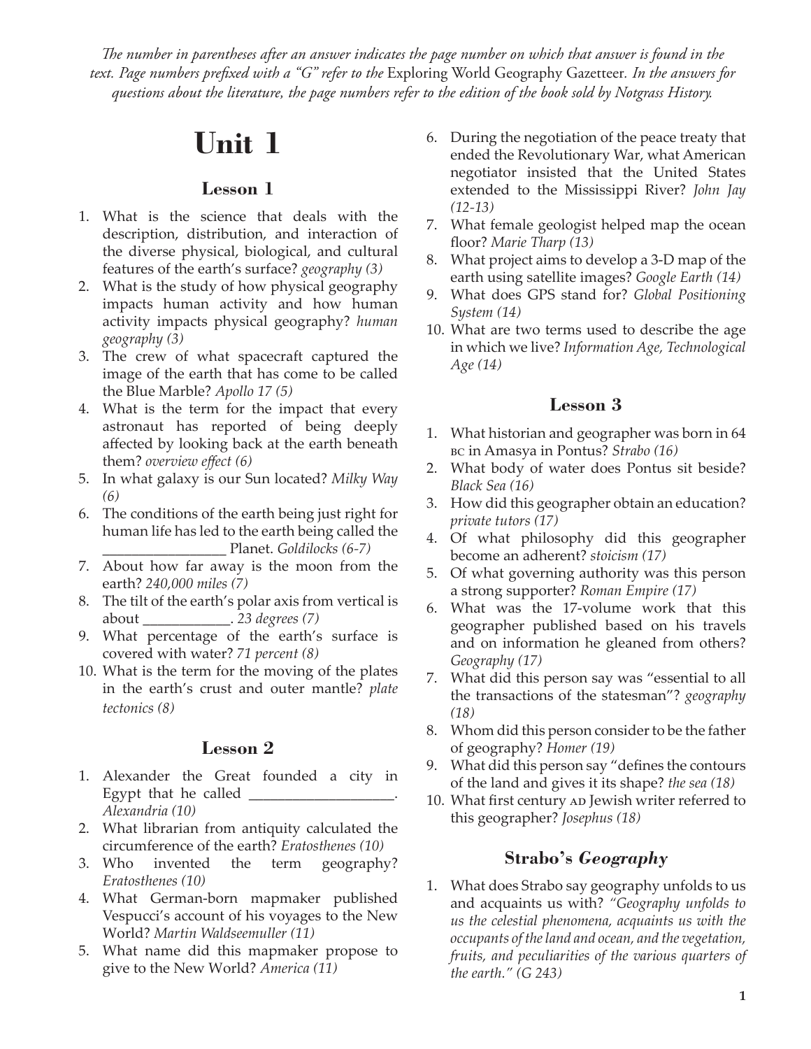*The number in parentheses after an answer indicates the page number on which that answer is found in the text. Page numbers prefixed with a "G" refer to the* Exploring World Geography Gazetteer. *In the answers for questions about the literature, the page numbers refer to the edition of the book sold by Notgrass History.*

# Unit 1

## Lesson 1

1. What is the science that deals with the description, distribution, and interaction of the diverse physical, biological, and cultural features of the earth's surface? *geography (3)*
2. What is the study of how physical geography impacts human activity and how human activity impacts physical geography? *human geography (3)*
3. The crew of what spacecraft captured the image of the earth that has come to be called the Blue Marble? *Apollo 17 (5)*
4. What is the term for the impact that every astronaut has reported of being deeply affected by looking back at the earth beneath them? *overview effect (6)*
5. In what galaxy is our Sun located? *Milky Way (6)*
6. The conditions of the earth being just right for human life has led to the earth being called the ________________ Planet. *Goldilocks (6-7)*
7. About how far away is the moon from the earth? *240,000 miles (7)*
8. The tilt of the earth's polar axis from vertical is about ___________. *23 degrees (7)*
9. What percentage of the earth's surface is covered with water? *71 percent (8)*
10. What is the term for the moving of the plates in the earth's crust and outer mantle? *plate tectonics (8)*

## Lesson 2

1. Alexander the Great founded a city in Egypt that he called __________________. *Alexandria (10)*
2. What librarian from antiquity calculated the circumference of the earth? *Eratosthenes (10)*
3. Who invented the term geography? *Eratosthenes (10)*
4. What German-born mapmaker published Vespucci's account of his voyages to the New World? *Martin Waldseemuller (11)*
5. What name did this mapmaker propose to give to the New World? *America (11)*
6. During the negotiation of the peace treaty that ended the Revolutionary War, what American negotiator insisted that the United States extended to the Mississippi River? *John Jay (12-13)*
7. What female geologist helped map the ocean floor? *Marie Tharp (13)*
8. What project aims to develop a 3-D map of the earth using satellite images? *Google Earth (14)*
9. What does GPS stand for? *Global Positioning System (14)*
10. What are two terms used to describe the age in which we live? *Information Age, Technological Age (14)*

## Lesson 3

1. What historian and geographer was born in 64 BC in Amasya in Pontus? *Strabo (16)*
2. What body of water does Pontus sit beside? *Black Sea (16)*
3. How did this geographer obtain an education? *private tutors (17)*
4. Of what philosophy did this geographer become an adherent? *stoicism (17)*
5. Of what governing authority was this person a strong supporter? *Roman Empire (17)*
6. What was the 17-volume work that this geographer published based on his travels and on information he gleaned from others? *Geography (17)*
7. What did this person say was "essential to all the transactions of the statesman"? *geography (18)*
8. Whom did this person consider to be the father of geography? *Homer (19)*
9. What did this person say "defines the contours of the land and gives it its shape? *the sea (18)*
10. What first century AD Jewish writer referred to this geographer? *Josephus (18)*

## Strabo's *Geography*

1. What does Strabo say geography unfolds to us and acquaints us with? *"Geography unfolds to us the celestial phenomena, acquaints us with the occupants of the land and ocean, and the vegetation, fruits, and peculiarities of the various quarters of the earth." (G 243)*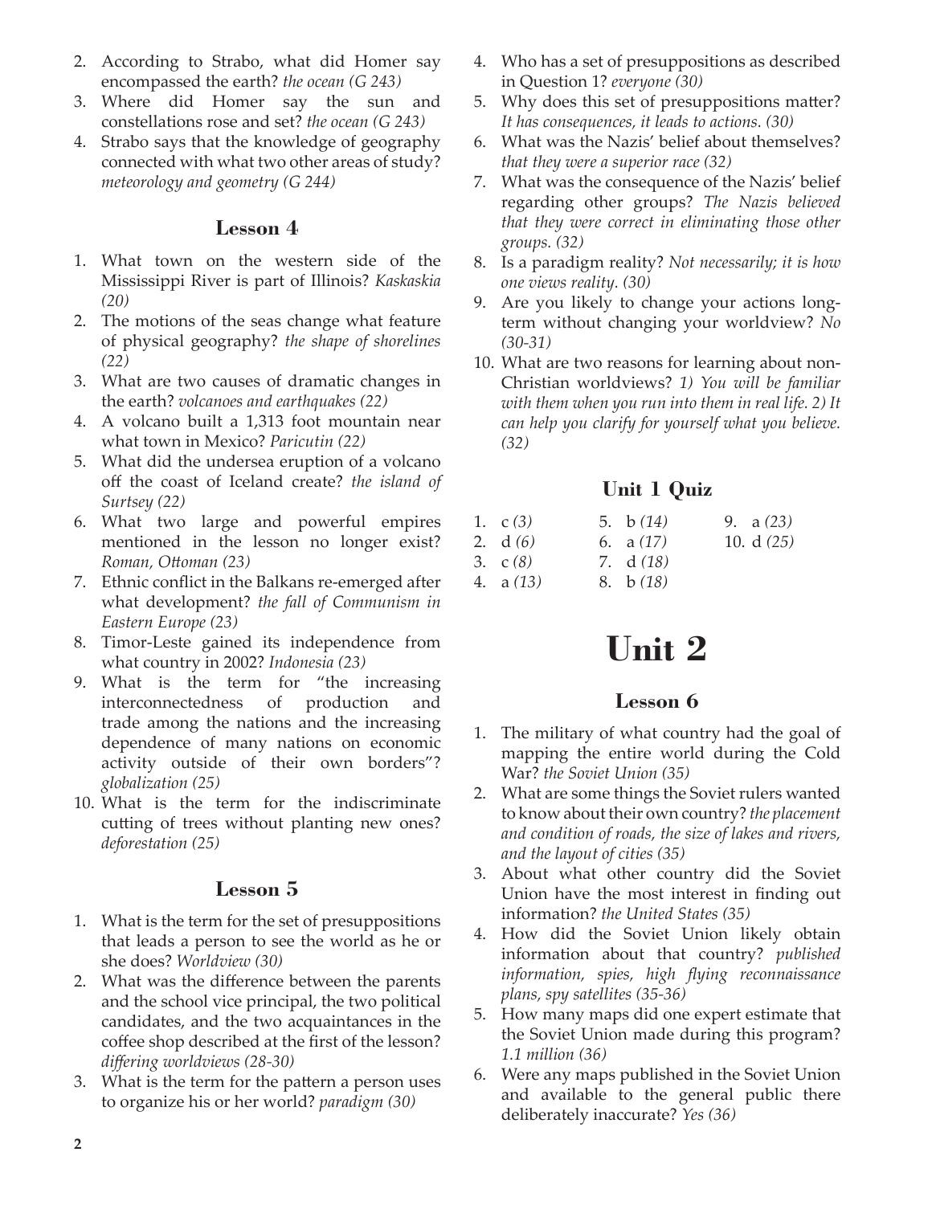2. According to Strabo, what did Homer say encompassed the earth? *the ocean (G 243)*
3. Where did Homer say the sun and constellations rose and set? *the ocean (G 243)*
4. Strabo says that the knowledge of geography connected with what two other areas of study? *meteorology and geometry (G 244)*

### Lesson 4

1. What town on the western side of the Mississippi River is part of Illinois? *Kaskaskia (20)*
2. The motions of the seas change what feature of physical geography? *the shape of shorelines (22)*
3. What are two causes of dramatic changes in the earth? *volcanoes and earthquakes (22)*
4. A volcano built a 1,313 foot mountain near what town in Mexico? *Paricutin (22)*
5. What did the undersea eruption of a volcano off the coast of Iceland create? *the island of Surtsey (22)*
6. What two large and powerful empires mentioned in the lesson no longer exist? *Roman, Ottoman (23)*
7. Ethnic conflict in the Balkans re-emerged after what development? *the fall of Communism in Eastern Europe (23)*
8. Timor-Leste gained its independence from what country in 2002? *Indonesia (23)*
9. What is the term for "the increasing interconnectedness of production and trade among the nations and the increasing dependence of many nations on economic activity outside of their own borders"? *globalization (25)*
10. What is the term for the indiscriminate cutting of trees without planting new ones? *deforestation (25)*

### Lesson 5

1. What is the term for the set of presuppositions that leads a person to see the world as he or she does? *Worldview (30)*
2. What was the difference between the parents and the school vice principal, the two political candidates, and the two acquaintances in the coffee shop described at the first of the lesson? *differing worldviews (28-30)*
3. What is the term for the pattern a person uses to organize his or her world? *paradigm (30)*
4. Who has a set of presuppositions as described in Question 1? *everyone (30)*
5. Why does this set of presuppositions matter? *It has consequences, it leads to actions. (30)*
6. What was the Nazis' belief about themselves? *that they were a superior race (32)*
7. What was the consequence of the Nazis' belief regarding other groups? *The Nazis believed that they were correct in eliminating those other groups. (32)*
8. Is a paradigm reality? *Not necessarily; it is how one views reality. (30)*
9. Are you likely to change your actions long-term without changing your worldview? *No (30-31)*
10. What are two reasons for learning about non-Christian worldviews? *1) You will be familiar with them when you run into them in real life. 2) It can help you clarify for yourself what you believe. (32)*

### Unit 1 Quiz

1. c *(3)*
2. d *(6)*
3. c *(8)*
4. a *(13)*
5. b *(14)*
6. a *(17)*
7. d *(18)*
8. b *(18)*
9. a *(23)*
10. d *(25)*

# Unit 2

### Lesson 6

1. The military of what country had the goal of mapping the entire world during the Cold War? *the Soviet Union (35)*
2. What are some things the Soviet rulers wanted to know about their own country? *the placement and condition of roads, the size of lakes and rivers, and the layout of cities (35)*
3. About what other country did the Soviet Union have the most interest in finding out information? *the United States (35)*
4. How did the Soviet Union likely obtain information about that country? *published information, spies, high flying reconnaissance plans, spy satellites (35-36)*
5. How many maps did one expert estimate that the Soviet Union made during this program? *1.1 million (36)*
6. Were any maps published in the Soviet Union and available to the general public there deliberately inaccurate? *Yes (36)*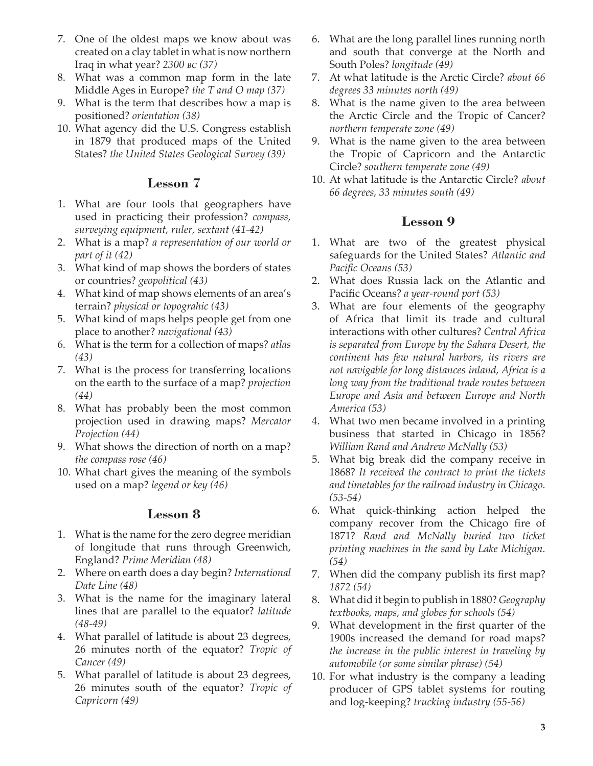7. One of the oldest maps we know about was created on a clay tablet in what is now northern Iraq in what year? *2300 BC (37)*
8. What was a common map form in the late Middle Ages in Europe? *the T and O map (37)*
9. What is the term that describes how a map is positioned? *orientation (38)*
10. What agency did the U.S. Congress establish in 1879 that produced maps of the United States? *the United States Geological Survey (39)*

## Lesson 7

1. What are four tools that geographers have used in practicing their profession? *compass, surveying equipment, ruler, sextant (41-42)*
2. What is a map? *a representation of our world or part of it (42)*
3. What kind of map shows the borders of states or countries? *geopolitical (43)*
4. What kind of map shows elements of an area's terrain? *physical or topograhic (43)*
5. What kind of maps helps people get from one place to another? *navigational (43)*
6. What is the term for a collection of maps? *atlas (43)*
7. What is the process for transferring locations on the earth to the surface of a map? *projection (44)*
8. What has probably been the most common projection used in drawing maps? *Mercator Projection (44)*
9. What shows the direction of north on a map? *the compass rose (46)*
10. What chart gives the meaning of the symbols used on a map? *legend or key (46)*

## Lesson 8

1. What is the name for the zero degree meridian of longitude that runs through Greenwich, England? *Prime Meridian (48)*
2. Where on earth does a day begin? *International Date Line (48)*
3. What is the name for the imaginary lateral lines that are parallel to the equator? *latitude (48-49)*
4. What parallel of latitude is about 23 degrees, 26 minutes north of the equator? *Tropic of Cancer (49)*
5. What parallel of latitude is about 23 degrees, 26 minutes south of the equator? *Tropic of Capricorn (49)*
6. What are the long parallel lines running north and south that converge at the North and South Poles? *longitude (49)*
7. At what latitude is the Arctic Circle? *about 66 degrees 33 minutes north (49)*
8. What is the name given to the area between the Arctic Circle and the Tropic of Cancer? *northern temperate zone (49)*
9. What is the name given to the area between the Tropic of Capricorn and the Antarctic Circle? *southern temperate zone (49)*
10. At what latitude is the Antarctic Circle? *about 66 degrees, 33 minutes south (49)*

## Lesson 9

1. What are two of the greatest physical safeguards for the United States? *Atlantic and Pacific Oceans (53)*
2. What does Russia lack on the Atlantic and Pacific Oceans? *a year-round port (53)*
3. What are four elements of the geography of Africa that limit its trade and cultural interactions with other cultures? *Central Africa is separated from Europe by the Sahara Desert, the continent has few natural harbors, its rivers are not navigable for long distances inland, Africa is a long way from the traditional trade routes between Europe and Asia and between Europe and North America (53)*
4. What two men became involved in a printing business that started in Chicago in 1856? *William Rand and Andrew McNally (53)*
5. What big break did the company receive in 1868? *It received the contract to print the tickets and timetables for the railroad industry in Chicago. (53-54)*
6. What quick-thinking action helped the company recover from the Chicago fire of 1871? *Rand and McNally buried two ticket printing machines in the sand by Lake Michigan. (54)*
7. When did the company publish its first map? *1872 (54)*
8. What did it begin to publish in 1880? *Geography textbooks, maps, and globes for schools (54)*
9. What development in the first quarter of the 1900s increased the demand for road maps? *the increase in the public interest in traveling by automobile (or some similar phrase) (54)*
10. For what industry is the company a leading producer of GPS tablet systems for routing and log-keeping? *trucking industry (55-56)*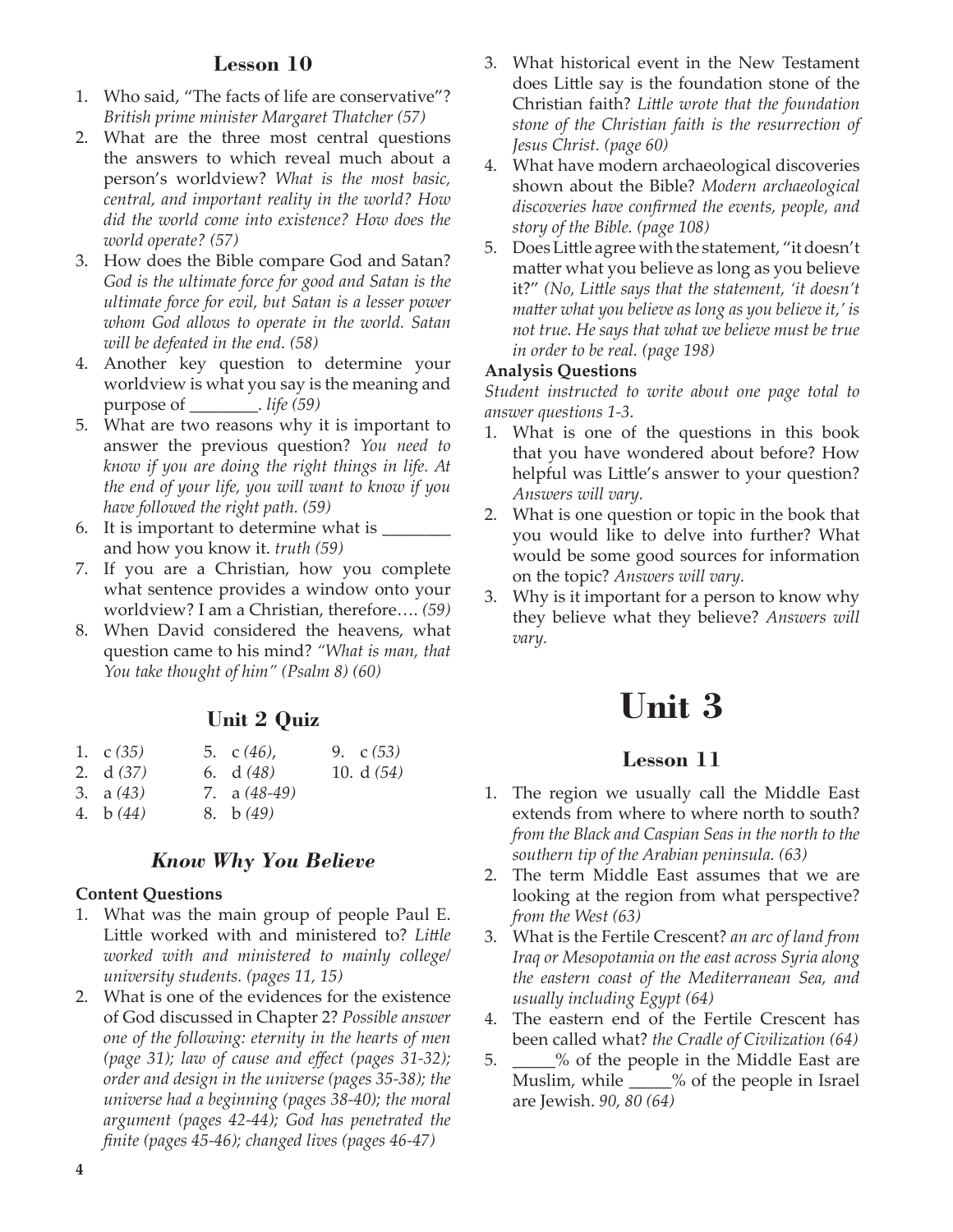## Lesson 10

1. Who said, “The facts of life are conservative”? *British prime minister Margaret Thatcher (57)*
2. What are the three most central questions the answers to which reveal much about a person’s worldview? *What is the most basic, central, and important reality in the world? How did the world come into existence? How does the world operate? (57)*
3. How does the Bible compare God and Satan? *God is the ultimate force for good and Satan is the ultimate force for evil, but Satan is a lesser power whom God allows to operate in the world. Satan will be defeated in the end. (58)*
4. Another key question to determine your worldview is what you say is the meaning and purpose of ________. *life (59)*
5. What are two reasons why it is important to answer the previous question? *You need to know if you are doing the right things in life. At the end of your life, you will want to know if you have followed the right path. (59)*
6. It is important to determine what is ________ and how you know it. *truth (59)*
7. If you are a Christian, how you complete what sentence provides a window onto your worldview? I am a Christian, therefore…. *(59)*
8. When David considered the heavens, what question came to his mind? *“What is man, that You take thought of him” (Psalm 8) (60)*

## Unit 2 Quiz

1. c *(35)*
2. d *(37)*
3. a *(43)*
4. b *(44)*
5. c *(46)*,
6. d *(48)*
7. a *(48-49)*
8. b *(49)*
9. c *(53)*
10. d *(54)*

## *Know Why You Believe*

**Content Questions**

1. What was the main group of people Paul E. Little worked with and ministered to? *Little worked with and ministered to mainly college/university students. (pages 11, 15)*
2. What is one of the evidences for the existence of God discussed in Chapter 2? *Possible answer one of the following: eternity in the hearts of men (page 31); law of cause and effect (pages 31-32); order and design in the universe (pages 35-38); the universe had a beginning (pages 38-40); the moral argument (pages 42-44); God has penetrated the finite (pages 45-46); changed lives (pages 46-47)*
3. What historical event in the New Testament does Little say is the foundation stone of the Christian faith? *Little wrote that the foundation stone of the Christian faith is the resurrection of Jesus Christ. (page 60)*
4. What have modern archaeological discoveries shown about the Bible? *Modern archaeological discoveries have confirmed the events, people, and story of the Bible. (page 108)*
5. Does Little agree with the statement, “it doesn’t matter what you believe as long as you believe it?” *(No, Little says that the statement, ‘it doesn’t matter what you believe as long as you believe it,’ is not true. He says that what we believe must be true in order to be real. (page 198)*

**Analysis Questions**

*Student instructed to write about one page total to answer questions 1-3.*

1. What is one of the questions in this book that you have wondered about before? How helpful was Little’s answer to your question? *Answers will vary.*
2. What is one question or topic in the book that you would like to delve into further? What would be some good sources for information on the topic? *Answers will vary.*
3. Why is it important for a person to know why they believe what they believe? *Answers will vary.*

# Unit 3

## Lesson 11

1. The region we usually call the Middle East extends from where to where north to south? *from the Black and Caspian Seas in the north to the southern tip of the Arabian peninsula. (63)*
2. The term Middle East assumes that we are looking at the region from what perspective? *from the West (63)*
3. What is the Fertile Crescent? *an arc of land from Iraq or Mesopotamia on the east across Syria along the eastern coast of the Mediterranean Sea, and usually including Egypt (64)*
4. The eastern end of the Fertile Crescent has been called what? *the Cradle of Civilization (64)*
5. _____% of the people in the Middle East are Muslim, while _____% of the people in Israel are Jewish. *90, 80 (64)*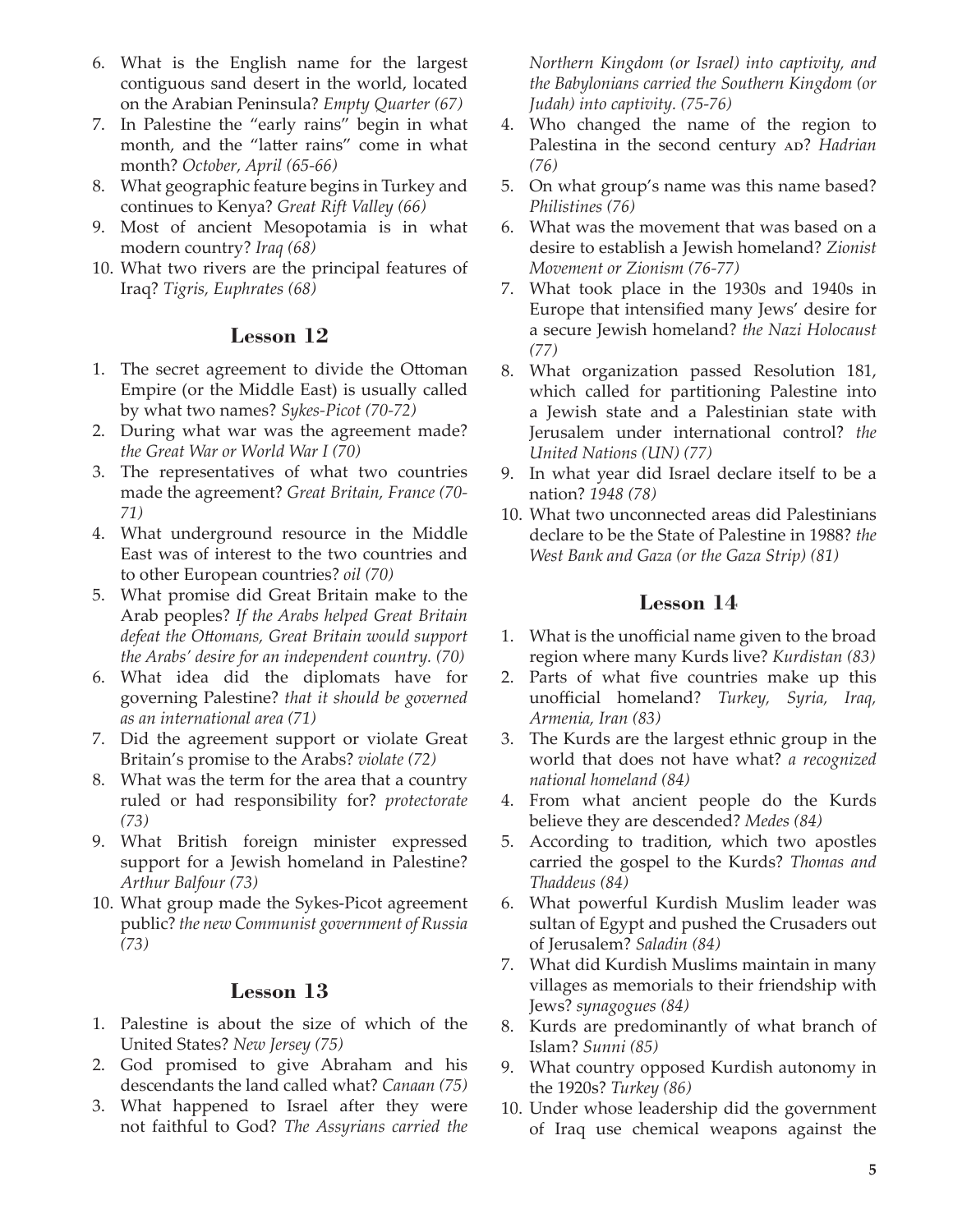6. What is the English name for the largest contiguous sand desert in the world, located on the Arabian Peninsula? *Empty Quarter (67)*
7. In Palestine the "early rains" begin in what month, and the "latter rains" come in what month? *October, April (65-66)*
8. What geographic feature begins in Turkey and continues to Kenya? *Great Rift Valley (66)*
9. Most of ancient Mesopotamia is in what modern country? *Iraq (68)*
10. What two rivers are the principal features of Iraq? *Tigris, Euphrates (68)*

## Lesson 12

1. The secret agreement to divide the Ottoman Empire (or the Middle East) is usually called by what two names? *Sykes-Picot (70-72)*
2. During what war was the agreement made? *the Great War or World War I (70)*
3. The representatives of what two countries made the agreement? *Great Britain, France (70-71)*
4. What underground resource in the Middle East was of interest to the two countries and to other European countries? *oil (70)*
5. What promise did Great Britain make to the Arab peoples? *If the Arabs helped Great Britain defeat the Ottomans, Great Britain would support the Arabs' desire for an independent country. (70)*
6. What idea did the diplomats have for governing Palestine? *that it should be governed as an international area (71)*
7. Did the agreement support or violate Great Britain's promise to the Arabs? *violate (72)*
8. What was the term for the area that a country ruled or had responsibility for? *protectorate (73)*
9. What British foreign minister expressed support for a Jewish homeland in Palestine? *Arthur Balfour (73)*
10. What group made the Sykes-Picot agreement public? *the new Communist government of Russia (73)*

## Lesson 13

1. Palestine is about the size of which of the United States? *New Jersey (75)*
2. God promised to give Abraham and his descendants the land called what? *Canaan (75)*
3. What happened to Israel after they were not faithful to God? *The Assyrians carried the Northern Kingdom (or Israel) into captivity, and the Babylonians carried the Southern Kingdom (or Judah) into captivity. (75-76)*
4. Who changed the name of the region to Palestina in the second century AD? *Hadrian (76)*
5. On what group's name was this name based? *Philistines (76)*
6. What was the movement that was based on a desire to establish a Jewish homeland? *Zionist Movement or Zionism (76-77)*
7. What took place in the 1930s and 1940s in Europe that intensified many Jews' desire for a secure Jewish homeland? *the Nazi Holocaust (77)*
8. What organization passed Resolution 181, which called for partitioning Palestine into a Jewish state and a Palestinian state with Jerusalem under international control? *the United Nations (UN) (77)*
9. In what year did Israel declare itself to be a nation? *1948 (78)*
10. What two unconnected areas did Palestinians declare to be the State of Palestine in 1988? *the West Bank and Gaza (or the Gaza Strip) (81)*

## Lesson 14

1. What is the unofficial name given to the broad region where many Kurds live? *Kurdistan (83)*
2. Parts of what five countries make up this unofficial homeland? *Turkey, Syria, Iraq, Armenia, Iran (83)*
3. The Kurds are the largest ethnic group in the world that does not have what? *a recognized national homeland (84)*
4. From what ancient people do the Kurds believe they are descended? *Medes (84)*
5. According to tradition, which two apostles carried the gospel to the Kurds? *Thomas and Thaddeus (84)*
6. What powerful Kurdish Muslim leader was sultan of Egypt and pushed the Crusaders out of Jerusalem? *Saladin (84)*
7. What did Kurdish Muslims maintain in many villages as memorials to their friendship with Jews? *synagogues (84)*
8. Kurds are predominantly of what branch of Islam? *Sunni (85)*
9. What country opposed Kurdish autonomy in the 1920s? *Turkey (86)*
10. Under whose leadership did the government of Iraq use chemical weapons against the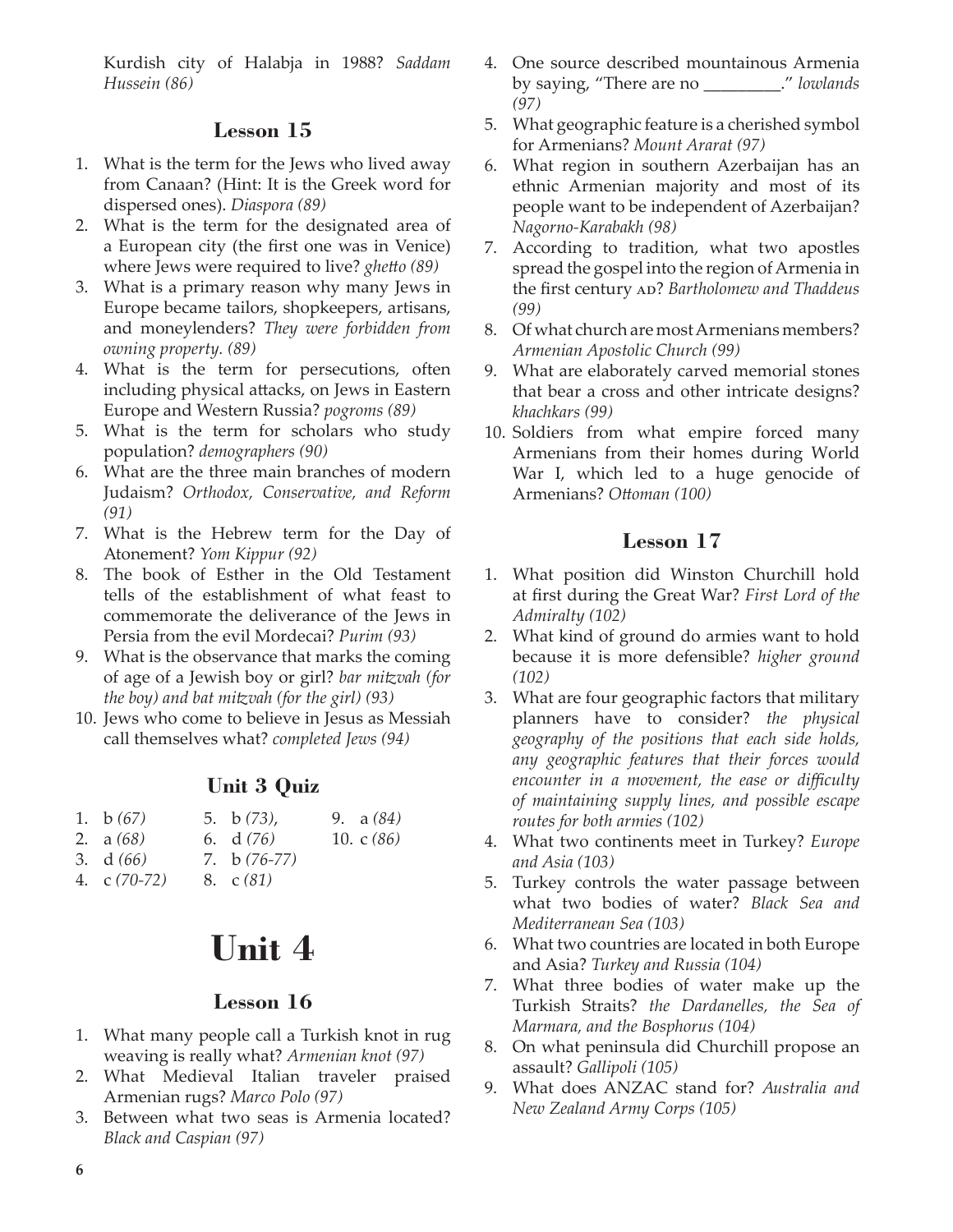Kurdish city of Halabja in 1988? *Saddam Hussein (86)*

### Lesson 15

1. What is the term for the Jews who lived away from Canaan? (Hint: It is the Greek word for dispersed ones). *Diaspora (89)*
2. What is the term for the designated area of a European city (the first one was in Venice) where Jews were required to live? *ghetto (89)*
3. What is a primary reason why many Jews in Europe became tailors, shopkeepers, artisans, and moneylenders? *They were forbidden from owning property. (89)*
4. What is the term for persecutions, often including physical attacks, on Jews in Eastern Europe and Western Russia? *pogroms (89)*
5. What is the term for scholars who study population? *demographers (90)*
6. What are the three main branches of modern Judaism? *Orthodox, Conservative, and Reform (91)*
7. What is the Hebrew term for the Day of Atonement? *Yom Kippur (92)*
8. The book of Esther in the Old Testament tells of the establishment of what feast to commemorate the deliverance of the Jews in Persia from the evil Mordecai? *Purim (93)*
9. What is the observance that marks the coming of age of a Jewish boy or girl? *bar mitzvah (for the boy) and bat mitzvah (for the girl) (93)*
10. Jews who come to believe in Jesus as Messiah call themselves what? *completed Jews (94)*

### Unit 3 Quiz

1. b *(67)*
2. a *(68)*
3. d *(66)*
4. c *(70-72)*
5. b *(73)*,
6. d *(76)*
7. b *(76-77)*
8. c *(81)*
9. a *(84)*
10. c *(86)*

# Unit 4

### Lesson 16

1. What many people call a Turkish knot in rug weaving is really what? *Armenian knot (97)*
2. What Medieval Italian traveler praised Armenian rugs? *Marco Polo (97)*
3. Between what two seas is Armenia located? *Black and Caspian (97)*
4. One source described mountainous Armenia by saying, "There are no _________." *lowlands (97)*
5. What geographic feature is a cherished symbol for Armenians? *Mount Ararat (97)*
6. What region in southern Azerbaijan has an ethnic Armenian majority and most of its people want to be independent of Azerbaijan? *Nagorno-Karabakh (98)*
7. According to tradition, what two apostles spread the gospel into the region of Armenia in the first century AD? *Bartholomew and Thaddeus (99)*
8. Of what church are most Armenians members? *Armenian Apostolic Church (99)*
9. What are elaborately carved memorial stones that bear a cross and other intricate designs? *khachkars (99)*
10. Soldiers from what empire forced many Armenians from their homes during World War I, which led to a huge genocide of Armenians? *Ottoman (100)*

### Lesson 17

1. What position did Winston Churchill hold at first during the Great War? *First Lord of the Admiralty (102)*
2. What kind of ground do armies want to hold because it is more defensible? *higher ground (102)*
3. What are four geographic factors that military planners have to consider? *the physical geography of the positions that each side holds, any geographic features that their forces would encounter in a movement, the ease or difficulty of maintaining supply lines, and possible escape routes for both armies (102)*
4. What two continents meet in Turkey? *Europe and Asia (103)*
5. Turkey controls the water passage between what two bodies of water? *Black Sea and Mediterranean Sea (103)*
6. What two countries are located in both Europe and Asia? *Turkey and Russia (104)*
7. What three bodies of water make up the Turkish Straits? *the Dardanelles, the Sea of Marmara, and the Bosphorus (104)*
8. On what peninsula did Churchill propose an assault? *Gallipoli (105)*
9. What does ANZAC stand for? *Australia and New Zealand Army Corps (105)*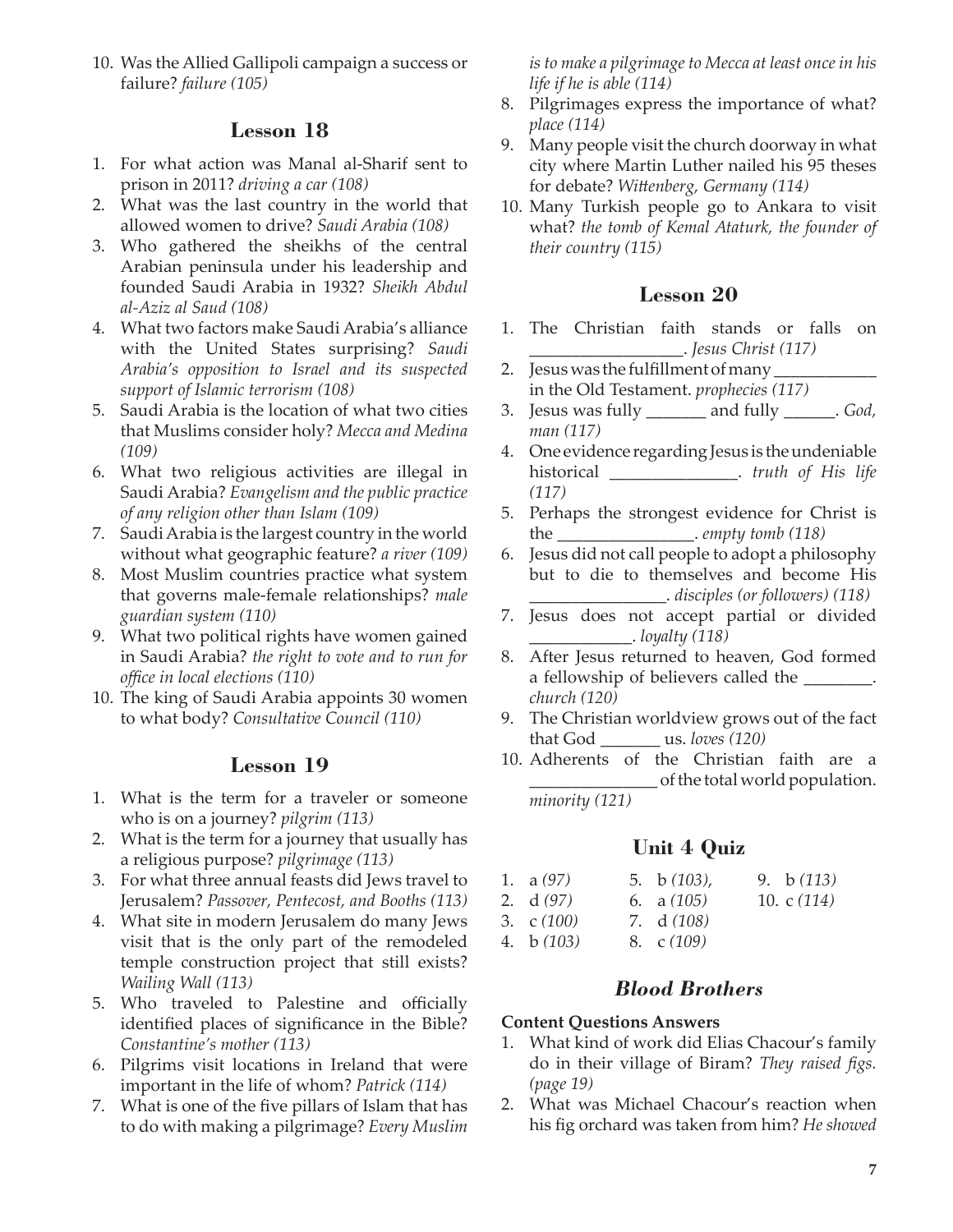10. Was the Allied Gallipoli campaign a success or failure? *failure (105)*

## Lesson 18

1. For what action was Manal al-Sharif sent to prison in 2011? *driving a car (108)*
2. What was the last country in the world that allowed women to drive? *Saudi Arabia (108)*
3. Who gathered the sheikhs of the central Arabian peninsula under his leadership and founded Saudi Arabia in 1932? *Sheikh Abdul al-Aziz al Saud (108)*
4. What two factors make Saudi Arabia's alliance with the United States surprising? *Saudi Arabia's opposition to Israel and its suspected support of Islamic terrorism (108)*
5. Saudi Arabia is the location of what two cities that Muslims consider holy? *Mecca and Medina (109)*
6. What two religious activities are illegal in Saudi Arabia? *Evangelism and the public practice of any religion other than Islam (109)*
7. Saudi Arabia is the largest country in the world without what geographic feature? *a river (109)*
8. Most Muslim countries practice what system that governs male-female relationships? *male guardian system (110)*
9. What two political rights have women gained in Saudi Arabia? *the right to vote and to run for office in local elections (110)*
10. The king of Saudi Arabia appoints 30 women to what body? *Consultative Council (110)*

## Lesson 19

1. What is the term for a traveler or someone who is on a journey? *pilgrim (113)*
2. What is the term for a journey that usually has a religious purpose? *pilgrimage (113)*
3. For what three annual feasts did Jews travel to Jerusalem? *Passover, Pentecost, and Booths (113)*
4. What site in modern Jerusalem do many Jews visit that is the only part of the remodeled temple construction project that still exists? *Wailing Wall (113)*
5. Who traveled to Palestine and officially identified places of significance in the Bible? *Constantine's mother (113)*
6. Pilgrims visit locations in Ireland that were important in the life of whom? *Patrick (114)*
7. What is one of the five pillars of Islam that has to do with making a pilgrimage? *Every Muslim is to make a pilgrimage to Mecca at least once in his life if he is able (114)*
8. Pilgrimages express the importance of what? *place (114)*
9. Many people visit the church doorway in what city where Martin Luther nailed his 95 theses for debate? *Wittenberg, Germany (114)*
10. Many Turkish people go to Ankara to visit what? *the tomb of Kemal Ataturk, the founder of their country (115)*

## Lesson 20

1. The Christian faith stands or falls on ________________. *Jesus Christ (117)*
2. Jesus was the fulfillment of many ___________ in the Old Testament. *prophecies (117)*
3. Jesus was fully _______ and fully ______. *God, man (117)*
4. One evidence regarding Jesus is the undeniable historical ______________. *truth of His life (117)*
5. Perhaps the strongest evidence for Christ is the _______________. *empty tomb (118)*
6. Jesus did not call people to adopt a philosophy but to die to themselves and become His _______________. *disciples (or followers) (118)*
7. Jesus does not accept partial or divided ___________. *loyalty (118)*
8. After Jesus returned to heaven, God formed a fellowship of believers called the ________. *church (120)*
9. The Christian worldview grows out of the fact that God _______ us. *loves (120)*
10. Adherents of the Christian faith are a ______________ of the total world population. *minority (121)*

## Unit 4 Quiz

1. a *(97)*
2. d *(97)*
3. c *(100)*
4. b *(103)*
5. b *(103)*,
6. a *(105)*
7. d *(108)*
8. c *(109)*
9. b *(113)*
10. c *(114)*

## *Blood Brothers*

**Content Questions Answers**

1. What kind of work did Elias Chacour's family do in their village of Biram? *They raised figs. (page 19)*
2. What was Michael Chacour's reaction when his fig orchard was taken from him? *He showed*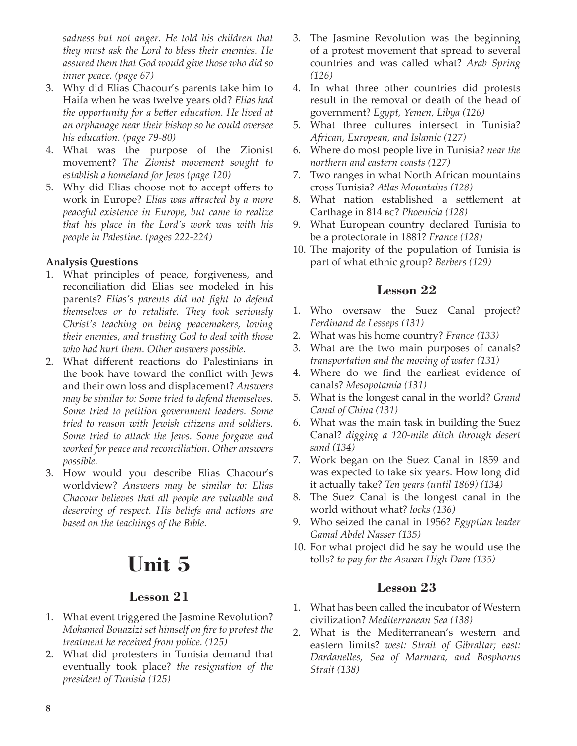*sadness but not anger. He told his children that they must ask the Lord to bless their enemies. He assured them that God would give those who did so inner peace. (page 67)*

3. Why did Elias Chacour's parents take him to Haifa when he was twelve years old? *Elias had the opportunity for a better education. He lived at an orphanage near their bishop so he could oversee his education. (page 79-80)*
4. What was the purpose of the Zionist movement? *The Zionist movement sought to establish a homeland for Jews (page 120)*
5. Why did Elias choose not to accept offers to work in Europe? *Elias was attracted by a more peaceful existence in Europe, but came to realize that his place in the Lord's work was with his people in Palestine. (pages 222-224)*

**Analysis Questions**

1. What principles of peace, forgiveness, and reconciliation did Elias see modeled in his parents? *Elias's parents did not fight to defend themselves or to retaliate. They took seriously Christ's teaching on being peacemakers, loving their enemies, and trusting God to deal with those who had hurt them. Other answers possible.*
2. What different reactions do Palestinians in the book have toward the conflict with Jews and their own loss and displacement? *Answers may be similar to: Some tried to defend themselves. Some tried to petition government leaders. Some tried to reason with Jewish citizens and soldiers. Some tried to attack the Jews. Some forgave and worked for peace and reconciliation. Other answers possible.*
3. How would you describe Elias Chacour's worldview? *Answers may be similar to: Elias Chacour believes that all people are valuable and deserving of respect. His beliefs and actions are based on the teachings of the Bible.*

# Unit 5

## Lesson 21

1. What event triggered the Jasmine Revolution? *Mohamed Bouazizi set himself on fire to protest the treatment he received from police. (125)*
2. What did protesters in Tunisia demand that eventually took place? *the resignation of the president of Tunisia (125)*
3. The Jasmine Revolution was the beginning of a protest movement that spread to several countries and was called what? *Arab Spring (126)*
4. In what three other countries did protests result in the removal or death of the head of government? *Egypt, Yemen, Libya (126)*
5. What three cultures intersect in Tunisia? *African, European, and Islamic (127)*
6. Where do most people live in Tunisia? *near the northern and eastern coasts (127)*
7. Two ranges in what North African mountains cross Tunisia? *Atlas Mountains (128)*
8. What nation established a settlement at Carthage in 814 BC? *Phoenicia (128)*
9. What European country declared Tunisia to be a protectorate in 1881? *France (128)*
10. The majority of the population of Tunisia is part of what ethnic group? *Berbers (129)*

## Lesson 22

1. Who oversaw the Suez Canal project? *Ferdinand de Lesseps (131)*
2. What was his home country? *France (133)*
3. What are the two main purposes of canals? *transportation and the moving of water (131)*
4. Where do we find the earliest evidence of canals? *Mesopotamia (131)*
5. What is the longest canal in the world? *Grand Canal of China (131)*
6. What was the main task in building the Suez Canal? *digging a 120-mile ditch through desert sand (134)*
7. Work began on the Suez Canal in 1859 and was expected to take six years. How long did it actually take? *Ten years (until 1869) (134)*
8. The Suez Canal is the longest canal in the world without what? *locks (136)*
9. Who seized the canal in 1956? *Egyptian leader Gamal Abdel Nasser (135)*
10. For what project did he say he would use the tolls? *to pay for the Aswan High Dam (135)*

## Lesson 23

1. What has been called the incubator of Western civilization? *Mediterranean Sea (138)*
2. What is the Mediterranean's western and eastern limits? *west: Strait of Gibraltar; east: Dardanelles, Sea of Marmara, and Bosphorus Strait (138)*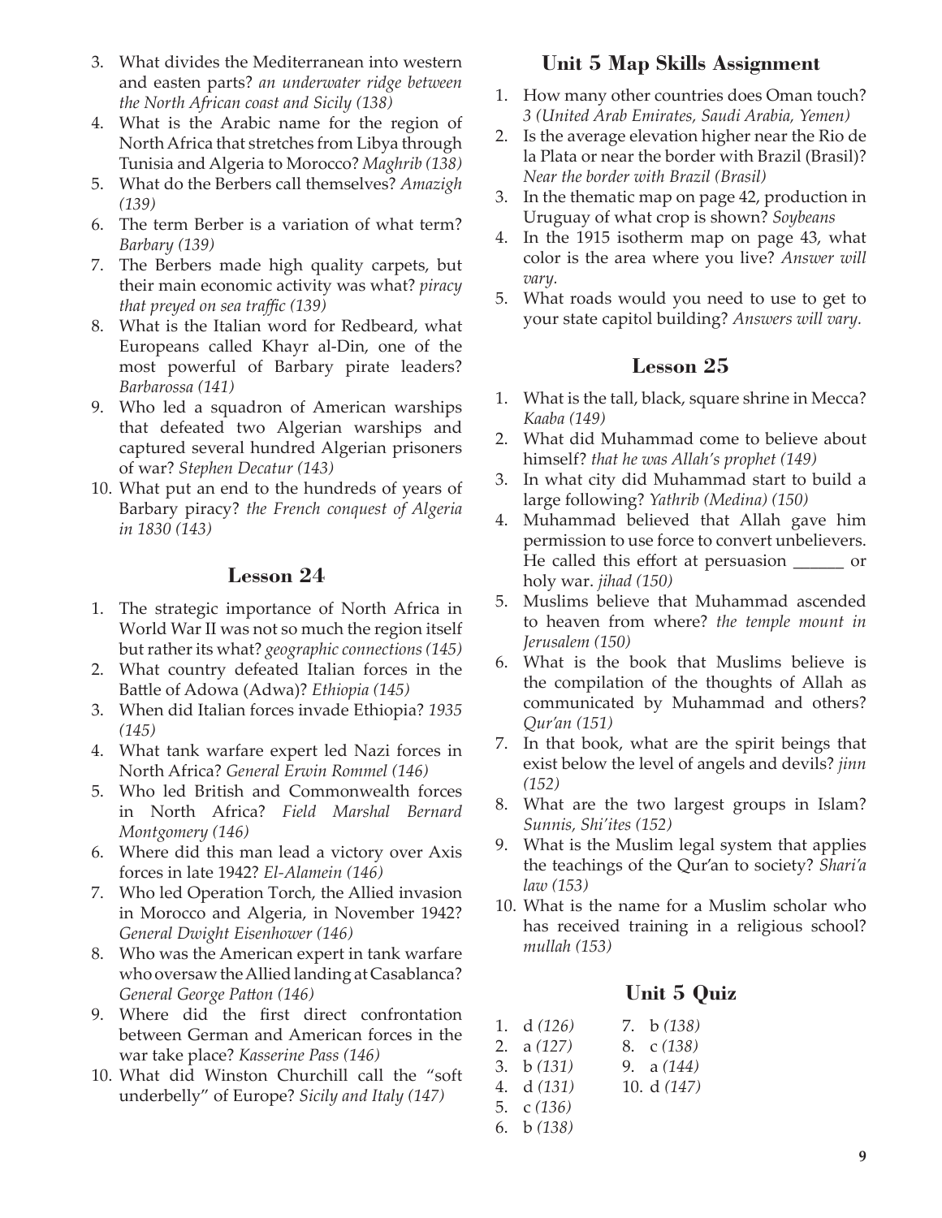3. What divides the Mediterranean into western and easten parts? *an underwater ridge between the North African coast and Sicily (138)*
4. What is the Arabic name for the region of North Africa that stretches from Libya through Tunisia and Algeria to Morocco? *Maghrib (138)*
5. What do the Berbers call themselves? *Amazigh (139)*
6. The term Berber is a variation of what term? *Barbary (139)*
7. The Berbers made high quality carpets, but their main economic activity was what? *piracy that preyed on sea traffic (139)*
8. What is the Italian word for Redbeard, what Europeans called Khayr al-Din, one of the most powerful of Barbary pirate leaders? *Barbarossa (141)*
9. Who led a squadron of American warships that defeated two Algerian warships and captured several hundred Algerian prisoners of war? *Stephen Decatur (143)*
10. What put an end to the hundreds of years of Barbary piracy? *the French conquest of Algeria in 1830 (143)*

## Lesson 24

1. The strategic importance of North Africa in World War II was not so much the region itself but rather its what? *geographic connections (145)*
2. What country defeated Italian forces in the Battle of Adowa (Adwa)? *Ethiopia (145)*
3. When did Italian forces invade Ethiopia? *1935 (145)*
4. What tank warfare expert led Nazi forces in North Africa? *General Erwin Rommel (146)*
5. Who led British and Commonwealth forces in North Africa? *Field Marshal Bernard Montgomery (146)*
6. Where did this man lead a victory over Axis forces in late 1942? *El-Alamein (146)*
7. Who led Operation Torch, the Allied invasion in Morocco and Algeria, in November 1942? *General Dwight Eisenhower (146)*
8. Who was the American expert in tank warfare who oversaw the Allied landing at Casablanca? *General George Patton (146)*
9. Where did the first direct confrontation between German and American forces in the war take place? *Kasserine Pass (146)*
10. What did Winston Churchill call the "soft underbelly" of Europe? *Sicily and Italy (147)*

## Unit 5 Map Skills Assignment

1. How many other countries does Oman touch? *3 (United Arab Emirates, Saudi Arabia, Yemen)*
2. Is the average elevation higher near the Rio de la Plata or near the border with Brazil (Brasil)? *Near the border with Brazil (Brasil)*
3. In the thematic map on page 42, production in Uruguay of what crop is shown? *Soybeans*
4. In the 1915 isotherm map on page 43, what color is the area where you live? *Answer will vary.*
5. What roads would you need to use to get to your state capitol building? *Answers will vary.*

## Lesson 25

1. What is the tall, black, square shrine in Mecca? *Kaaba (149)*
2. What did Muhammad come to believe about himself? *that he was Allah's prophet (149)*
3. In what city did Muhammad start to build a large following? *Yathrib (Medina) (150)*
4. Muhammad believed that Allah gave him permission to use force to convert unbelievers. He called this effort at persuasion ______ or holy war. *jihad (150)*
5. Muslims believe that Muhammad ascended to heaven from where? *the temple mount in Jerusalem (150)*
6. What is the book that Muslims believe is the compilation of the thoughts of Allah as communicated by Muhammad and others? *Qur'an (151)*
7. In that book, what are the spirit beings that exist below the level of angels and devils? *jinn (152)*
8. What are the two largest groups in Islam? *Sunnis, Shi'ites (152)*
9. What is the Muslim legal system that applies the teachings of the Qur'an to society? *Shari'a law (153)*
10. What is the name for a Muslim scholar who has received training in a religious school? *mullah (153)*

## Unit 5 Quiz

1. d *(126)*
2. a *(127)*
3. b *(131)*
4. d *(131)*
5. c *(136)*
6. b *(138)*
7. b *(138)*
8. c *(138)*
9. a *(144)*
10. d *(147)*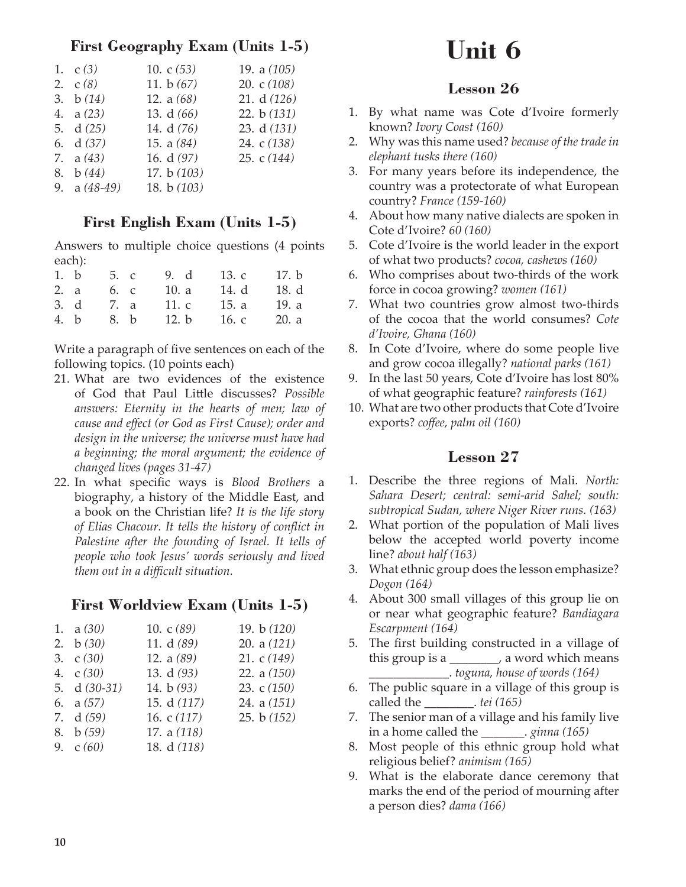## First Geography Exam (Units 1-5)

| | | |
|---|---|---|
| 1. c *(3)* | 10. c *(53)* | 19. a *(105)* |
| 2. c *(8)* | 11. b *(67)* | 20. c *(108)* |
| 3. b *(14)* | 12. a *(68)* | 21. d *(126)* |
| 4. a *(23)* | 13. d *(66)* | 22. b *(131)* |
| 5. d *(25)* | 14. d *(76)* | 23. d *(131)* |
| 6. d *(37)* | 15. a *(84)* | 24. c *(138)* |
| 7. a *(43)* | 16. d *(97)* | 25. c *(144)* |
| 8. b *(44)* | 17. b *(103)* | |
| 9. a *(48-49)* | 18. b *(103)* | |

## First English Exam (Units 1-5)

Answers to multiple choice questions (4 points each):

| | | | | |
|---|---|---|---|---|
| 1. b | 5. c | 9. d | 13. c | 17. b |
| 2. a | 6. c | 10. a | 14. d | 18. d |
| 3. d | 7. a | 11. c | 15. a | 19. a |
| 4. b | 8. b | 12. b | 16. c | 20. a |

Write a paragraph of five sentences on each of the following topics. (10 points each)

21. What are two evidences of the existence of God that Paul Little discusses? *Possible answers: Eternity in the hearts of men; law of cause and effect (or God as First Cause); order and design in the universe; the universe must have had a beginning; the moral argument; the evidence of changed lives (pages 31-47)*
22. In what specific ways is *Blood Brothers* a biography, a history of the Middle East, and a book on the Christian life? *It is the life story of Elias Chacour. It tells the history of conflict in Palestine after the founding of Israel. It tells of people who took Jesus' words seriously and lived them out in a difficult situation.*

## First Worldview Exam (Units 1-5)

| | | |
|---|---|---|
| 1. a *(30)* | 10. c *(89)* | 19. b *(120)* |
| 2. b *(30)* | 11. d *(89)* | 20. a *(121)* |
| 3. c *(30)* | 12. a *(89)* | 21. c *(149)* |
| 4. c *(30)* | 13. d *(93)* | 22. a *(150)* |
| 5. d *(30-31)* | 14. b *(93)* | 23. c *(150)* |
| 6. a *(57)* | 15. d *(117)* | 24. a *(151)* |
| 7. d *(59)* | 16. c *(117)* | 25. b *(152)* |
| 8. b *(59)* | 17. a *(118)* | |
| 9. c *(60)* | 18. d *(118)* | |

# Unit 6

## Lesson 26

1. By what name was Cote d'Ivoire formerly known? *Ivory Coast (160)*
2. Why was this name used? *because of the trade in elephant tusks there (160)*
3. For many years before its independence, the country was a protectorate of what European country? *France (159-160)*
4. About how many native dialects are spoken in Cote d'Ivoire? *60 (160)*
5. Cote d'Ivoire is the world leader in the export of what two products? *cocoa, cashews (160)*
6. Who comprises about two-thirds of the work force in cocoa growing? *women (161)*
7. What two countries grow almost two-thirds of the cocoa that the world consumes? *Cote d'Ivoire, Ghana (160)*
8. In Cote d'Ivoire, where do some people live and grow cocoa illegally? *national parks (161)*
9. In the last 50 years, Cote d'Ivoire has lost 80% of what geographic feature? *rainforests (161)*
10. What are two other products that Cote d'Ivoire exports? *coffee, palm oil (160)*

## Lesson 27

1. Describe the three regions of Mali. *North: Sahara Desert; central: semi-arid Sahel; south: subtropical Sudan, where Niger River runs. (163)*
2. What portion of the population of Mali lives below the accepted world poverty income line? *about half (163)*
3. What ethnic group does the lesson emphasize? *Dogon (164)*
4. About 300 small villages of this group lie on or near what geographic feature? *Bandiagara Escarpment (164)*
5. The first building constructed in a village of this group is a ________, a word which means ____________. *toguna, house of words (164)*
6. The public square in a village of this group is called the ________. *tei (165)*
7. The senior man of a village and his family live in a home called the _______. *ginna (165)*
8. Most people of this ethnic group hold what religious belief? *animism (165)*
9. What is the elaborate dance ceremony that marks the end of the period of mourning after a person dies? *dama (166)*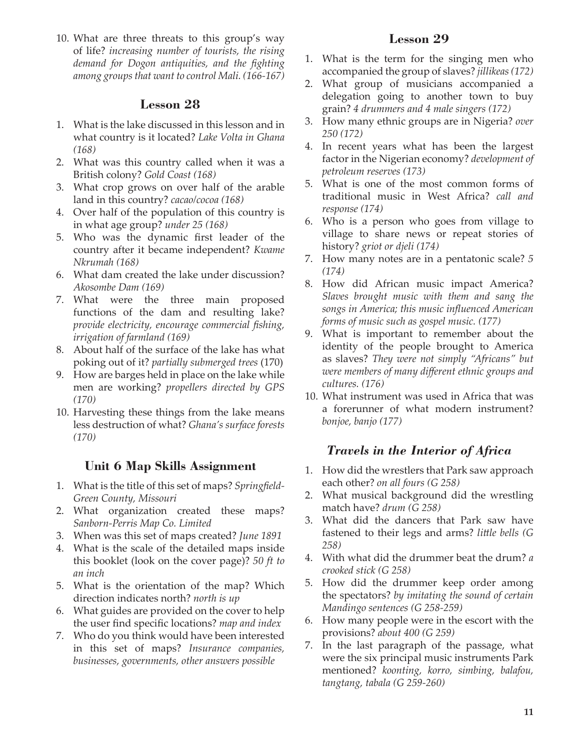10. What are three threats to this group's way of life? *increasing number of tourists, the rising demand for Dogon antiquities, and the fighting among groups that want to control Mali. (166-167)*

## Lesson 28

1. What is the lake discussed in this lesson and in what country is it located? *Lake Volta in Ghana (168)*
2. What was this country called when it was a British colony? *Gold Coast (168)*
3. What crop grows on over half of the arable land in this country? *cacao/cocoa (168)*
4. Over half of the population of this country is in what age group? *under 25 (168)*
5. Who was the dynamic first leader of the country after it became independent? *Kwame Nkrumah (168)*
6. What dam created the lake under discussion? *Akosombe Dam (169)*
7. What were the three main proposed functions of the dam and resulting lake? *provide electricity, encourage commercial fishing, irrigation of farmland (169)*
8. About half of the surface of the lake has what poking out of it? *partially submerged trees* (170)
9. How are barges held in place on the lake while men are working? *propellers directed by GPS (170)*
10. Harvesting these things from the lake means less destruction of what? *Ghana's surface forests (170)*

## Unit 6 Map Skills Assignment

1. What is the title of this set of maps? *Springfield-Green County, Missouri*
2. What organization created these maps? *Sanborn-Perris Map Co. Limited*
3. When was this set of maps created? *June 1891*
4. What is the scale of the detailed maps inside this booklet (look on the cover page)? *50 ft to an inch*
5. What is the orientation of the map? Which direction indicates north? *north is up*
6. What guides are provided on the cover to help the user find specific locations? *map and index*
7. Who do you think would have been interested in this set of maps? *Insurance companies, businesses, governments, other answers possible*

## Lesson 29

1. What is the term for the singing men who accompanied the group of slaves? *jillikeas (172)*
2. What group of musicians accompanied a delegation going to another town to buy grain? *4 drummers and 4 male singers (172)*
3. How many ethnic groups are in Nigeria? *over 250 (172)*
4. In recent years what has been the largest factor in the Nigerian economy? *development of petroleum reserves (173)*
5. What is one of the most common forms of traditional music in West Africa? *call and response (174)*
6. Who is a person who goes from village to village to share news or repeat stories of history? *griot or djeli (174)*
7. How many notes are in a pentatonic scale? *5 (174)*
8. How did African music impact America? *Slaves brought music with them and sang the songs in America; this music influenced American forms of music such as gospel music. (177)*
9. What is important to remember about the identity of the people brought to America as slaves? *They were not simply "Africans" but were members of many different ethnic groups and cultures. (176)*
10. What instrument was used in Africa that was a forerunner of what modern instrument? *bonjoe, banjo (177)*

## *Travels in the Interior of Africa*

1. How did the wrestlers that Park saw approach each other? *on all fours (G 258)*
2. What musical background did the wrestling match have? *drum (G 258)*
3. What did the dancers that Park saw have fastened to their legs and arms? *little bells (G 258)*
4. With what did the drummer beat the drum? *a crooked stick (G 258)*
5. How did the drummer keep order among the spectators? *by imitating the sound of certain Mandingo sentences (G 258-259)*
6. How many people were in the escort with the provisions? *about 400 (G 259)*
7. In the last paragraph of the passage, what were the six principal music instruments Park mentioned? *koonting, korro, simbing, balafou, tangtang, tabala (G 259-260)*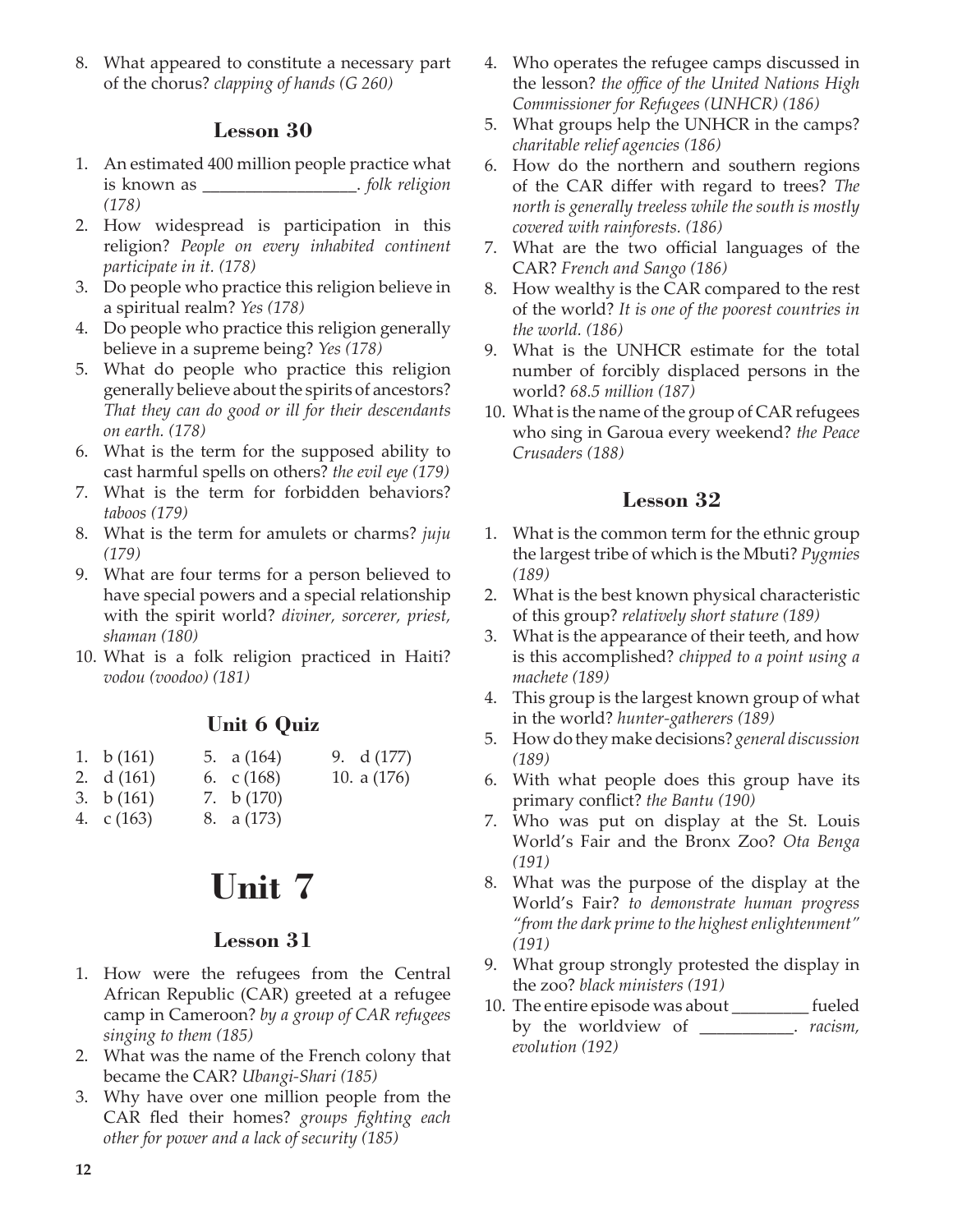8. What appeared to constitute a necessary part of the chorus? *clapping of hands (G 260)*

### Lesson 30

1. An estimated 400 million people practice what is known as _________________. *folk religion (178)*
2. How widespread is participation in this religion? *People on every inhabited continent participate in it. (178)*
3. Do people who practice this religion believe in a spiritual realm? *Yes (178)*
4. Do people who practice this religion generally believe in a supreme being? *Yes (178)*
5. What do people who practice this religion generally believe about the spirits of ancestors? *That they can do good or ill for their descendants on earth. (178)*
6. What is the term for the supposed ability to cast harmful spells on others? *the evil eye (179)*
7. What is the term for forbidden behaviors? *taboos (179)*
8. What is the term for amulets or charms? *juju (179)*
9. What are four terms for a person believed to have special powers and a special relationship with the spirit world? *diviner, sorcerer, priest, shaman (180)*
10. What is a folk religion practiced in Haiti? *vodou (voodoo) (181)*

### Unit 6 Quiz

1. b (161)
2. d (161)
3. b (161)
4. c (163)
5. a (164)
6. c (168)
7. b (170)
8. a (173)
9. d (177)
10. a (176)

# Unit 7

### Lesson 31

1. How were the refugees from the Central African Republic (CAR) greeted at a refugee camp in Cameroon? *by a group of CAR refugees singing to them (185)*
2. What was the name of the French colony that became the CAR? *Ubangi-Shari (185)*
3. Why have over one million people from the CAR fled their homes? *groups fighting each other for power and a lack of security (185)*
4. Who operates the refugee camps discussed in the lesson? *the office of the United Nations High Commissioner for Refugees (UNHCR) (186)*
5. What groups help the UNHCR in the camps? *charitable relief agencies (186)*
6. How do the northern and southern regions of the CAR differ with regard to trees? *The north is generally treeless while the south is mostly covered with rainforests. (186)*
7. What are the two official languages of the CAR? *French and Sango (186)*
8. How wealthy is the CAR compared to the rest of the world? *It is one of the poorest countries in the world. (186)*
9. What is the UNHCR estimate for the total number of forcibly displaced persons in the world? *68.5 million (187)*
10. What is the name of the group of CAR refugees who sing in Garoua every weekend? *the Peace Crusaders (188)*

### Lesson 32

1. What is the common term for the ethnic group the largest tribe of which is the Mbuti? *Pygmies (189)*
2. What is the best known physical characteristic of this group? *relatively short stature (189)*
3. What is the appearance of their teeth, and how is this accomplished? *chipped to a point using a machete (189)*
4. This group is the largest known group of what in the world? *hunter-gatherers (189)*
5. How do they make decisions? *general discussion (189)*
6. With what people does this group have its primary conflict? *the Bantu (190)*
7. Who was put on display at the St. Louis World's Fair and the Bronx Zoo? *Ota Benga (191)*
8. What was the purpose of the display at the World's Fair? *to demonstrate human progress "from the dark prime to the highest enlightenment" (191)*
9. What group strongly protested the display in the zoo? *black ministers (191)*
10. The entire episode was about _________ fueled by the worldview of ___________. *racism, evolution (192)*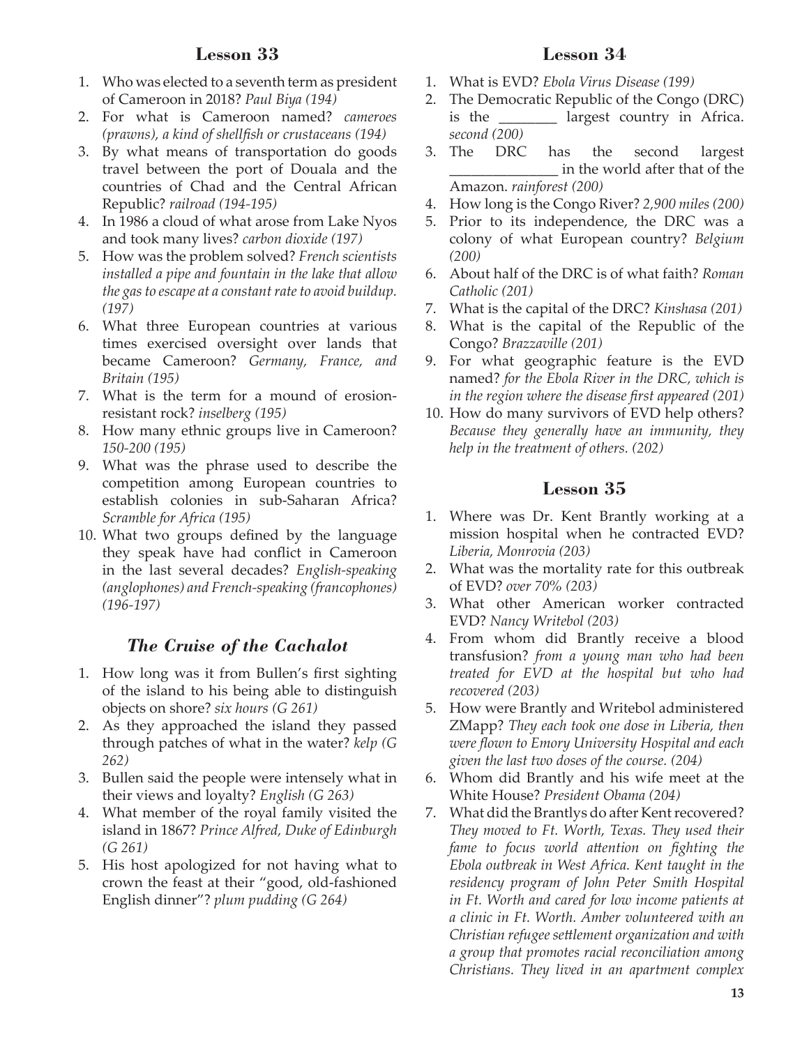## Lesson 33

1. Who was elected to a seventh term as president of Cameroon in 2018? *Paul Biya (194)*
2. For what is Cameroon named? *cameroes (prawns), a kind of shellfish or crustaceans (194)*
3. By what means of transportation do goods travel between the port of Douala and the countries of Chad and the Central African Republic? *railroad (194-195)*
4. In 1986 a cloud of what arose from Lake Nyos and took many lives? *carbon dioxide (197)*
5. How was the problem solved? *French scientists installed a pipe and fountain in the lake that allow the gas to escape at a constant rate to avoid buildup. (197)*
6. What three European countries at various times exercised oversight over lands that became Cameroon? *Germany, France, and Britain (195)*
7. What is the term for a mound of erosion-resistant rock? *inselberg (195)*
8. How many ethnic groups live in Cameroon? *150-200 (195)*
9. What was the phrase used to describe the competition among European countries to establish colonies in sub-Saharan Africa? *Scramble for Africa (195)*
10. What two groups defined by the language they speak have had conflict in Cameroon in the last several decades? *English-speaking (anglophones) and French-speaking (francophones) (196-197)*

## *The Cruise of the Cachalot*

1. How long was it from Bullen's first sighting of the island to his being able to distinguish objects on shore? *six hours (G 261)*
2. As they approached the island they passed through patches of what in the water? *kelp (G 262)*
3. Bullen said the people were intensely what in their views and loyalty? *English (G 263)*
4. What member of the royal family visited the island in 1867? *Prince Alfred, Duke of Edinburgh (G 261)*
5. His host apologized for not having what to crown the feast at their "good, old-fashioned English dinner"? *plum pudding (G 264)*

## Lesson 34

1. What is EVD? *Ebola Virus Disease (199)*
2. The Democratic Republic of the Congo (DRC) is the ________ largest country in Africa. *second (200)*
3. The DRC has the second largest ______________ in the world after that of the Amazon. *rainforest (200)*
4. How long is the Congo River? *2,900 miles (200)*
5. Prior to its independence, the DRC was a colony of what European country? *Belgium (200)*
6. About half of the DRC is of what faith? *Roman Catholic (201)*
7. What is the capital of the DRC? *Kinshasa (201)*
8. What is the capital of the Republic of the Congo? *Brazzaville (201)*
9. For what geographic feature is the EVD named? *for the Ebola River in the DRC, which is in the region where the disease first appeared (201)*
10. How do many survivors of EVD help others? *Because they generally have an immunity, they help in the treatment of others. (202)*

## Lesson 35

1. Where was Dr. Kent Brantly working at a mission hospital when he contracted EVD? *Liberia, Monrovia (203)*
2. What was the mortality rate for this outbreak of EVD? *over 70% (203)*
3. What other American worker contracted EVD? *Nancy Writebol (203)*
4. From whom did Brantly receive a blood transfusion? *from a young man who had been treated for EVD at the hospital but who had recovered (203)*
5. How were Brantly and Writebol administered ZMapp? *They each took one dose in Liberia, then were flown to Emory University Hospital and each given the last two doses of the course. (204)*
6. Whom did Brantly and his wife meet at the White House? *President Obama (204)*
7. What did the Brantlys do after Kent recovered? *They moved to Ft. Worth, Texas. They used their fame to focus world attention on fighting the Ebola outbreak in West Africa. Kent taught in the residency program of John Peter Smith Hospital in Ft. Worth and cared for low income patients at a clinic in Ft. Worth. Amber volunteered with an Christian refugee settlement organization and with a group that promotes racial reconciliation among Christians. They lived in an apartment complex*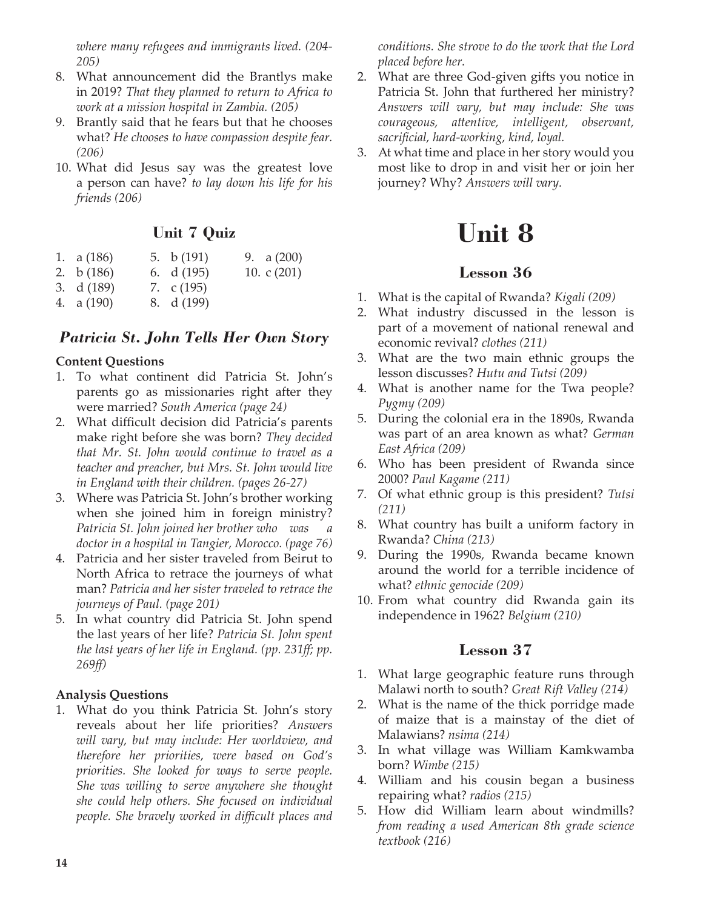*where many refugees and immigrants lived. (204-205)*

8. What announcement did the Brantlys make in 2019? *That they planned to return to Africa to work at a mission hospital in Zambia. (205)*
9. Brantly said that he fears but that he chooses what? *He chooses to have compassion despite fear. (206)*
10. What did Jesus say was the greatest love a person can have? *to lay down his life for his friends (206)*

## Unit 7 Quiz

1. a (186)
2. b (186)
3. d (189)
4. a (190)
5. b (191)
6. d (195)
7. c (195)
8. d (199)
9. a (200)
10. c (201)

## *Patricia St. John Tells Her Own Story*

**Content Questions**

1. To what continent did Patricia St. John's parents go as missionaries right after they were married? *South America (page 24)*
2. What difficult decision did Patricia's parents make right before she was born? *They decided that Mr. St. John would continue to travel as a teacher and preacher, but Mrs. St. John would live in England with their children. (pages 26-27)*
3. Where was Patricia St. John's brother working when she joined him in foreign ministry? *Patricia St. John joined her brother who was a doctor in a hospital in Tangier, Morocco. (page 76)*
4. Patricia and her sister traveled from Beirut to North Africa to retrace the journeys of what man? *Patricia and her sister traveled to retrace the journeys of Paul. (page 201)*
5. In what country did Patricia St. John spend the last years of her life? *Patricia St. John spent the last years of her life in England. (pp. 231ff; pp. 269ff)*

**Analysis Questions**

1. What do you think Patricia St. John's story reveals about her life priorities? *Answers will vary, but may include: Her worldview, and therefore her priorities, were based on God's priorities. She looked for ways to serve people. She was willing to serve anywhere she thought she could help others. She focused on individual people. She bravely worked in difficult places and conditions. She strove to do the work that the Lord placed before her.*
2. What are three God-given gifts you notice in Patricia St. John that furthered her ministry? *Answers will vary, but may include: She was courageous, attentive, intelligent, observant, sacrificial, hard-working, kind, loyal.*
3. At what time and place in her story would you most like to drop in and visit her or join her journey? Why? *Answers will vary.*

# Unit 8

## Lesson 36

1. What is the capital of Rwanda? *Kigali (209)*
2. What industry discussed in the lesson is part of a movement of national renewal and economic revival? *clothes (211)*
3. What are the two main ethnic groups the lesson discusses? *Hutu and Tutsi (209)*
4. What is another name for the Twa people? *Pygmy (209)*
5. During the colonial era in the 1890s, Rwanda was part of an area known as what? *German East Africa (209)*
6. Who has been president of Rwanda since 2000? *Paul Kagame (211)*
7. Of what ethnic group is this president? *Tutsi (211)*
8. What country has built a uniform factory in Rwanda? *China (213)*
9. During the 1990s, Rwanda became known around the world for a terrible incidence of what? *ethnic genocide (209)*
10. From what country did Rwanda gain its independence in 1962? *Belgium (210)*

## Lesson 37

1. What large geographic feature runs through Malawi north to south? *Great Rift Valley (214)*
2. What is the name of the thick porridge made of maize that is a mainstay of the diet of Malawians? *nsima (214)*
3. In what village was William Kamkwamba born? *Wimbe (215)*
4. William and his cousin began a business repairing what? *radios (215)*
5. How did William learn about windmills? *from reading a used American 8th grade science textbook (216)*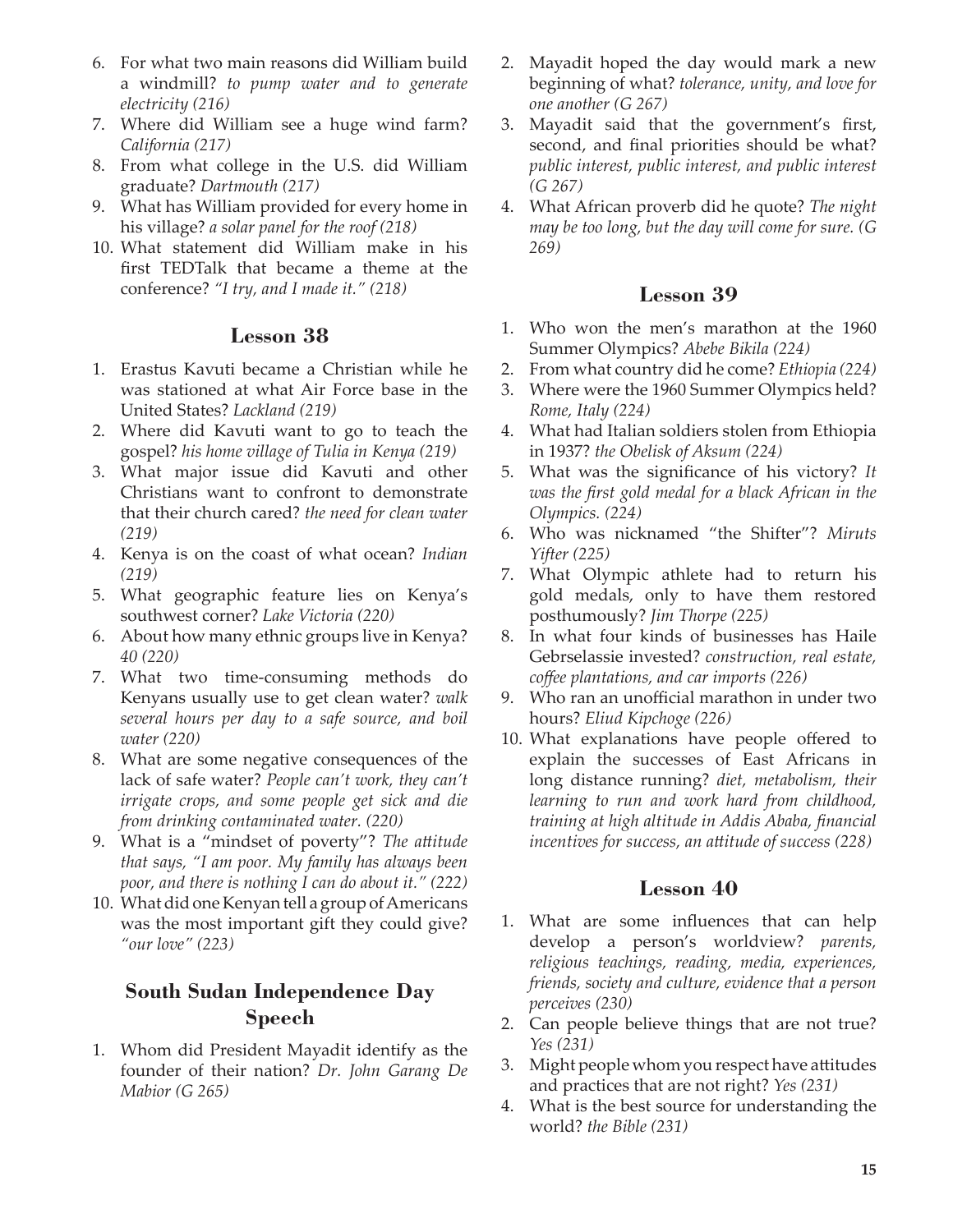6. For what two main reasons did William build a windmill? *to pump water and to generate electricity (216)*
7. Where did William see a huge wind farm? *California (217)*
8. From what college in the U.S. did William graduate? *Dartmouth (217)*
9. What has William provided for every home in his village? *a solar panel for the roof (218)*
10. What statement did William make in his first TEDTalk that became a theme at the conference? *"I try, and I made it." (218)*

## Lesson 38

1. Erastus Kavuti became a Christian while he was stationed at what Air Force base in the United States? *Lackland (219)*
2. Where did Kavuti want to go to teach the gospel? *his home village of Tulia in Kenya (219)*
3. What major issue did Kavuti and other Christians want to confront to demonstrate that their church cared? *the need for clean water (219)*
4. Kenya is on the coast of what ocean? *Indian (219)*
5. What geographic feature lies on Kenya's southwest corner? *Lake Victoria (220)*
6. About how many ethnic groups live in Kenya? *40 (220)*
7. What two time-consuming methods do Kenyans usually use to get clean water? *walk several hours per day to a safe source, and boil water (220)*
8. What are some negative consequences of the lack of safe water? *People can't work, they can't irrigate crops, and some people get sick and die from drinking contaminated water. (220)*
9. What is a "mindset of poverty"? *The attitude that says, "I am poor. My family has always been poor, and there is nothing I can do about it." (222)*
10. What did one Kenyan tell a group of Americans was the most important gift they could give? *"our love" (223)*

## South Sudan Independence Day Speech

1. Whom did President Mayadit identify as the founder of their nation? *Dr. John Garang De Mabior (G 265)*
2. Mayadit hoped the day would mark a new beginning of what? *tolerance, unity, and love for one another (G 267)*
3. Mayadit said that the government's first, second, and final priorities should be what? *public interest, public interest, and public interest (G 267)*
4. What African proverb did he quote? *The night may be too long, but the day will come for sure. (G 269)*

## Lesson 39

1. Who won the men's marathon at the 1960 Summer Olympics? *Abebe Bikila (224)*
2. From what country did he come? *Ethiopia (224)*
3. Where were the 1960 Summer Olympics held? *Rome, Italy (224)*
4. What had Italian soldiers stolen from Ethiopia in 1937? *the Obelisk of Aksum (224)*
5. What was the significance of his victory? *It was the first gold medal for a black African in the Olympics. (224)*
6. Who was nicknamed "the Shifter"? *Miruts Yifter (225)*
7. What Olympic athlete had to return his gold medals, only to have them restored posthumously? *Jim Thorpe (225)*
8. In what four kinds of businesses has Haile Gebrselassie invested? *construction, real estate, coffee plantations, and car imports (226)*
9. Who ran an unofficial marathon in under two hours? *Eliud Kipchoge (226)*
10. What explanations have people offered to explain the successes of East Africans in long distance running? *diet, metabolism, their learning to run and work hard from childhood, training at high altitude in Addis Ababa, financial incentives for success, an attitude of success (228)*

## Lesson 40

1. What are some influences that can help develop a person's worldview? *parents, religious teachings, reading, media, experiences, friends, society and culture, evidence that a person perceives (230)*
2. Can people believe things that are not true? *Yes (231)*
3. Might people whom you respect have attitudes and practices that are not right? *Yes (231)*
4. What is the best source for understanding the world? *the Bible (231)*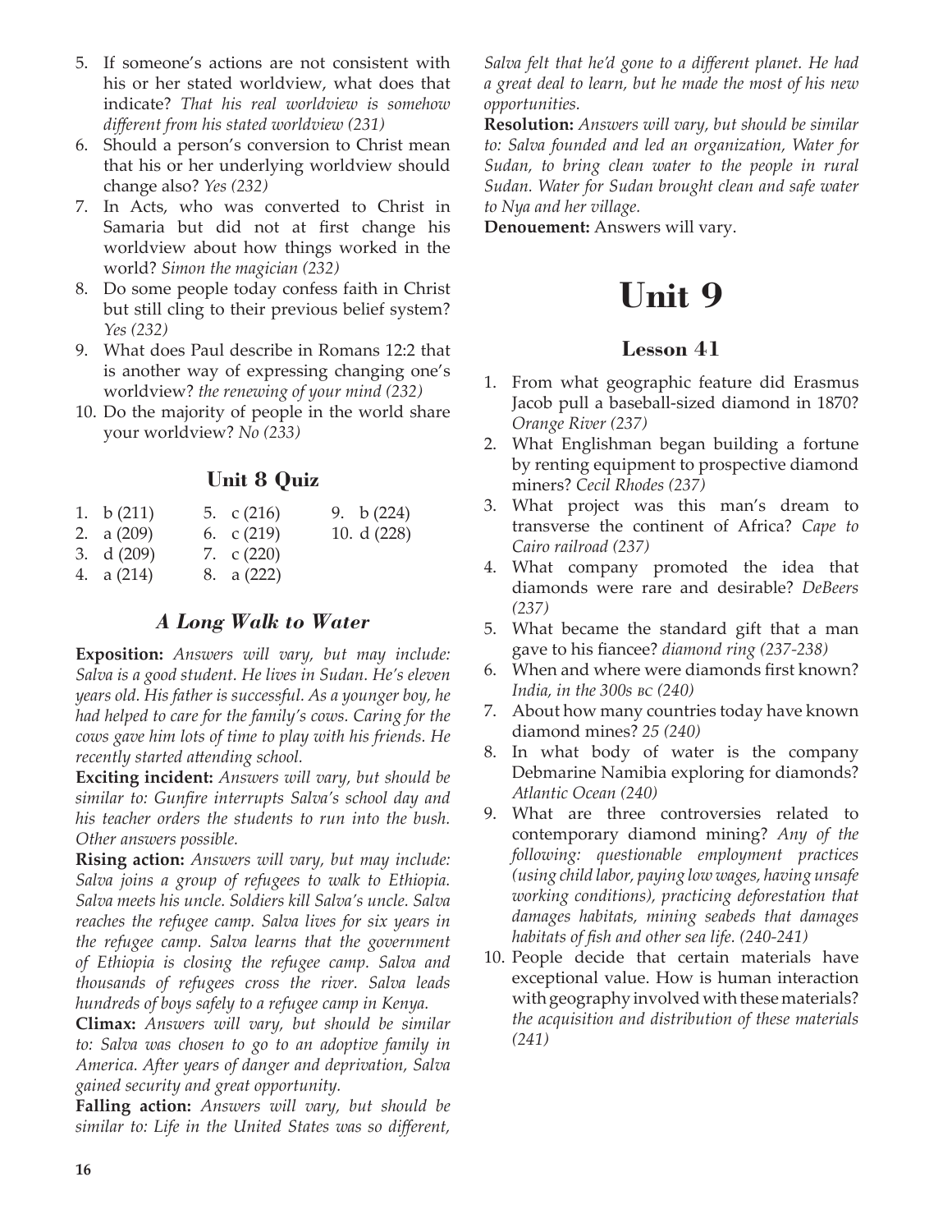5. If someone's actions are not consistent with his or her stated worldview, what does that indicate? *That his real worldview is somehow different from his stated worldview (231)*
6. Should a person's conversion to Christ mean that his or her underlying worldview should change also? *Yes (232)*
7. In Acts, who was converted to Christ in Samaria but did not at first change his worldview about how things worked in the world? *Simon the magician (232)*
8. Do some people today confess faith in Christ but still cling to their previous belief system? *Yes (232)*
9. What does Paul describe in Romans 12:2 that is another way of expressing changing one's worldview? *the renewing of your mind (232)*
10. Do the majority of people in the world share your worldview? *No (233)*

### Unit 8 Quiz

| | | |
|---|---|---|
| 1. b (211) | 5. c (216) | 9. b (224) |
| 2. a (209) | 6. c (219) | 10. d (228) |
| 3. d (209) | 7. c (220) | |
| 4. a (214) | 8. a (222) | |

### *A Long Walk to Water*

**Exposition:** *Answers will vary, but may include: Salva is a good student. He lives in Sudan. He's eleven years old. His father is successful. As a younger boy, he had helped to care for the family's cows. Caring for the cows gave him lots of time to play with his friends. He recently started attending school.*

**Exciting incident:** *Answers will vary, but should be similar to: Gunfire interrupts Salva's school day and his teacher orders the students to run into the bush. Other answers possible.*

**Rising action:** *Answers will vary, but may include: Salva joins a group of refugees to walk to Ethiopia. Salva meets his uncle. Soldiers kill Salva's uncle. Salva reaches the refugee camp. Salva lives for six years in the refugee camp. Salva learns that the government of Ethiopia is closing the refugee camp. Salva and thousands of refugees cross the river. Salva leads hundreds of boys safely to a refugee camp in Kenya.*

**Climax:** *Answers will vary, but should be similar to: Salva was chosen to go to an adoptive family in America. After years of danger and deprivation, Salva gained security and great opportunity.*

**Falling action:** *Answers will vary, but should be similar to: Life in the United States was so different, Salva felt that he'd gone to a different planet. He had a great deal to learn, but he made the most of his new opportunities.*

**Resolution:** *Answers will vary, but should be similar to: Salva founded and led an organization, Water for Sudan, to bring clean water to the people in rural Sudan. Water for Sudan brought clean and safe water to Nya and her village.*

**Denouement:** Answers will vary.

# Unit 9

### Lesson 41

1. From what geographic feature did Erasmus Jacob pull a baseball-sized diamond in 1870? *Orange River (237)*
2. What Englishman began building a fortune by renting equipment to prospective diamond miners? *Cecil Rhodes (237)*
3. What project was this man's dream to transverse the continent of Africa? *Cape to Cairo railroad (237)*
4. What company promoted the idea that diamonds were rare and desirable? *DeBeers (237)*
5. What became the standard gift that a man gave to his fiance? *diamond ring (237-238)*
6. When and where were diamonds first known? *India, in the 300s BC (240)*
7. About how many countries today have known diamond mines? *25 (240)*
8. In what body of water is the company Debmarine Namibia exploring for diamonds? *Atlantic Ocean (240)*
9. What are three controversies related to contemporary diamond mining? *Any of the following: questionable employment practices (using child labor, paying low wages, having unsafe working conditions), practicing deforestation that damages habitats, mining seabeds that damages habitats of fish and other sea life. (240-241)*
10. People decide that certain materials have exceptional value. How is human interaction with geography involved with these materials? *the acquisition and distribution of these materials (241)*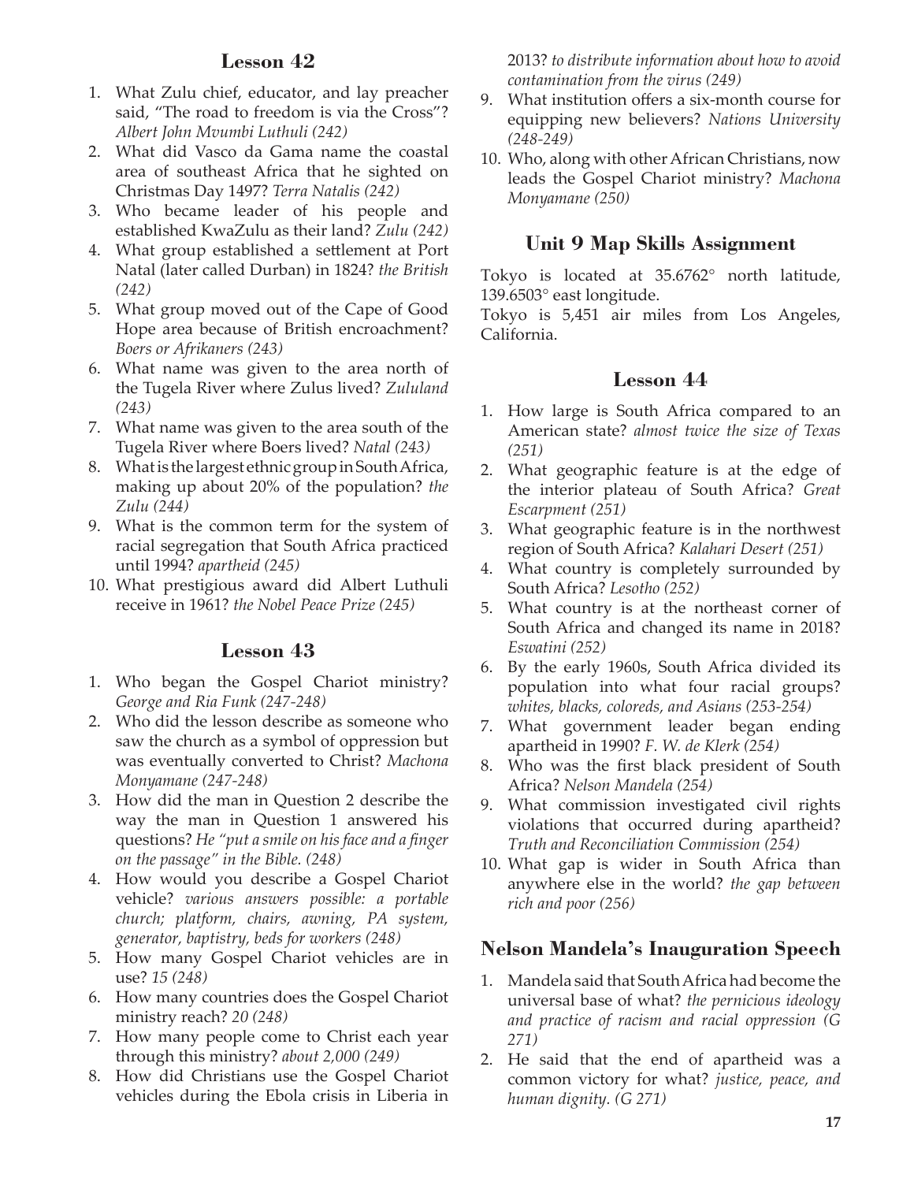## Lesson 42

1. What Zulu chief, educator, and lay preacher said, "The road to freedom is via the Cross"? *Albert John Mvumbi Luthuli (242)*
2. What did Vasco da Gama name the coastal area of southeast Africa that he sighted on Christmas Day 1497? *Terra Natalis (242)*
3. Who became leader of his people and established KwaZulu as their land? *Zulu (242)*
4. What group established a settlement at Port Natal (later called Durban) in 1824? *the British (242)*
5. What group moved out of the Cape of Good Hope area because of British encroachment? *Boers or Afrikaners (243)*
6. What name was given to the area north of the Tugela River where Zulus lived? *Zululand (243)*
7. What name was given to the area south of the Tugela River where Boers lived? *Natal (243)*
8. What is the largest ethnic group in South Africa, making up about 20% of the population? *the Zulu (244)*
9. What is the common term for the system of racial segregation that South Africa practiced until 1994? *apartheid (245)*
10. What prestigious award did Albert Luthuli receive in 1961? *the Nobel Peace Prize (245)*

## Lesson 43

1. Who began the Gospel Chariot ministry? *George and Ria Funk (247-248)*
2. Who did the lesson describe as someone who saw the church as a symbol of oppression but was eventually converted to Christ? *Machona Monyamane (247-248)*
3. How did the man in Question 2 describe the way the man in Question 1 answered his questions? *He "put a smile on his face and a finger on the passage" in the Bible. (248)*
4. How would you describe a Gospel Chariot vehicle? *various answers possible: a portable church; platform, chairs, awning, PA system, generator, baptistry, beds for workers (248)*
5. How many Gospel Chariot vehicles are in use? *15 (248)*
6. How many countries does the Gospel Chariot ministry reach? *20 (248)*
7. How many people come to Christ each year through this ministry? *about 2,000 (249)*
8. How did Christians use the Gospel Chariot vehicles during the Ebola crisis in Liberia in 2013? *to distribute information about how to avoid contamination from the virus (249)*
9. What institution offers a six-month course for equipping new believers? *Nations University (248-249)*
10. Who, along with other African Christians, now leads the Gospel Chariot ministry? *Machona Monyamane (250)*

## Unit 9 Map Skills Assignment

Tokyo is located at 35.6762° north latitude, 139.6503° east longitude.
Tokyo is 5,451 air miles from Los Angeles, California.

## Lesson 44

1. How large is South Africa compared to an American state? *almost twice the size of Texas (251)*
2. What geographic feature is at the edge of the interior plateau of South Africa? *Great Escarpment (251)*
3. What geographic feature is in the northwest region of South Africa? *Kalahari Desert (251)*
4. What country is completely surrounded by South Africa? *Lesotho (252)*
5. What country is at the northeast corner of South Africa and changed its name in 2018? *Eswatini (252)*
6. By the early 1960s, South Africa divided its population into what four racial groups? *whites, blacks, coloreds, and Asians (253-254)*
7. What government leader began ending apartheid in 1990? *F. W. de Klerk (254)*
8. Who was the first black president of South Africa? *Nelson Mandela (254)*
9. What commission investigated civil rights violations that occurred during apartheid? *Truth and Reconciliation Commission (254)*
10. What gap is wider in South Africa than anywhere else in the world? *the gap between rich and poor (256)*

## Nelson Mandela's Inauguration Speech

1. Mandela said that South Africa had become the universal base of what? *the pernicious ideology and practice of racism and racial oppression (G 271)*
2. He said that the end of apartheid was a common victory for what? *justice, peace, and human dignity. (G 271)*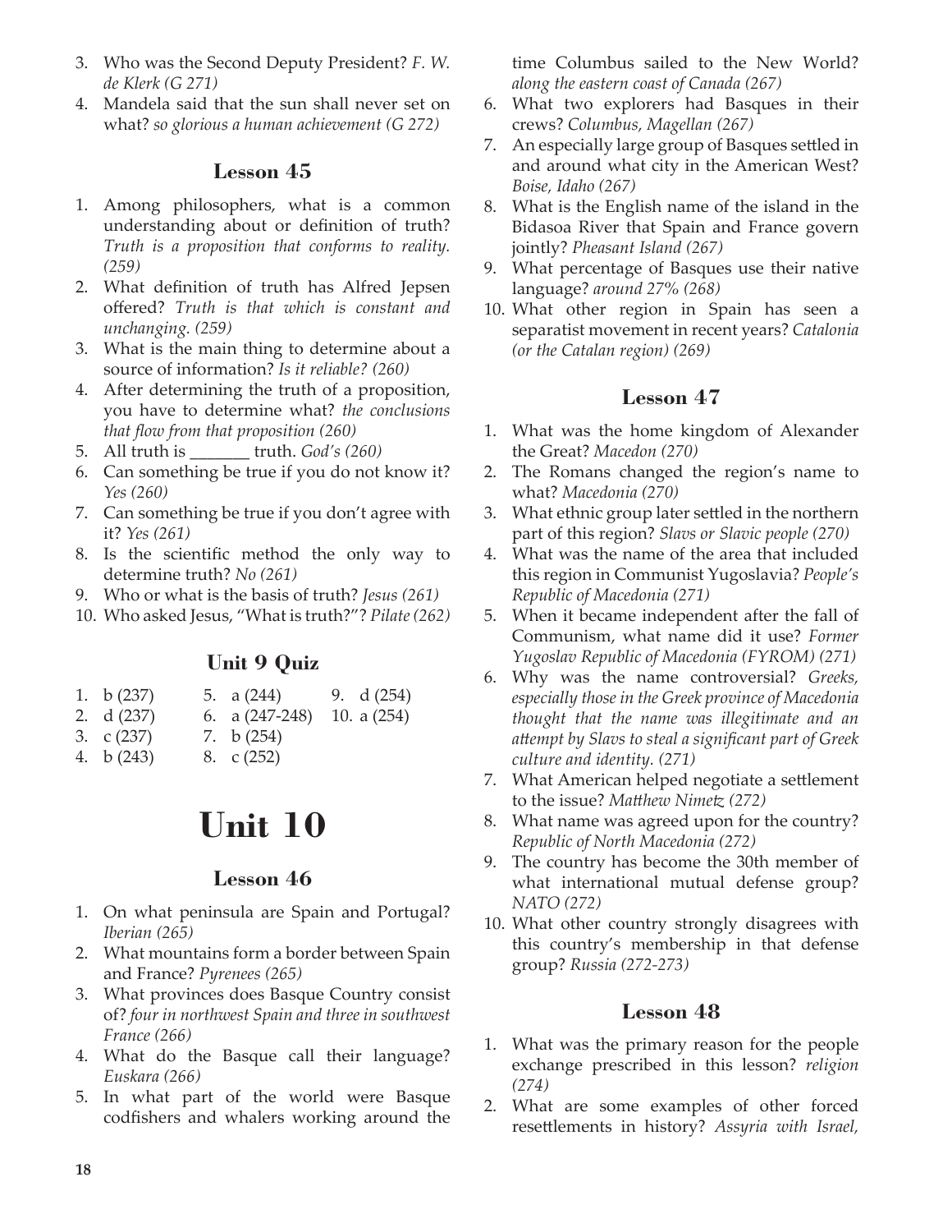3. Who was the Second Deputy President? *F. W. de Klerk (G 271)*
4. Mandela said that the sun shall never set on what? *so glorious a human achievement (G 272)*

### Lesson 45

1. Among philosophers, what is a common understanding about or definition of truth? *Truth is a proposition that conforms to reality. (259)*
2. What definition of truth has Alfred Jepsen offered? *Truth is that which is constant and unchanging. (259)*
3. What is the main thing to determine about a source of information? *Is it reliable? (260)*
4. After determining the truth of a proposition, you have to determine what? *the conclusions that flow from that proposition (260)*
5. All truth is _______ truth. *God's (260)*
6. Can something be true if you do not know it? *Yes (260)*
7. Can something be true if you don't agree with it? *Yes (261)*
8. Is the scientific method the only way to determine truth? *No (261)*
9. Who or what is the basis of truth? *Jesus (261)*
10. Who asked Jesus, "What is truth?"? *Pilate (262)*

### Unit 9 Quiz

1. b (237)
2. d (237)
3. c (237)
4. b (243)
5. a (244)
6. a (247-248)
7. b (254)
8. c (252)
9. d (254)
10. a (254)

# Unit 10

### Lesson 46

1. On what peninsula are Spain and Portugal? *Iberian (265)*
2. What mountains form a border between Spain and France? *Pyrenees (265)*
3. What provinces does Basque Country consist of? *four in northwest Spain and three in southwest France (266)*
4. What do the Basque call their language? *Euskara (266)*
5. In what part of the world were Basque codfishers and whalers working around the time Columbus sailed to the New World? *along the eastern coast of Canada (267)*
6. What two explorers had Basques in their crews? *Columbus, Magellan (267)*
7. An especially large group of Basques settled in and around what city in the American West? *Boise, Idaho (267)*
8. What is the English name of the island in the Bidasoa River that Spain and France govern jointly? *Pheasant Island (267)*
9. What percentage of Basques use their native language? *around 27% (268)*
10. What other region in Spain has seen a separatist movement in recent years? *Catalonia (or the Catalan region) (269)*

### Lesson 47

1. What was the home kingdom of Alexander the Great? *Macedon (270)*
2. The Romans changed the region's name to what? *Macedonia (270)*
3. What ethnic group later settled in the northern part of this region? *Slavs or Slavic people (270)*
4. What was the name of the area that included this region in Communist Yugoslavia? *People's Republic of Macedonia (271)*
5. When it became independent after the fall of Communism, what name did it use? *Former Yugoslav Republic of Macedonia (FYROM) (271)*
6. Why was the name controversial? *Greeks, especially those in the Greek province of Macedonia thought that the name was illegitimate and an attempt by Slavs to steal a significant part of Greek culture and identity. (271)*
7. What American helped negotiate a settlement to the issue? *Matthew Nimetz (272)*
8. What name was agreed upon for the country? *Republic of North Macedonia (272)*
9. The country has become the 30th member of what international mutual defense group? *NATO (272)*
10. What other country strongly disagrees with this country's membership in that defense group? *Russia (272-273)*

### Lesson 48

1. What was the primary reason for the people exchange prescribed in this lesson? *religion (274)*
2. What are some examples of other forced resettlements in history? *Assyria with Israel,*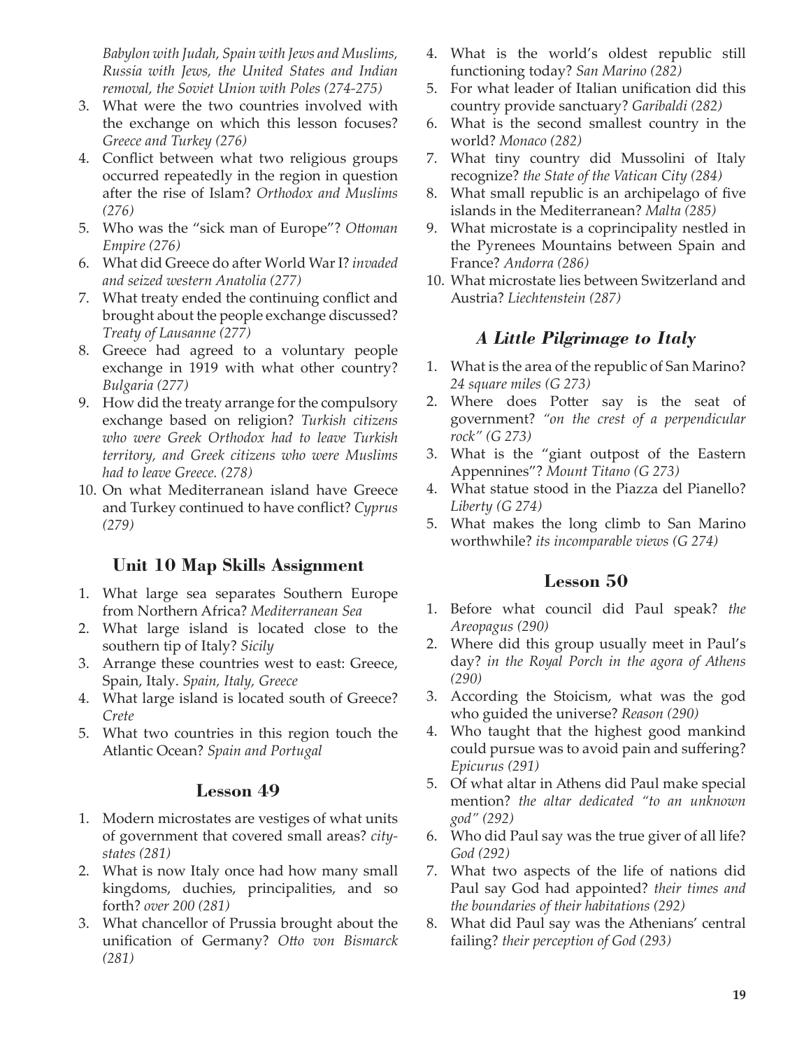*Babylon with Judah, Spain with Jews and Muslims, Russia with Jews, the United States and Indian removal, the Soviet Union with Poles (274-275)*

3. What were the two countries involved with the exchange on which this lesson focuses? *Greece and Turkey (276)*
4. Conflict between what two religious groups occurred repeatedly in the region in question after the rise of Islam? *Orthodox and Muslims (276)*
5. Who was the "sick man of Europe"? *Ottoman Empire (276)*
6. What did Greece do after World War I? *invaded and seized western Anatolia (277)*
7. What treaty ended the continuing conflict and brought about the people exchange discussed? *Treaty of Lausanne (277)*
8. Greece had agreed to a voluntary people exchange in 1919 with what other country? *Bulgaria (277)*
9. How did the treaty arrange for the compulsory exchange based on religion? *Turkish citizens who were Greek Orthodox had to leave Turkish territory, and Greek citizens who were Muslims had to leave Greece. (278)*
10. On what Mediterranean island have Greece and Turkey continued to have conflict? *Cyprus (279)*

## Unit 10 Map Skills Assignment

1. What large sea separates Southern Europe from Northern Africa? *Mediterranean Sea*
2. What large island is located close to the southern tip of Italy? *Sicily*
3. Arrange these countries west to east: Greece, Spain, Italy. *Spain, Italy, Greece*
4. What large island is located south of Greece? *Crete*
5. What two countries in this region touch the Atlantic Ocean? *Spain and Portugal*

## Lesson 49

1. Modern microstates are vestiges of what units of government that covered small areas? *city-states (281)*
2. What is now Italy once had how many small kingdoms, duchies, principalities, and so forth? *over 200 (281)*
3. What chancellor of Prussia brought about the unification of Germany? *Otto von Bismarck (281)*
4. What is the world's oldest republic still functioning today? *San Marino (282)*
5. For what leader of Italian unification did this country provide sanctuary? *Garibaldi (282)*
6. What is the second smallest country in the world? *Monaco (282)*
7. What tiny country did Mussolini of Italy recognize? *the State of the Vatican City (284)*
8. What small republic is an archipelago of five islands in the Mediterranean? *Malta (285)*
9. What microstate is a coprincipality nestled in the Pyrenees Mountains between Spain and France? *Andorra (286)*
10. What microstate lies between Switzerland and Austria? *Liechtenstein (287)*

## *A Little Pilgrimage to Italy*

1. What is the area of the republic of San Marino? *24 square miles (G 273)*
2. Where does Potter say is the seat of government? *"on the crest of a perpendicular rock" (G 273)*
3. What is the "giant outpost of the Eastern Appennines"? *Mount Titano (G 273)*
4. What statue stood in the Piazza del Pianello? *Liberty (G 274)*
5. What makes the long climb to San Marino worthwhile? *its incomparable views (G 274)*

## Lesson 50

1. Before what council did Paul speak? *the Areopagus (290)*
2. Where did this group usually meet in Paul's day? *in the Royal Porch in the agora of Athens (290)*
3. According the Stoicism, what was the god who guided the universe? *Reason (290)*
4. Who taught that the highest good mankind could pursue was to avoid pain and suffering? *Epicurus (291)*
5. Of what altar in Athens did Paul make special mention? *the altar dedicated "to an unknown god" (292)*
6. Who did Paul say was the true giver of all life? *God (292)*
7. What two aspects of the life of nations did Paul say God had appointed? *their times and the boundaries of their habitations (292)*
8. What did Paul say was the Athenians' central failing? *their perception of God (293)*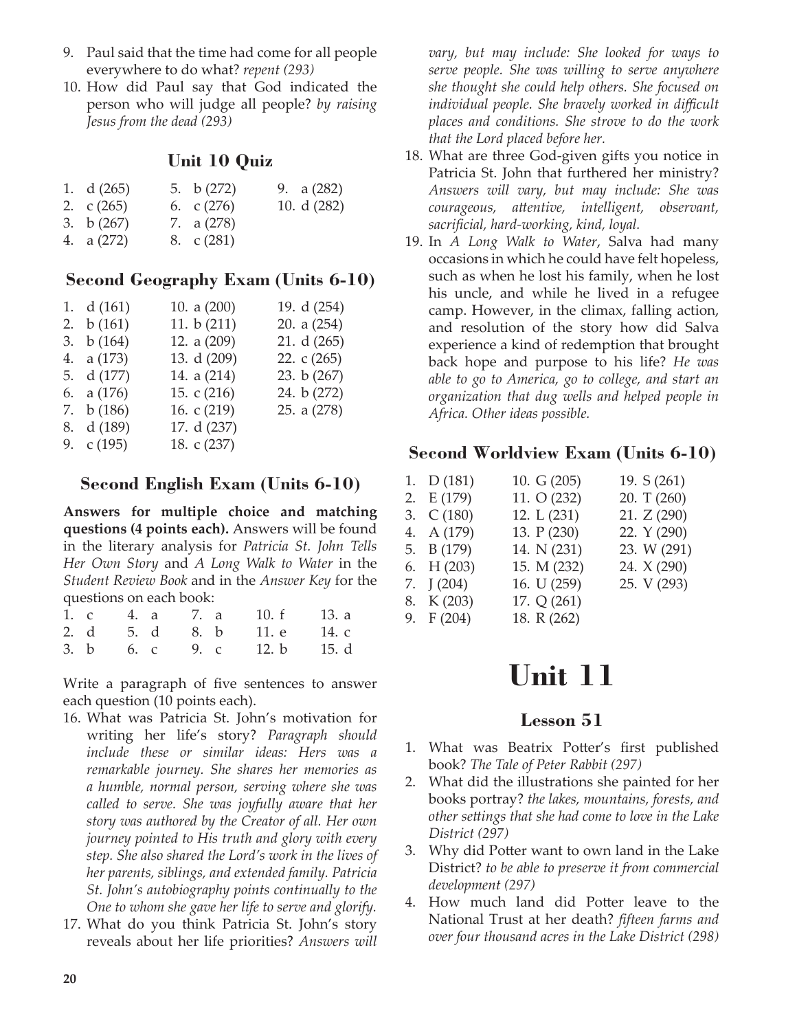9. Paul said that the time had come for all people everywhere to do what? *repent (293)*
10. How did Paul say that God indicated the person who will judge all people? *by raising Jesus from the dead (293)*

### Unit 10 Quiz

| | | |
|---|---|---|
| 1. d (265) | 5. b (272) | 9. a (282) |
| 2. c (265) | 6. c (276) | 10. d (282) |
| 3. b (267) | 7. a (278) | |
| 4. a (272) | 8. c (281) | |

### Second Geography Exam (Units 6-10)

| | | |
|---|---|---|
| 1. d (161) | 10. a (200) | 19. d (254) |
| 2. b (161) | 11. b (211) | 20. a (254) |
| 3. b (164) | 12. a (209) | 21. d (265) |
| 4. a (173) | 13. d (209) | 22. c (265) |
| 5. d (177) | 14. a (214) | 23. b (267) |
| 6. a (176) | 15. c (216) | 24. b (272) |
| 7. b (186) | 16. c (219) | 25. a (278) |
| 8. d (189) | 17. d (237) | |
| 9. c (195) | 18. c (237) | |

### Second English Exam (Units 6-10)

**Answers for multiple choice and matching questions (4 points each).** Answers will be found in the literary analysis for *Patricia St. John Tells Her Own Story* and *A Long Walk to Water* in the *Student Review Book* and in the *Answer Key* for the questions on each book:

| | | | | |
|---|---|---|---|---|
| 1. c | 4. a | 7. a | 10. f | 13. a |
| 2. d | 5. d | 8. b | 11. e | 14. c |
| 3. b | 6. c | 9. c | 12. b | 15. d |

Write a paragraph of five sentences to answer each question (10 points each).

16. What was Patricia St. John's motivation for writing her life's story? *Paragraph should include these or similar ideas: Hers was a remarkable journey. She shares her memories as a humble, normal person, serving where she was called to serve. She was joyfully aware that her story was authored by the Creator of all. Her own journey pointed to His truth and glory with every step. She also shared the Lord's work in the lives of her parents, siblings, and extended family. Patricia St. John's autobiography points continually to the One to whom she gave her life to serve and glorify.*
17. What do you think Patricia St. John's story reveals about her life priorities? *Answers will vary, but may include: She looked for ways to serve people. She was willing to serve anywhere she thought she could help others. She focused on individual people. She bravely worked in difficult places and conditions. She strove to do the work that the Lord placed before her.*
18. What are three God-given gifts you notice in Patricia St. John that furthered her ministry? *Answers will vary, but may include: She was courageous, attentive, intelligent, observant, sacrificial, hard-working, kind, loyal.*
19. In *A Long Walk to Water*, Salva had many occasions in which he could have felt hopeless, such as when he lost his family, when he lost his uncle, and while he lived in a refugee camp. However, in the climax, falling action, and resolution of the story how did Salva experience a kind of redemption that brought back hope and purpose to his life? *He was able to go to America, go to college, and start an organization that dug wells and helped people in Africa. Other ideas possible.*

### Second Worldview Exam (Units 6-10)

| | | |
|---|---|---|
| 1. D (181) | 10. G (205) | 19. S (261) |
| 2. E (179) | 11. O (232) | 20. T (260) |
| 3. C (180) | 12. L (231) | 21. Z (290) |
| 4. A (179) | 13. P (230) | 22. Y (290) |
| 5. B (179) | 14. N (231) | 23. W (291) |
| 6. H (203) | 15. M (232) | 24. X (290) |
| 7. J (204) | 16. U (259) | 25. V (293) |
| 8. K (203) | 17. Q (261) | |
| 9. F (204) | 18. R (262) | |

# Unit 11

### Lesson 51

1. What was Beatrix Potter's first published book? *The Tale of Peter Rabbit (297)*
2. What did the illustrations she painted for her books portray? *the lakes, mountains, forests, and other settings that she had come to love in the Lake District (297)*
3. Why did Potter want to own land in the Lake District? *to be able to preserve it from commercial development (297)*
4. How much land did Potter leave to the National Trust at her death? *fifteen farms and over four thousand acres in the Lake District (298)*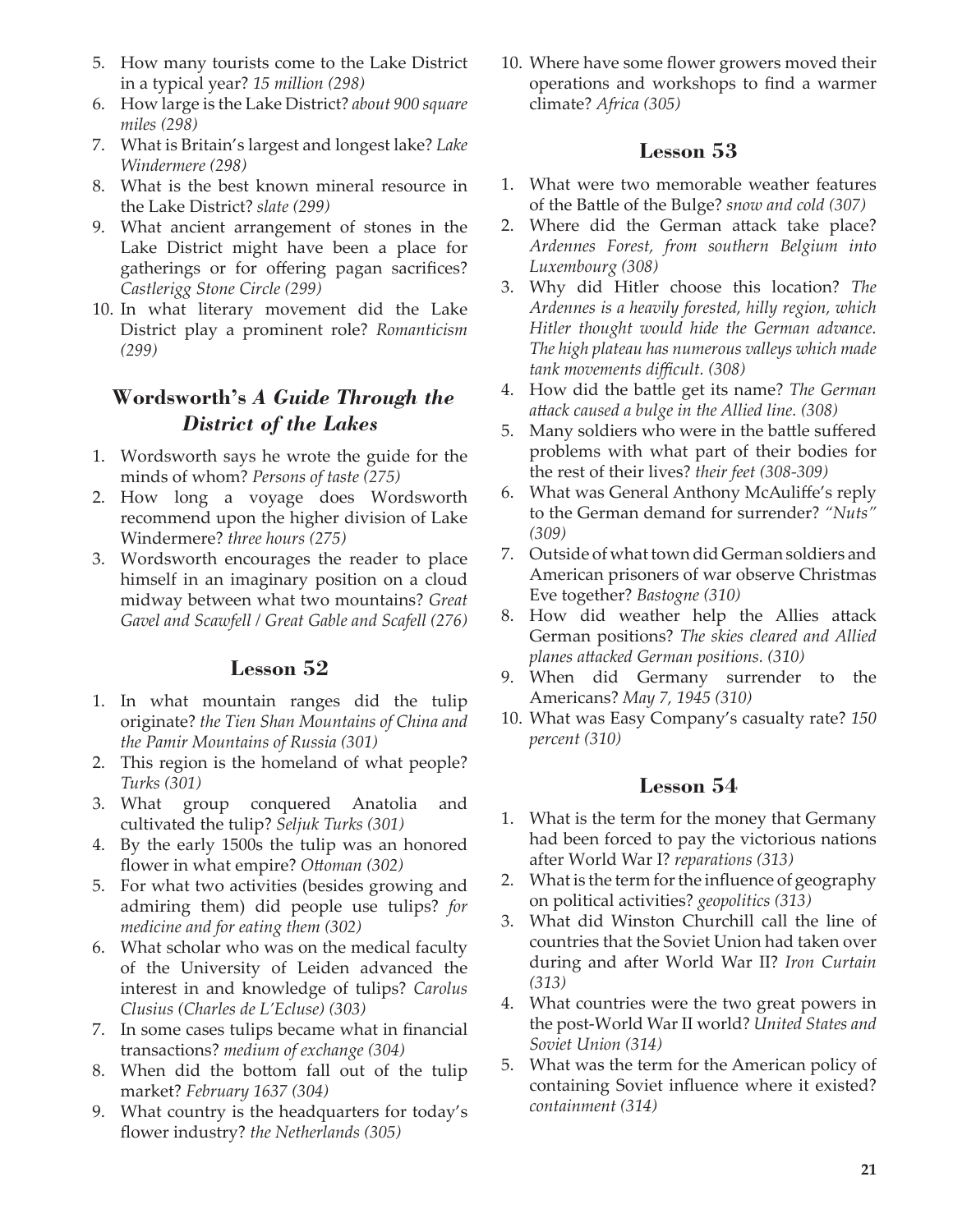5. How many tourists come to the Lake District in a typical year? *15 million (298)*
6. How large is the Lake District? *about 900 square miles (298)*
7. What is Britain's largest and longest lake? *Lake Windermere (298)*
8. What is the best known mineral resource in the Lake District? *slate (299)*
9. What ancient arrangement of stones in the Lake District might have been a place for gatherings or for offering pagan sacrifices? *Castlerigg Stone Circle (299)*
10. In what literary movement did the Lake District play a prominent role? *Romanticism (299)*

## Wordsworth's *A Guide Through the District of the Lakes*

1. Wordsworth says he wrote the guide for the minds of whom? *Persons of taste (275)*
2. How long a voyage does Wordsworth recommend upon the higher division of Lake Windermere? *three hours (275)*
3. Wordsworth encourages the reader to place himself in an imaginary position on a cloud midway between what two mountains? *Great Gavel and Scawfell / Great Gable and Scafell (276)*

## Lesson 52

1. In what mountain ranges did the tulip originate? *the Tien Shan Mountains of China and the Pamir Mountains of Russia (301)*
2. This region is the homeland of what people? *Turks (301)*
3. What group conquered Anatolia and cultivated the tulip? *Seljuk Turks (301)*
4. By the early 1500s the tulip was an honored flower in what empire? *Ottoman (302)*
5. For what two activities (besides growing and admiring them) did people use tulips? *for medicine and for eating them (302)*
6. What scholar who was on the medical faculty of the University of Leiden advanced the interest in and knowledge of tulips? *Carolus Clusius (Charles de L'Ecluse) (303)*
7. In some cases tulips became what in financial transactions? *medium of exchange (304)*
8. When did the bottom fall out of the tulip market? *February 1637 (304)*
9. What country is the headquarters for today's flower industry? *the Netherlands (305)*
10. Where have some flower growers moved their operations and workshops to find a warmer climate? *Africa (305)*

## Lesson 53

1. What were two memorable weather features of the Battle of the Bulge? *snow and cold (307)*
2. Where did the German attack take place? *Ardennes Forest, from southern Belgium into Luxembourg (308)*
3. Why did Hitler choose this location? *The Ardennes is a heavily forested, hilly region, which Hitler thought would hide the German advance. The high plateau has numerous valleys which made tank movements difficult. (308)*
4. How did the battle get its name? *The German attack caused a bulge in the Allied line. (308)*
5. Many soldiers who were in the battle suffered problems with what part of their bodies for the rest of their lives? *their feet (308-309)*
6. What was General Anthony McAuliffe's reply to the German demand for surrender? *"Nuts" (309)*
7. Outside of what town did German soldiers and American prisoners of war observe Christmas Eve together? *Bastogne (310)*
8. How did weather help the Allies attack German positions? *The skies cleared and Allied planes attacked German positions. (310)*
9. When did Germany surrender to the Americans? *May 7, 1945 (310)*
10. What was Easy Company's casualty rate? *150 percent (310)*

## Lesson 54

1. What is the term for the money that Germany had been forced to pay the victorious nations after World War I? *reparations (313)*
2. What is the term for the influence of geography on political activities? *geopolitics (313)*
3. What did Winston Churchill call the line of countries that the Soviet Union had taken over during and after World War II? *Iron Curtain (313)*
4. What countries were the two great powers in the post-World War II world? *United States and Soviet Union (314)*
5. What was the term for the American policy of containing Soviet influence where it existed? *containment (314)*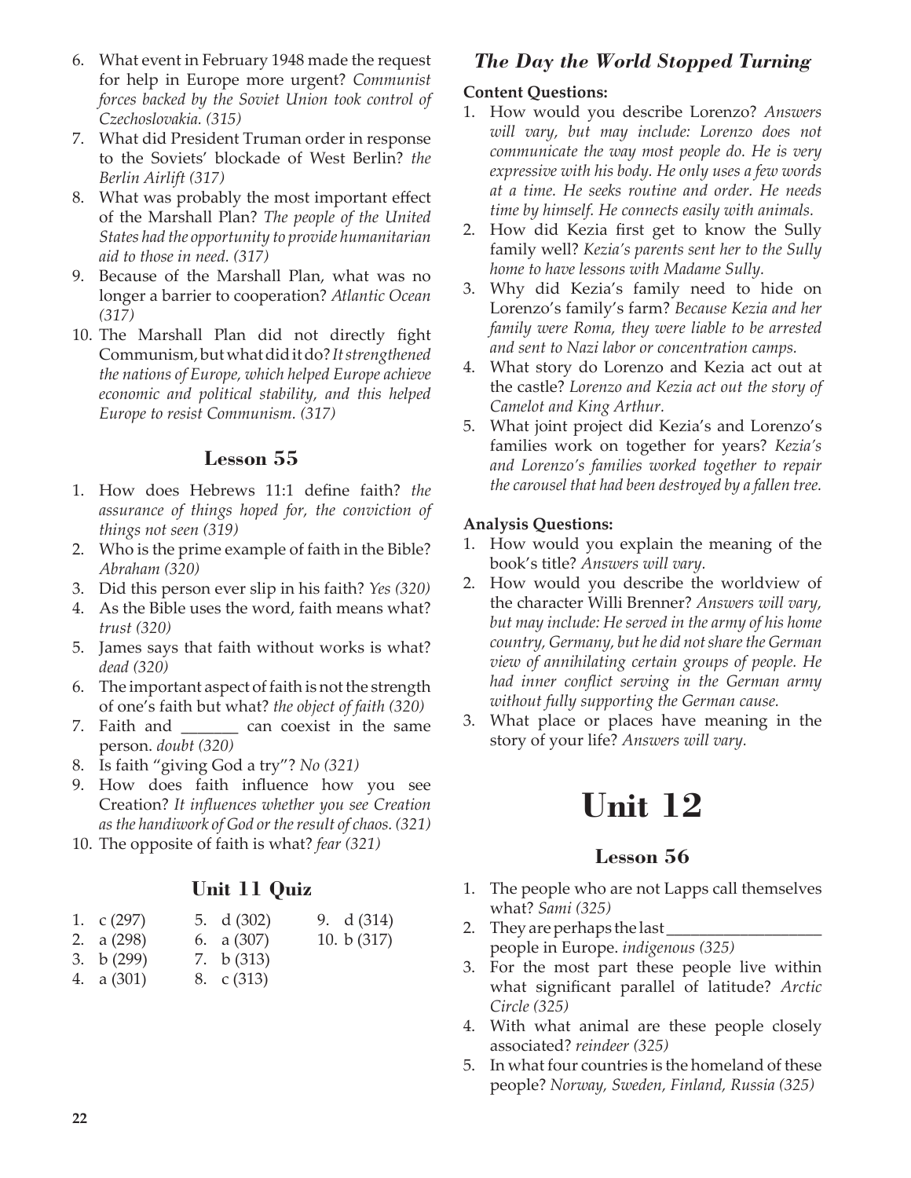6. What event in February 1948 made the request for help in Europe more urgent? *Communist forces backed by the Soviet Union took control of Czechoslovakia. (315)*
7. What did President Truman order in response to the Soviets' blockade of West Berlin? *the Berlin Airlift (317)*
8. What was probably the most important effect of the Marshall Plan? *The people of the United States had the opportunity to provide humanitarian aid to those in need. (317)*
9. Because of the Marshall Plan, what was no longer a barrier to cooperation? *Atlantic Ocean (317)*
10. The Marshall Plan did not directly fight Communism, but what did it do? *It strengthened the nations of Europe, which helped Europe achieve economic and political stability, and this helped Europe to resist Communism. (317)*

### Lesson 55

1. How does Hebrews 11:1 define faith? *the assurance of things hoped for, the conviction of things not seen (319)*
2. Who is the prime example of faith in the Bible? *Abraham (320)*
3. Did this person ever slip in his faith? *Yes (320)*
4. As the Bible uses the word, faith means what? *trust (320)*
5. James says that faith without works is what? *dead (320)*
6. The important aspect of faith is not the strength of one's faith but what? *the object of faith (320)*
7. Faith and _______ can coexist in the same person. *doubt (320)*
8. Is faith "giving God a try"? *No (321)*
9. How does faith influence how you see Creation? *It influences whether you see Creation as the handiwork of God or the result of chaos. (321)*
10. The opposite of faith is what? *fear (321)*

### Unit 11 Quiz

|  |  |  |
|---|---|---|
| 1. c (297) | 5. d (302) | 9. d (314) |
| 2. a (298) | 6. a (307) | 10. b (317) |
| 3. b (299) | 7. b (313) | |
| 4. a (301) | 8. c (313) | |

### *The Day the World Stopped Turning*

**Content Questions:**

1. How would you describe Lorenzo? *Answers will vary, but may include: Lorenzo does not communicate the way most people do. He is very expressive with his body. He only uses a few words at a time. He seeks routine and order. He needs time by himself. He connects easily with animals.*
2. How did Kezia first get to know the Sully family well? *Kezia's parents sent her to the Sully home to have lessons with Madame Sully.*
3. Why did Kezia's family need to hide on Lorenzo's family's farm? *Because Kezia and her family were Roma, they were liable to be arrested and sent to Nazi labor or concentration camps.*
4. What story do Lorenzo and Kezia act out at the castle? *Lorenzo and Kezia act out the story of Camelot and King Arthur.*
5. What joint project did Kezia's and Lorenzo's families work on together for years? *Kezia's and Lorenzo's families worked together to repair the carousel that had been destroyed by a fallen tree.*

**Analysis Questions:**

1. How would you explain the meaning of the book's title? *Answers will vary.*
2. How would you describe the worldview of the character Willi Brenner? *Answers will vary, but may include: He served in the army of his home country, Germany, but he did not share the German view of annihilating certain groups of people. He had inner conflict serving in the German army without fully supporting the German cause.*
3. What place or places have meaning in the story of your life? *Answers will vary.*

# Unit 12

### Lesson 56

1. The people who are not Lapps call themselves what? *Sami (325)*
2. They are perhaps the last ___________________ people in Europe. *indigenous (325)*
3. For the most part these people live within what significant parallel of latitude? *Arctic Circle (325)*
4. With what animal are these people closely associated? *reindeer (325)*
5. In what four countries is the homeland of these people? *Norway, Sweden, Finland, Russia (325)*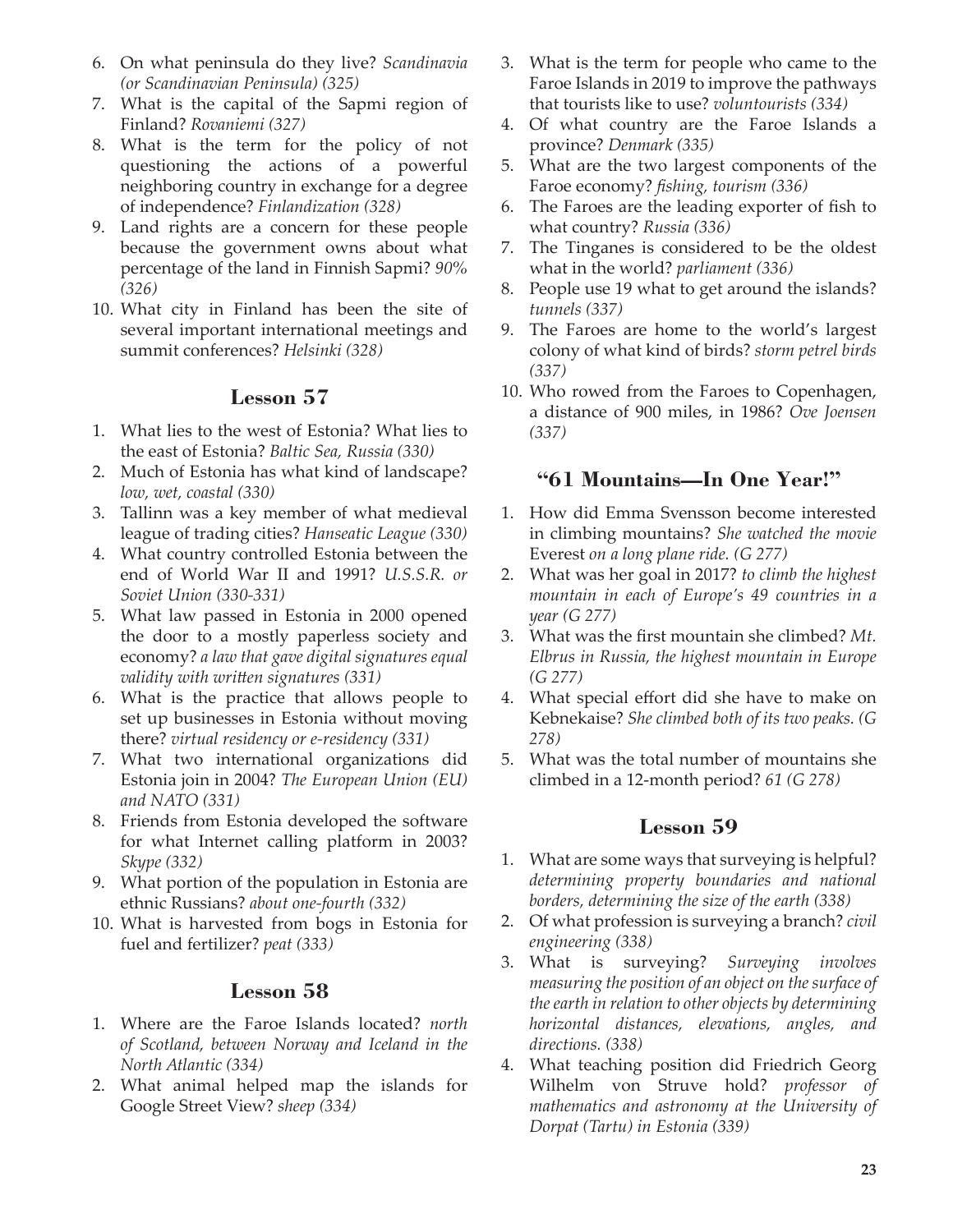6. On what peninsula do they live? *Scandinavia (or Scandinavian Peninsula) (325)*
7. What is the capital of the Sapmi region of Finland? *Rovaniemi (327)*
8. What is the term for the policy of not questioning the actions of a powerful neighboring country in exchange for a degree of independence? *Finlandization (328)*
9. Land rights are a concern for these people because the government owns about what percentage of the land in Finnish Sapmi? *90% (326)*
10. What city in Finland has been the site of several important international meetings and summit conferences? *Helsinki (328)*

## Lesson 57

1. What lies to the west of Estonia? What lies to the east of Estonia? *Baltic Sea, Russia (330)*
2. Much of Estonia has what kind of landscape? *low, wet, coastal (330)*
3. Tallinn was a key member of what medieval league of trading cities? *Hanseatic League (330)*
4. What country controlled Estonia between the end of World War II and 1991? *U.S.S.R. or Soviet Union (330-331)*
5. What law passed in Estonia in 2000 opened the door to a mostly paperless society and economy? *a law that gave digital signatures equal validity with written signatures (331)*
6. What is the practice that allows people to set up businesses in Estonia without moving there? *virtual residency or e-residency (331)*
7. What two international organizations did Estonia join in 2004? *The European Union (EU) and NATO (331)*
8. Friends from Estonia developed the software for what Internet calling platform in 2003? *Skype (332)*
9. What portion of the population in Estonia are ethnic Russians? *about one-fourth (332)*
10. What is harvested from bogs in Estonia for fuel and fertilizer? *peat (333)*

## Lesson 58

1. Where are the Faroe Islands located? *north of Scotland, between Norway and Iceland in the North Atlantic (334)*
2. What animal helped map the islands for Google Street View? *sheep (334)*
3. What is the term for people who came to the Faroe Islands in 2019 to improve the pathways that tourists like to use? *voluntourists (334)*
4. Of what country are the Faroe Islands a province? *Denmark (335)*
5. What are the two largest components of the Faroe economy? *fishing, tourism (336)*
6. The Faroes are the leading exporter of fish to what country? *Russia (336)*
7. The Tinganes is considered to be the oldest what in the world? *parliament (336)*
8. People use 19 what to get around the islands? *tunnels (337)*
9. The Faroes are home to the world's largest colony of what kind of birds? *storm petrel birds (337)*
10. Who rowed from the Faroes to Copenhagen, a distance of 900 miles, in 1986? *Ove Joensen (337)*

## "61 Mountains—In One Year!"

1. How did Emma Svensson become interested in climbing mountains? *She watched the movie* Everest *on a long plane ride. (G 277)*
2. What was her goal in 2017? *to climb the highest mountain in each of Europe's 49 countries in a year (G 277)*
3. What was the first mountain she climbed? *Mt. Elbrus in Russia, the highest mountain in Europe (G 277)*
4. What special effort did she have to make on Kebnekaise? *She climbed both of its two peaks. (G 278)*
5. What was the total number of mountains she climbed in a 12-month period? *61 (G 278)*

## Lesson 59

1. What are some ways that surveying is helpful? *determining property boundaries and national borders, determining the size of the earth (338)*
2. Of what profession is surveying a branch? *civil engineering (338)*
3. What is surveying? *Surveying involves measuring the position of an object on the surface of the earth in relation to other objects by determining horizontal distances, elevations, angles, and directions. (338)*
4. What teaching position did Friedrich Georg Wilhelm von Struve hold? *professor of mathematics and astronomy at the University of Dorpat (Tartu) in Estonia (339)*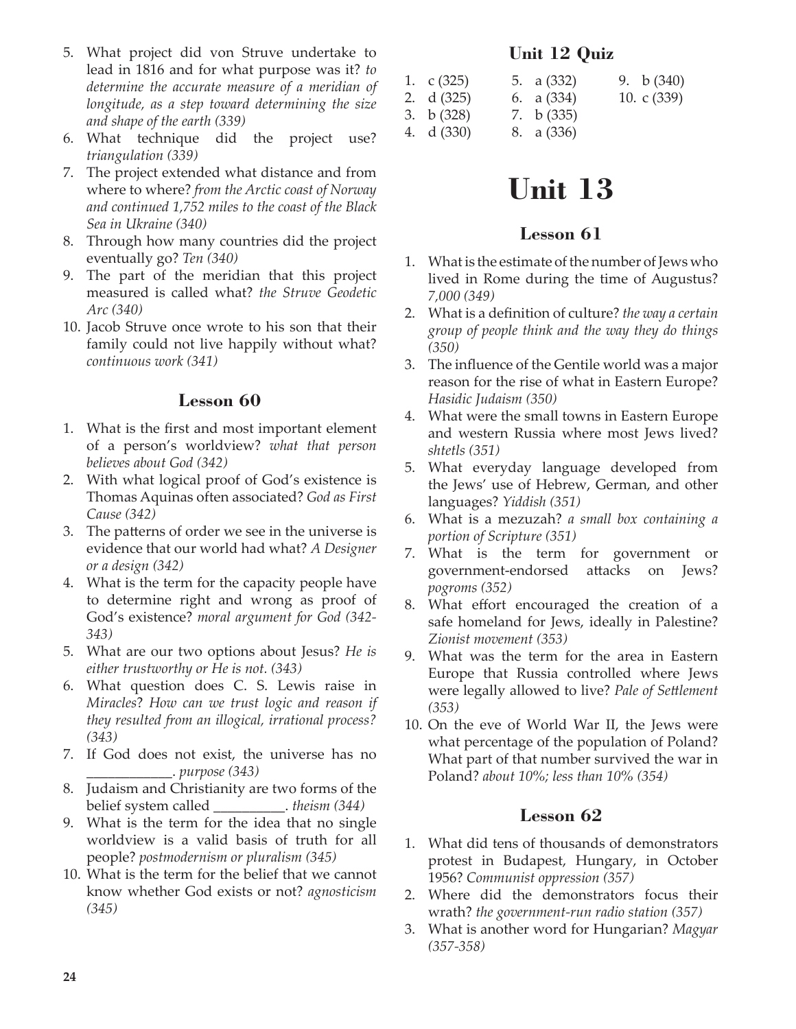5. What project did von Struve undertake to lead in 1816 and for what purpose was it? *to determine the accurate measure of a meridian of longitude, as a step toward determining the size and shape of the earth (339)*
6. What technique did the project use? *triangulation (339)*
7. The project extended what distance and from where to where? *from the Arctic coast of Norway and continued 1,752 miles to the coast of the Black Sea in Ukraine (340)*
8. Through how many countries did the project eventually go? *Ten (340)*
9. The part of the meridian that this project measured is called what? *the Struve Geodetic Arc (340)*
10. Jacob Struve once wrote to his son that their family could not live happily without what? *continuous work (341)*

### Lesson 60

1. What is the first and most important element of a person's worldview? *what that person believes about God (342)*
2. With what logical proof of God's existence is Thomas Aquinas often associated? *God as First Cause (342)*
3. The patterns of order we see in the universe is evidence that our world had what? *A Designer or a design (342)*
4. What is the term for the capacity people have to determine right and wrong as proof of God's existence? *moral argument for God (342-343)*
5. What are our two options about Jesus? *He is either trustworthy or He is not. (343)*
6. What question does C. S. Lewis raise in *Miracles*? *How can we trust logic and reason if they resulted from an illogical, irrational process? (343)*
7. If God does not exist, the universe has no ___________. *purpose (343)*
8. Judaism and Christianity are two forms of the belief system called __________. *theism (344)*
9. What is the term for the idea that no single worldview is a valid basis of truth for all people? *postmodernism or pluralism (345)*
10. What is the term for the belief that we cannot know whether God exists or not? *agnosticism (345)*

### Unit 12 Quiz

1. c (325)
2. d (325)
3. b (328)
4. d (330)
5. a (332)
6. a (334)
7. b (335)
8. a (336)
9. b (340)
10. c (339)

# Unit 13

### Lesson 61

1. What is the estimate of the number of Jews who lived in Rome during the time of Augustus? *7,000 (349)*
2. What is a definition of culture? *the way a certain group of people think and the way they do things (350)*
3. The influence of the Gentile world was a major reason for the rise of what in Eastern Europe? *Hasidic Judaism (350)*
4. What were the small towns in Eastern Europe and western Russia where most Jews lived? *shtetls (351)*
5. What everyday language developed from the Jews' use of Hebrew, German, and other languages? *Yiddish (351)*
6. What is a mezuzah? *a small box containing a portion of Scripture (351)*
7. What is the term for government or government-endorsed attacks on Jews? *pogroms (352)*
8. What effort encouraged the creation of a safe homeland for Jews, ideally in Palestine? *Zionist movement (353)*
9. What was the term for the area in Eastern Europe that Russia controlled where Jews were legally allowed to live? *Pale of Settlement (353)*
10. On the eve of World War II, the Jews were what percentage of the population of Poland? What part of that number survived the war in Poland? *about 10%; less than 10% (354)*

### Lesson 62

1. What did tens of thousands of demonstrators protest in Budapest, Hungary, in October 1956? *Communist oppression (357)*
2. Where did the demonstrators focus their wrath? *the government-run radio station (357)*
3. What is another word for Hungarian? *Magyar (357-358)*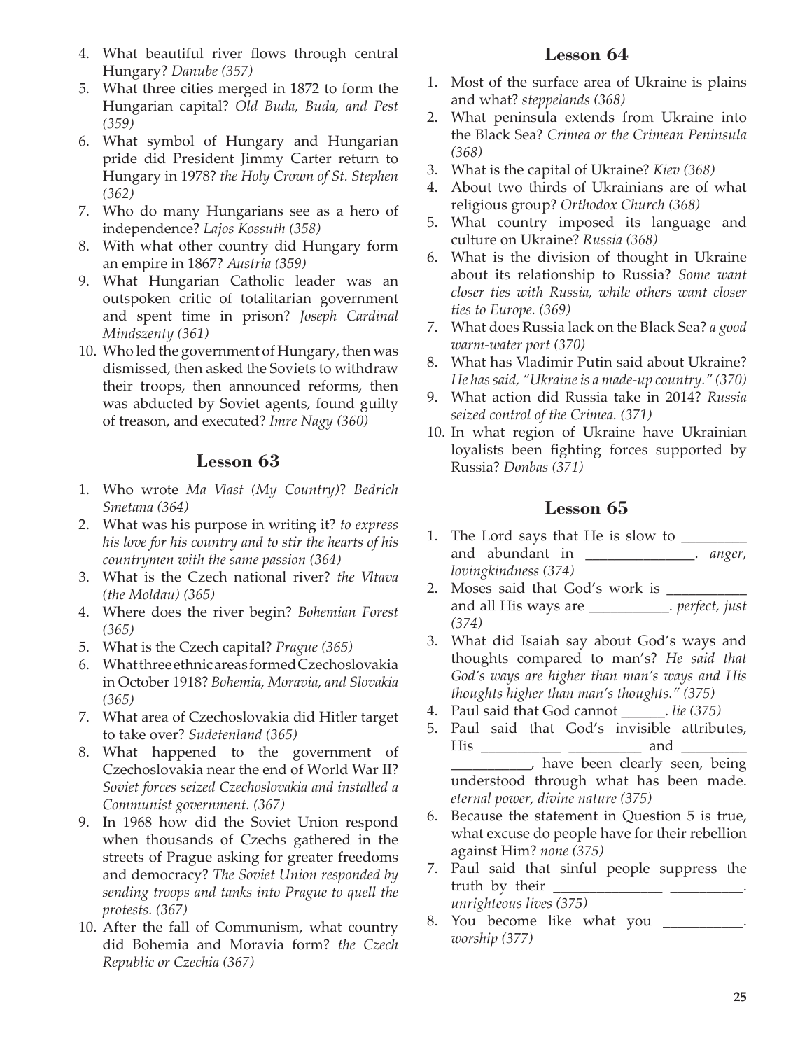4. What beautiful river flows through central Hungary? *Danube (357)*
5. What three cities merged in 1872 to form the Hungarian capital? *Old Buda, Buda, and Pest (359)*
6. What symbol of Hungary and Hungarian pride did President Jimmy Carter return to Hungary in 1978? *the Holy Crown of St. Stephen (362)*
7. Who do many Hungarians see as a hero of independence? *Lajos Kossuth (358)*
8. With what other country did Hungary form an empire in 1867? *Austria (359)*
9. What Hungarian Catholic leader was an outspoken critic of totalitarian government and spent time in prison? *Joseph Cardinal Mindszenty (361)*
10. Who led the government of Hungary, then was dismissed, then asked the Soviets to withdraw their troops, then announced reforms, then was abducted by Soviet agents, found guilty of treason, and executed? *Imre Nagy (360)*

## Lesson 63

1. Who wrote *Ma Vlast (My Country)*? *Bedrich Smetana (364)*
2. What was his purpose in writing it? *to express his love for his country and to stir the hearts of his countrymen with the same passion (364)*
3. What is the Czech national river? *the Vltava (the Moldau) (365)*
4. Where does the river begin? *Bohemian Forest (365)*
5. What is the Czech capital? *Prague (365)*
6. What three ethnic areas formed Czechoslovakia in October 1918? *Bohemia, Moravia, and Slovakia (365)*
7. What area of Czechoslovakia did Hitler target to take over? *Sudetenland (365)*
8. What happened to the government of Czechoslovakia near the end of World War II? *Soviet forces seized Czechoslovakia and installed a Communist government. (367)*
9. In 1968 how did the Soviet Union respond when thousands of Czechs gathered in the streets of Prague asking for greater freedoms and democracy? *The Soviet Union responded by sending troops and tanks into Prague to quell the protests. (367)*
10. After the fall of Communism, what country did Bohemia and Moravia form? *the Czech Republic or Czechia (367)*

## Lesson 64

1. Most of the surface area of Ukraine is plains and what? *steppelands (368)*
2. What peninsula extends from Ukraine into the Black Sea? *Crimea or the Crimean Peninsula (368)*
3. What is the capital of Ukraine? *Kiev (368)*
4. About two thirds of Ukrainians are of what religious group? *Orthodox Church (368)*
5. What country imposed its language and culture on Ukraine? *Russia (368)*
6. What is the division of thought in Ukraine about its relationship to Russia? *Some want closer ties with Russia, while others want closer ties to Europe. (369)*
7. What does Russia lack on the Black Sea? *a good warm-water port (370)*
8. What has Vladimir Putin said about Ukraine? *He has said, "Ukraine is a made-up country." (370)*
9. What action did Russia take in 2014? *Russia seized control of the Crimea. (371)*
10. In what region of Ukraine have Ukrainian loyalists been fighting forces supported by Russia? *Donbas (371)*

## Lesson 65

1. The Lord says that He is slow to _________ and abundant in _______________. *anger, lovingkindness (374)*
2. Moses said that God's work is ___________ and all His ways are ___________. *perfect, just (374)*
3. What did Isaiah say about God's ways and thoughts compared to man's? *He said that God's ways are higher than man's ways and His thoughts higher than man's thoughts." (375)*
4. Paul said that God cannot ______. *lie (375)*
5. Paul said that God's invisible attributes, His ___________ __________ and _________ ___________, have been clearly seen, being understood through what has been made. *eternal power, divine nature (375)*
6. Because the statement in Question 5 is true, what excuse do people have for their rebellion against Him? *none (375)*
7. Paul said that sinful people suppress the truth by their _______________ __________. *unrighteous lives (375)*
8. You become like what you ___________. *worship (377)*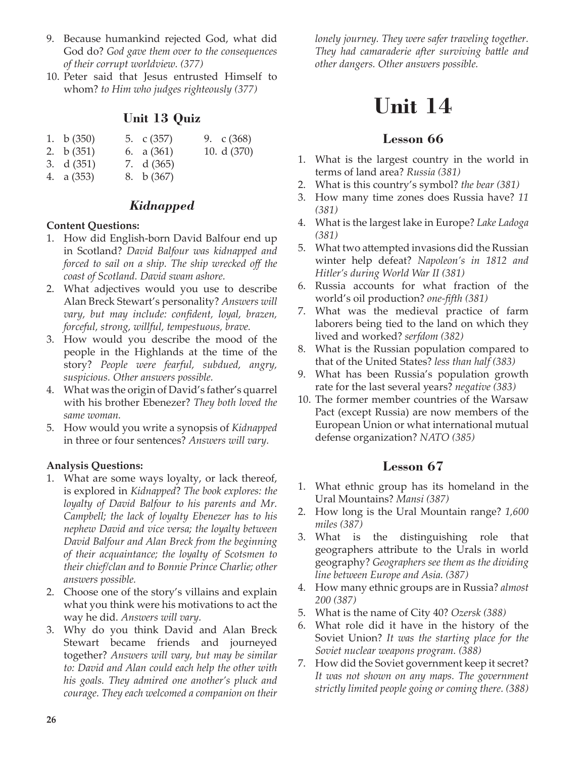9. Because humankind rejected God, what did God do? *God gave them over to the consequences of their corrupt worldview. (377)*
10. Peter said that Jesus entrusted Himself to whom? *to Him who judges righteously (377)*

### Unit 13 Quiz

| | | |
|---|---|---|
| 1. b (350) | 5. c (357) | 9. c (368) |
| 2. b (351) | 6. a (361) | 10. d (370) |
| 3. d (351) | 7. d (365) | |
| 4. a (353) | 8. b (367) | |

### *Kidnapped*

**Content Questions:**

1. How did English-born David Balfour end up in Scotland? *David Balfour was kidnapped and forced to sail on a ship. The ship wrecked off the coast of Scotland. David swam ashore.*
2. What adjectives would you use to describe Alan Breck Stewart's personality? *Answers will vary, but may include: confident, loyal, brazen, forceful, strong, willful, tempestuous, brave.*
3. How would you describe the mood of the people in the Highlands at the time of the story? *People were fearful, subdued, angry, suspicious. Other answers possible.*
4. What was the origin of David's father's quarrel with his brother Ebenezer? *They both loved the same woman.*
5. How would you write a synopsis of *Kidnapped* in three or four sentences? *Answers will vary.*

**Analysis Questions:**

1. What are some ways loyalty, or lack thereof, is explored in *Kidnapped*? *The book explores: the loyalty of David Balfour to his parents and Mr. Campbell; the lack of loyalty Ebenezer has to his nephew David and vice versa; the loyalty between David Balfour and Alan Breck from the beginning of their acquaintance; the loyalty of Scotsmen to their chief/clan and to Bonnie Prince Charlie; other answers possible.*
2. Choose one of the story's villains and explain what you think were his motivations to act the way he did. *Answers will vary.*
3. Why do you think David and Alan Breck Stewart became friends and journeyed together? *Answers will vary, but may be similar to: David and Alan could each help the other with his goals. They admired one another's pluck and courage. They each welcomed a companion on their lonely journey. They were safer traveling together. They had camaraderie after surviving battle and other dangers. Other answers possible.*

# Unit 14

### Lesson 66

1. What is the largest country in the world in terms of land area? *Russia (381)*
2. What is this country's symbol? *the bear (381)*
3. How many time zones does Russia have? *11 (381)*
4. What is the largest lake in Europe? *Lake Ladoga (381)*
5. What two attempted invasions did the Russian winter help defeat? *Napoleon's in 1812 and Hitler's during World War II (381)*
6. Russia accounts for what fraction of the world's oil production? *one-fifth (381)*
7. What was the medieval practice of farm laborers being tied to the land on which they lived and worked? *serfdom (382)*
8. What is the Russian population compared to that of the United States? *less than half (383)*
9. What has been Russia's population growth rate for the last several years? *negative (383)*
10. The former member countries of the Warsaw Pact (except Russia) are now members of the European Union or what international mutual defense organization? *NATO (385)*

### Lesson 67

1. What ethnic group has its homeland in the Ural Mountains? *Mansi (387)*
2. How long is the Ural Mountain range? *1,600 miles (387)*
3. What is the distinguishing role that geographers attribute to the Urals in world geography? *Geographers see them as the dividing line between Europe and Asia. (387)*
4. How many ethnic groups are in Russia? *almost 200 (387)*
5. What is the name of City 40? *Ozersk (388)*
6. What role did it have in the history of the Soviet Union? *It was the starting place for the Soviet nuclear weapons program. (388)*
7. How did the Soviet government keep it secret? *It was not shown on any maps. The government strictly limited people going or coming there. (388)*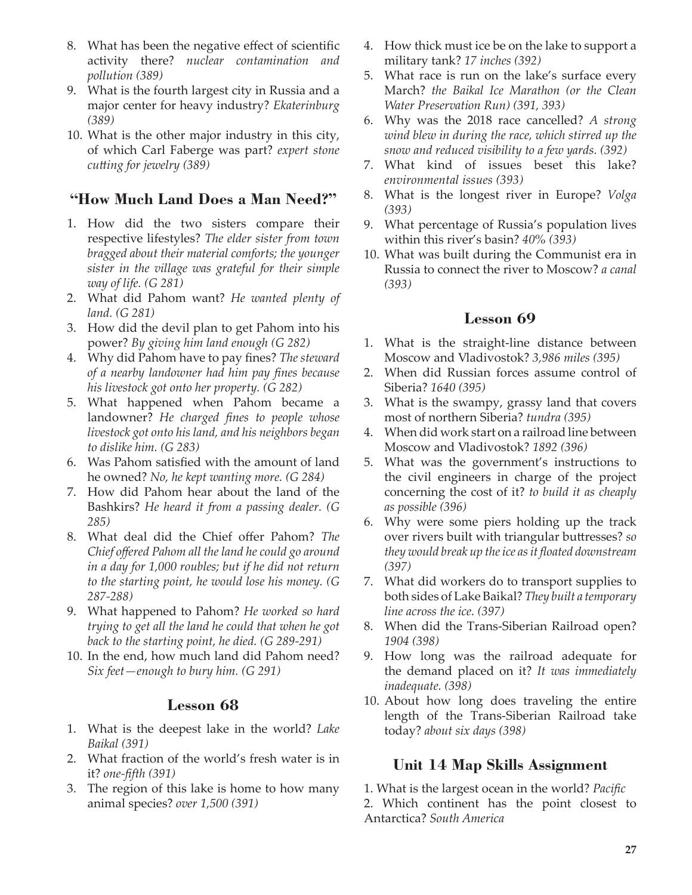8. What has been the negative effect of scientific activity there? *nuclear contamination and pollution (389)*
9. What is the fourth largest city in Russia and a major center for heavy industry? *Ekaterinburg (389)*
10. What is the other major industry in this city, of which Carl Faberge was part? *expert stone cutting for jewelry (389)*

## "How Much Land Does a Man Need?"

1. How did the two sisters compare their respective lifestyles? *The elder sister from town bragged about their material comforts; the younger sister in the village was grateful for their simple way of life. (G 281)*
2. What did Pahom want? *He wanted plenty of land. (G 281)*
3. How did the devil plan to get Pahom into his power? *By giving him land enough (G 282)*
4. Why did Pahom have to pay fines? *The steward of a nearby landowner had him pay fines because his livestock got onto her property. (G 282)*
5. What happened when Pahom became a landowner? *He charged fines to people whose livestock got onto his land, and his neighbors began to dislike him. (G 283)*
6. Was Pahom satisfied with the amount of land he owned? *No, he kept wanting more. (G 284)*
7. How did Pahom hear about the land of the Bashkirs? *He heard it from a passing dealer. (G 285)*
8. What deal did the Chief offer Pahom? *The Chief offered Pahom all the land he could go around in a day for 1,000 roubles; but if he did not return to the starting point, he would lose his money. (G 287-288)*
9. What happened to Pahom? *He worked so hard trying to get all the land he could that when he got back to the starting point, he died. (G 289-291)*
10. In the end, how much land did Pahom need? *Six feet—enough to bury him. (G 291)*

## Lesson 68

1. What is the deepest lake in the world? *Lake Baikal (391)*
2. What fraction of the world's fresh water is in it? *one-fifth (391)*
3. The region of this lake is home to how many animal species? *over 1,500 (391)*
4. How thick must ice be on the lake to support a military tank? *17 inches (392)*
5. What race is run on the lake's surface every March? *the Baikal Ice Marathon (or the Clean Water Preservation Run) (391, 393)*
6. Why was the 2018 race cancelled? *A strong wind blew in during the race, which stirred up the snow and reduced visibility to a few yards. (392)*
7. What kind of issues beset this lake? *environmental issues (393)*
8. What is the longest river in Europe? *Volga (393)*
9. What percentage of Russia's population lives within this river's basin? *40% (393)*
10. What was built during the Communist era in Russia to connect the river to Moscow? *a canal (393)*

## Lesson 69

1. What is the straight-line distance between Moscow and Vladivostok? *3,986 miles (395)*
2. When did Russian forces assume control of Siberia? *1640 (395)*
3. What is the swampy, grassy land that covers most of northern Siberia? *tundra (395)*
4. When did work start on a railroad line between Moscow and Vladivostok? *1892 (396)*
5. What was the government's instructions to the civil engineers in charge of the project concerning the cost of it? *to build it as cheaply as possible (396)*
6. Why were some piers holding up the track over rivers built with triangular buttresses? *so they would break up the ice as it floated downstream (397)*
7. What did workers do to transport supplies to both sides of Lake Baikal? *They built a temporary line across the ice. (397)*
8. When did the Trans-Siberian Railroad open? *1904 (398)*
9. How long was the railroad adequate for the demand placed on it? *It was immediately inadequate. (398)*
10. About how long does traveling the entire length of the Trans-Siberian Railroad take today? *about six days (398)*

## Unit 14 Map Skills Assignment

1. What is the largest ocean in the world? *Pacific*
2. Which continent has the point closest to Antarctica? *South America*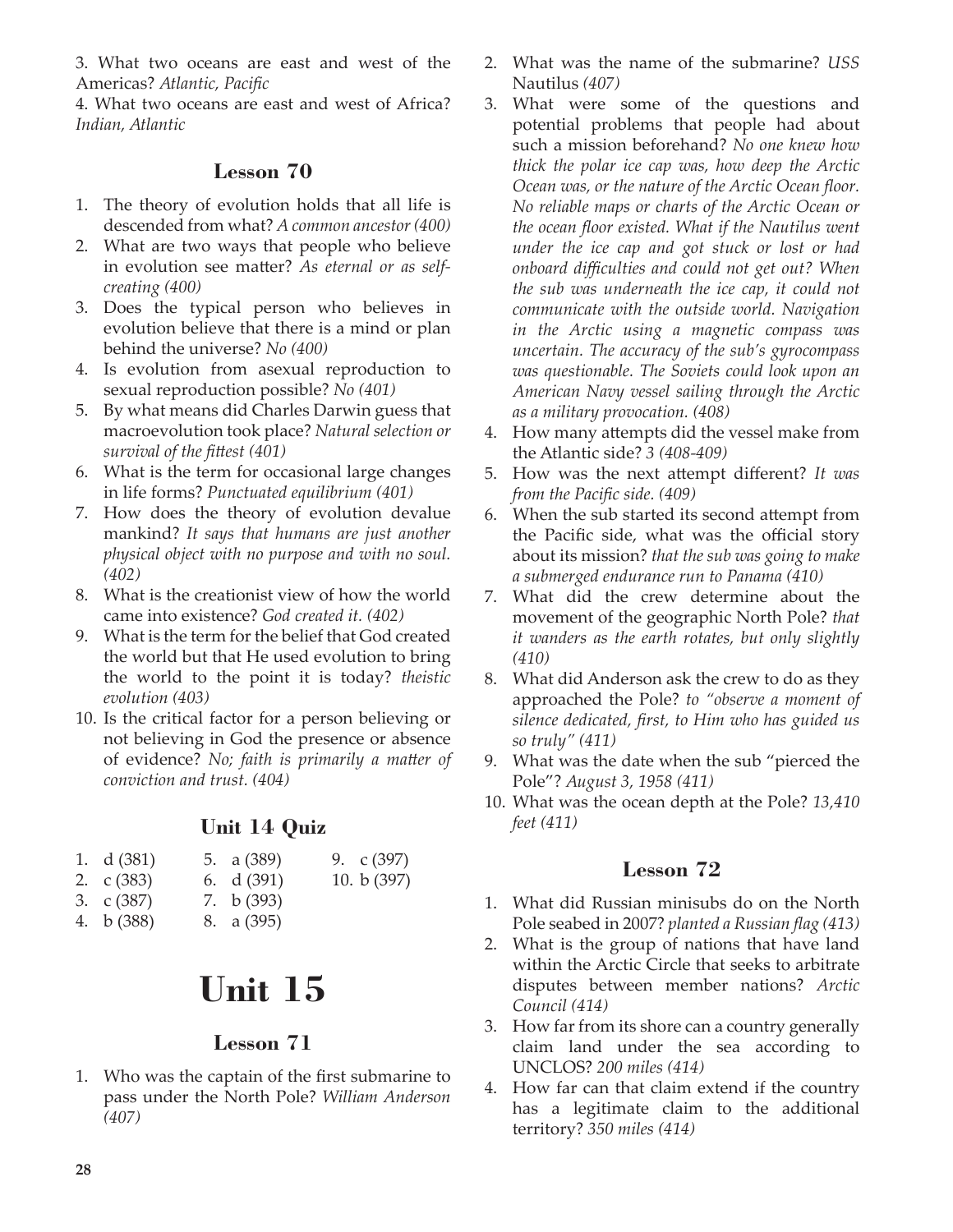3. What two oceans are east and west of the Americas? *Atlantic, Pacific*

4. What two oceans are east and west of Africa? *Indian, Atlantic*

### Lesson 70

1. The theory of evolution holds that all life is descended from what? *A common ancestor (400)*
2. What are two ways that people who believe in evolution see matter? *As eternal or as self-creating (400)*
3. Does the typical person who believes in evolution believe that there is a mind or plan behind the universe? *No (400)*
4. Is evolution from asexual reproduction to sexual reproduction possible? *No (401)*
5. By what means did Charles Darwin guess that macroevolution took place? *Natural selection or survival of the fittest (401)*
6. What is the term for occasional large changes in life forms? *Punctuated equilibrium (401)*
7. How does the theory of evolution devalue mankind? *It says that humans are just another physical object with no purpose and with no soul. (402)*
8. What is the creationist view of how the world came into existence? *God created it. (402)*
9. What is the term for the belief that God created the world but that He used evolution to bring the world to the point it is today? *theistic evolution (403)*
10. Is the critical factor for a person believing or not believing in God the presence or absence of evidence? *No; faith is primarily a matter of conviction and trust. (404)*

### Unit 14 Quiz

| | | |
|---|---|---|
| 1. d (381) | 5. a (389) | 9. c (397) |
| 2. c (383) | 6. d (391) | 10. b (397) |
| 3. c (387) | 7. b (393) | |
| 4. b (388) | 8. a (395) | |

# Unit 15

### Lesson 71

1. Who was the captain of the first submarine to pass under the North Pole? *William Anderson (407)*
2. What was the name of the submarine? *USS* Nautilus *(407)*
3. What were some of the questions and potential problems that people had about such a mission beforehand? *No one knew how thick the polar ice cap was, how deep the Arctic Ocean was, or the nature of the Arctic Ocean floor. No reliable maps or charts of the Arctic Ocean or the ocean floor existed. What if the Nautilus went under the ice cap and got stuck or lost or had onboard difficulties and could not get out? When the sub was underneath the ice cap, it could not communicate with the outside world. Navigation in the Arctic using a magnetic compass was uncertain. The accuracy of the sub's gyrocompass was questionable. The Soviets could look upon an American Navy vessel sailing through the Arctic as a military provocation. (408)*
4. How many attempts did the vessel make from the Atlantic side? *3 (408-409)*
5. How was the next attempt different? *It was from the Pacific side. (409)*
6. When the sub started its second attempt from the Pacific side, what was the official story about its mission? *that the sub was going to make a submerged endurance run to Panama (410)*
7. What did the crew determine about the movement of the geographic North Pole? *that it wanders as the earth rotates, but only slightly (410)*
8. What did Anderson ask the crew to do as they approached the Pole? *to "observe a moment of silence dedicated, first, to Him who has guided us so truly" (411)*
9. What was the date when the sub "pierced the Pole"? *August 3, 1958 (411)*
10. What was the ocean depth at the Pole? *13,410 feet (411)*

### Lesson 72

1. What did Russian minisubs do on the North Pole seabed in 2007? *planted a Russian flag (413)*
2. What is the group of nations that have land within the Arctic Circle that seeks to arbitrate disputes between member nations? *Arctic Council (414)*
3. How far from its shore can a country generally claim land under the sea according to UNCLOS? *200 miles (414)*
4. How far can that claim extend if the country has a legitimate claim to the additional territory? *350 miles (414)*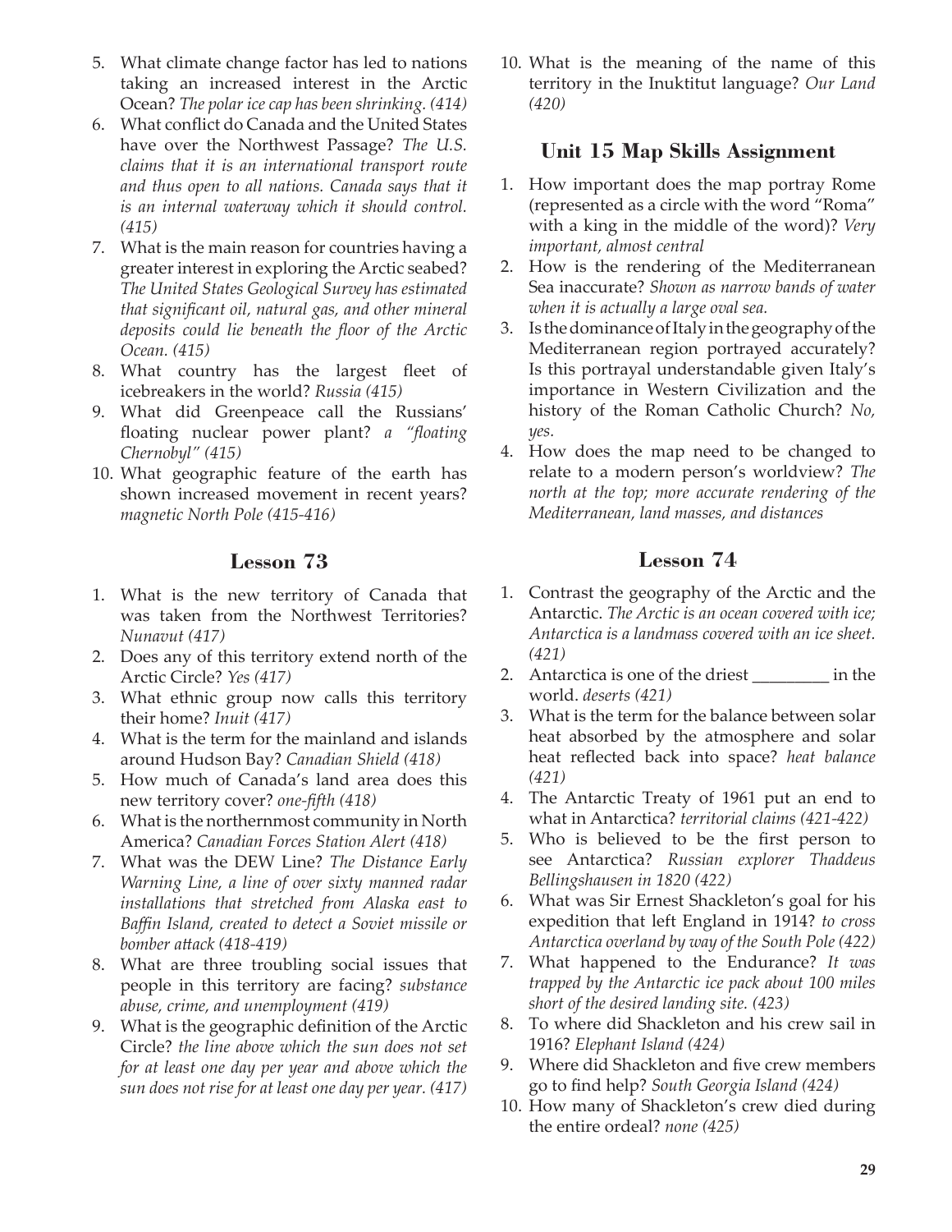5. What climate change factor has led to nations taking an increased interest in the Arctic Ocean? *The polar ice cap has been shrinking. (414)*
6. What conflict do Canada and the United States have over the Northwest Passage? *The U.S. claims that it is an international transport route and thus open to all nations. Canada says that it is an internal waterway which it should control. (415)*
7. What is the main reason for countries having a greater interest in exploring the Arctic seabed? *The United States Geological Survey has estimated that significant oil, natural gas, and other mineral deposits could lie beneath the floor of the Arctic Ocean. (415)*
8. What country has the largest fleet of icebreakers in the world? *Russia (415)*
9. What did Greenpeace call the Russians' floating nuclear power plant? *a "floating Chernobyl" (415)*
10. What geographic feature of the earth has shown increased movement in recent years? *magnetic North Pole (415-416)*

## Lesson 73

1. What is the new territory of Canada that was taken from the Northwest Territories? *Nunavut (417)*
2. Does any of this territory extend north of the Arctic Circle? *Yes (417)*
3. What ethnic group now calls this territory their home? *Inuit (417)*
4. What is the term for the mainland and islands around Hudson Bay? *Canadian Shield (418)*
5. How much of Canada's land area does this new territory cover? *one-fifth (418)*
6. What is the northernmost community in North America? *Canadian Forces Station Alert (418)*
7. What was the DEW Line? *The Distance Early Warning Line, a line of over sixty manned radar installations that stretched from Alaska east to Baffin Island, created to detect a Soviet missile or bomber attack (418-419)*
8. What are three troubling social issues that people in this territory are facing? *substance abuse, crime, and unemployment (419)*
9. What is the geographic definition of the Arctic Circle? *the line above which the sun does not set for at least one day per year and above which the sun does not rise for at least one day per year. (417)*
10. What is the meaning of the name of this territory in the Inuktitut language? *Our Land (420)*

## Unit 15 Map Skills Assignment

1. How important does the map portray Rome (represented as a circle with the word "Roma" with a king in the middle of the word)? *Very important, almost central*
2. How is the rendering of the Mediterranean Sea inaccurate? *Shown as narrow bands of water when it is actually a large oval sea.*
3. Is the dominance of Italy in the geography of the Mediterranean region portrayed accurately? Is this portrayal understandable given Italy's importance in Western Civilization and the history of the Roman Catholic Church? *No, yes.*
4. How does the map need to be changed to relate to a modern person's worldview? *The north at the top; more accurate rendering of the Mediterranean, land masses, and distances*

## Lesson 74

1. Contrast the geography of the Arctic and the Antarctic. *The Arctic is an ocean covered with ice; Antarctica is a landmass covered with an ice sheet. (421)*
2. Antarctica is one of the driest _________ in the world. *deserts (421)*
3. What is the term for the balance between solar heat absorbed by the atmosphere and solar heat reflected back into space? *heat balance (421)*
4. The Antarctic Treaty of 1961 put an end to what in Antarctica? *territorial claims (421-422)*
5. Who is believed to be the first person to see Antarctica? *Russian explorer Thaddeus Bellingshausen in 1820 (422)*
6. What was Sir Ernest Shackleton's goal for his expedition that left England in 1914? *to cross Antarctica overland by way of the South Pole (422)*
7. What happened to the Endurance? *It was trapped by the Antarctic ice pack about 100 miles short of the desired landing site. (423)*
8. To where did Shackleton and his crew sail in 1916? *Elephant Island (424)*
9. Where did Shackleton and five crew members go to find help? *South Georgia Island (424)*
10. How many of Shackleton's crew died during the entire ordeal? *none (425)*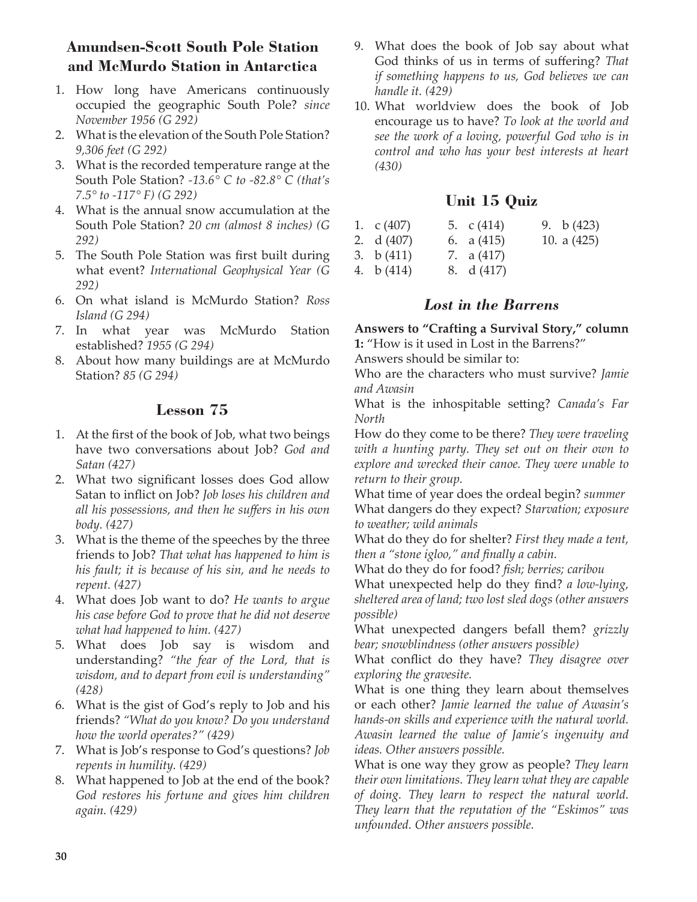## Amundsen-Scott South Pole Station and McMurdo Station in Antarctica

1. How long have Americans continuously occupied the geographic South Pole? *since November 1956 (G 292)*
2. What is the elevation of the South Pole Station? *9,306 feet (G 292)*
3. What is the recorded temperature range at the South Pole Station? *-13.6° C to -82.8° C (that's 7.5° to -117° F) (G 292)*
4. What is the annual snow accumulation at the South Pole Station? *20 cm (almost 8 inches) (G 292)*
5. The South Pole Station was first built during what event? *International Geophysical Year (G 292)*
6. On what island is McMurdo Station? *Ross Island (G 294)*
7. In what year was McMurdo Station established? *1955 (G 294)*
8. About how many buildings are at McMurdo Station? *85 (G 294)*

## Lesson 75

1. At the first of the book of Job, what two beings have two conversations about Job? *God and Satan (427)*
2. What two significant losses does God allow Satan to inflict on Job? *Job loses his children and all his possessions, and then he suffers in his own body. (427)*
3. What is the theme of the speeches by the three friends to Job? *That what has happened to him is his fault; it is because of his sin, and he needs to repent. (427)*
4. What does Job want to do? *He wants to argue his case before God to prove that he did not deserve what had happened to him. (427)*
5. What does Job say is wisdom and understanding? *"the fear of the Lord, that is wisdom, and to depart from evil is understanding" (428)*
6. What is the gist of God's reply to Job and his friends? *"What do you know? Do you understand how the world operates?" (429)*
7. What is Job's response to God's questions? *Job repents in humility. (429)*
8. What happened to Job at the end of the book? *God restores his fortune and gives him children again. (429)*
9. What does the book of Job say about what God thinks of us in terms of suffering? *That if something happens to us, God believes we can handle it. (429)*
10. What worldview does the book of Job encourage us to have? *To look at the world and see the work of a loving, powerful God who is in control and who has your best interests at heart (430)*

## Unit 15 Quiz

1. c (407)
2. d (407)
3. b (411)
4. b (414)
5. c (414)
6. a (415)
7. a (417)
8. d (417)
9. b (423)
10. a (425)

## *Lost in the Barrens*

**Answers to "Crafting a Survival Story," column 1:** "How is it used in Lost in the Barrens?"

Answers should be similar to:

What are the characters who must survive? *Jamie and Awasin*

What is the inhospitable setting? *Canada's Far North*

How do they come to be there? *They were traveling with a hunting party. They set out on their own to explore and wrecked their canoe. They were unable to return to their group.*

What time of year does the ordeal begin? *summer*

What dangers do they expect? *Starvation; exposure to weather; wild animals*

What do they do for shelter? *First they made a tent, then a "stone igloo," and finally a cabin.*

What do they do for food? *fish; berries; caribou*

What unexpected help do they find? *a low-lying, sheltered area of land; two lost sled dogs (other answers possible)*

What unexpected dangers befall them? *grizzly bear; snowblindness (other answers possible)*

What conflict do they have? *They disagree over exploring the gravesite.*

What is one thing they learn about themselves or each other? *Jamie learned the value of Awasin's hands-on skills and experience with the natural world. Awasin learned the value of Jamie's ingenuity and ideas. Other answers possible.*

What is one way they grow as people? *They learn their own limitations. They learn what they are capable of doing. They learn to respect the natural world. They learn that the reputation of the "Eskimos" was unfounded. Other answers possible.*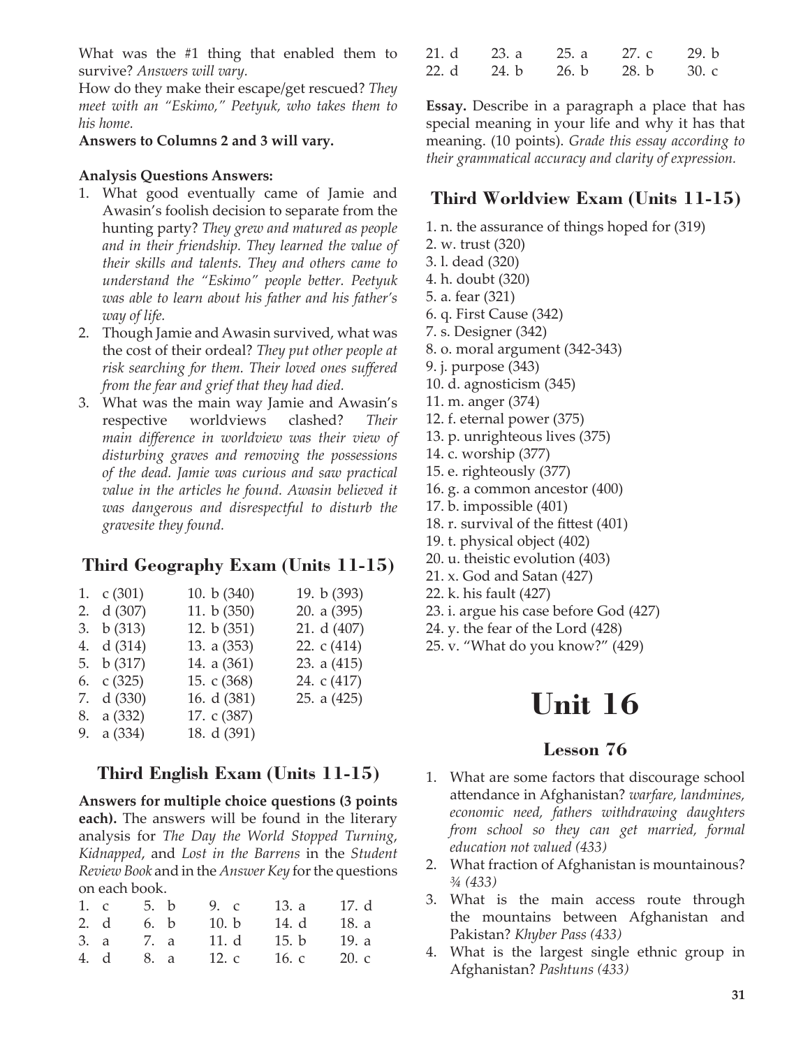What was the #1 thing that enabled them to survive? *Answers will vary.*

How do they make their escape/get rescued? *They meet with an "Eskimo," Peetyuk, who takes them to his home.*

**Answers to Columns 2 and 3 will vary.**

**Analysis Questions Answers:**

1. What good eventually came of Jamie and Awasin's foolish decision to separate from the hunting party? *They grew and matured as people and in their friendship. They learned the value of their skills and talents. They and others came to understand the "Eskimo" people better. Peetyuk was able to learn about his father and his father's way of life.*
2. Though Jamie and Awasin survived, what was the cost of their ordeal? *They put other people at risk searching for them. Their loved ones suffered from the fear and grief that they had died.*
3. What was the main way Jamie and Awasin's respective worldviews clashed? *Their main difference in worldview was their view of disturbing graves and removing the possessions of the dead. Jamie was curious and saw practical value in the articles he found. Awasin believed it was dangerous and disrespectful to disturb the gravesite they found.*

## Third Geography Exam (Units 11-15)

| | | |
|---|---|---|
| 1. c (301) | 10. b (340) | 19. b (393) |
| 2. d (307) | 11. b (350) | 20. a (395) |
| 3. b (313) | 12. b (351) | 21. d (407) |
| 4. d (314) | 13. a (353) | 22. c (414) |
| 5. b (317) | 14. a (361) | 23. a (415) |
| 6. c (325) | 15. c (368) | 24. c (417) |
| 7. d (330) | 16. d (381) | 25. a (425) |
| 8. a (332) | 17. c (387) | |
| 9. a (334) | 18. d (391) | |

## Third English Exam (Units 11-15)

**Answers for multiple choice questions (3 points each).** The answers will be found in the literary analysis for *The Day the World Stopped Turning*, *Kidnapped*, and *Lost in the Barrens* in the *Student Review Book* and in the *Answer Key* for the questions on each book.

| | | | | |
|---|---|---|---|---|
| 1. c | 5. b | 9. c | 13. a | 17. d |
| 2. d | 6. b | 10. b | 14. d | 18. a |
| 3. a | 7. a | 11. d | 15. b | 19. a |
| 4. d | 8. a | 12. c | 16. c | 20. c |
| 21. d | 23. a | 25. a | 27. c | 29. b |
| 22. d | 24. b | 26. b | 28. b | 30. c |

**Essay.** Describe in a paragraph a place that has special meaning in your life and why it has that meaning. (10 points). *Grade this essay according to their grammatical accuracy and clarity of expression.*

## Third Worldview Exam (Units 11-15)

1. n. the assurance of things hoped for (319)
2. w. trust (320)
3. l. dead (320)
4. h. doubt (320)
5. a. fear (321)
6. q. First Cause (342)
7. s. Designer (342)
8. o. moral argument (342-343)
9. j. purpose (343)
10. d. agnosticism (345)
11. m. anger (374)
12. f. eternal power (375)
13. p. unrighteous lives (375)
14. c. worship (377)
15. e. righteously (377)
16. g. a common ancestor (400)
17. b. impossible (401)
18. r. survival of the fittest (401)
19. t. physical object (402)
20. u. theistic evolution (403)
21. x. God and Satan (427)
22. k. his fault (427)
23. i. argue his case before God (427)
24. y. the fear of the Lord (428)
25. v. "What do you know?" (429)

# Unit 16

### Lesson 76

1. What are some factors that discourage school attendance in Afghanistan? *warfare, landmines, economic need, fathers withdrawing daughters from school so they can get married, formal education not valued (433)*
2. What fraction of Afghanistan is mountainous? *¾ (433)*
3. What is the main access route through the mountains between Afghanistan and Pakistan? *Khyber Pass (433)*
4. What is the largest single ethnic group in Afghanistan? *Pashtuns (433)*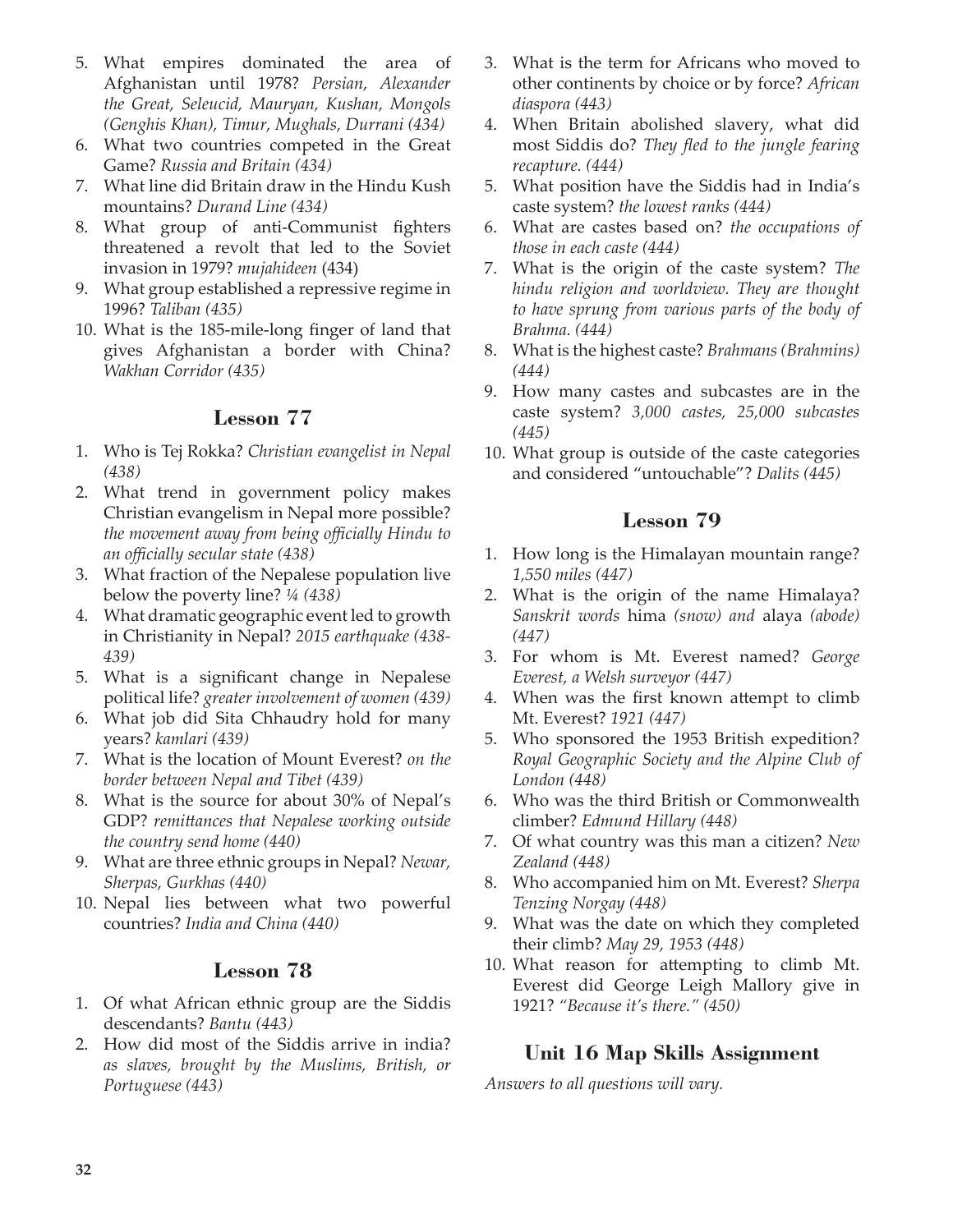5. What empires dominated the area of Afghanistan until 1978? *Persian, Alexander the Great, Seleucid, Mauryan, Kushan, Mongols (Genghis Khan), Timur, Mughals, Durrani (434)*
6. What two countries competed in the Great Game? *Russia and Britain (434)*
7. What line did Britain draw in the Hindu Kush mountains? *Durand Line (434)*
8. What group of anti-Communist fighters threatened a revolt that led to the Soviet invasion in 1979? *mujahideen* (434)
9. What group established a repressive regime in 1996? *Taliban (435)*
10. What is the 185-mile-long finger of land that gives Afghanistan a border with China? *Wakhan Corridor (435)*

## Lesson 77

1. Who is Tej Rokka? *Christian evangelist in Nepal (438)*
2. What trend in government policy makes Christian evangelism in Nepal more possible? *the movement away from being officially Hindu to an officially secular state (438)*
3. What fraction of the Nepalese population live below the poverty line? *¼ (438)*
4. What dramatic geographic event led to growth in Christianity in Nepal? *2015 earthquake (438-439)*
5. What is a significant change in Nepalese political life? *greater involvement of women (439)*
6. What job did Sita Chhaudry hold for many years? *kamlari (439)*
7. What is the location of Mount Everest? *on the border between Nepal and Tibet (439)*
8. What is the source for about 30% of Nepal's GDP? *remittances that Nepalese working outside the country send home (440)*
9. What are three ethnic groups in Nepal? *Newar, Sherpas, Gurkhas (440)*
10. Nepal lies between what two powerful countries? *India and China (440)*

## Lesson 78

1. Of what African ethnic group are the Siddis descendants? *Bantu (443)*
2. How did most of the Siddis arrive in india? *as slaves, brought by the Muslims, British, or Portuguese (443)*
3. What is the term for Africans who moved to other continents by choice or by force? *African diaspora (443)*
4. When Britain abolished slavery, what did most Siddis do? *They fled to the jungle fearing recapture. (444)*
5. What position have the Siddis had in India's caste system? *the lowest ranks (444)*
6. What are castes based on? *the occupations of those in each caste (444)*
7. What is the origin of the caste system? *The hindu religion and worldview. They are thought to have sprung from various parts of the body of Brahma. (444)*
8. What is the highest caste? *Brahmans (Brahmins) (444)*
9. How many castes and subcastes are in the caste system? *3,000 castes, 25,000 subcastes (445)*
10. What group is outside of the caste categories and considered "untouchable"? *Dalits (445)*

## Lesson 79

1. How long is the Himalayan mountain range? *1,550 miles (447)*
2. What is the origin of the name Himalaya? *Sanskrit words* hima *(snow) and* alaya *(abode) (447)*
3. For whom is Mt. Everest named? *George Everest, a Welsh surveyor (447)*
4. When was the first known attempt to climb Mt. Everest? *1921 (447)*
5. Who sponsored the 1953 British expedition? *Royal Geographic Society and the Alpine Club of London (448)*
6. Who was the third British or Commonwealth climber? *Edmund Hillary (448)*
7. Of what country was this man a citizen? *New Zealand (448)*
8. Who accompanied him on Mt. Everest? *Sherpa Tenzing Norgay (448)*
9. What was the date on which they completed their climb? *May 29, 1953 (448)*
10. What reason for attempting to climb Mt. Everest did George Leigh Mallory give in 1921? *"Because it's there." (450)*

## Unit 16 Map Skills Assignment

*Answers to all questions will vary.*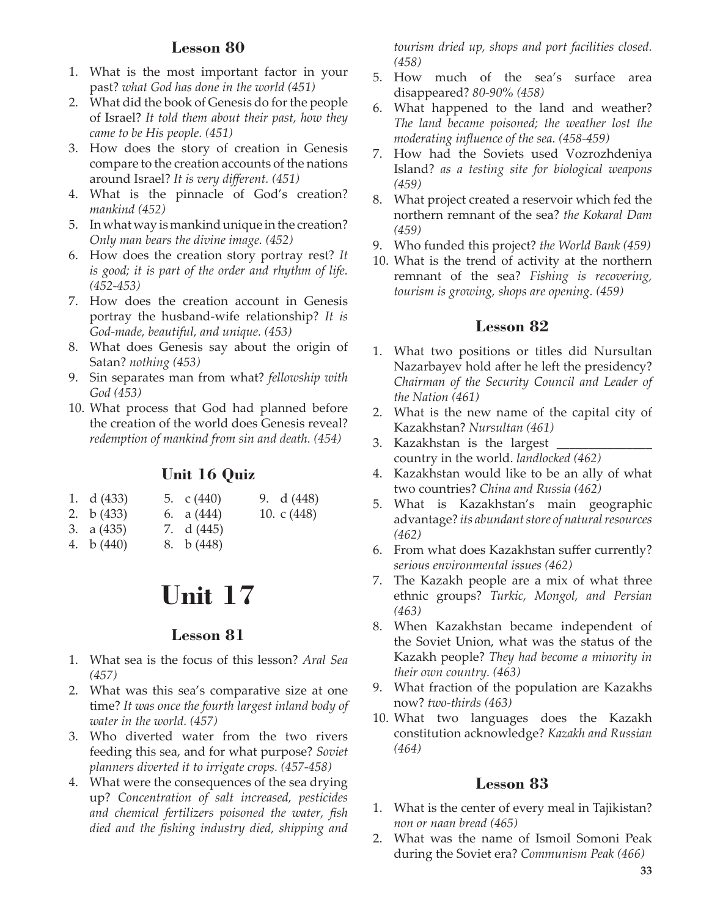## Lesson 80

1. What is the most important factor in your past? *what God has done in the world (451)*
2. What did the book of Genesis do for the people of Israel? *It told them about their past, how they came to be His people. (451)*
3. How does the story of creation in Genesis compare to the creation accounts of the nations around Israel? *It is very different. (451)*
4. What is the pinnacle of God's creation? *mankind (452)*
5. In what way is mankind unique in the creation? *Only man bears the divine image. (452)*
6. How does the creation story portray rest? *It is good; it is part of the order and rhythm of life. (452-453)*
7. How does the creation account in Genesis portray the husband-wife relationship? *It is God-made, beautiful, and unique. (453)*
8. What does Genesis say about the origin of Satan? *nothing (453)*
9. Sin separates man from what? *fellowship with God (453)*
10. What process that God had planned before the creation of the world does Genesis reveal? *redemption of mankind from sin and death. (454)*

## Unit 16 Quiz

1. d (433)
2. b (433)
3. a (435)
4. b (440)
5. c (440)
6. a (444)
7. d (445)
8. b (448)
9. d (448)
10. c (448)

# Unit 17

## Lesson 81

1. What sea is the focus of this lesson? *Aral Sea (457)*
2. What was this sea's comparative size at one time? *It was once the fourth largest inland body of water in the world. (457)*
3. Who diverted water from the two rivers feeding this sea, and for what purpose? *Soviet planners diverted it to irrigate crops. (457-458)*
4. What were the consequences of the sea drying up? *Concentration of salt increased, pesticides and chemical fertilizers poisoned the water, fish died and the fishing industry died, shipping and tourism dried up, shops and port facilities closed. (458)*
5. How much of the sea's surface area disappeared? *80-90% (458)*
6. What happened to the land and weather? *The land became poisoned; the weather lost the moderating influence of the sea. (458-459)*
7. How had the Soviets used Vozrozhdeniya Island? *as a testing site for biological weapons (459)*
8. What project created a reservoir which fed the northern remnant of the sea? *the Kokaral Dam (459)*
9. Who funded this project? *the World Bank (459)*
10. What is the trend of activity at the northern remnant of the sea? *Fishing is recovering, tourism is growing, shops are opening. (459)*

## Lesson 82

1. What two positions or titles did Nursultan Nazarbayev hold after he left the presidency? *Chairman of the Security Council and Leader of the Nation (461)*
2. What is the new name of the capital city of Kazakhstan? *Nursultan (461)*
3. Kazakhstan is the largest _______________ country in the world. *landlocked (462)*
4. Kazakhstan would like to be an ally of what two countries? *China and Russia (462)*
5. What is Kazakhstan's main geographic advantage? *its abundant store of natural resources (462)*
6. From what does Kazakhstan suffer currently? *serious environmental issues (462)*
7. The Kazakh people are a mix of what three ethnic groups? *Turkic, Mongol, and Persian (463)*
8. When Kazakhstan became independent of the Soviet Union, what was the status of the Kazakh people? *They had become a minority in their own country. (463)*
9. What fraction of the population are Kazakhs now? *two-thirds (463)*
10. What two languages does the Kazakh constitution acknowledge? *Kazakh and Russian (464)*

## Lesson 83

1. What is the center of every meal in Tajikistan? *non or naan bread (465)*
2. What was the name of Ismoil Somoni Peak during the Soviet era? *Communism Peak (466)*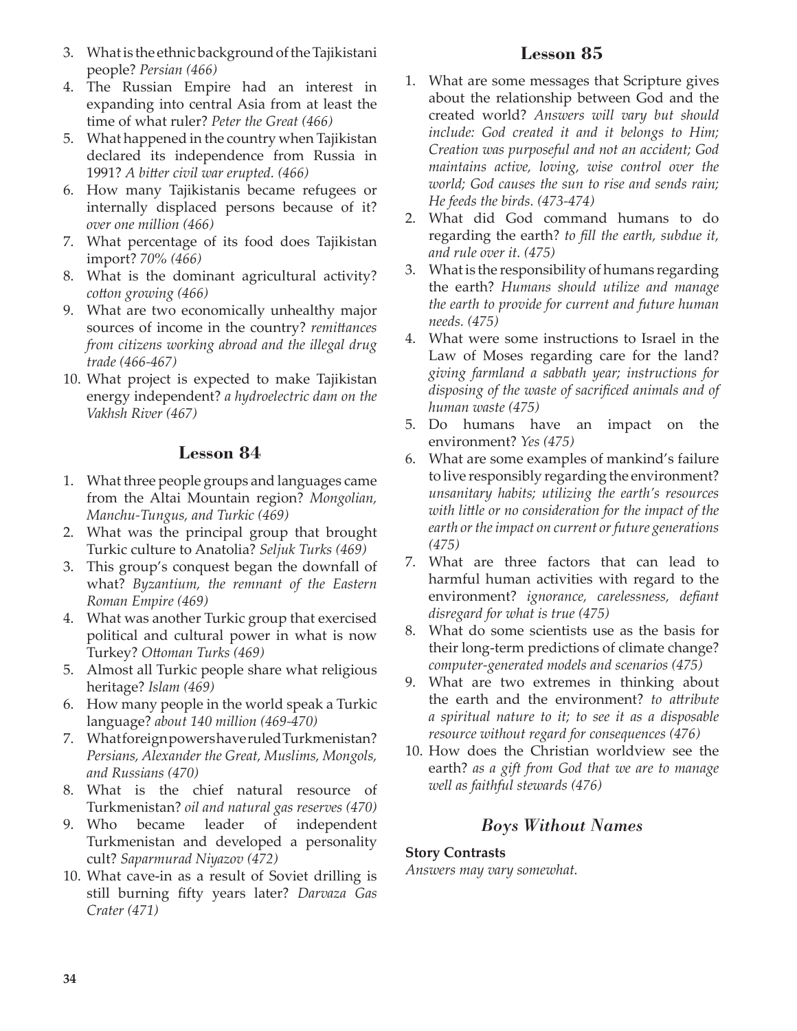3. What is the ethnic background of the Tajikistani people? *Persian (466)*
4. The Russian Empire had an interest in expanding into central Asia from at least the time of what ruler? *Peter the Great (466)*
5. What happened in the country when Tajikistan declared its independence from Russia in 1991? *A bitter civil war erupted. (466)*
6. How many Tajikistanis became refugees or internally displaced persons because of it? *over one million (466)*
7. What percentage of its food does Tajikistan import? *70% (466)*
8. What is the dominant agricultural activity? *cotton growing (466)*
9. What are two economically unhealthy major sources of income in the country? *remittances from citizens working abroad and the illegal drug trade (466-467)*
10. What project is expected to make Tajikistan energy independent? *a hydroelectric dam on the Vakhsh River (467)*

## Lesson 84

1. What three people groups and languages came from the Altai Mountain region? *Mongolian, Manchu-Tungus, and Turkic (469)*
2. What was the principal group that brought Turkic culture to Anatolia? *Seljuk Turks (469)*
3. This group's conquest began the downfall of what? *Byzantium, the remnant of the Eastern Roman Empire (469)*
4. What was another Turkic group that exercised political and cultural power in what is now Turkey? *Ottoman Turks (469)*
5. Almost all Turkic people share what religious heritage? *Islam (469)*
6. How many people in the world speak a Turkic language? *about 140 million (469-470)*
7. What foreign powers have ruled Turkmenistan? *Persians, Alexander the Great, Muslims, Mongols, and Russians (470)*
8. What is the chief natural resource of Turkmenistan? *oil and natural gas reserves (470)*
9. Who became leader of independent Turkmenistan and developed a personality cult? *Saparmurad Niyazov (472)*
10. What cave-in as a result of Soviet drilling is still burning fifty years later? *Darvaza Gas Crater (471)*

## Lesson 85

1. What are some messages that Scripture gives about the relationship between God and the created world? *Answers will vary but should include: God created it and it belongs to Him; Creation was purposeful and not an accident; God maintains active, loving, wise control over the world; God causes the sun to rise and sends rain; He feeds the birds. (473-474)*
2. What did God command humans to do regarding the earth? *to fill the earth, subdue it, and rule over it. (475)*
3. What is the responsibility of humans regarding the earth? *Humans should utilize and manage the earth to provide for current and future human needs. (475)*
4. What were some instructions to Israel in the Law of Moses regarding care for the land? *giving farmland a sabbath year; instructions for disposing of the waste of sacrificed animals and of human waste (475)*
5. Do humans have an impact on the environment? *Yes (475)*
6. What are some examples of mankind's failure to live responsibly regarding the environment? *unsanitary habits; utilizing the earth's resources with little or no consideration for the impact of the earth or the impact on current or future generations (475)*
7. What are three factors that can lead to harmful human activities with regard to the environment? *ignorance, carelessness, defiant disregard for what is true (475)*
8. What do some scientists use as the basis for their long-term predictions of climate change? *computer-generated models and scenarios (475)*
9. What are two extremes in thinking about the earth and the environment? *to attribute a spiritual nature to it; to see it as a disposable resource without regard for consequences (476)*
10. How does the Christian worldview see the earth? *as a gift from God that we are to manage well as faithful stewards (476)*

## *Boys Without Names*

**Story Contrasts**

*Answers may vary somewhat.*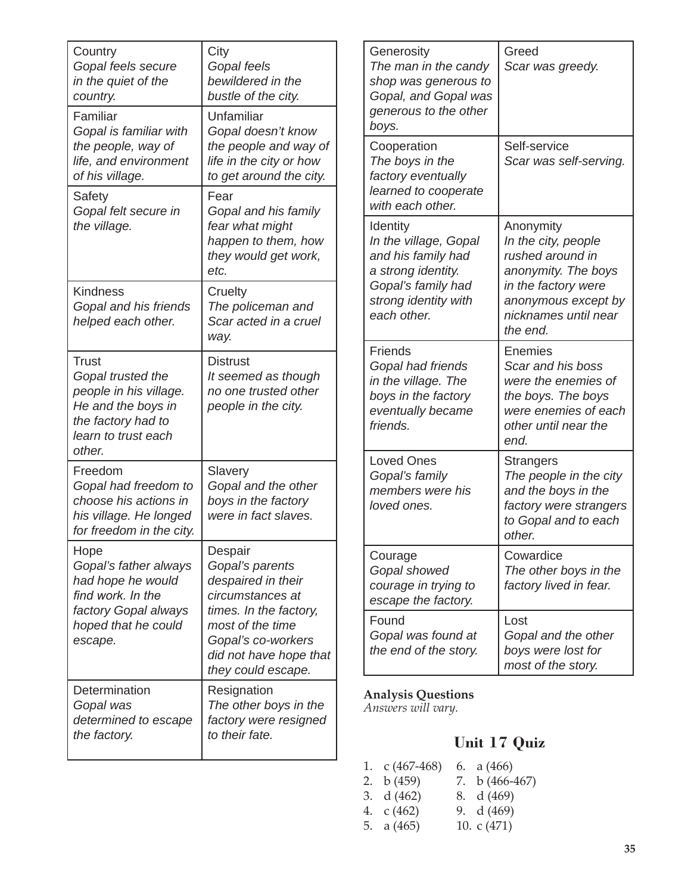| | |
|---|---|
| Country *Gopal feels secure in the quiet of the country.* | City *Gopal feels bewildered in the bustle of the city.* |
| Familiar *Gopal is familiar with the people, way of life, and environment of his village.* | Unfamiliar *Gopal doesn't know the people and way of life in the city or how to get around the city.* |
| Safety *Gopal felt secure in the village.* | Fear *Gopal and his family fear what might happen to them, how they would get work, etc.* |
| Kindness *Gopal and his friends helped each other.* | Cruelty *The policeman and Scar acted in a cruel way.* |
| Trust *Gopal trusted the people in his village. He and the boys in the factory had to learn to trust each other.* | Distrust *It seemed as though no one trusted other people in the city.* |
| Freedom *Gopal had freedom to choose his actions in his village. He longed for freedom in the city.* | Slavery *Gopal and the other boys in the factory were in fact slaves.* |
| Hope *Gopal's father always had hope he would find work. In the factory Gopal always hoped that he could escape.* | Despair *Gopal's parents despaired in their circumstances at times. In the factory, most of the time Gopal's co-workers did not have hope that they could escape.* |
| Determination *Gopal was determined to escape the factory.* | Resignation *The other boys in the factory were resigned to their fate.* |
| Generosity *The man in the candy shop was generous to Gopal, and Gopal was generous to the other boys.* | Greed *Scar was greedy.* |
| Cooperation *The boys in the factory eventually learned to cooperate with each other.* | Self-service *Scar was self-serving.* |
| Identity *In the village, Gopal and his family had a strong identity. Gopal's family had strong identity with each other.* | Anonymity *In the city, people rushed around in anonymity. The boys in the factory were anonymous except by nicknames until near the end.* |
| Friends *Gopal had friends in the village. The boys in the factory eventually became friends.* | Enemies *Scar and his boss were the enemies of the boys. The boys were enemies of each other until near the end.* |
| Loved Ones *Gopal's family members were his loved ones.* | Strangers *The people in the city and the boys in the factory were strangers to Gopal and to each other.* |
| Courage *Gopal showed courage in trying to escape the factory.* | Cowardice *The other boys in the factory lived in fear.* |
| Found *Gopal was found at the end of the story.* | Lost *Gopal and the other boys were lost for most of the story.* |

**Analysis Questions**
*Answers will vary.*

## Unit 17 Quiz

1. c (467-468)
2. b (459)
3. d (462)
4. c (462)
5. a (465)
6. a (466)
7. b (466-467)
8. d (469)
9. d (469)
10. c (471)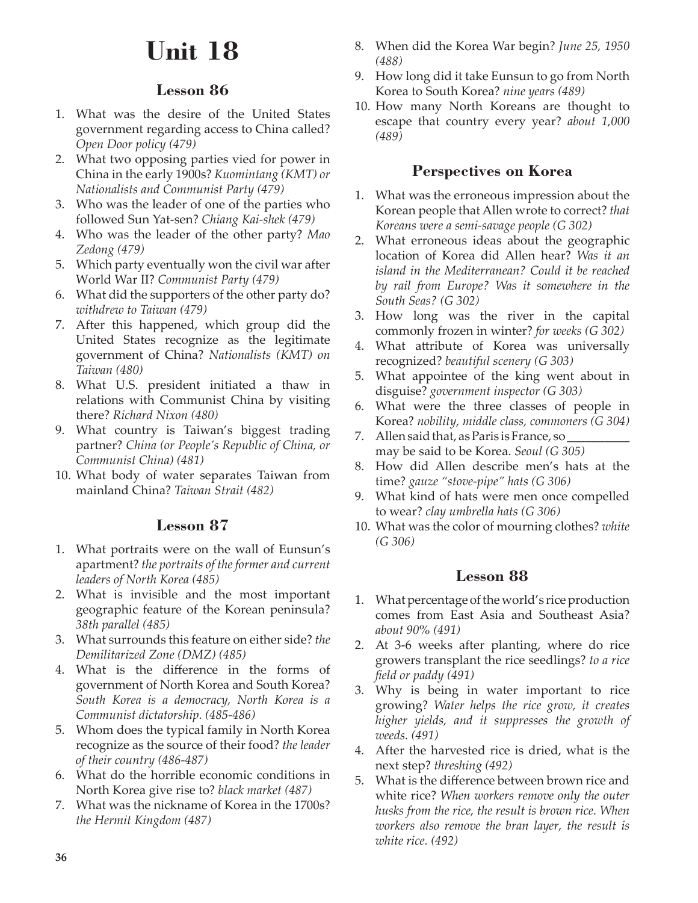# Unit 18

## Lesson 86

1. What was the desire of the United States government regarding access to China called? *Open Door policy (479)*
2. What two opposing parties vied for power in China in the early 1900s? *Kuomintang (KMT) or Nationalists and Communist Party (479)*
3. Who was the leader of one of the parties who followed Sun Yat-sen? *Chiang Kai-shek (479)*
4. Who was the leader of the other party? *Mao Zedong (479)*
5. Which party eventually won the civil war after World War II? *Communist Party (479)*
6. What did the supporters of the other party do? *withdrew to Taiwan (479)*
7. After this happened, which group did the United States recognize as the legitimate government of China? *Nationalists (KMT) on Taiwan (480)*
8. What U.S. president initiated a thaw in relations with Communist China by visiting there? *Richard Nixon (480)*
9. What country is Taiwan's biggest trading partner? *China (or People's Republic of China, or Communist China) (481)*
10. What body of water separates Taiwan from mainland China? *Taiwan Strait (482)*

## Lesson 87

1. What portraits were on the wall of Eunsun's apartment? *the portraits of the former and current leaders of North Korea (485)*
2. What is invisible and the most important geographic feature of the Korean peninsula? *38th parallel (485)*
3. What surrounds this feature on either side? *the Demilitarized Zone (DMZ) (485)*
4. What is the difference in the forms of government of North Korea and South Korea? *South Korea is a democracy, North Korea is a Communist dictatorship. (485-486)*
5. Whom does the typical family in North Korea recognize as the source of their food? *the leader of their country (486-487)*
6. What do the horrible economic conditions in North Korea give rise to? *black market (487)*
7. What was the nickname of Korea in the 1700s? *the Hermit Kingdom (487)*
8. When did the Korea War begin? *June 25, 1950 (488)*
9. How long did it take Eunsun to go from North Korea to South Korea? *nine years (489)*
10. How many North Koreans are thought to escape that country every year? *about 1,000 (489)*

## Perspectives on Korea

1. What was the erroneous impression about the Korean people that Allen wrote to correct? *that Koreans were a semi-savage people (G 302)*
2. What erroneous ideas about the geographic location of Korea did Allen hear? *Was it an island in the Mediterranean? Could it be reached by rail from Europe? Was it somewhere in the South Seas? (G 302)*
3. How long was the river in the capital commonly frozen in winter? *for weeks (G 302)*
4. What attribute of Korea was universally recognized? *beautiful scenery (G 303)*
5. What appointee of the king went about in disguise? *government inspector (G 303)*
6. What were the three classes of people in Korea? *nobility, middle class, commoners (G 304)*
7. Allen said that, as Paris is France, so __________ may be said to be Korea. *Seoul (G 305)*
8. How did Allen describe men's hats at the time? *gauze "stove-pipe" hats (G 306)*
9. What kind of hats were men once compelled to wear? *clay umbrella hats (G 306)*
10. What was the color of mourning clothes? *white (G 306)*

## Lesson 88

1. What percentage of the world's rice production comes from East Asia and Southeast Asia? *about 90% (491)*
2. At 3-6 weeks after planting, where do rice growers transplant the rice seedlings? *to a rice field or paddy (491)*
3. Why is being in water important to rice growing? *Water helps the rice grow, it creates higher yields, and it suppresses the growth of weeds. (491)*
4. After the harvested rice is dried, what is the next step? *threshing (492)*
5. What is the difference between brown rice and white rice? *When workers remove only the outer husks from the rice, the result is brown rice. When workers also remove the bran layer, the result is white rice. (492)*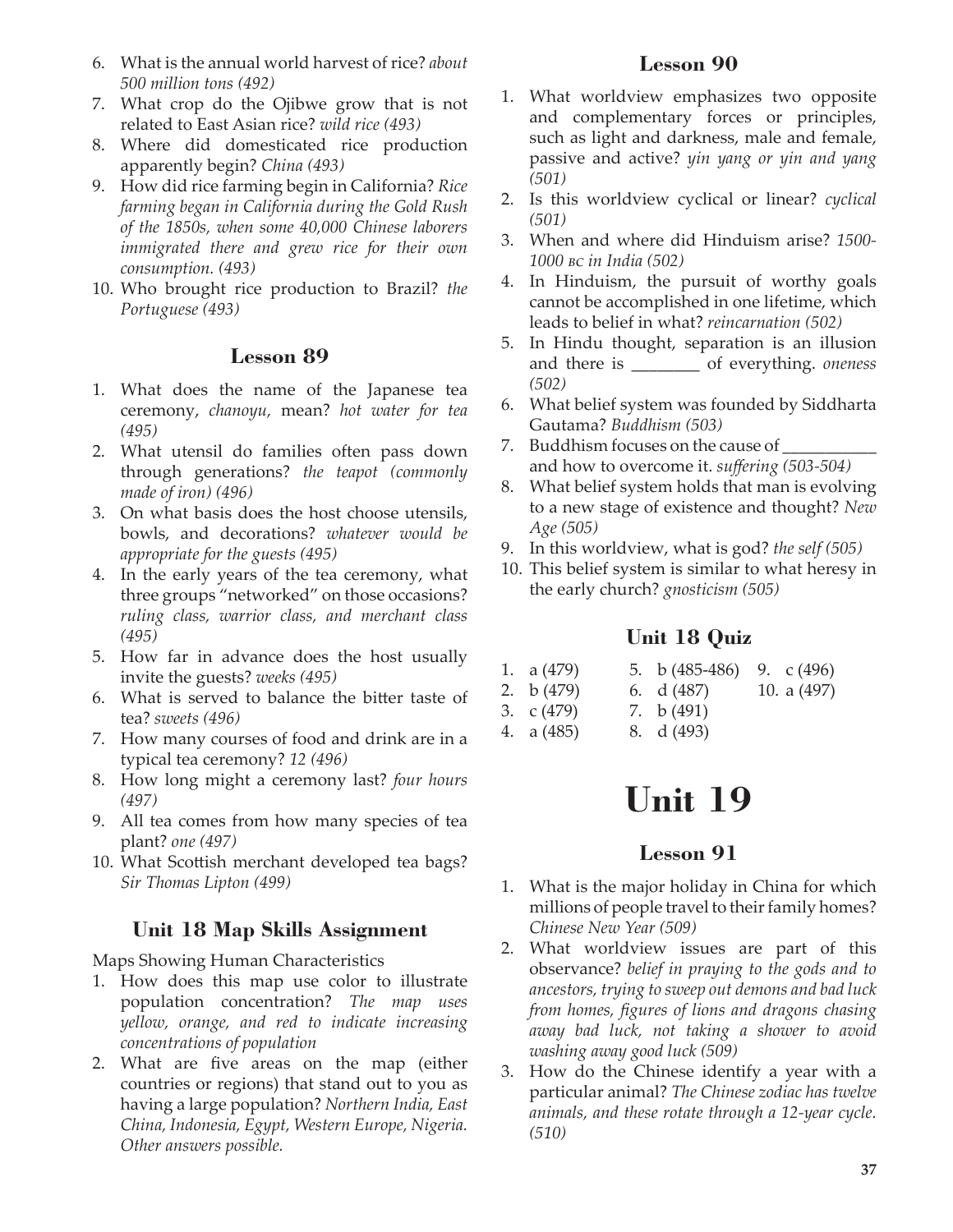6. What is the annual world harvest of rice? *about 500 million tons (492)*
7. What crop do the Ojibwe grow that is not related to East Asian rice? *wild rice (493)*
8. Where did domesticated rice production apparently begin? *China (493)*
9. How did rice farming begin in California? *Rice farming began in California during the Gold Rush of the 1850s, when some 40,000 Chinese laborers immigrated there and grew rice for their own consumption. (493)*
10. Who brought rice production to Brazil? *the Portuguese (493)*

### Lesson 89

1. What does the name of the Japanese tea ceremony, *chanoyu,* mean? *hot water for tea (495)*
2. What utensil do families often pass down through generations? *the teapot (commonly made of iron) (496)*
3. On what basis does the host choose utensils, bowls, and decorations? *whatever would be appropriate for the guests (495)*
4. In the early years of the tea ceremony, what three groups "networked" on those occasions? *ruling class, warrior class, and merchant class (495)*
5. How far in advance does the host usually invite the guests? *weeks (495)*
6. What is served to balance the bitter taste of tea? *sweets (496)*
7. How many courses of food and drink are in a typical tea ceremony? *12 (496)*
8. How long might a ceremony last? *four hours (497)*
9. All tea comes from how many species of tea plant? *one (497)*
10. What Scottish merchant developed tea bags? *Sir Thomas Lipton (499)*

### Unit 18 Map Skills Assignment

Maps Showing Human Characteristics

1. How does this map use color to illustrate population concentration? *The map uses yellow, orange, and red to indicate increasing concentrations of population*
2. What are five areas on the map (either countries or regions) that stand out to you as having a large population? *Northern India, East China, Indonesia, Egypt, Western Europe, Nigeria. Other answers possible.*

### Lesson 90

1. What worldview emphasizes two opposite and complementary forces or principles, such as light and darkness, male and female, passive and active? *yin yang or yin and yang (501)*
2. Is this worldview cyclical or linear? *cyclical (501)*
3. When and where did Hinduism arise? *1500-1000 BC in India (502)*
4. In Hinduism, the pursuit of worthy goals cannot be accomplished in one lifetime, which leads to belief in what? *reincarnation (502)*
5. In Hindu thought, separation is an illusion and there is ________ of everything. *oneness (502)*
6. What belief system was founded by Siddharta Gautama? *Buddhism (503)*
7. Buddhism focuses on the cause of __________ and how to overcome it. *suffering (503-504)*
8. What belief system holds that man is evolving to a new stage of existence and thought? *New Age (505)*
9. In this worldview, what is god? *the self (505)*
10. This belief system is similar to what heresy in the early church? *gnosticism (505)*

### Unit 18 Quiz

1. a (479)
2. b (479)
3. c (479)
4. a (485)
5. b (485-486)
6. d (487)
7. b (491)
8. d (493)
9. c (496)
10. a (497)

# Unit 19

### Lesson 91

1. What is the major holiday in China for which millions of people travel to their family homes? *Chinese New Year (509)*
2. What worldview issues are part of this observance? *belief in praying to the gods and to ancestors, trying to sweep out demons and bad luck from homes, figures of lions and dragons chasing away bad luck, not taking a shower to avoid washing away good luck (509)*
3. How do the Chinese identify a year with a particular animal? *The Chinese zodiac has twelve animals, and these rotate through a 12-year cycle. (510)*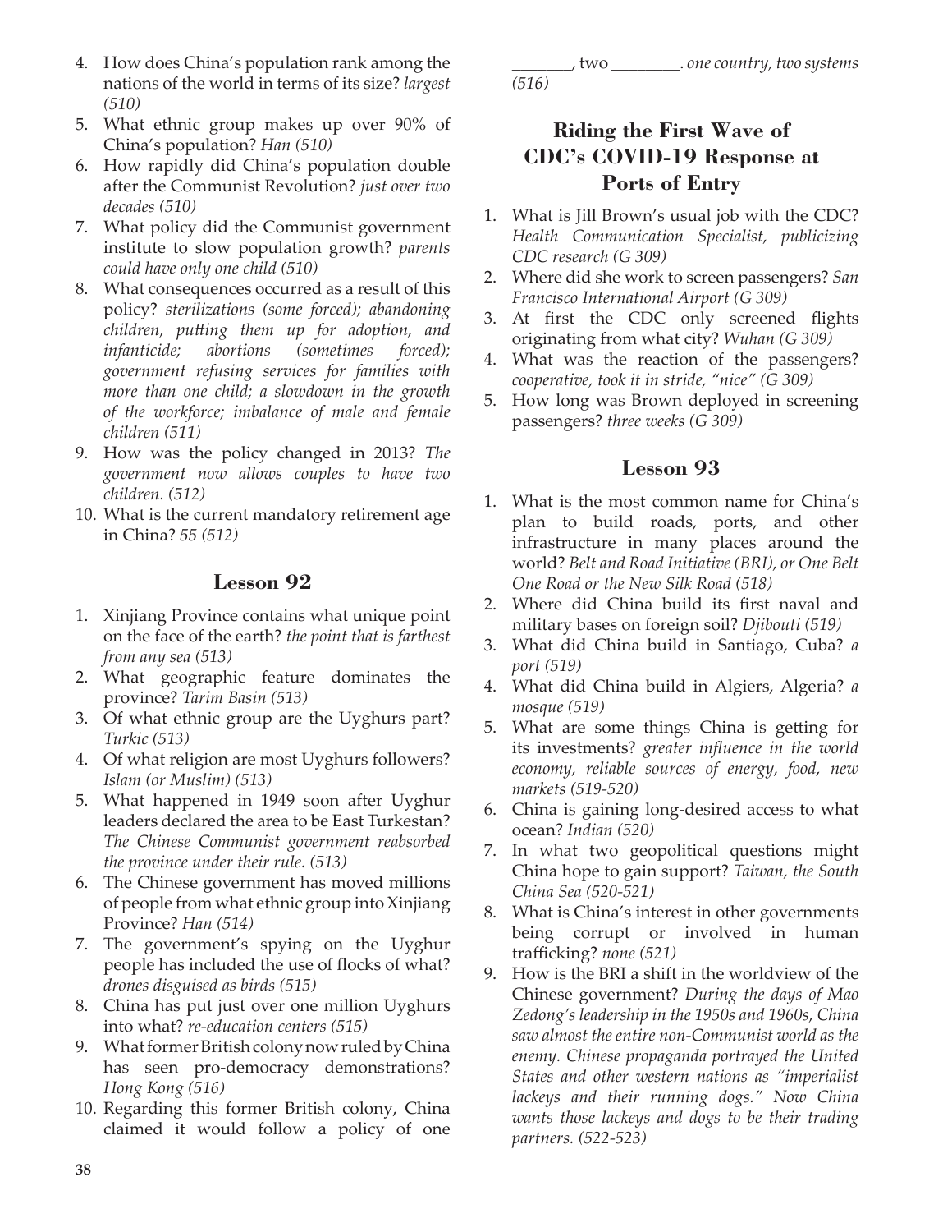4. How does China's population rank among the nations of the world in terms of its size? *largest (510)*
5. What ethnic group makes up over 90% of China's population? *Han (510)*
6. How rapidly did China's population double after the Communist Revolution? *just over two decades (510)*
7. What policy did the Communist government institute to slow population growth? *parents could have only one child (510)*
8. What consequences occurred as a result of this policy? *sterilizations (some forced); abandoning children, putting them up for adoption, and infanticide; abortions (sometimes forced); government refusing services for families with more than one child; a slowdown in the growth of the workforce; imbalance of male and female children (511)*
9. How was the policy changed in 2013? *The government now allows couples to have two children. (512)*
10. What is the current mandatory retirement age in China? *55 (512)*

## Lesson 92

1. Xinjiang Province contains what unique point on the face of the earth? *the point that is farthest from any sea (513)*
2. What geographic feature dominates the province? *Tarim Basin (513)*
3. Of what ethnic group are the Uyghurs part? *Turkic (513)*
4. Of what religion are most Uyghurs followers? *Islam (or Muslim) (513)*
5. What happened in 1949 soon after Uyghur leaders declared the area to be East Turkestan? *The Chinese Communist government reabsorbed the province under their rule. (513)*
6. The Chinese government has moved millions of people from what ethnic group into Xinjiang Province? *Han (514)*
7. The government's spying on the Uyghur people has included the use of flocks of what? *drones disguised as birds (515)*
8. China has put just over one million Uyghurs into what? *re-education centers (515)*
9. What former British colony now ruled by China has seen pro-democracy demonstrations? *Hong Kong (516)*
10. Regarding this former British colony, China claimed it would follow a policy of one _______, two ________. *one country, two systems (516)*

## Riding the First Wave of CDC's COVID-19 Response at Ports of Entry

1. What is Jill Brown's usual job with the CDC? *Health Communication Specialist, publicizing CDC research (G 309)*
2. Where did she work to screen passengers? *San Francisco International Airport (G 309)*
3. At first the CDC only screened flights originating from what city? *Wuhan (G 309)*
4. What was the reaction of the passengers? *cooperative, took it in stride, "nice" (G 309)*
5. How long was Brown deployed in screening passengers? *three weeks (G 309)*

## Lesson 93

1. What is the most common name for China's plan to build roads, ports, and other infrastructure in many places around the world? *Belt and Road Initiative (BRI), or One Belt One Road or the New Silk Road (518)*
2. Where did China build its first naval and military bases on foreign soil? *Djibouti (519)*
3. What did China build in Santiago, Cuba? *a port (519)*
4. What did China build in Algiers, Algeria? *a mosque (519)*
5. What are some things China is getting for its investments? *greater influence in the world economy, reliable sources of energy, food, new markets (519-520)*
6. China is gaining long-desired access to what ocean? *Indian (520)*
7. In what two geopolitical questions might China hope to gain support? *Taiwan, the South China Sea (520-521)*
8. What is China's interest in other governments being corrupt or involved in human trafficking? *none (521)*
9. How is the BRI a shift in the worldview of the Chinese government? *During the days of Mao Zedong's leadership in the 1950s and 1960s, China saw almost the entire non-Communist world as the enemy. Chinese propaganda portrayed the United States and other western nations as "imperialist lackeys and their running dogs." Now China wants those lackeys and dogs to be their trading partners. (522-523)*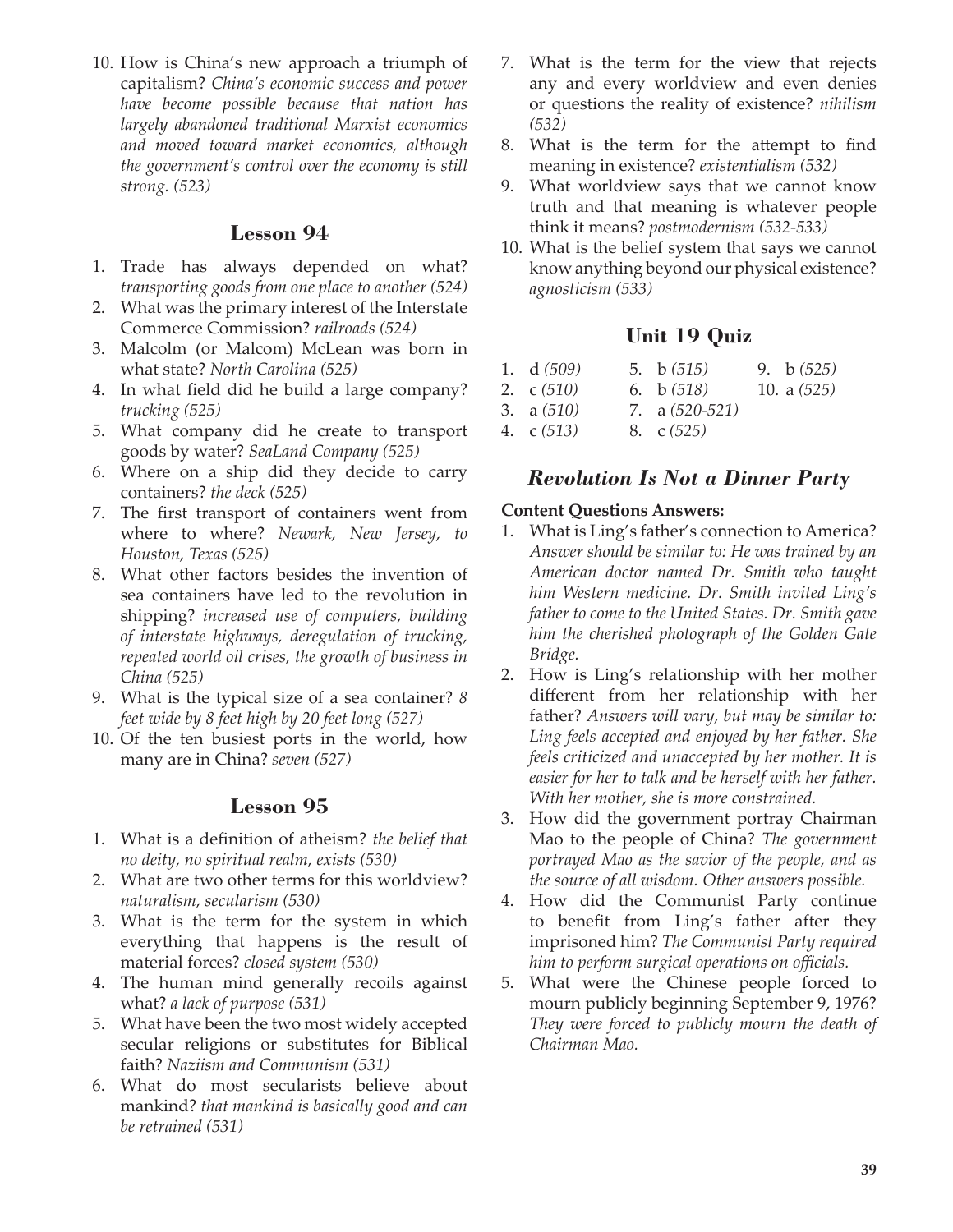10. How is China's new approach a triumph of capitalism? *China's economic success and power have become possible because that nation has largely abandoned traditional Marxist economics and moved toward market economics, although the government's control over the economy is still strong. (523)*

## Lesson 94

1. Trade has always depended on what? *transporting goods from one place to another (524)*
2. What was the primary interest of the Interstate Commerce Commission? *railroads (524)*
3. Malcolm (or Malcom) McLean was born in what state? *North Carolina (525)*
4. In what field did he build a large company? *trucking (525)*
5. What company did he create to transport goods by water? *SeaLand Company (525)*
6. Where on a ship did they decide to carry containers? *the deck (525)*
7. The first transport of containers went from where to where? *Newark, New Jersey, to Houston, Texas (525)*
8. What other factors besides the invention of sea containers have led to the revolution in shipping? *increased use of computers, building of interstate highways, deregulation of trucking, repeated world oil crises, the growth of business in China (525)*
9. What is the typical size of a sea container? *8 feet wide by 8 feet high by 20 feet long (527)*
10. Of the ten busiest ports in the world, how many are in China? *seven (527)*

## Lesson 95

1. What is a definition of atheism? *the belief that no deity, no spiritual realm, exists (530)*
2. What are two other terms for this worldview? *naturalism, secularism (530)*
3. What is the term for the system in which everything that happens is the result of material forces? *closed system (530)*
4. The human mind generally recoils against what? *a lack of purpose (531)*
5. What have been the two most widely accepted secular religions or substitutes for Biblical faith? *Naziism and Communism (531)*
6. What do most secularists believe about mankind? *that mankind is basically good and can be retrained (531)*
7. What is the term for the view that rejects any and every worldview and even denies or questions the reality of existence? *nihilism (532)*
8. What is the term for the attempt to find meaning in existence? *existentialism (532)*
9. What worldview says that we cannot know truth and that meaning is whatever people think it means? *postmodernism (532-533)*
10. What is the belief system that says we cannot know anything beyond our physical existence? *agnosticism (533)*

## Unit 19 Quiz

1. d *(509)*
2. c *(510)*
3. a *(510)*
4. c *(513)*
5. b *(515)*
6. b *(518)*
7. a *(520-521)*
8. c *(525)*
9. b *(525)*
10. a *(525)*

## *Revolution Is Not a Dinner Party*

**Content Questions Answers:**

1. What is Ling's father's connection to America? *Answer should be similar to: He was trained by an American doctor named Dr. Smith who taught him Western medicine. Dr. Smith invited Ling's father to come to the United States. Dr. Smith gave him the cherished photograph of the Golden Gate Bridge.*
2. How is Ling's relationship with her mother different from her relationship with her father? *Answers will vary, but may be similar to: Ling feels accepted and enjoyed by her father. She feels criticized and unaccepted by her mother. It is easier for her to talk and be herself with her father. With her mother, she is more constrained.*
3. How did the government portray Chairman Mao to the people of China? *The government portrayed Mao as the savior of the people, and as the source of all wisdom. Other answers possible.*
4. How did the Communist Party continue to benefit from Ling's father after they imprisoned him? *The Communist Party required him to perform surgical operations on officials.*
5. What were the Chinese people forced to mourn publicly beginning September 9, 1976? *They were forced to publicly mourn the death of Chairman Mao.*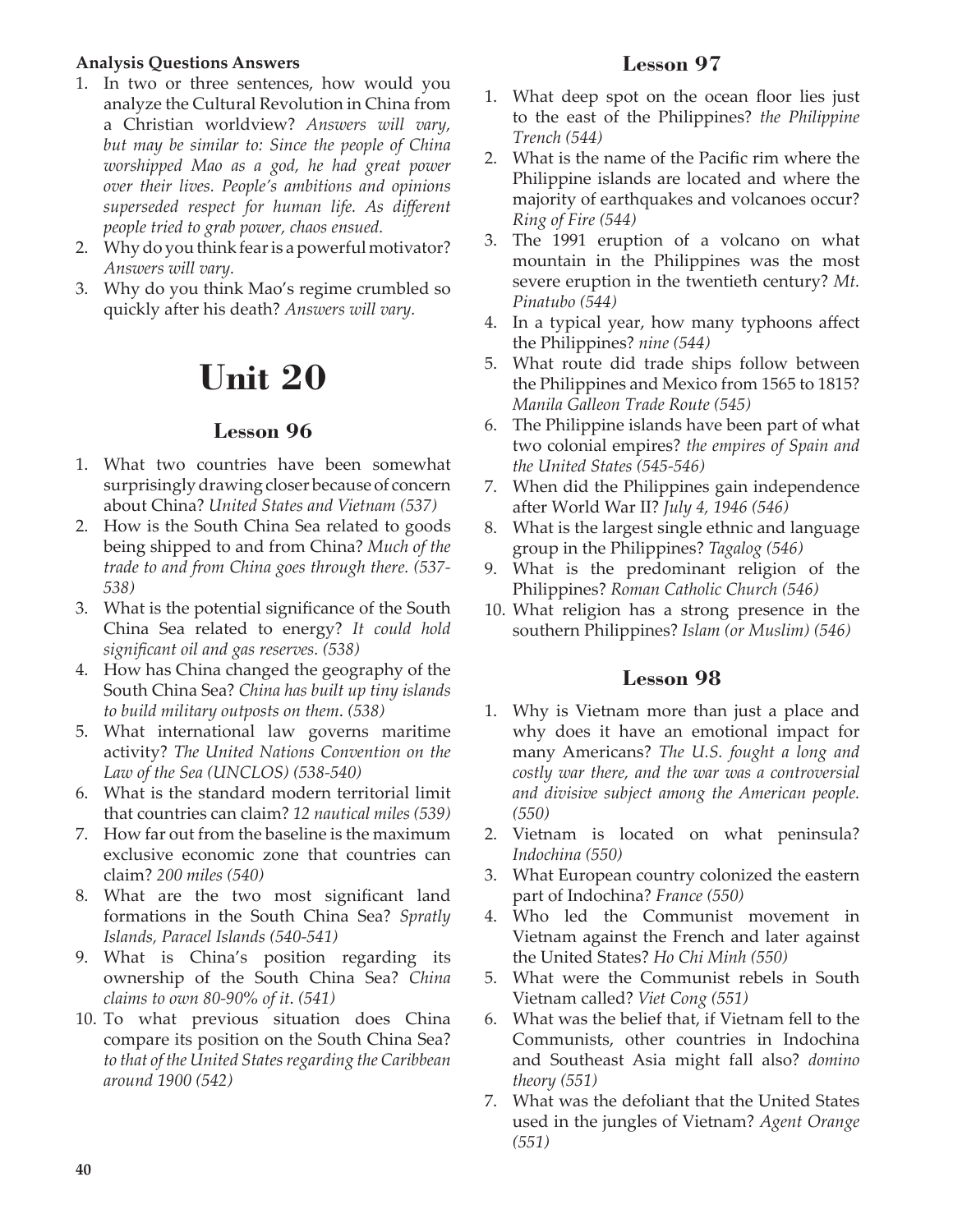**Analysis Questions Answers**

1. In two or three sentences, how would you analyze the Cultural Revolution in China from a Christian worldview? *Answers will vary, but may be similar to: Since the people of China worshipped Mao as a god, he had great power over their lives. People's ambitions and opinions superseded respect for human life. As different people tried to grab power, chaos ensued.*
2. Why do you think fear is a powerful motivator? *Answers will vary.*
3. Why do you think Mao's regime crumbled so quickly after his death? *Answers will vary.*

# Unit 20

## Lesson 96

1. What two countries have been somewhat surprisingly drawing closer because of concern about China? *United States and Vietnam (537)*
2. How is the South China Sea related to goods being shipped to and from China? *Much of the trade to and from China goes through there. (537-538)*
3. What is the potential significance of the South China Sea related to energy? *It could hold significant oil and gas reserves. (538)*
4. How has China changed the geography of the South China Sea? *China has built up tiny islands to build military outposts on them. (538)*
5. What international law governs maritime activity? *The United Nations Convention on the Law of the Sea (UNCLOS) (538-540)*
6. What is the standard modern territorial limit that countries can claim? *12 nautical miles (539)*
7. How far out from the baseline is the maximum exclusive economic zone that countries can claim? *200 miles (540)*
8. What are the two most significant land formations in the South China Sea? *Spratly Islands, Paracel Islands (540-541)*
9. What is China's position regarding its ownership of the South China Sea? *China claims to own 80-90% of it. (541)*
10. To what previous situation does China compare its position on the South China Sea? *to that of the United States regarding the Caribbean around 1900 (542)*

## Lesson 97

1. What deep spot on the ocean floor lies just to the east of the Philippines? *the Philippine Trench (544)*
2. What is the name of the Pacific rim where the Philippine islands are located and where the majority of earthquakes and volcanoes occur? *Ring of Fire (544)*
3. The 1991 eruption of a volcano on what mountain in the Philippines was the most severe eruption in the twentieth century? *Mt. Pinatubo (544)*
4. In a typical year, how many typhoons affect the Philippines? *nine (544)*
5. What route did trade ships follow between the Philippines and Mexico from 1565 to 1815? *Manila Galleon Trade Route (545)*
6. The Philippine islands have been part of what two colonial empires? *the empires of Spain and the United States (545-546)*
7. When did the Philippines gain independence after World War II? *July 4, 1946 (546)*
8. What is the largest single ethnic and language group in the Philippines? *Tagalog (546)*
9. What is the predominant religion of the Philippines? *Roman Catholic Church (546)*
10. What religion has a strong presence in the southern Philippines? *Islam (or Muslim) (546)*

## Lesson 98

1. Why is Vietnam more than just a place and why does it have an emotional impact for many Americans? *The U.S. fought a long and costly war there, and the war was a controversial and divisive subject among the American people. (550)*
2. Vietnam is located on what peninsula? *Indochina (550)*
3. What European country colonized the eastern part of Indochina? *France (550)*
4. Who led the Communist movement in Vietnam against the French and later against the United States? *Ho Chi Minh (550)*
5. What were the Communist rebels in South Vietnam called? *Viet Cong (551)*
6. What was the belief that, if Vietnam fell to the Communists, other countries in Indochina and Southeast Asia might fall also? *domino theory (551)*
7. What was the defoliant that the United States used in the jungles of Vietnam? *Agent Orange (551)*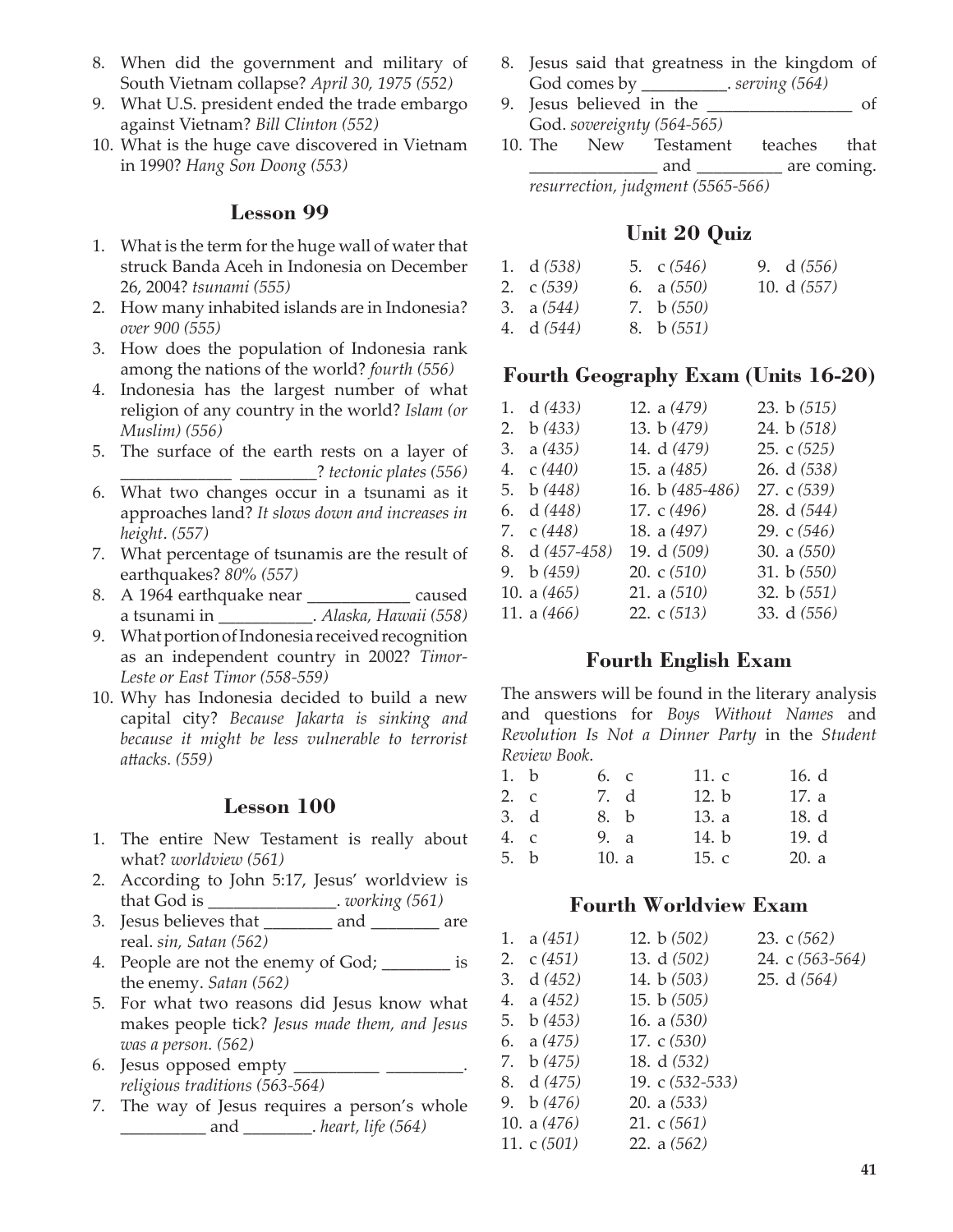8. When did the government and military of South Vietnam collapse? *April 30, 1975 (552)*
9. What U.S. president ended the trade embargo against Vietnam? *Bill Clinton (552)*
10. What is the huge cave discovered in Vietnam in 1990? *Hang Son Doong (553)*

### Lesson 99

1. What is the term for the huge wall of water that struck Banda Aceh in Indonesia on December 26, 2004? *tsunami (555)*
2. How many inhabited islands are in Indonesia? *over 900 (555)*
3. How does the population of Indonesia rank among the nations of the world? *fourth (556)*
4. Indonesia has the largest number of what religion of any country in the world? *Islam (or Muslim) (556)*
5. The surface of the earth rests on a layer of _____________ _________? *tectonic plates (556)*
6. What two changes occur in a tsunami as it approaches land? *It slows down and increases in height. (557)*
7. What percentage of tsunamis are the result of earthquakes? *80% (557)*
8. A 1964 earthquake near ____________ caused a tsunami in ___________. *Alaska, Hawaii (558)*
9. What portion of Indonesia received recognition as an independent country in 2002? *Timor-Leste or East Timor (558-559)*
10. Why has Indonesia decided to build a new capital city? *Because Jakarta is sinking and because it might be less vulnerable to terrorist attacks. (559)*

### Lesson 100

1. The entire New Testament is really about what? *worldview (561)*
2. According to John 5:17, Jesus' worldview is that God is _______________. *working (561)*
3. Jesus believes that ________ and ________ are real. *sin, Satan (562)*
4. People are not the enemy of God; ________ is the enemy. *Satan (562)*
5. For what two reasons did Jesus know what makes people tick? *Jesus made them, and Jesus was a person. (562)*
6. Jesus opposed empty __________ _________. *religious traditions (563-564)*
7. The way of Jesus requires a person's whole __________ and ________. *heart, life (564)*
8. Jesus said that greatness in the kingdom of God comes by __________. *serving (564)*
9. Jesus believed in the _________________ of God. *sovereignty (564-565)*
10. The New Testament teaches that _______________ and __________ are coming. *resurrection, judgment (5565-566)*

### Unit 20 Quiz

| | | |
|---|---|---|
| 1. d *(538)* | 5. c *(546)* | 9. d *(556)* |
| 2. c *(539)* | 6. a *(550)* | 10. d *(557)* |
| 3. a *(544)* | 7. b *(550)* | |
| 4. d *(544)* | 8. b *(551)* | |

### Fourth Geography Exam (Units 16-20)

| | | |
|---|---|---|
| 1. d *(433)* | 12. a *(479)* | 23. b *(515)* |
| 2. b *(433)* | 13. b *(479)* | 24. b *(518)* |
| 3. a *(435)* | 14. d *(479)* | 25. c *(525)* |
| 4. c *(440)* | 15. a *(485)* | 26. d *(538)* |
| 5. b *(448)* | 16. b *(485-486)* | 27. c *(539)* |
| 6. d *(448)* | 17. c *(496)* | 28. d *(544)* |
| 7. c *(448)* | 18. a *(497)* | 29. c *(546)* |
| 8. d *(457-458)* | 19. d *(509)* | 30. a *(550)* |
| 9. b *(459)* | 20. c *(510)* | 31. b *(550)* |
| 10. a *(465)* | 21. a *(510)* | 32. b *(551)* |
| 11. a *(466)* | 22. c *(513)* | 33. d *(556)* |

### Fourth English Exam

The answers will be found in the literary analysis and questions for *Boys Without Names* and *Revolution Is Not a Dinner Party* in the *Student Review Book*.

| | | | |
|---|---|---|---|
| 1. b | 6. c | 11. c | 16. d |
| 2. c | 7. d | 12. b | 17. a |
| 3. d | 8. b | 13. a | 18. d |
| 4. c | 9. a | 14. b | 19. d |
| 5. b | 10. a | 15. c | 20. a |

### Fourth Worldview Exam

| | | |
|---|---|---|
| 1. a *(451)* | 12. b *(502)* | 23. c *(562)* |
| 2. c *(451)* | 13. d *(502)* | 24. c *(563-564)* |
| 3. d *(452)* | 14. b *(503)* | 25. d *(564)* |
| 4. a *(452)* | 15. b *(505)* | |
| 5. b *(453)* | 16. a *(530)* | |
| 6. a *(475)* | 17. c *(530)* | |
| 7. b *(475)* | 18. d *(532)* | |
| 8. d *(475)* | 19. c *(532-533)* | |
| 9. b *(476)* | 20. a *(533)* | |
| 10. a *(476)* | 21. c *(561)* | |
| 11. c *(501)* | 22. a *(562)* | |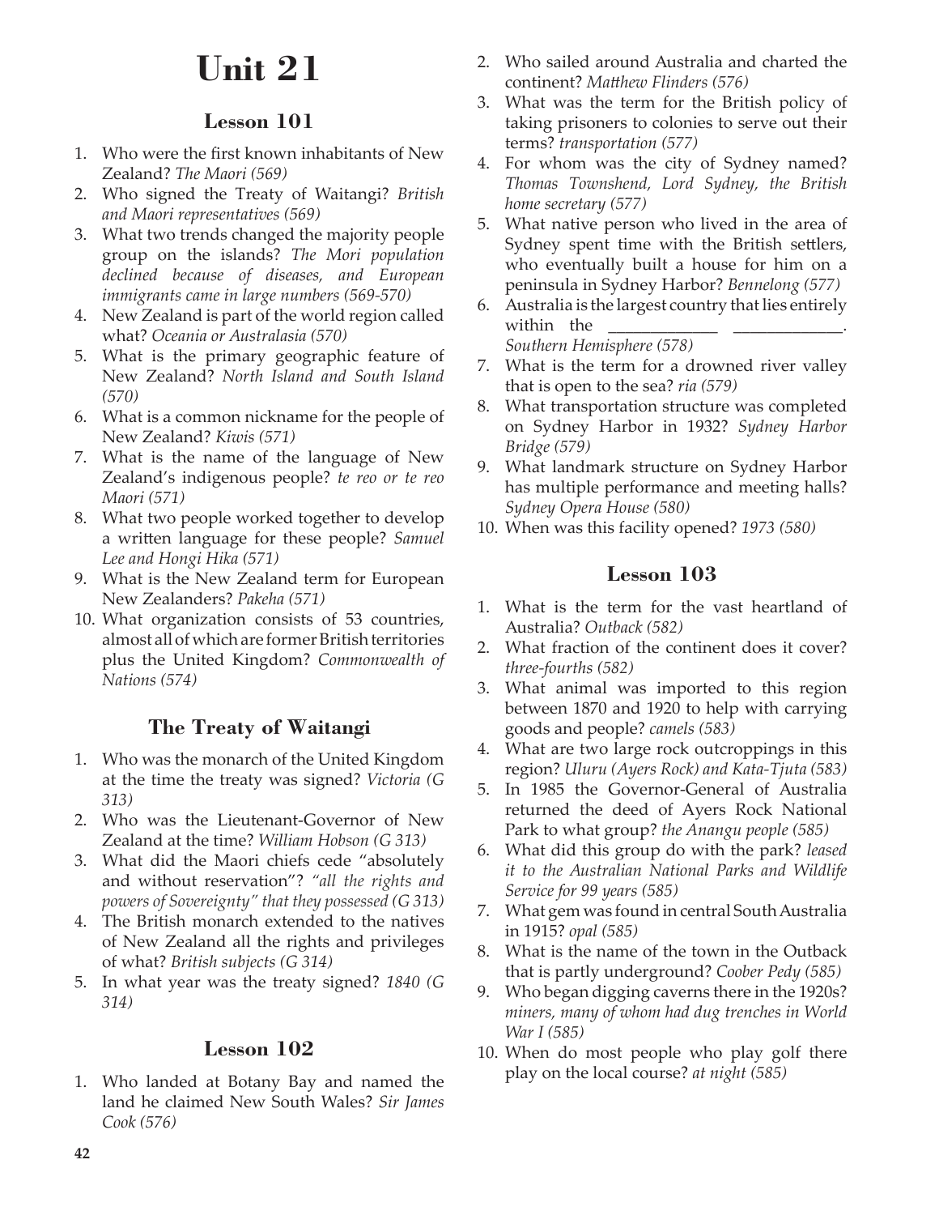# Unit 21

## Lesson 101

1. Who were the first known inhabitants of New Zealand? *The Maori (569)*
2. Who signed the Treaty of Waitangi? *British and Maori representatives (569)*
3. What two trends changed the majority people group on the islands? *The Mori population declined because of diseases, and European immigrants came in large numbers (569-570)*
4. New Zealand is part of the world region called what? *Oceania or Australasia (570)*
5. What is the primary geographic feature of New Zealand? *North Island and South Island (570)*
6. What is a common nickname for the people of New Zealand? *Kiwis (571)*
7. What is the name of the language of New Zealand's indigenous people? *te reo or te reo Maori (571)*
8. What two people worked together to develop a written language for these people? *Samuel Lee and Hongi Hika (571)*
9. What is the New Zealand term for European New Zealanders? *Pakeha (571)*
10. What organization consists of 53 countries, almost all of which are former British territories plus the United Kingdom? *Commonwealth of Nations (574)*

## The Treaty of Waitangi

1. Who was the monarch of the United Kingdom at the time the treaty was signed? *Victoria (G 313)*
2. Who was the Lieutenant-Governor of New Zealand at the time? *William Hobson (G 313)*
3. What did the Maori chiefs cede "absolutely and without reservation"? *"all the rights and powers of Sovereignty" that they possessed (G 313)*
4. The British monarch extended to the natives of New Zealand all the rights and privileges of what? *British subjects (G 314)*
5. In what year was the treaty signed? *1840 (G 314)*

## Lesson 102

1. Who landed at Botany Bay and named the land he claimed New South Wales? *Sir James Cook (576)*
2. Who sailed around Australia and charted the continent? *Matthew Flinders (576)*
3. What was the term for the British policy of taking prisoners to colonies to serve out their terms? *transportation (577)*
4. For whom was the city of Sydney named? *Thomas Townshend, Lord Sydney, the British home secretary (577)*
5. What native person who lived in the area of Sydney spent time with the British settlers, who eventually built a house for him on a peninsula in Sydney Harbor? *Bennelong (577)*
6. Australia is the largest country that lies entirely within the _____________ _____________. *Southern Hemisphere (578)*
7. What is the term for a drowned river valley that is open to the sea? *ria (579)*
8. What transportation structure was completed on Sydney Harbor in 1932? *Sydney Harbor Bridge (579)*
9. What landmark structure on Sydney Harbor has multiple performance and meeting halls? *Sydney Opera House (580)*
10. When was this facility opened? *1973 (580)*

## Lesson 103

1. What is the term for the vast heartland of Australia? *Outback (582)*
2. What fraction of the continent does it cover? *three-fourths (582)*
3. What animal was imported to this region between 1870 and 1920 to help with carrying goods and people? *camels (583)*
4. What are two large rock outcroppings in this region? *Uluru (Ayers Rock) and Kata-Tjuta (583)*
5. In 1985 the Governor-General of Australia returned the deed of Ayers Rock National Park to what group? *the Anangu people (585)*
6. What did this group do with the park? *leased it to the Australian National Parks and Wildlife Service for 99 years (585)*
7. What gem was found in central South Australia in 1915? *opal (585)*
8. What is the name of the town in the Outback that is partly underground? *Coober Pedy (585)*
9. Who began digging caverns there in the 1920s? *miners, many of whom had dug trenches in World War I (585)*
10. When do most people who play golf there play on the local course? *at night (585)*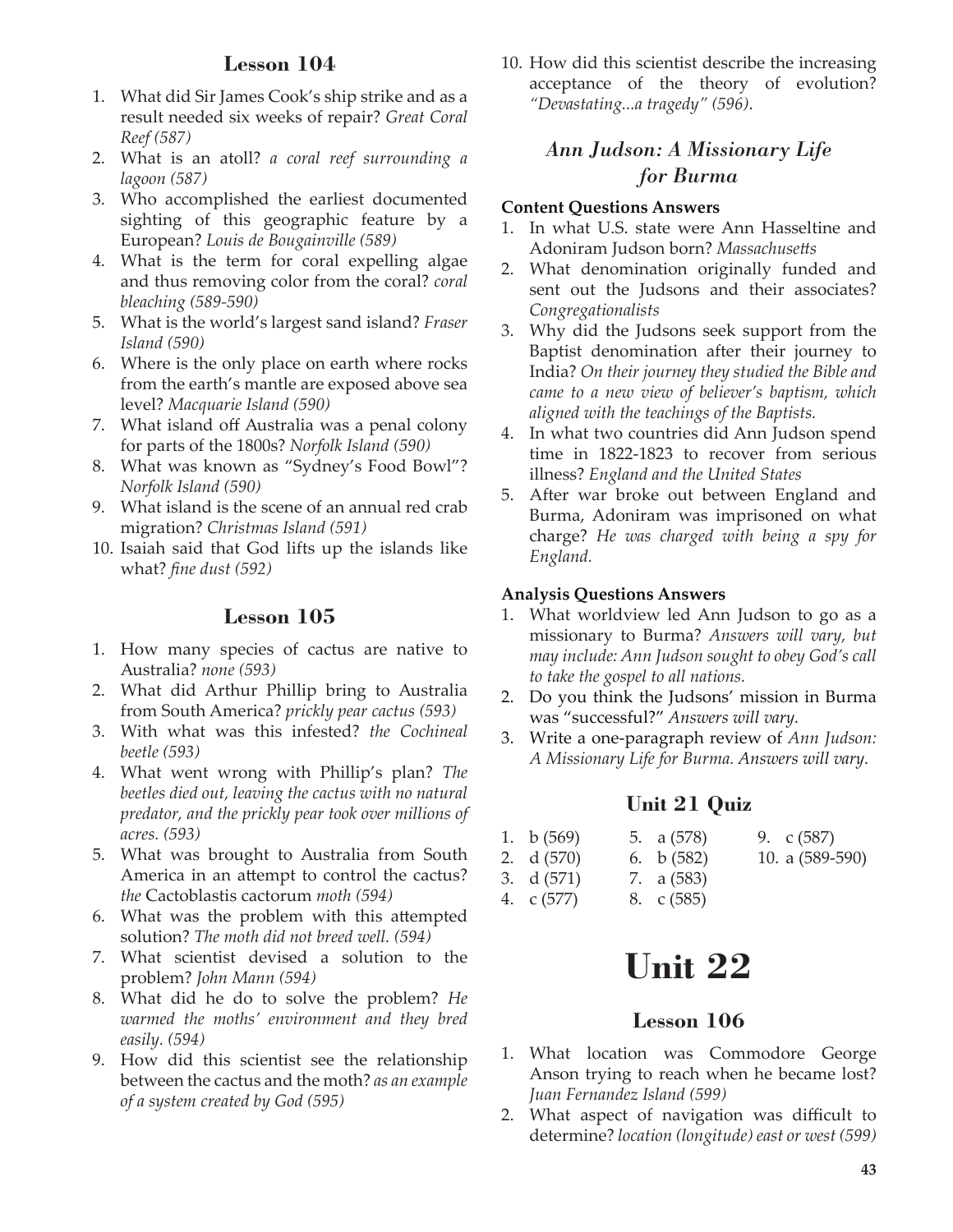## Lesson 104

1. What did Sir James Cook's ship strike and as a result needed six weeks of repair? *Great Coral Reef (587)*
2. What is an atoll? *a coral reef surrounding a lagoon (587)*
3. Who accomplished the earliest documented sighting of this geographic feature by a European? *Louis de Bougainville (589)*
4. What is the term for coral expelling algae and thus removing color from the coral? *coral bleaching (589-590)*
5. What is the world's largest sand island? *Fraser Island (590)*
6. Where is the only place on earth where rocks from the earth's mantle are exposed above sea level? *Macquarie Island (590)*
7. What island off Australia was a penal colony for parts of the 1800s? *Norfolk Island (590)*
8. What was known as "Sydney's Food Bowl"? *Norfolk Island (590)*
9. What island is the scene of an annual red crab migration? *Christmas Island (591)*
10. Isaiah said that God lifts up the islands like what? *fine dust (592)*

## Lesson 105

1. How many species of cactus are native to Australia? *none (593)*
2. What did Arthur Phillip bring to Australia from South America? *prickly pear cactus (593)*
3. With what was this infested? *the Cochineal beetle (593)*
4. What went wrong with Phillip's plan? *The beetles died out, leaving the cactus with no natural predator, and the prickly pear took over millions of acres. (593)*
5. What was brought to Australia from South America in an attempt to control the cactus? *the* Cactoblastis cactorum *moth (594)*
6. What was the problem with this attempted solution? *The moth did not breed well. (594)*
7. What scientist devised a solution to the problem? *John Mann (594)*
8. What did he do to solve the problem? *He warmed the moths' environment and they bred easily. (594)*
9. How did this scientist see the relationship between the cactus and the moth? *as an example of a system created by God (595)*
10. How did this scientist describe the increasing acceptance of the theory of evolution? *"Devastating...a tragedy" (596).*

## *Ann Judson: A Missionary Life for Burma*

**Content Questions Answers**

1. In what U.S. state were Ann Hasseltine and Adoniram Judson born? *Massachusetts*
2. What denomination originally funded and sent out the Judsons and their associates? *Congregationalists*
3. Why did the Judsons seek support from the Baptist denomination after their journey to India? *On their journey they studied the Bible and came to a new view of believer's baptism, which aligned with the teachings of the Baptists.*
4. In what two countries did Ann Judson spend time in 1822-1823 to recover from serious illness? *England and the United States*
5. After war broke out between England and Burma, Adoniram was imprisoned on what charge? *He was charged with being a spy for England.*

**Analysis Questions Answers**

1. What worldview led Ann Judson to go as a missionary to Burma? *Answers will vary, but may include: Ann Judson sought to obey God's call to take the gospel to all nations.*
2. Do you think the Judsons' mission in Burma was "successful?" *Answers will vary.*
3. Write a one-paragraph review of *Ann Judson: A Missionary Life for Burma. Answers will vary.*

## Unit 21 Quiz

1. b (569)
2. d (570)
3. d (571)
4. c (577)
5. a (578)
6. b (582)
7. a (583)
8. c (585)
9. c (587)
10. a (589-590)

# Unit 22

## Lesson 106

1. What location was Commodore George Anson trying to reach when he became lost? *Juan Fernandez Island (599)*
2. What aspect of navigation was difficult to determine? *location (longitude) east or west (599)*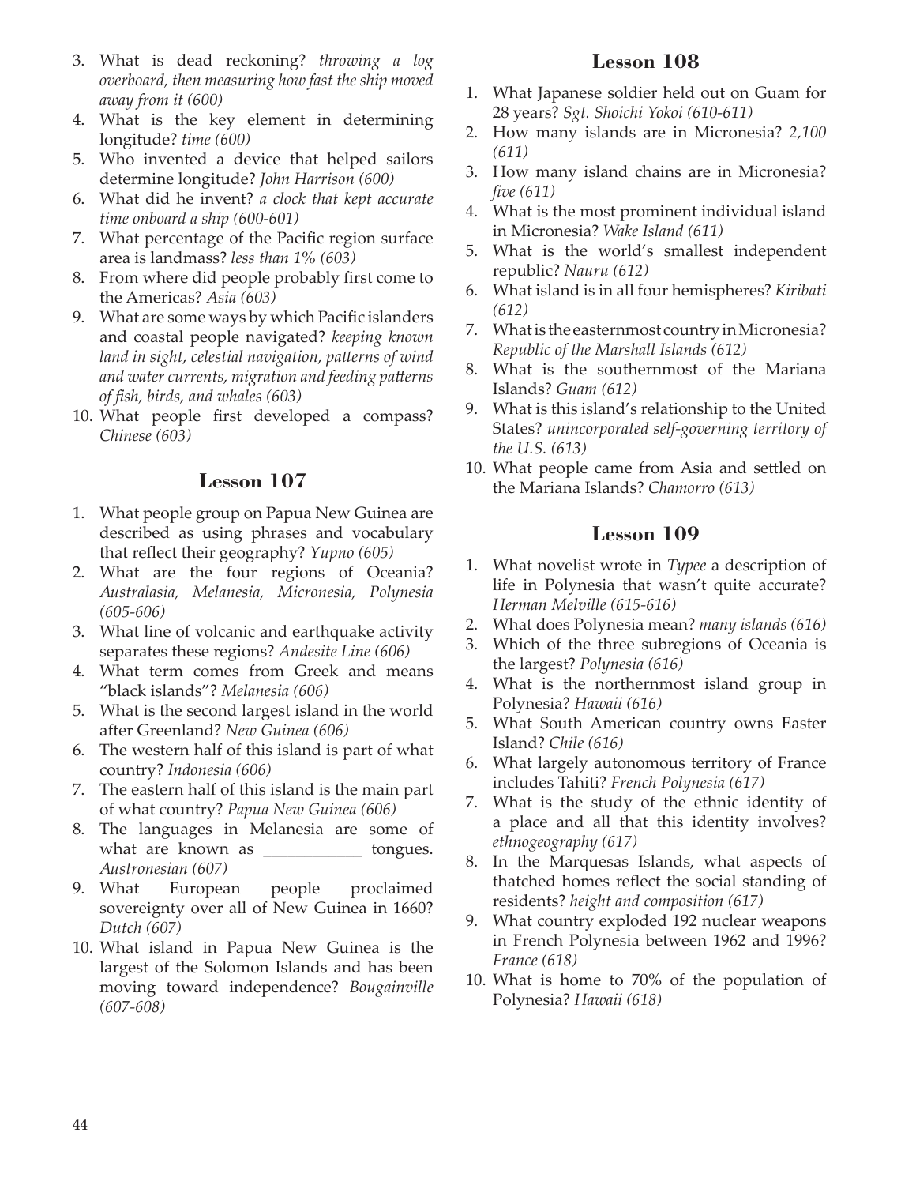3. What is dead reckoning? *throwing a log overboard, then measuring how fast the ship moved away from it (600)*
4. What is the key element in determining longitude? *time (600)*
5. Who invented a device that helped sailors determine longitude? *John Harrison (600)*
6. What did he invent? *a clock that kept accurate time onboard a ship (600-601)*
7. What percentage of the Pacific region surface area is landmass? *less than 1% (603)*
8. From where did people probably first come to the Americas? *Asia (603)*
9. What are some ways by which Pacific islanders and coastal people navigated? *keeping known land in sight, celestial navigation, patterns of wind and water currents, migration and feeding patterns of fish, birds, and whales (603)*
10. What people first developed a compass? *Chinese (603)*

## Lesson 107

1. What people group on Papua New Guinea are described as using phrases and vocabulary that reflect their geography? *Yupno (605)*
2. What are the four regions of Oceania? *Australasia, Melanesia, Micronesia, Polynesia (605-606)*
3. What line of volcanic and earthquake activity separates these regions? *Andesite Line (606)*
4. What term comes from Greek and means "black islands"? *Melanesia (606)*
5. What is the second largest island in the world after Greenland? *New Guinea (606)*
6. The western half of this island is part of what country? *Indonesia (606)*
7. The eastern half of this island is the main part of what country? *Papua New Guinea (606)*
8. The languages in Melanesia are some of what are known as ____________ tongues. *Austronesian (607)*
9. What European people proclaimed sovereignty over all of New Guinea in 1660? *Dutch (607)*
10. What island in Papua New Guinea is the largest of the Solomon Islands and has been moving toward independence? *Bougainville (607-608)*

## Lesson 108

1. What Japanese soldier held out on Guam for 28 years? *Sgt. Shoichi Yokoi (610-611)*
2. How many islands are in Micronesia? *2,100 (611)*
3. How many island chains are in Micronesia? *five (611)*
4. What is the most prominent individual island in Micronesia? *Wake Island (611)*
5. What is the world's smallest independent republic? *Nauru (612)*
6. What island is in all four hemispheres? *Kiribati (612)*
7. What is the easternmost country in Micronesia? *Republic of the Marshall Islands (612)*
8. What is the southernmost of the Mariana Islands? *Guam (612)*
9. What is this island's relationship to the United States? *unincorporated self-governing territory of the U.S. (613)*
10. What people came from Asia and settled on the Mariana Islands? *Chamorro (613)*

## Lesson 109

1. What novelist wrote in *Typee* a description of life in Polynesia that wasn't quite accurate? *Herman Melville (615-616)*
2. What does Polynesia mean? *many islands (616)*
3. Which of the three subregions of Oceania is the largest? *Polynesia (616)*
4. What is the northernmost island group in Polynesia? *Hawaii (616)*
5. What South American country owns Easter Island? *Chile (616)*
6. What largely autonomous territory of France includes Tahiti? *French Polynesia (617)*
7. What is the study of the ethnic identity of a place and all that this identity involves? *ethnogeography (617)*
8. In the Marquesas Islands, what aspects of thatched homes reflect the social standing of residents? *height and composition (617)*
9. What country exploded 192 nuclear weapons in French Polynesia between 1962 and 1996? *France (618)*
10. What is home to 70% of the population of Polynesia? *Hawaii (618)*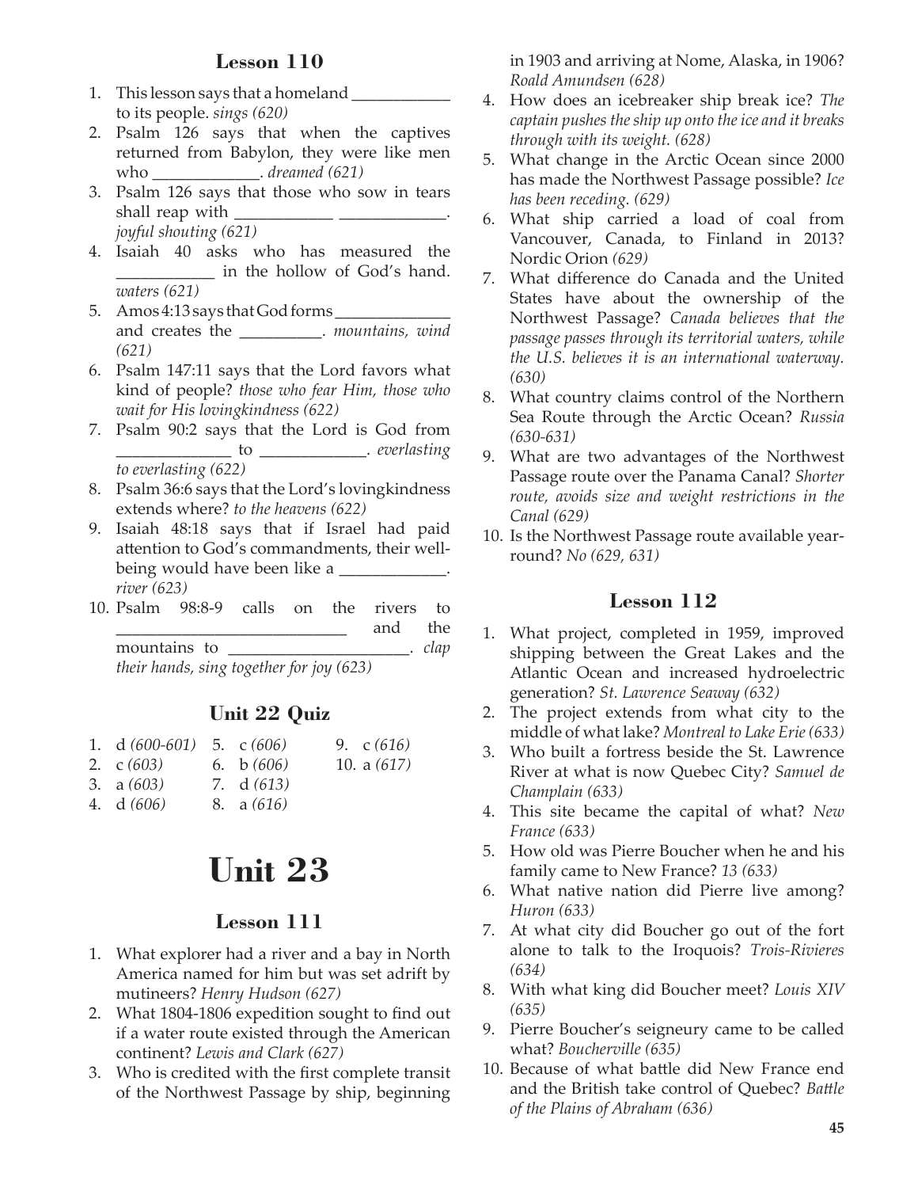## Lesson 110

1. This lesson says that a homeland ___________ to its people. *sings (620)*
2. Psalm 126 says that when the captives returned from Babylon, they were like men who ____________. *dreamed (621)*
3. Psalm 126 says that those who sow in tears shall reap with ___________ ____________. *joyful shouting (621)*
4. Isaiah 40 asks who has measured the ___________ in the hollow of God's hand. *waters (621)*
5. Amos 4:13 says that God forms _____________ and creates the _________. *mountains, wind (621)*
6. Psalm 147:11 says that the Lord favors what kind of people? *those who fear Him, those who wait for His lovingkindness (622)*
7. Psalm 90:2 says that the Lord is God from _____________ to ____________. *everlasting to everlasting (622)*
8. Psalm 36:6 says that the Lord's lovingkindness extends where? *to the heavens (622)*
9. Isaiah 48:18 says that if Israel had paid attention to God's commandments, their well-being would have been like a ____________. *river (623)*
10. Psalm 98:8-9 calls on the rivers to ___________________________ and the mountains to _____________________. *clap their hands, sing together for joy (623)*

## Unit 22 Quiz

1. d *(600-601)*
2. c *(603)*
3. a *(603)*
4. d *(606)*
5. c *(606)*
6. b *(606)*
7. d *(613)*
8. a *(616)*
9. c *(616)*
10. a *(617)*

# Unit 23

## Lesson 111

1. What explorer had a river and a bay in North America named for him but was set adrift by mutineers? *Henry Hudson (627)*
2. What 1804-1806 expedition sought to find out if a water route existed through the American continent? *Lewis and Clark (627)*
3. Who is credited with the first complete transit of the Northwest Passage by ship, beginning in 1903 and arriving at Nome, Alaska, in 1906? *Roald Amundsen (628)*
4. How does an icebreaker ship break ice? *The captain pushes the ship up onto the ice and it breaks through with its weight. (628)*
5. What change in the Arctic Ocean since 2000 has made the Northwest Passage possible? *Ice has been receding. (629)*
6. What ship carried a load of coal from Vancouver, Canada, to Finland in 2013? Nordic Orion *(629)*
7. What difference do Canada and the United States have about the ownership of the Northwest Passage? *Canada believes that the passage passes through its territorial waters, while the U.S. believes it is an international waterway. (630)*
8. What country claims control of the Northern Sea Route through the Arctic Ocean? *Russia (630-631)*
9. What are two advantages of the Northwest Passage route over the Panama Canal? *Shorter route, avoids size and weight restrictions in the Canal (629)*
10. Is the Northwest Passage route available year-round? *No (629, 631)*

## Lesson 112

1. What project, completed in 1959, improved shipping between the Great Lakes and the Atlantic Ocean and increased hydroelectric generation? *St. Lawrence Seaway (632)*
2. The project extends from what city to the middle of what lake? *Montreal to Lake Erie (633)*
3. Who built a fortress beside the St. Lawrence River at what is now Quebec City? *Samuel de Champlain (633)*
4. This site became the capital of what? *New France (633)*
5. How old was Pierre Boucher when he and his family came to New France? *13 (633)*
6. What native nation did Pierre live among? *Huron (633)*
7. At what city did Boucher go out of the fort alone to talk to the Iroquois? *Trois-Rivieres (634)*
8. With what king did Boucher meet? *Louis XIV (635)*
9. Pierre Boucher's seigneury came to be called what? *Boucherville (635)*
10. Because of what battle did New France end and the British take control of Quebec? *Battle of the Plains of Abraham (636)*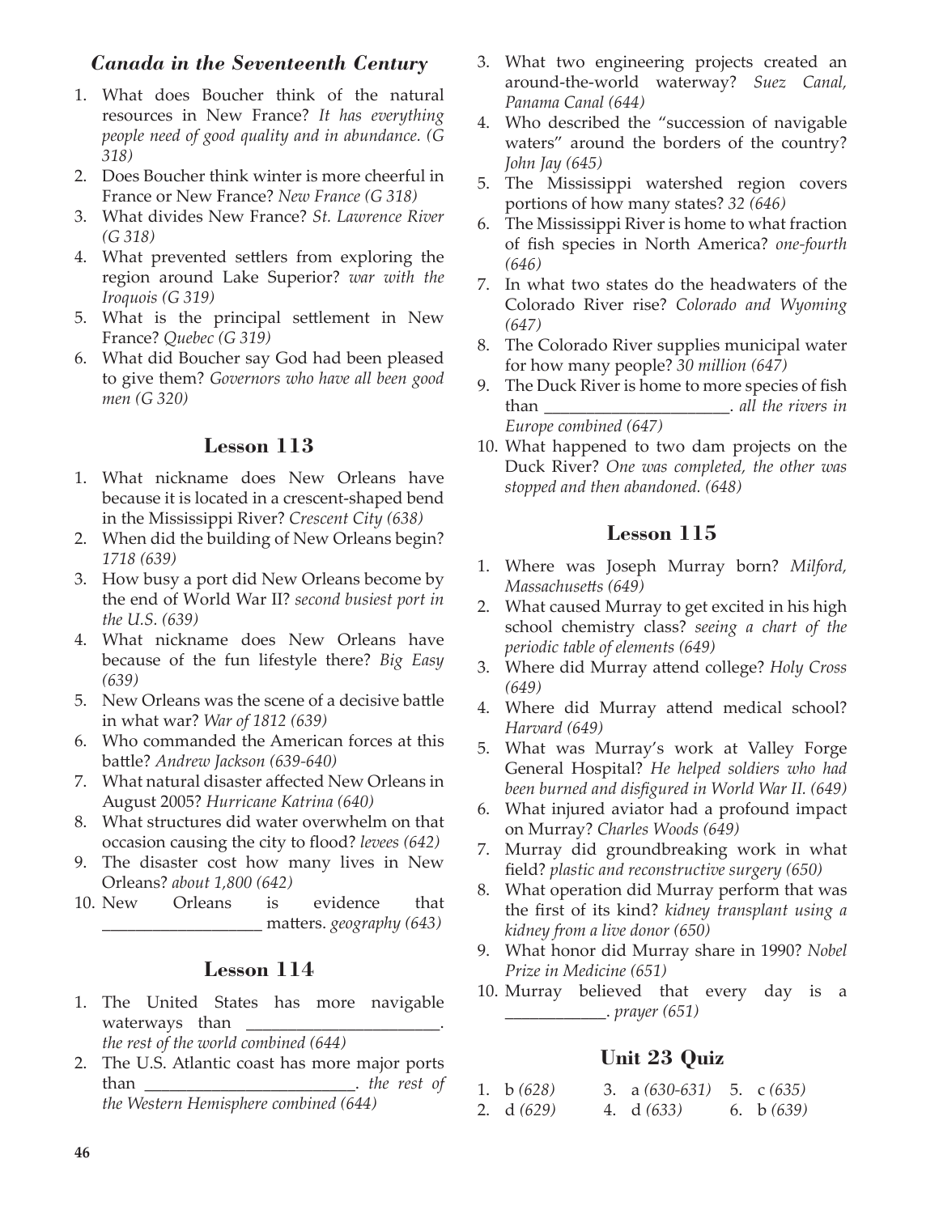### *Canada in the Seventeenth Century*

1. What does Boucher think of the natural resources in New France? *It has everything people need of good quality and in abundance. (G 318)*
2. Does Boucher think winter is more cheerful in France or New France? *New France (G 318)*
3. What divides New France? *St. Lawrence River (G 318)*
4. What prevented settlers from exploring the region around Lake Superior? *war with the Iroquois (G 319)*
5. What is the principal settlement in New France? *Quebec (G 319)*
6. What did Boucher say God had been pleased to give them? *Governors who have all been good men (G 320)*

### Lesson 113

1. What nickname does New Orleans have because it is located in a crescent-shaped bend in the Mississippi River? *Crescent City (638)*
2. When did the building of New Orleans begin? *1718 (639)*
3. How busy a port did New Orleans become by the end of World War II? *second busiest port in the U.S. (639)*
4. What nickname does New Orleans have because of the fun lifestyle there? *Big Easy (639)*
5. New Orleans was the scene of a decisive battle in what war? *War of 1812 (639)*
6. Who commanded the American forces at this battle? *Andrew Jackson (639-640)*
7. What natural disaster affected New Orleans in August 2005? *Hurricane Katrina (640)*
8. What structures did water overwhelm on that occasion causing the city to flood? *levees (642)*
9. The disaster cost how many lives in New Orleans? *about 1,800 (642)*
10. New Orleans is evidence that __________________ matters. *geography (643)*

### Lesson 114

1. The United States has more navigable waterways than ______________________. *the rest of the world combined (644)*
2. The U.S. Atlantic coast has more major ports than ________________________. *the rest of the Western Hemisphere combined (644)*
3. What two engineering projects created an around-the-world waterway? *Suez Canal, Panama Canal (644)*
4. Who described the "succession of navigable waters" around the borders of the country? *John Jay (645)*
5. The Mississippi watershed region covers portions of how many states? *32 (646)*
6. The Mississippi River is home to what fraction of fish species in North America? *one-fourth (646)*
7. In what two states do the headwaters of the Colorado River rise? *Colorado and Wyoming (647)*
8. The Colorado River supplies municipal water for how many people? *30 million (647)*
9. The Duck River is home to more species of fish than ______________________. *all the rivers in Europe combined (647)*
10. What happened to two dam projects on the Duck River? *One was completed, the other was stopped and then abandoned. (648)*

### Lesson 115

1. Where was Joseph Murray born? *Milford, Massachusetts (649)*
2. What caused Murray to get excited in his high school chemistry class? *seeing a chart of the periodic table of elements (649)*
3. Where did Murray attend college? *Holy Cross (649)*
4. Where did Murray attend medical school? *Harvard (649)*
5. What was Murray's work at Valley Forge General Hospital? *He helped soldiers who had been burned and disfigured in World War II. (649)*
6. What injured aviator had a profound impact on Murray? *Charles Woods (649)*
7. Murray did groundbreaking work in what field? *plastic and reconstructive surgery (650)*
8. What operation did Murray perform that was the first of its kind? *kidney transplant using a kidney from a live donor (650)*
9. What honor did Murray share in 1990? *Nobel Prize in Medicine (651)*
10. Murray believed that every day is a ____________. *prayer (651)*

### Unit 23 Quiz

1. b *(628)*
2. d *(629)*
3. a *(630-631)*
4. d *(633)*
5. c *(635)*
6. b *(639)*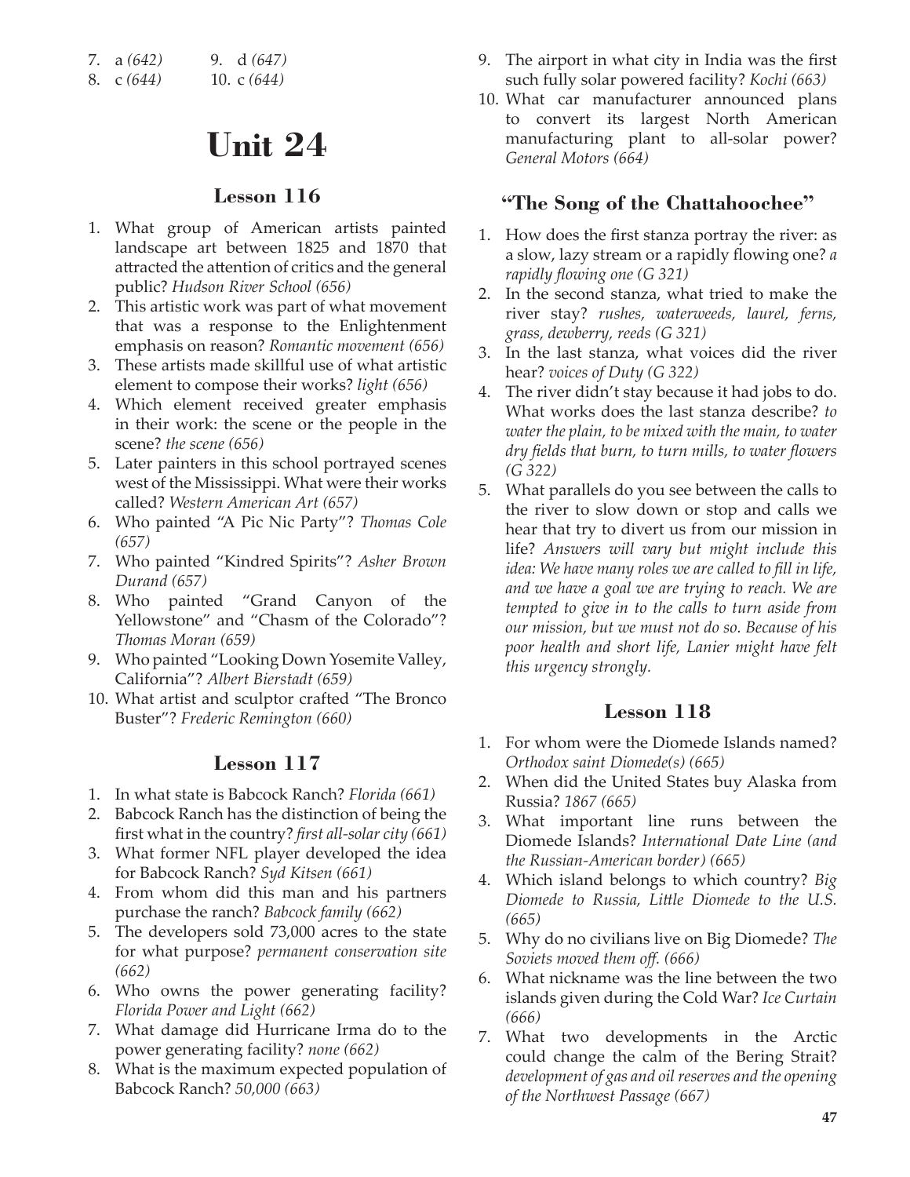7. a *(642)*
8. c *(644)*
9. d *(647)*
10. c *(644)*

# Unit 24

### Lesson 116

1. What group of American artists painted landscape art between 1825 and 1870 that attracted the attention of critics and the general public? *Hudson River School (656)*
2. This artistic work was part of what movement that was a response to the Enlightenment emphasis on reason? *Romantic movement (656)*
3. These artists made skillful use of what artistic element to compose their works? *light (656)*
4. Which element received greater emphasis in their work: the scene or the people in the scene? *the scene (656)*
5. Later painters in this school portrayed scenes west of the Mississippi. What were their works called? *Western American Art (657)*
6. Who painted "A Pic Nic Party"? *Thomas Cole (657)*
7. Who painted "Kindred Spirits"? *Asher Brown Durand (657)*
8. Who painted "Grand Canyon of the Yellowstone" and "Chasm of the Colorado"? *Thomas Moran (659)*
9. Who painted "Looking Down Yosemite Valley, California"? *Albert Bierstadt (659)*
10. What artist and sculptor crafted "The Bronco Buster"? *Frederic Remington (660)*

### Lesson 117

1. In what state is Babcock Ranch? *Florida (661)*
2. Babcock Ranch has the distinction of being the first what in the country? *first all-solar city (661)*
3. What former NFL player developed the idea for Babcock Ranch? *Syd Kitsen (661)*
4. From whom did this man and his partners purchase the ranch? *Babcock family (662)*
5. The developers sold 73,000 acres to the state for what purpose? *permanent conservation site (662)*
6. Who owns the power generating facility? *Florida Power and Light (662)*
7. What damage did Hurricane Irma do to the power generating facility? *none (662)*
8. What is the maximum expected population of Babcock Ranch? *50,000 (663)*
9. The airport in what city in India was the first such fully solar powered facility? *Kochi (663)*
10. What car manufacturer announced plans to convert its largest North American manufacturing plant to all-solar power? *General Motors (664)*

### "The Song of the Chattahoochee"

1. How does the first stanza portray the river: as a slow, lazy stream or a rapidly flowing one? *a rapidly flowing one (G 321)*
2. In the second stanza, what tried to make the river stay? *rushes, waterweeds, laurel, ferns, grass, dewberry, reeds (G 321)*
3. In the last stanza, what voices did the river hear? *voices of Duty (G 322)*
4. The river didn't stay because it had jobs to do. What works does the last stanza describe? *to water the plain, to be mixed with the main, to water dry fields that burn, to turn mills, to water flowers (G 322)*
5. What parallels do you see between the calls to the river to slow down or stop and calls we hear that try to divert us from our mission in life? *Answers will vary but might include this idea: We have many roles we are called to fill in life, and we have a goal we are trying to reach. We are tempted to give in to the calls to turn aside from our mission, but we must not do so. Because of his poor health and short life, Lanier might have felt this urgency strongly.*

### Lesson 118

1. For whom were the Diomede Islands named? *Orthodox saint Diomede(s) (665)*
2. When did the United States buy Alaska from Russia? *1867 (665)*
3. What important line runs between the Diomede Islands? *International Date Line (and the Russian-American border) (665)*
4. Which island belongs to which country? *Big Diomede to Russia, Little Diomede to the U.S. (665)*
5. Why do no civilians live on Big Diomede? *The Soviets moved them off. (666)*
6. What nickname was the line between the two islands given during the Cold War? *Ice Curtain (666)*
7. What two developments in the Arctic could change the calm of the Bering Strait? *development of gas and oil reserves and the opening of the Northwest Passage (667)*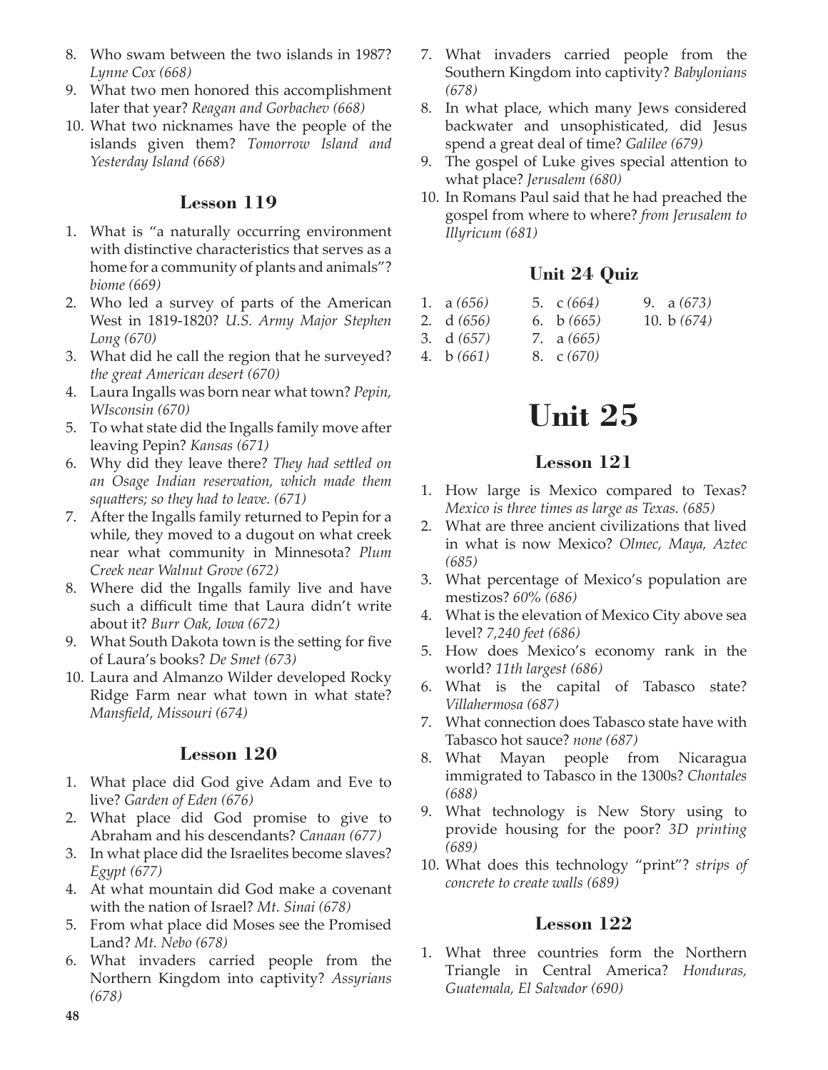8. Who swam between the two islands in 1987? *Lynne Cox (668)*
9. What two men honored this accomplishment later that year? *Reagan and Gorbachev (668)*
10. What two nicknames have the people of the islands given them? *Tomorrow Island and Yesterday Island (668)*

### Lesson 119

1. What is "a naturally occurring environment with distinctive characteristics that serves as a home for a community of plants and animals"? *biome (669)*
2. Who led a survey of parts of the American West in 1819-1820? *U.S. Army Major Stephen Long (670)*
3. What did he call the region that he surveyed? *the great American desert (670)*
4. Laura Ingalls was born near what town? *Pepin, WIsconsin (670)*
5. To what state did the Ingalls family move after leaving Pepin? *Kansas (671)*
6. Why did they leave there? *They had settled on an Osage Indian reservation, which made them squatters; so they had to leave. (671)*
7. After the Ingalls family returned to Pepin for a while, they moved to a dugout on what creek near what community in Minnesota? *Plum Creek near Walnut Grove (672)*
8. Where did the Ingalls family live and have such a difficult time that Laura didn't write about it? *Burr Oak, Iowa (672)*
9. What South Dakota town is the setting for five of Laura's books? *De Smet (673)*
10. Laura and Almanzo Wilder developed Rocky Ridge Farm near what town in what state? *Mansfield, Missouri (674)*

### Lesson 120

1. What place did God give Adam and Eve to live? *Garden of Eden (676)*
2. What place did God promise to give to Abraham and his descendants? *Canaan (677)*
3. In what place did the Israelites become slaves? *Egypt (677)*
4. At what mountain did God make a covenant with the nation of Israel? *Mt. Sinai (678)*
5. From what place did Moses see the Promised Land? *Mt. Nebo (678)*
6. What invaders carried people from the Northern Kingdom into captivity? *Assyrians (678)*
7. What invaders carried people from the Southern Kingdom into captivity? *Babylonians (678)*
8. In what place, which many Jews considered backwater and unsophisticated, did Jesus spend a great deal of time? *Galilee (679)*
9. The gospel of Luke gives special attention to what place? *Jerusalem (680)*
10. In Romans Paul said that he had preached the gospel from where to where? *from Jerusalem to Illyricum (681)*

### Unit 24 Quiz

1. a *(656)*
2. d *(656)*
3. d *(657)*
4. b *(661)*
5. c *(664)*
6. b *(665)*
7. a *(665)*
8. c *(670)*
9. a *(673)*
10. b *(674)*

# Unit 25

### Lesson 121

1. How large is Mexico compared to Texas? *Mexico is three times as large as Texas. (685)*
2. What are three ancient civilizations that lived in what is now Mexico? *Olmec, Maya, Aztec (685)*
3. What percentage of Mexico's population are mestizos? *60% (686)*
4. What is the elevation of Mexico City above sea level? *7,240 feet (686)*
5. How does Mexico's economy rank in the world? *11th largest (686)*
6. What is the capital of Tabasco state? *Villahermosa (687)*
7. What connection does Tabasco state have with Tabasco hot sauce? *none (687)*
8. What Mayan people from Nicaragua immigrated to Tabasco in the 1300s? *Chontales (688)*
9. What technology is New Story using to provide housing for the poor? *3D printing (689)*
10. What does this technology "print"? *strips of concrete to create walls (689)*

### Lesson 122

1. What three countries form the Northern Triangle in Central America? *Honduras, Guatemala, El Salvador (690)*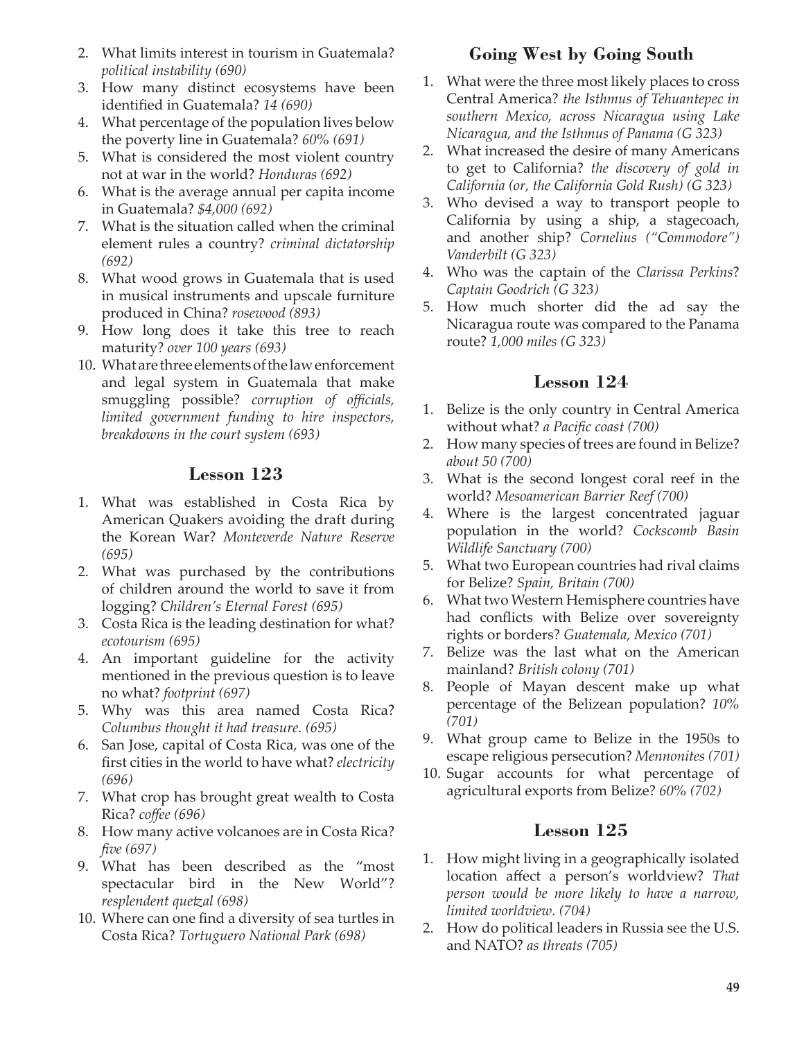2. What limits interest in tourism in Guatemala? *political instability (690)*
3. How many distinct ecosystems have been identified in Guatemala? *14 (690)*
4. What percentage of the population lives below the poverty line in Guatemala? *60% (691)*
5. What is considered the most violent country not at war in the world? *Honduras (692)*
6. What is the average annual per capita income in Guatemala? *$4,000 (692)*
7. What is the situation called when the criminal element rules a country? *criminal dictatorship (692)*
8. What wood grows in Guatemala that is used in musical instruments and upscale furniture produced in China? *rosewood (893)*
9. How long does it take this tree to reach maturity? *over 100 years (693)*
10. What are three elements of the law enforcement and legal system in Guatemala that make smuggling possible? *corruption of officials, limited government funding to hire inspectors, breakdowns in the court system (693)*

## Lesson 123

1. What was established in Costa Rica by American Quakers avoiding the draft during the Korean War? *Monteverde Nature Reserve (695)*
2. What was purchased by the contributions of children around the world to save it from logging? *Children's Eternal Forest (695)*
3. Costa Rica is the leading destination for what? *ecotourism (695)*
4. An important guideline for the activity mentioned in the previous question is to leave no what? *footprint (697)*
5. Why was this area named Costa Rica? *Columbus thought it had treasure. (695)*
6. San Jose, capital of Costa Rica, was one of the first cities in the world to have what? *electricity (696)*
7. What crop has brought great wealth to Costa Rica? *coffee (696)*
8. How many active volcanoes are in Costa Rica? *five (697)*
9. What has been described as the "most spectacular bird in the New World"? *resplendent quetzal (698)*
10. Where can one find a diversity of sea turtles in Costa Rica? *Tortuguero National Park (698)*

## Going West by Going South

1. What were the three most likely places to cross Central America? *the Isthmus of Tehuantepec in southern Mexico, across Nicaragua using Lake Nicaragua, and the Isthmus of Panama (G 323)*
2. What increased the desire of many Americans to get to California? *the discovery of gold in California (or, the California Gold Rush) (G 323)*
3. Who devised a way to transport people to California by using a ship, a stagecoach, and another ship? *Cornelius ("Commodore") Vanderbilt (G 323)*
4. Who was the captain of the *Clarissa Perkins*? *Captain Goodrich (G 323)*
5. How much shorter did the ad say the Nicaragua route was compared to the Panama route? *1,000 miles (G 323)*

## Lesson 124

1. Belize is the only country in Central America without what? *a Pacific coast (700)*
2. How many species of trees are found in Belize? *about 50 (700)*
3. What is the second longest coral reef in the world? *Mesoamerican Barrier Reef (700)*
4. Where is the largest concentrated jaguar population in the world? *Cockscomb Basin Wildlife Sanctuary (700)*
5. What two European countries had rival claims for Belize? *Spain, Britain (700)*
6. What two Western Hemisphere countries have had conflicts with Belize over sovereignty rights or borders? *Guatemala, Mexico (701)*
7. Belize was the last what on the American mainland? *British colony (701)*
8. People of Mayan descent make up what percentage of the Belizean population? *10% (701)*
9. What group came to Belize in the 1950s to escape religious persecution? *Mennonites (701)*
10. Sugar accounts for what percentage of agricultural exports from Belize? *60% (702)*

## Lesson 125

1. How might living in a geographically isolated location affect a person's worldview? *That person would be more likely to have a narrow, limited worldview. (704)*
2. How do political leaders in Russia see the U.S. and NATO? *as threats (705)*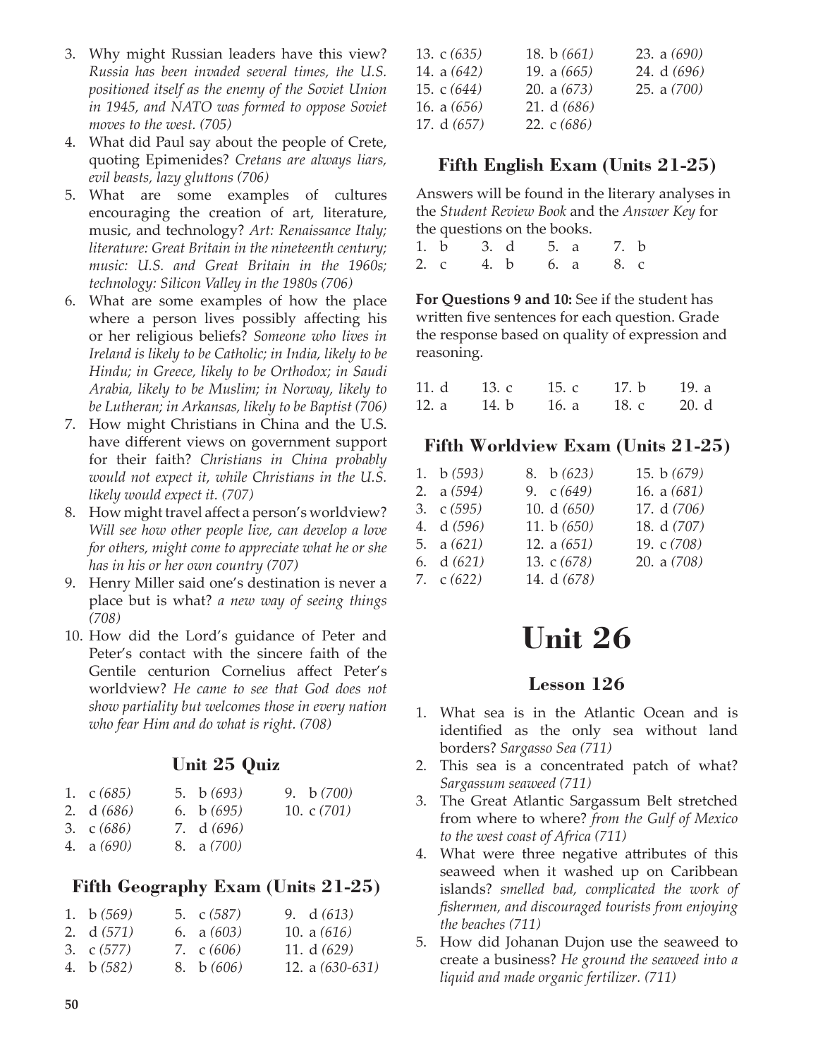3. Why might Russian leaders have this view? *Russia has been invaded several times, the U.S. positioned itself as the enemy of the Soviet Union in 1945, and NATO was formed to oppose Soviet moves to the west. (705)*
4. What did Paul say about the people of Crete, quoting Epimenides? *Cretans are always liars, evil beasts, lazy gluttons (706)*
5. What are some examples of cultures encouraging the creation of art, literature, music, and technology? *Art: Renaissance Italy; literature: Great Britain in the nineteenth century; music: U.S. and Great Britain in the 1960s; technology: Silicon Valley in the 1980s (706)*
6. What are some examples of how the place where a person lives possibly affecting his or her religious beliefs? *Someone who lives in Ireland is likely to be Catholic; in India, likely to be Hindu; in Greece, likely to be Orthodox; in Saudi Arabia, likely to be Muslim; in Norway, likely to be Lutheran; in Arkansas, likely to be Baptist (706)*
7. How might Christians in China and the U.S. have different views on government support for their faith? *Christians in China probably would not expect it, while Christians in the U.S. likely would expect it. (707)*
8. How might travel affect a person's worldview? *Will see how other people live, can develop a love for others, might come to appreciate what he or she has in his or her own country (707)*
9. Henry Miller said one's destination is never a place but is what? *a new way of seeing things (708)*
10. How did the Lord's guidance of Peter and Peter's contact with the sincere faith of the Gentile centurion Cornelius affect Peter's worldview? *He came to see that God does not show partiality but welcomes those in every nation who fear Him and do what is right. (708)*

### Unit 25 Quiz

1. c *(685)*
2. d *(686)*
3. c *(686)*
4. a *(690)*
5. b *(693)*
6. b *(695)*
7. d *(696)*
8. a *(700)*
9. b *(700)*
10. c *(701)*

### Fifth Geography Exam (Units 21-25)

1. b *(569)*
2. d *(571)*
3. c *(577)*
4. b *(582)*
5. c *(587)*
6. a *(603)*
7. c *(606)*
8. b *(606)*
9. d *(613)*
10. a *(616)*
11. d *(629)*
12. a *(630-631)*
13. c *(635)*
14. a *(642)*
15. c *(644)*
16. a *(656)*
17. d *(657)*
18. b *(661)*
19. a *(665)*
20. a *(673)*
21. d *(686)*
22. c *(686)*
23. a *(690)*
24. d *(696)*
25. a *(700)*

### Fifth English Exam (Units 21-25)

Answers will be found in the literary analyses in the *Student Review Book* and the *Answer Key* for the questions on the books.

1. b
2. c
3. d
4. b
5. a
6. a
7. b
8. c

**For Questions 9 and 10:** See if the student has written five sentences for each question. Grade the response based on quality of expression and reasoning.

11. d
12. a
13. c
14. b
15. c
16. a
17. b
18. c
19. a
20. d

### Fifth Worldview Exam (Units 21-25)

1. b *(593)*
2. a *(594)*
3. c *(595)*
4. d *(596)*
5. a *(621)*
6. d *(621)*
7. c *(622)*
8. b *(623)*
9. c *(649)*
10. d *(650)*
11. b *(650)*
12. a *(651)*
13. c *(678)*
14. d *(678)*
15. b *(679)*
16. a *(681)*
17. d *(706)*
18. d *(707)*
19. c *(708)*
20. a *(708)*

# Unit 26

### Lesson 126

1. What sea is in the Atlantic Ocean and is identified as the only sea without land borders? *Sargasso Sea (711)*
2. This sea is a concentrated patch of what? *Sargassum seaweed (711)*
3. The Great Atlantic Sargassum Belt stretched from where to where? *from the Gulf of Mexico to the west coast of Africa (711)*
4. What were three negative attributes of this seaweed when it washed up on Caribbean islands? *smelled bad, complicated the work of fishermen, and discouraged tourists from enjoying the beaches (711)*
5. How did Johanan Dujon use the seaweed to create a business? *He ground the seaweed into a liquid and made organic fertilizer. (711)*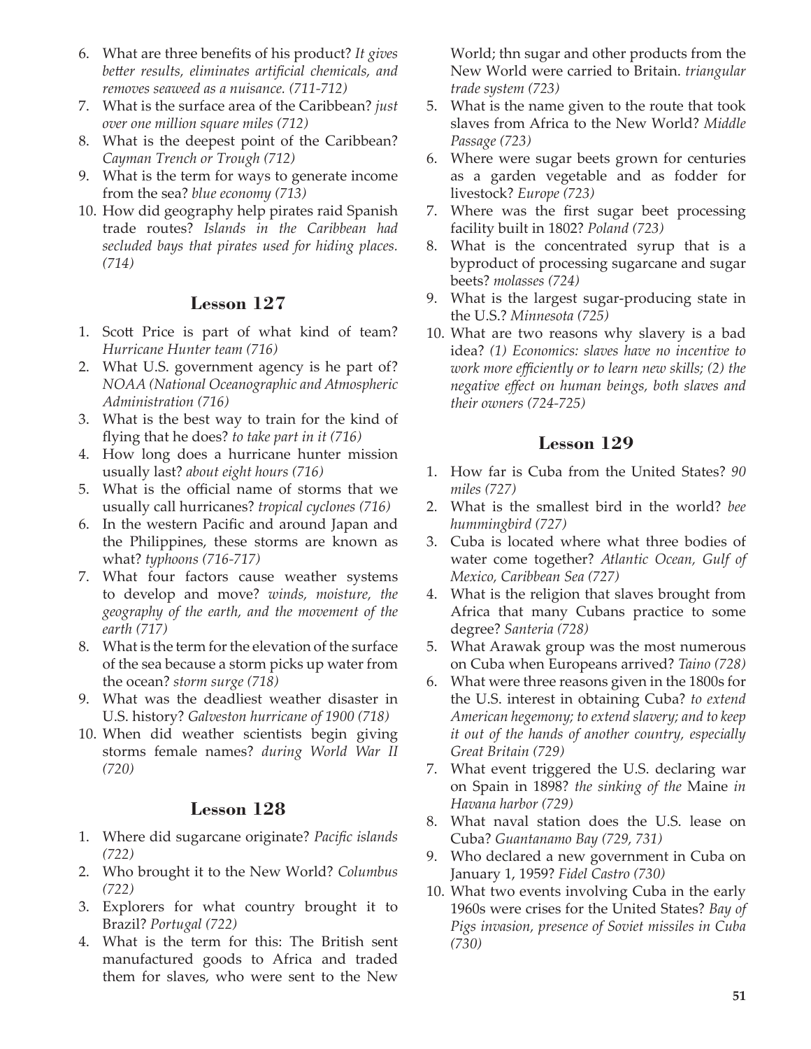6. What are three benefits of his product? *It gives better results, eliminates artificial chemicals, and removes seaweed as a nuisance. (711-712)*
7. What is the surface area of the Caribbean? *just over one million square miles (712)*
8. What is the deepest point of the Caribbean? *Cayman Trench or Trough (712)*
9. What is the term for ways to generate income from the sea? *blue economy (713)*
10. How did geography help pirates raid Spanish trade routes? *Islands in the Caribbean had secluded bays that pirates used for hiding places. (714)*

## Lesson 127

1. Scott Price is part of what kind of team? *Hurricane Hunter team (716)*
2. What U.S. government agency is he part of? *NOAA (National Oceanographic and Atmospheric Administration (716)*
3. What is the best way to train for the kind of flying that he does? *to take part in it (716)*
4. How long does a hurricane hunter mission usually last? *about eight hours (716)*
5. What is the official name of storms that we usually call hurricanes? *tropical cyclones (716)*
6. In the western Pacific and around Japan and the Philippines, these storms are known as what? *typhoons (716-717)*
7. What four factors cause weather systems to develop and move? *winds, moisture, the geography of the earth, and the movement of the earth (717)*
8. What is the term for the elevation of the surface of the sea because a storm picks up water from the ocean? *storm surge (718)*
9. What was the deadliest weather disaster in U.S. history? *Galveston hurricane of 1900 (718)*
10. When did weather scientists begin giving storms female names? *during World War II (720)*

## Lesson 128

1. Where did sugarcane originate? *Pacific islands (722)*
2. Who brought it to the New World? *Columbus (722)*
3. Explorers for what country brought it to Brazil? *Portugal (722)*
4. What is the term for this: The British sent manufactured goods to Africa and traded them for slaves, who were sent to the New World; thn sugar and other products from the New World were carried to Britain. *triangular trade system (723)*
5. What is the name given to the route that took slaves from Africa to the New World? *Middle Passage (723)*
6. Where were sugar beets grown for centuries as a garden vegetable and as fodder for livestock? *Europe (723)*
7. Where was the first sugar beet processing facility built in 1802? *Poland (723)*
8. What is the concentrated syrup that is a byproduct of processing sugarcane and sugar beets? *molasses (724)*
9. What is the largest sugar-producing state in the U.S.? *Minnesota (725)*
10. What are two reasons why slavery is a bad idea? *(1) Economics: slaves have no incentive to work more efficiently or to learn new skills; (2) the negative effect on human beings, both slaves and their owners (724-725)*

## Lesson 129

1. How far is Cuba from the United States? *90 miles (727)*
2. What is the smallest bird in the world? *bee hummingbird (727)*
3. Cuba is located where what three bodies of water come together? *Atlantic Ocean, Gulf of Mexico, Caribbean Sea (727)*
4. What is the religion that slaves brought from Africa that many Cubans practice to some degree? *Santeria (728)*
5. What Arawak group was the most numerous on Cuba when Europeans arrived? *Taino (728)*
6. What were three reasons given in the 1800s for the U.S. interest in obtaining Cuba? *to extend American hegemony; to extend slavery; and to keep it out of the hands of another country, especially Great Britain (729)*
7. What event triggered the U.S. declaring war on Spain in 1898? *the sinking of the* Maine *in Havana harbor (729)*
8. What naval station does the U.S. lease on Cuba? *Guantanamo Bay (729, 731)*
9. Who declared a new government in Cuba on January 1, 1959? *Fidel Castro (730)*
10. What two events involving Cuba in the early 1960s were crises for the United States? *Bay of Pigs invasion, presence of Soviet missiles in Cuba (730)*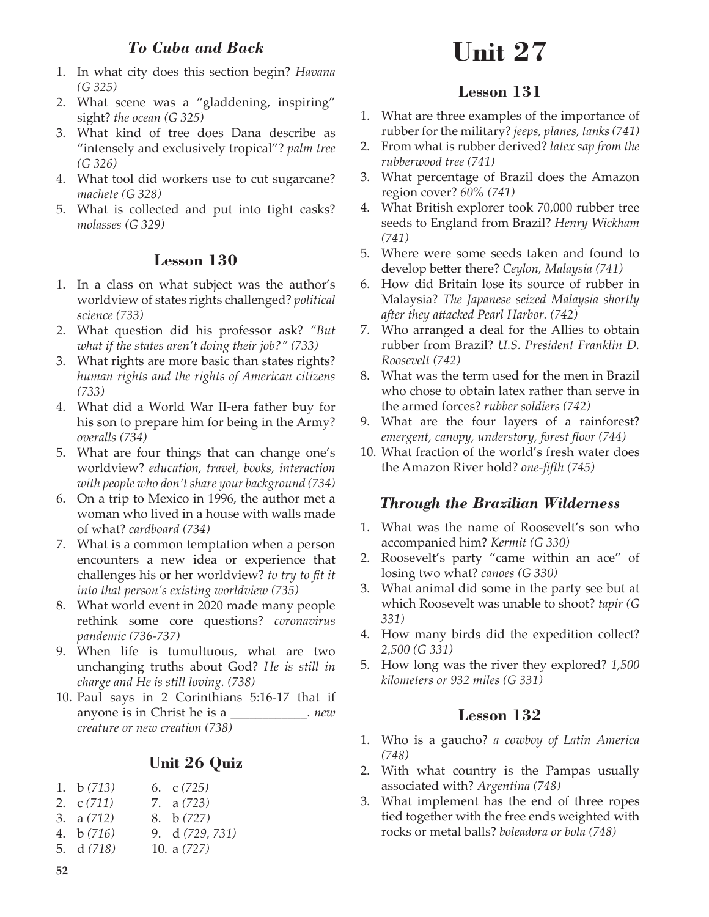### *To Cuba and Back*

1. In what city does this section begin? *Havana (G 325)*
2. What scene was a "gladdening, inspiring" sight? *the ocean (G 325)*
3. What kind of tree does Dana describe as "intensely and exclusively tropical"? *palm tree (G 326)*
4. What tool did workers use to cut sugarcane? *machete (G 328)*
5. What is collected and put into tight casks? *molasses (G 329)*

### Lesson 130

1. In a class on what subject was the author's worldview of states rights challenged? *political science (733)*
2. What question did his professor ask? *"But what if the states aren't doing their job?" (733)*
3. What rights are more basic than states rights? *human rights and the rights of American citizens (733)*
4. What did a World War II-era father buy for his son to prepare him for being in the Army? *overalls (734)*
5. What are four things that can change one's worldview? *education, travel, books, interaction with people who don't share your background (734)*
6. On a trip to Mexico in 1996, the author met a woman who lived in a house with walls made of what? *cardboard (734)*
7. What is a common temptation when a person encounters a new idea or experience that challenges his or her worldview? *to try to fit it into that person's existing worldview (735)*
8. What world event in 2020 made many people rethink some core questions? *coronavirus pandemic (736-737)*
9. When life is tumultuous, what are two unchanging truths about God? *He is still in charge and He is still loving. (738)*
10. Paul says in 2 Corinthians 5:16-17 that if anyone is in Christ he is a ___________. *new creature or new creation (738)*

### Unit 26 Quiz

1. b *(713)*
2. c *(711)*
3. a *(712)*
4. b *(716)*
5. d *(718)*
6. c *(725)*
7. a *(723)*
8. b *(727)*
9. d *(729, 731)*
10. a *(727)*

# Unit 27

### Lesson 131

1. What are three examples of the importance of rubber for the military? *jeeps, planes, tanks (741)*
2. From what is rubber derived? *latex sap from the rubberwood tree (741)*
3. What percentage of Brazil does the Amazon region cover? *60% (741)*
4. What British explorer took 70,000 rubber tree seeds to England from Brazil? *Henry Wickham (741)*
5. Where were some seeds taken and found to develop better there? *Ceylon, Malaysia (741)*
6. How did Britain lose its source of rubber in Malaysia? *The Japanese seized Malaysia shortly after they attacked Pearl Harbor. (742)*
7. Who arranged a deal for the Allies to obtain rubber from Brazil? *U.S. President Franklin D. Roosevelt (742)*
8. What was the term used for the men in Brazil who chose to obtain latex rather than serve in the armed forces? *rubber soldiers (742)*
9. What are the four layers of a rainforest? *emergent, canopy, understory, forest floor (744)*
10. What fraction of the world's fresh water does the Amazon River hold? *one-fifth (745)*

### *Through the Brazilian Wilderness*

1. What was the name of Roosevelt's son who accompanied him? *Kermit (G 330)*
2. Roosevelt's party "came within an ace" of losing two what? *canoes (G 330)*
3. What animal did some in the party see but at which Roosevelt was unable to shoot? *tapir (G 331)*
4. How many birds did the expedition collect? *2,500 (G 331)*
5. How long was the river they explored? *1,500 kilometers or 932 miles (G 331)*

### Lesson 132

1. Who is a gaucho? *a cowboy of Latin America (748)*
2. With what country is the Pampas usually associated with? *Argentina (748)*
3. What implement has the end of three ropes tied together with the free ends weighted with rocks or metal balls? *boleadora or bola (748)*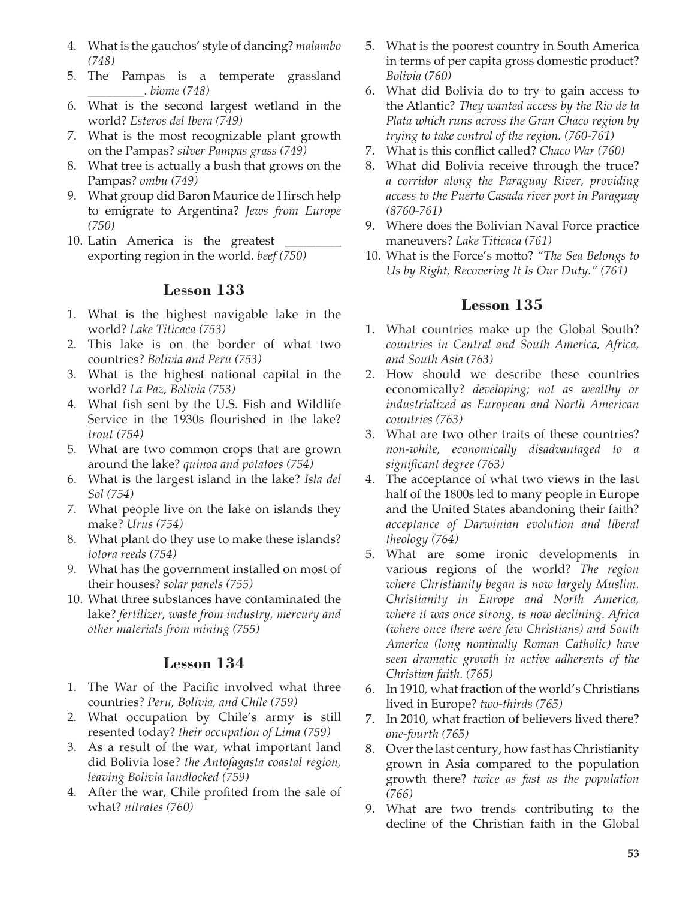4. What is the gauchos' style of dancing? *malambo (748)*
5. The Pampas is a temperate grassland _________. *biome (748)*
6. What is the second largest wetland in the world? *Esteros del Ibera (749)*
7. What is the most recognizable plant growth on the Pampas? *silver Pampas grass (749)*
8. What tree is actually a bush that grows on the Pampas? *ombu (749)*
9. What group did Baron Maurice de Hirsch help to emigrate to Argentina? *Jews from Europe (750)*
10. Latin America is the greatest _________ exporting region in the world. *beef (750)*

## Lesson 133

1. What is the highest navigable lake in the world? *Lake Titicaca (753)*
2. This lake is on the border of what two countries? *Bolivia and Peru (753)*
3. What is the highest national capital in the world? *La Paz, Bolivia (753)*
4. What fish sent by the U.S. Fish and Wildlife Service in the 1930s flourished in the lake? *trout (754)*
5. What are two common crops that are grown around the lake? *quinoa and potatoes (754)*
6. What is the largest island in the lake? *Isla del Sol (754)*
7. What people live on the lake on islands they make? *Urus (754)*
8. What plant do they use to make these islands? *totora reeds (754)*
9. What has the government installed on most of their houses? *solar panels (755)*
10. What three substances have contaminated the lake? *fertilizer, waste from industry, mercury and other materials from mining (755)*

## Lesson 134

1. The War of the Pacific involved what three countries? *Peru, Bolivia, and Chile (759)*
2. What occupation by Chile's army is still resented today? *their occupation of Lima (759)*
3. As a result of the war, what important land did Bolivia lose? *the Antofagasta coastal region, leaving Bolivia landlocked (759)*
4. After the war, Chile profited from the sale of what? *nitrates (760)*
5. What is the poorest country in South America in terms of per capita gross domestic product? *Bolivia (760)*
6. What did Bolivia do to try to gain access to the Atlantic? *They wanted access by the Rio de la Plata which runs across the Gran Chaco region by trying to take control of the region. (760-761)*
7. What is this conflict called? *Chaco War (760)*
8. What did Bolivia receive through the truce? *a corridor along the Paraguay River, providing access to the Puerto Casada river port in Paraguay (8760-761)*
9. Where does the Bolivian Naval Force practice maneuvers? *Lake Titicaca (761)*
10. What is the Force's motto? *"The Sea Belongs to Us by Right, Recovering It Is Our Duty." (761)*

## Lesson 135

1. What countries make up the Global South? *countries in Central and South America, Africa, and South Asia (763)*
2. How should we describe these countries economically? *developing; not as wealthy or industrialized as European and North American countries (763)*
3. What are two other traits of these countries? *non-white, economically disadvantaged to a significant degree (763)*
4. The acceptance of what two views in the last half of the 1800s led to many people in Europe and the United States abandoning their faith? *acceptance of Darwinian evolution and liberal theology (764)*
5. What are some ironic developments in various regions of the world? *The region where Christianity began is now largely Muslim. Christianity in Europe and North America, where it was once strong, is now declining. Africa (where once there were few Christians) and South America (long nominally Roman Catholic) have seen dramatic growth in active adherents of the Christian faith. (765)*
6. In 1910, what fraction of the world's Christians lived in Europe? *two-thirds (765)*
7. In 2010, what fraction of believers lived there? *one-fourth (765)*
8. Over the last century, how fast has Christianity grown in Asia compared to the population growth there? *twice as fast as the population (766)*
9. What are two trends contributing to the decline of the Christian faith in the Global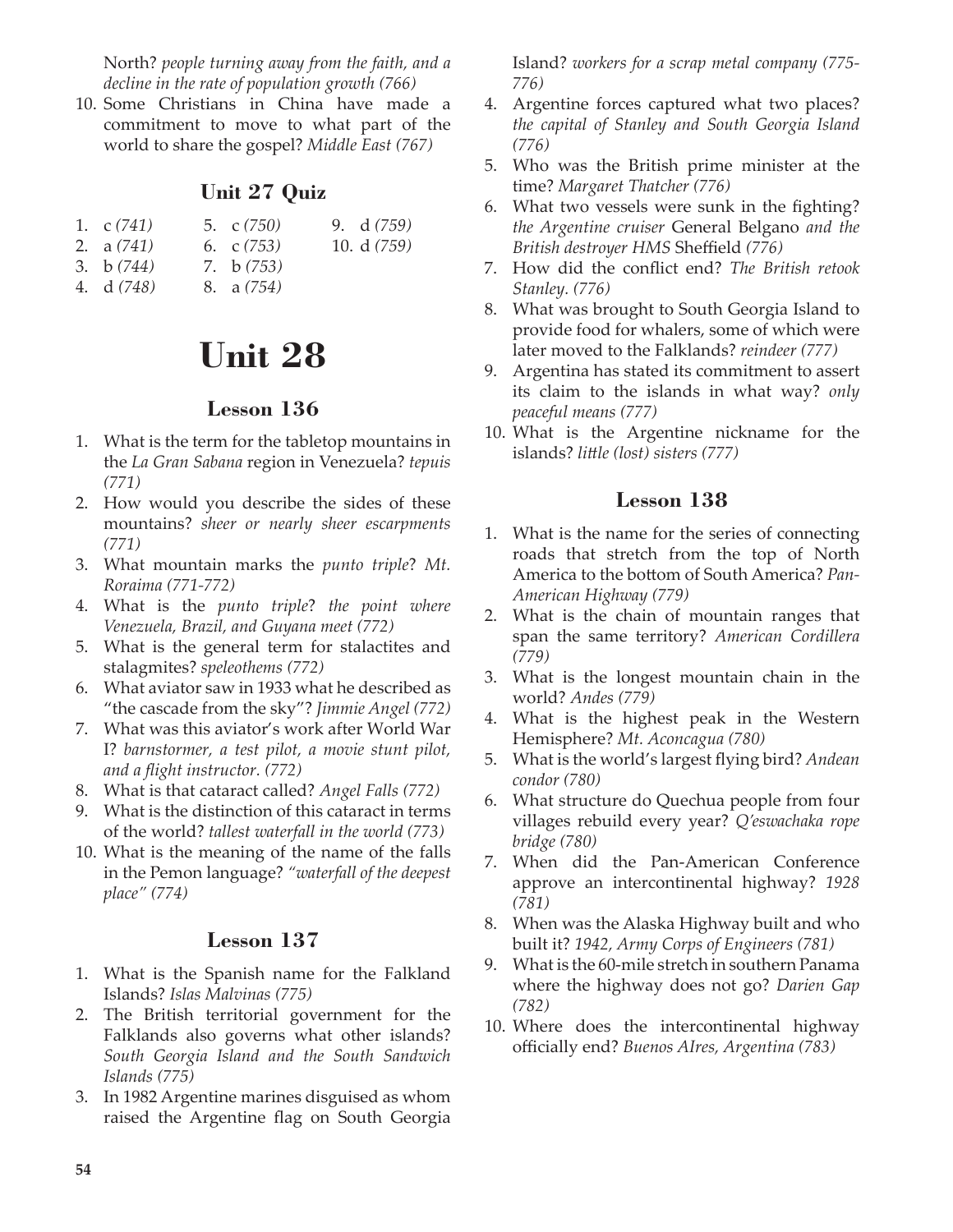North? *people turning away from the faith, and a decline in the rate of population growth (766)*

10. Some Christians in China have made a commitment to move to what part of the world to share the gospel? *Middle East (767)*

### Unit 27 Quiz

1. c *(741)*
2. a *(741)*
3. b *(744)*
4. d *(748)*
5. c *(750)*
6. c *(753)*
7. b *(753)*
8. a *(754)*
9. d *(759)*
10. d *(759)*

# Unit 28

### Lesson 136

1. What is the term for the tabletop mountains in the *La Gran Sabana* region in Venezuela? *tepuis (771)*
2. How would you describe the sides of these mountains? *sheer or nearly sheer escarpments (771)*
3. What mountain marks the *punto triple*? *Mt. Roraima (771-772)*
4. What is the *punto triple*? *the point where Venezuela, Brazil, and Guyana meet (772)*
5. What is the general term for stalactites and stalagmites? *speleothems (772)*
6. What aviator saw in 1933 what he described as "the cascade from the sky"? *Jimmie Angel (772)*
7. What was this aviator's work after World War I? *barnstormer, a test pilot, a movie stunt pilot, and a flight instructor. (772)*
8. What is that cataract called? *Angel Falls (772)*
9. What is the distinction of this cataract in terms of the world? *tallest waterfall in the world (773)*
10. What is the meaning of the name of the falls in the Pemon language? *"waterfall of the deepest place" (774)*

### Lesson 137

1. What is the Spanish name for the Falkland Islands? *Islas Malvinas (775)*
2. The British territorial government for the Falklands also governs what other islands? *South Georgia Island and the South Sandwich Islands (775)*
3. In 1982 Argentine marines disguised as whom raised the Argentine flag on South Georgia Island? *workers for a scrap metal company (775-776)*
4. Argentine forces captured what two places? *the capital of Stanley and South Georgia Island (776)*
5. Who was the British prime minister at the time? *Margaret Thatcher (776)*
6. What two vessels were sunk in the fighting? *the Argentine cruiser* General Belgano *and the British destroyer HMS* Sheffield *(776)*
7. How did the conflict end? *The British retook Stanley. (776)*
8. What was brought to South Georgia Island to provide food for whalers, some of which were later moved to the Falklands? *reindeer (777)*
9. Argentina has stated its commitment to assert its claim to the islands in what way? *only peaceful means (777)*
10. What is the Argentine nickname for the islands? *little (lost) sisters (777)*

### Lesson 138

1. What is the name for the series of connecting roads that stretch from the top of North America to the bottom of South America? *Pan-American Highway (779)*
2. What is the chain of mountain ranges that span the same territory? *American Cordillera (779)*
3. What is the longest mountain chain in the world? *Andes (779)*
4. What is the highest peak in the Western Hemisphere? *Mt. Aconcagua (780)*
5. What is the world's largest flying bird? *Andean condor (780)*
6. What structure do Quechua people from four villages rebuild every year? *Q'eswachaka rope bridge (780)*
7. When did the Pan-American Conference approve an intercontinental highway? *1928 (781)*
8. When was the Alaska Highway built and who built it? *1942, Army Corps of Engineers (781)*
9. What is the 60-mile stretch in southern Panama where the highway does not go? *Darien Gap (782)*
10. Where does the intercontinental highway officially end? *Buenos AIres, Argentina (783)*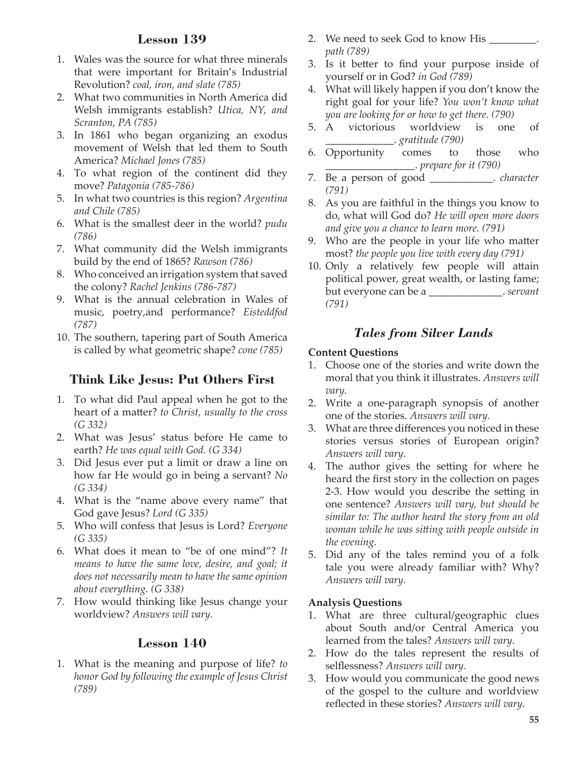## Lesson 139

1. Wales was the source for what three minerals that were important for Britain's Industrial Revolution? *coal, iron, and slate (785)*
2. What two communities in North America did Welsh immigrants establish? *Utica, NY, and Scranton, PA (785)*
3. In 1861 who began organizing an exodus movement of Welsh that led them to South America? *Michael Jones (785)*
4. To what region of the continent did they move? *Patagonia (785-786)*
5. In what two countries is this region? *Argentina and Chile (785)*
6. What is the smallest deer in the world? *pudu (786)*
7. What community did the Welsh immigrants build by the end of 1865? *Rawson (786)*
8. Who conceived an irrigation system that saved the colony? *Rachel Jenkins (786-787)*
9. What is the annual celebration in Wales of music, poetry,and performance? *Eisteddfod (787)*
10. The southern, tapering part of South America is called by what geometric shape? *cone (785)*

## Think Like Jesus: Put Others First

1. To what did Paul appeal when he got to the heart of a matter? *to Christ, usually to the cross (G 332)*
2. What was Jesus' status before He came to earth? *He was equal with God. (G 334)*
3. Did Jesus ever put a limit or draw a line on how far He would go in being a servant? *No (G 334)*
4. What is the "name above every name" that God gave Jesus? *Lord (G 335)*
5. Who will confess that Jesus is Lord? *Everyone (G 335)*
6. What does it mean to "be of one mind"? *It means to have the same love, desire, and goal; it does not necessarily mean to have the same opinion about everything. (G 338)*
7. How would thinking like Jesus change your worldview? *Answers will vary.*

## Lesson 140

1. What is the meaning and purpose of life? *to honor God by following the example of Jesus Christ (789)*
2. We need to seek God to know His _________. *path (789)*
3. Is it better to find your purpose inside of yourself or in God? *in God (789)*
4. What will likely happen if you don't know the right goal for your life? *You won't know what you are looking for or how to get there. (790)*
5. A victorious worldview is one of _____________. *gratitude (790)*
6. Opportunity comes to those who _________________. *prepare for it (790)*
7. Be a person of good ____________. *character (791)*
8. As you are faithful in the things you know to do, what will God do? *He will open more doors and give you a chance to learn more. (791)*
9. Who are the people in your life who matter most? *the people you live with every day (791)*
10. Only a relatively few people will attain political power, great wealth, or lasting fame; but everyone can be a ______________. *servant (791)*

## *Tales from Silver Lands*

**Content Questions**

1. Choose one of the stories and write down the moral that you think it illustrates. *Answers will vary.*
2. Write a one-paragraph synopsis of another one of the stories. *Answers will vary.*
3. What are three differences you noticed in these stories versus stories of European origin? *Answers will vary.*
4. The author gives the setting for where he heard the first story in the collection on pages 2-3. How would you describe the setting in one sentence? *Answers will vary, but should be similar to: The author heard the story from an old woman while he was sitting with people outside in the evening.*
5. Did any of the tales remind you of a folk tale you were already familiar with? Why? *Answers will vary.*

**Analysis Questions**

1. What are three cultural/geographic clues about South and/or Central America you learned from the tales? *Answers will vary.*
2. How do the tales represent the results of selflessness? *Answers will vary.*
3. How would you communicate the good news of the gospel to the culture and worldview reflected in these stories? *Answers will vary.*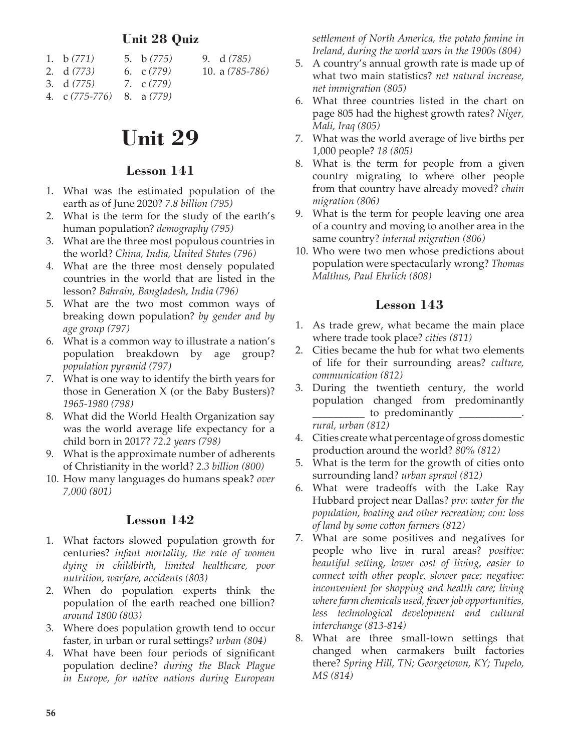## Unit 28 Quiz

1. b *(771)*
2. d *(773)*
3. d *(775)*
4. c *(775-776)*
5. b *(775)*
6. c *(779)*
7. c *(779)*
8. a *(779)*
9. d *(785)*
10. a *(785-786)*

# Unit 29

### Lesson 141

1. What was the estimated population of the earth as of June 2020? *7.8 billion (795)*
2. What is the term for the study of the earth's human population? *demography (795)*
3. What are the three most populous countries in the world? *China, India, United States (796)*
4. What are the three most densely populated countries in the world that are listed in the lesson? *Bahrain, Bangladesh, India (796)*
5. What are the two most common ways of breaking down population? *by gender and by age group (797)*
6. What is a common way to illustrate a nation's population breakdown by age group? *population pyramid (797)*
7. What is one way to identify the birth years for those in Generation X (or the Baby Busters)? *1965-1980 (798)*
8. What did the World Health Organization say was the world average life expectancy for a child born in 2017? *72.2 years (798)*
9. What is the approximate number of adherents of Christianity in the world? *2.3 billion (800)*
10. How many languages do humans speak? *over 7,000 (801)*

### Lesson 142

1. What factors slowed population growth for centuries? *infant mortality, the rate of women dying in childbirth, limited healthcare, poor nutrition, warfare, accidents (803)*
2. When do population experts think the population of the earth reached one billion? *around 1800 (803)*
3. Where does population growth tend to occur faster, in urban or rural settings? *urban (804)*
4. What have been four periods of significant population decline? *during the Black Plague in Europe, for native nations during European settlement of North America, the potato famine in Ireland, during the world wars in the 1900s (804)*
5. A country's annual growth rate is made up of what two main statistics? *net natural increase, net immigration (805)*
6. What three countries listed in the chart on page 805 had the highest growth rates? *Niger, Mali, Iraq (805)*
7. What was the world average of live births per 1,000 people? *18 (805)*
8. What is the term for people from a given country migrating to where other people from that country have already moved? *chain migration (806)*
9. What is the term for people leaving one area of a country and moving to another area in the same country? *internal migration (806)*
10. Who were two men whose predictions about population were spectacularly wrong? *Thomas Malthus, Paul Ehrlich (808)*

### Lesson 143

1. As trade grew, what became the main place where trade took place? *cities (811)*
2. Cities became the hub for what two elements of life for their surrounding areas? *culture, communication (812)*
3. During the twentieth century, the world population changed from predominantly __________ to predominantly ____________. *rural, urban (812)*
4. Cities create what percentage of gross domestic production around the world? *80% (812)*
5. What is the term for the growth of cities onto surrounding land? *urban sprawl (812)*
6. What were tradeoffs with the Lake Ray Hubbard project near Dallas? *pro: water for the population, boating and other recreation; con: loss of land by some cotton farmers (812)*
7. What are some positives and negatives for people who live in rural areas? *positive: beautiful setting, lower cost of living, easier to connect with other people, slower pace; negative: inconvenient for shopping and health care; living where farm chemicals used, fewer job opportunities, less technological development and cultural interchange (813-814)*
8. What are three small-town settings that changed when carmakers built factories there? *Spring Hill, TN; Georgetown, KY; Tupelo, MS (814)*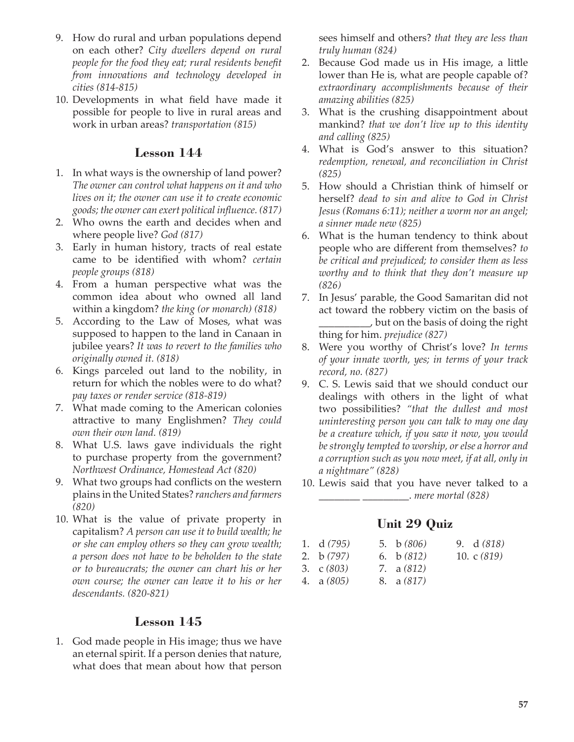9. How do rural and urban populations depend on each other? *City dwellers depend on rural people for the food they eat; rural residents benefit from innovations and technology developed in cities (814-815)*
10. Developments in what field have made it possible for people to live in rural areas and work in urban areas? *transportation (815)*

## Lesson 144

1. In what ways is the ownership of land power? *The owner can control what happens on it and who lives on it; the owner can use it to create economic goods; the owner can exert political influence. (817)*
2. Who owns the earth and decides when and where people live? *God (817)*
3. Early in human history, tracts of real estate came to be identified with whom? *certain people groups (818)*
4. From a human perspective what was the common idea about who owned all land within a kingdom? *the king (or monarch) (818)*
5. According to the Law of Moses, what was supposed to happen to the land in Canaan in jubilee years? *It was to revert to the families who originally owned it. (818)*
6. Kings parceled out land to the nobility, in return for which the nobles were to do what? *pay taxes or render service (818-819)*
7. What made coming to the American colonies attractive to many Englishmen? *They could own their own land. (819)*
8. What U.S. laws gave individuals the right to purchase property from the government? *Northwest Ordinance, Homestead Act (820)*
9. What two groups had conflicts on the western plains in the United States? *ranchers and farmers (820)*
10. What is the value of private property in capitalism? *A person can use it to build wealth; he or she can employ others so they can grow wealth; a person does not have to be beholden to the state or to bureaucrats; the owner can chart his or her own course; the owner can leave it to his or her descendants. (820-821)*

## Lesson 145

1. God made people in His image; thus we have an eternal spirit. If a person denies that nature, what does that mean about how that person sees himself and others? *that they are less than truly human (824)*
2. Because God made us in His image, a little lower than He is, what are people capable of? *extraordinary accomplishments because of their amazing abilities (825)*
3. What is the crushing disappointment about mankind? *that we don't live up to this identity and calling (825)*
4. What is God's answer to this situation? *redemption, renewal, and reconciliation in Christ (825)*
5. How should a Christian think of himself or herself? *dead to sin and alive to God in Christ Jesus (Romans 6:11); neither a worm nor an angel; a sinner made new (825)*
6. What is the human tendency to think about people who are different from themselves? *to be critical and prejudiced; to consider them as less worthy and to think that they don't measure up (826)*
7. In Jesus' parable, the Good Samaritan did not act toward the robbery victim on the basis of __________, but on the basis of doing the right thing for him. *prejudice (827)*
8. Were you worthy of Christ's love? *In terms of your innate worth, yes; in terms of your track record, no. (827)*
9. C. S. Lewis said that we should conduct our dealings with others in the light of what two possibilities? *"that the dullest and most uninteresting person you can talk to may one day be a creature which, if you saw it now, you would be strongly tempted to worship, or else a horror and a corruption such as you now meet, if at all, only in a nightmare" (828)*
10. Lewis said that you have never talked to a ________ _________. *mere mortal (828)*

## Unit 29 Quiz

1. d *(795)*
2. b *(797)*
3. c *(803)*
4. a *(805)*
5. b *(806)*
6. b *(812)*
7. a *(812)*
8. a *(817)*
9. d *(818)*
10. c *(819)*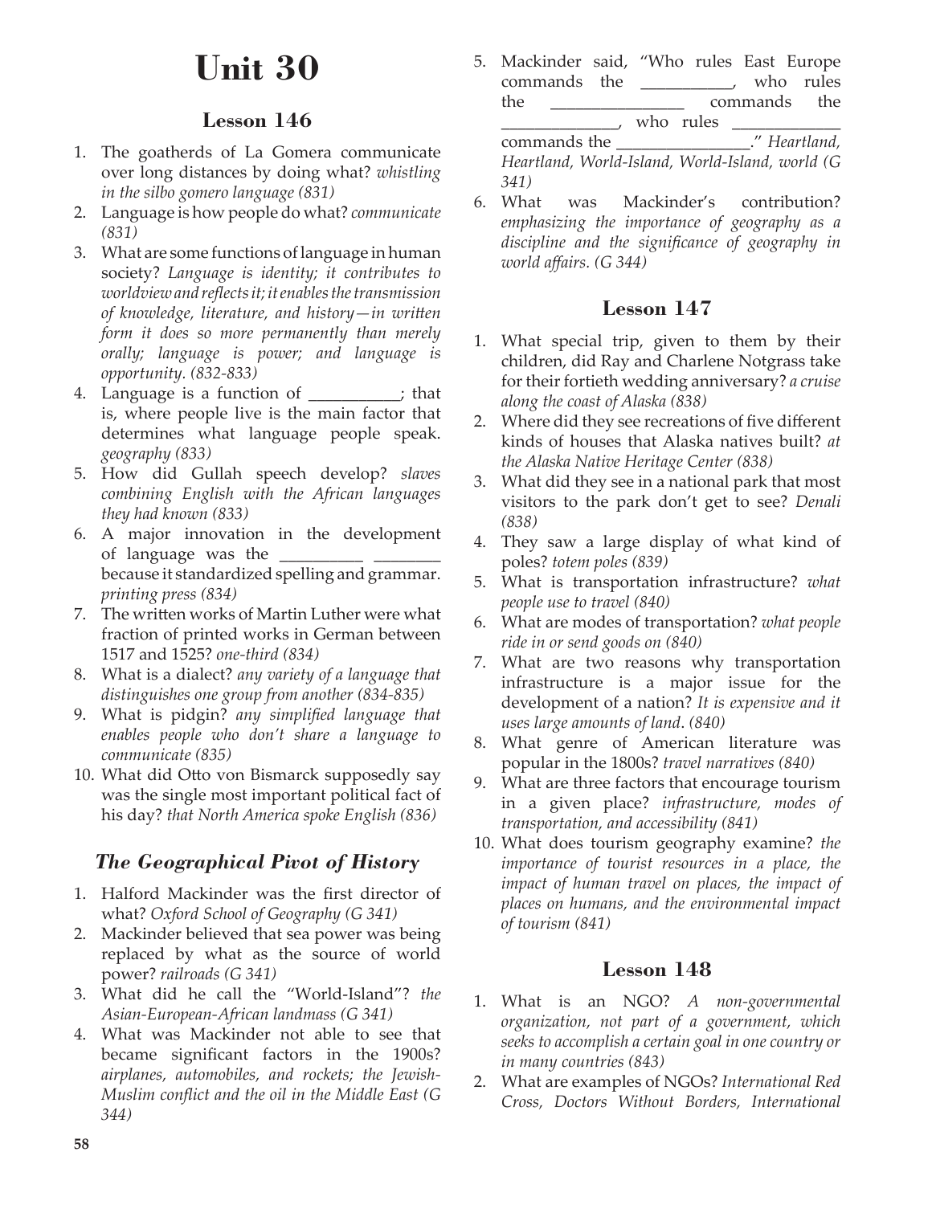# Unit 30

## Lesson 146

1. The goatherds of La Gomera communicate over long distances by doing what? *whistling in the silbo gomero language (831)*
2. Language is how people do what? *communicate (831)*
3. What are some functions of language in human society? *Language is identity; it contributes to worldview and reflects it; it enables the transmission of knowledge, literature, and history—in written form it does so more permanently than merely orally; language is power; and language is opportunity. (832-833)*
4. Language is a function of __________; that is, where people live is the main factor that determines what language people speak. *geography (833)*
5. How did Gullah speech develop? *slaves combining English with the African languages they had known (833)*
6. A major innovation in the development of language was the _________ ________ because it standardized spelling and grammar. *printing press (834)*
7. The written works of Martin Luther were what fraction of printed works in German between 1517 and 1525? *one-third (834)*
8. What is a dialect? *any variety of a language that distinguishes one group from another (834-835)*
9. What is pidgin? *any simplified language that enables people who don't share a language to communicate (835)*
10. What did Otto von Bismarck supposedly say was the single most important political fact of his day? *that North America spoke English (836)*

## *The Geographical Pivot of History*

1. Halford Mackinder was the first director of what? *Oxford School of Geography (G 341)*
2. Mackinder believed that sea power was being replaced by what as the source of world power? *railroads (G 341)*
3. What did he call the "World-Island"? *the Asian-European-African landmass (G 341)*
4. What was Mackinder not able to see that became significant factors in the 1900s? *airplanes, automobiles, and rockets; the Jewish-Muslim conflict and the oil in the Middle East (G 344)*
5. Mackinder said, "Who rules East Europe commands the __________, who rules the _______________ commands the _____________, who rules ____________ commands the _______________." *Heartland, Heartland, World-Island, World-Island, world (G 341)*
6. What was Mackinder's contribution? *emphasizing the importance of geography as a discipline and the significance of geography in world affairs. (G 344)*

## Lesson 147

1. What special trip, given to them by their children, did Ray and Charlene Notgrass take for their fortieth wedding anniversary? *a cruise along the coast of Alaska (838)*
2. Where did they see recreations of five different kinds of houses that Alaska natives built? *at the Alaska Native Heritage Center (838)*
3. What did they see in a national park that most visitors to the park don't get to see? *Denali (838)*
4. They saw a large display of what kind of poles? *totem poles (839)*
5. What is transportation infrastructure? *what people use to travel (840)*
6. What are modes of transportation? *what people ride in or send goods on (840)*
7. What are two reasons why transportation infrastructure is a major issue for the development of a nation? *It is expensive and it uses large amounts of land. (840)*
8. What genre of American literature was popular in the 1800s? *travel narratives (840)*
9. What are three factors that encourage tourism in a given place? *infrastructure, modes of transportation, and accessibility (841)*
10. What does tourism geography examine? *the importance of tourist resources in a place, the impact of human travel on places, the impact of places on humans, and the environmental impact of tourism (841)*

## Lesson 148

1. What is an NGO? *A non-governmental organization, not part of a government, which seeks to accomplish a certain goal in one country or in many countries (843)*
2. What are examples of NGOs? *International Red Cross, Doctors Without Borders, International*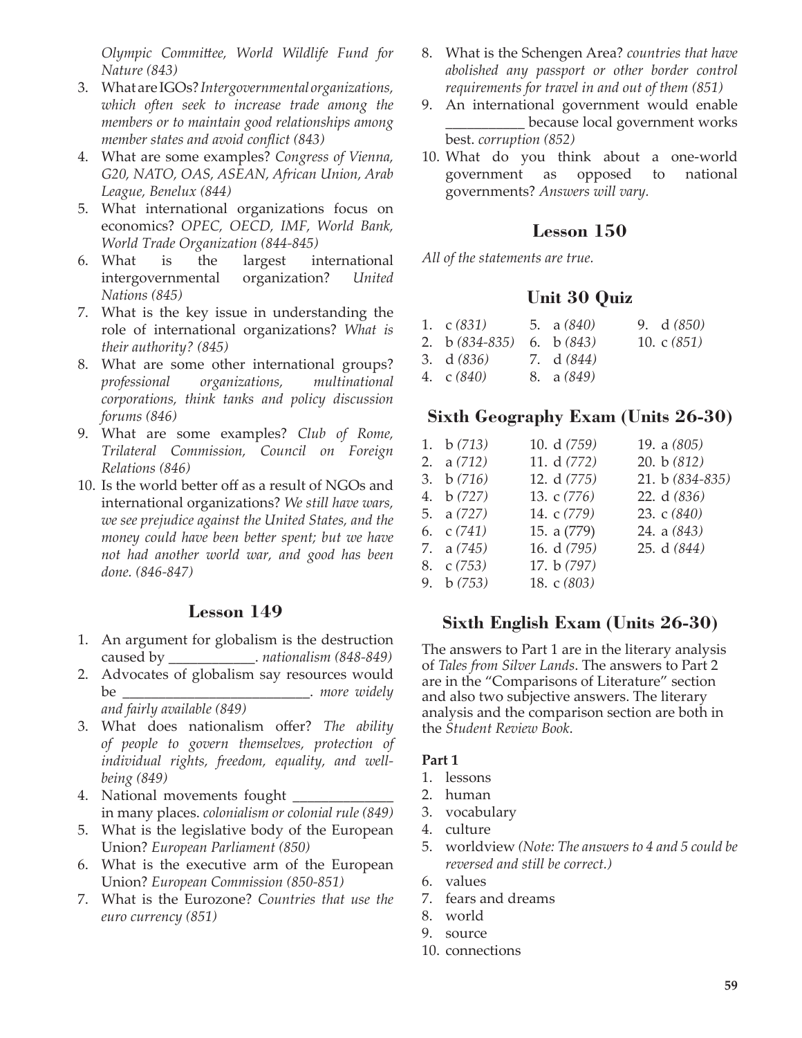*Olympic Committee, World Wildlife Fund for Nature (843)*

3. What are IGOs? *Intergovernmental organizations, which often seek to increase trade among the members or to maintain good relationships among member states and avoid conflict (843)*
4. What are some examples? *Congress of Vienna, G20, NATO, OAS, ASEAN, African Union, Arab League, Benelux (844)*
5. What international organizations focus on economics? *OPEC, OECD, IMF, World Bank, World Trade Organization (844-845)*
6. What is the largest international intergovernmental organization? *United Nations (845)*
7. What is the key issue in understanding the role of international organizations? *What is their authority? (845)*
8. What are some other international groups? *professional organizations, multinational corporations, think tanks and policy discussion forums (846)*
9. What are some examples? *Club of Rome, Trilateral Commission, Council on Foreign Relations (846)*
10. Is the world better off as a result of NGOs and international organizations? *We still have wars, we see prejudice against the United States, and the money could have been better spent; but we have not had another world war, and good has been done. (846-847)*

## Lesson 149

1. An argument for globalism is the destruction caused by ___________. *nationalism (848-849)*
2. Advocates of globalism say resources would be _________________________. *more widely and fairly available (849)*
3. What does nationalism offer? *The ability of people to govern themselves, protection of individual rights, freedom, equality, and well-being (849)*
4. National movements fought _____________ in many places. *colonialism or colonial rule (849)*
5. What is the legislative body of the European Union? *European Parliament (850)*
6. What is the executive arm of the European Union? *European Commission (850-851)*
7. What is the Eurozone? *Countries that use the euro currency (851)*
8. What is the Schengen Area? *countries that have abolished any passport or other border control requirements for travel in and out of them (851)*
9. An international government would enable ___________ because local government works best. *corruption (852)*
10. What do you think about a one-world government as opposed to national governments? *Answers will vary.*

## Lesson 150

*All of the statements are true.*

## Unit 30 Quiz

| | | |
|---|---|---|
| 1. c *(831)* | 5. a *(840)* | 9. d *(850)* |
| 2. b *(834-835)* | 6. b *(843)* | 10. c *(851)* |
| 3. d *(836)* | 7. d *(844)* | |
| 4. c *(840)* | 8. a *(849)* | |

## Sixth Geography Exam (Units 26-30)

| | | |
|---|---|---|
| 1. b *(713)* | 10. d *(759)* | 19. a *(805)* |
| 2. a *(712)* | 11. d *(772)* | 20. b *(812)* |
| 3. b *(716)* | 12. d *(775)* | 21. b *(834-835)* |
| 4. b *(727)* | 13. c *(776)* | 22. d *(836)* |
| 5. a *(727)* | 14. c *(779)* | 23. c *(840)* |
| 6. c *(741)* | 15. a (779) | 24. a *(843)* |
| 7. a *(745)* | 16. d *(795)* | 25. d *(844)* |
| 8. c *(753)* | 17. b *(797)* | |
| 9. b *(753)* | 18. c *(803)* | |

## Sixth English Exam (Units 26-30)

The answers to Part 1 are in the literary analysis of *Tales from Silver Lands*. The answers to Part 2 are in the "Comparisons of Literature" section and also two subjective answers. The literary analysis and the comparison section are both in the *Student Review Book*.

**Part 1**

1. lessons
2. human
3. vocabulary
4. culture
5. worldview *(Note: The answers to 4 and 5 could be reversed and still be correct.)*
6. values
7. fears and dreams
8. world
9. source
10. connections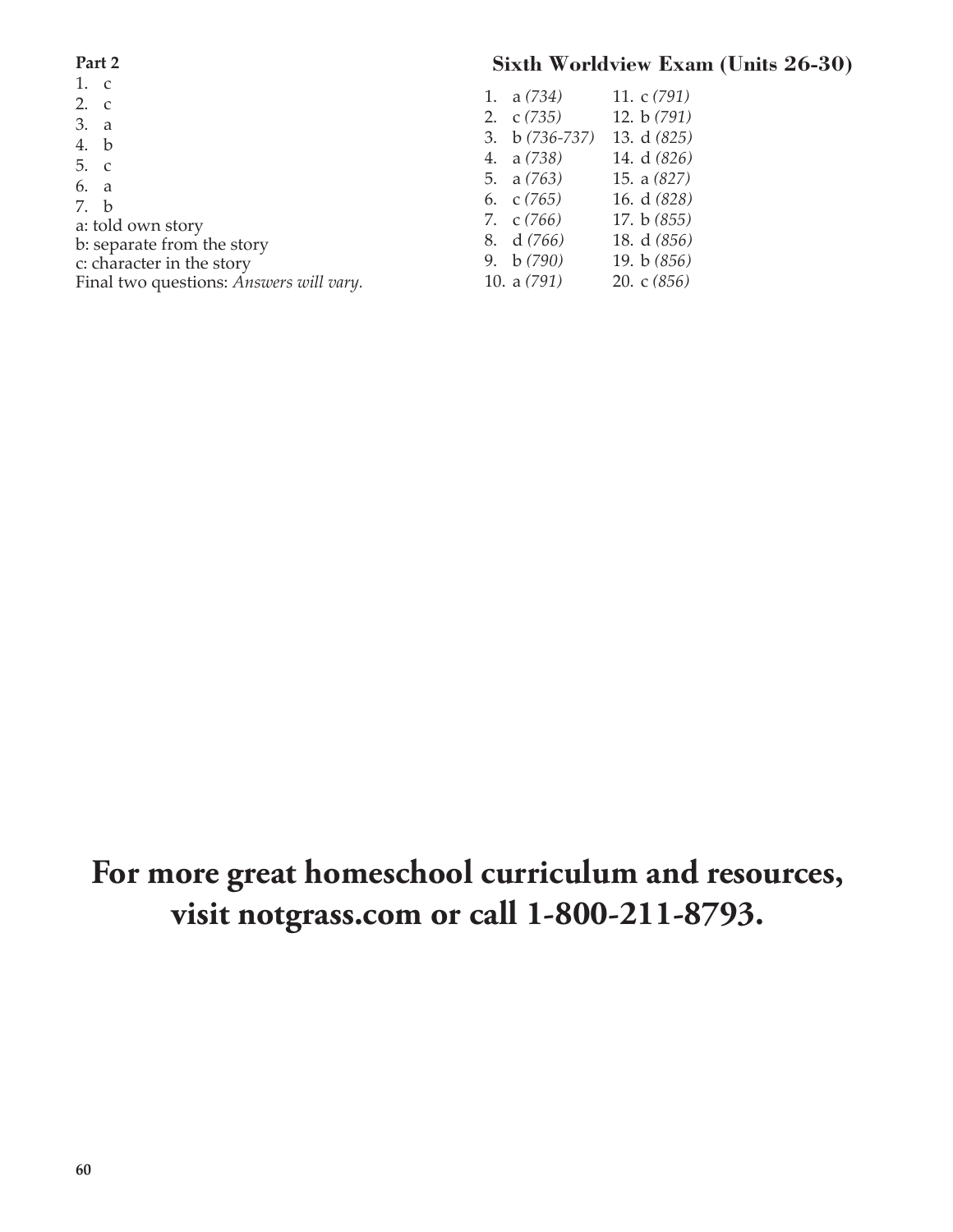**Part 2**

1. c
2. c
3. a
4. b
5. c
6. a
7. b

a: told own story
b: separate from the story
c: character in the story
Final two questions: *Answers will vary.*

## Sixth Worldview Exam (Units 26-30)

1. a *(734)*
2. c *(735)*
3. b *(736-737)*
4. a *(738)*
5. a *(763)*
6. c *(765)*
7. c *(766)*
8. d *(766)*
9. b *(790)*
10. a *(791)*
11. c *(791)*
12. b *(791)*
13. d *(825)*
14. d *(826)*
15. a *(827)*
16. d *(828)*
17. b *(855)*
18. d *(856)*
19. b *(856)*
20. c *(856)*

**For more great homeschool curriculum and resources, visit notgrass.com or call 1-800-211-8793.**